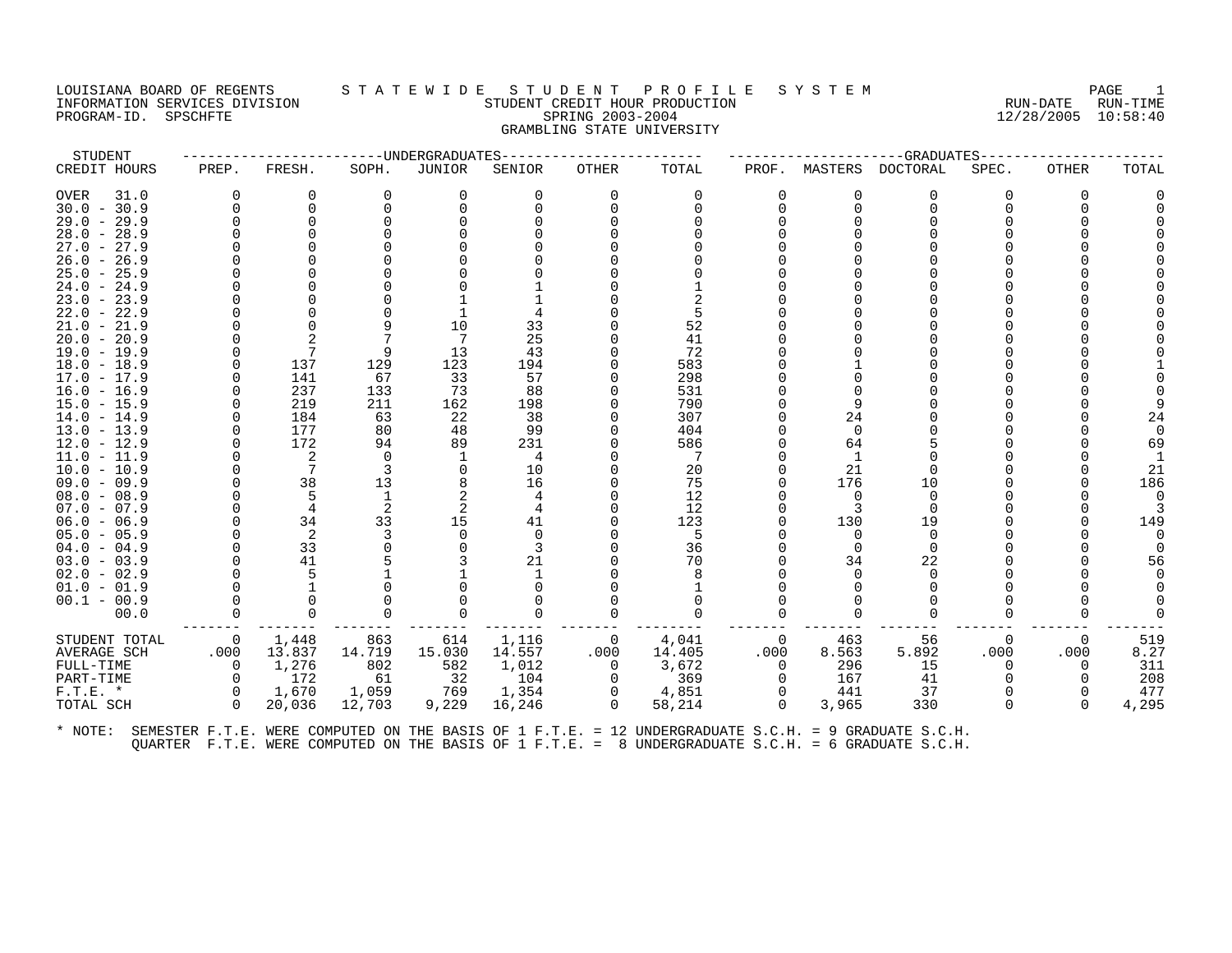LOUISIANA BOARD OF REGENTS
INFORMATION SERVICES DIVISION
PROGRAM-ID. SPSCHFTE

# STATEWIDE STUDENT PROFILE SYSTEM
## STUDENT CREDIT HOUR PRODUCTION
### SPRING 2003-2004
### GRAMBLING STATE UNIVERSITY

RUN-DATE 12/28/2005 RUN-TIME 10:58:40

| STUDENT | UNDERGRADUATES | | | | | | | GRADUATES | | | | | | |
|---|---|---|---|---|---|---|---|---|---|---|---|---|---|---|
| CREDIT HOURS | PREP. | FRESH. | SOPH. | JUNIOR | SENIOR | OTHER | TOTAL | PROF. | MASTERS | DOCTORAL | SPEC. | OTHER | TOTAL |
| OVER 31.0 | 0 | 0 | 0 | 0 | 0 | 0 | 0 | 0 | 0 | 0 | 0 | 0 | 0 |
| 30.0 - 30.9 | 0 | 0 | 0 | 0 | 0 | 0 | 0 | 0 | 0 | 0 | 0 | 0 | 0 |
| 29.0 - 29.9 | 0 | 0 | 0 | 0 | 0 | 0 | 0 | 0 | 0 | 0 | 0 | 0 | 0 |
| 28.0 - 28.9 | 0 | 0 | 0 | 0 | 0 | 0 | 0 | 0 | 0 | 0 | 0 | 0 | 0 |
| 27.0 - 27.9 | 0 | 0 | 0 | 0 | 0 | 0 | 0 | 0 | 0 | 0 | 0 | 0 | 0 |
| 26.0 - 26.9 | 0 | 0 | 0 | 0 | 0 | 0 | 0 | 0 | 0 | 0 | 0 | 0 | 0 |
| 25.0 - 25.9 | 0 | 0 | 0 | 0 | 0 | 0 | 0 | 0 | 0 | 0 | 0 | 0 | 0 |
| 24.0 - 24.9 | 0 | 0 | 0 | 0 | 1 | 0 | 1 | 0 | 0 | 0 | 0 | 0 | 0 |
| 23.0 - 23.9 | 0 | 0 | 0 | 1 | 1 | 0 | 2 | 0 | 0 | 0 | 0 | 0 | 0 |
| 22.0 - 22.9 | 0 | 0 | 0 | 1 | 4 | 0 | 5 | 0 | 0 | 0 | 0 | 0 | 0 |
| 21.0 - 21.9 | 0 | 0 | 9 | 10 | 33 | 0 | 52 | 0 | 0 | 0 | 0 | 0 | 0 |
| 20.0 - 20.9 | 0 | 2 | 7 | 7 | 25 | 0 | 41 | 0 | 0 | 0 | 0 | 0 | 0 |
| 19.0 - 19.9 | 0 | 7 | 9 | 13 | 43 | 0 | 72 | 0 | 0 | 0 | 0 | 0 | 0 |
| 18.0 - 18.9 | 0 | 137 | 129 | 123 | 194 | 0 | 583 | 0 | 1 | 0 | 0 | 0 | 1 |
| 17.0 - 17.9 | 0 | 141 | 67 | 33 | 57 | 0 | 298 | 0 | 0 | 0 | 0 | 0 | 0 |
| 16.0 - 16.9 | 0 | 237 | 133 | 73 | 88 | 0 | 531 | 0 | 0 | 0 | 0 | 0 | 0 |
| 15.0 - 15.9 | 0 | 219 | 211 | 162 | 198 | 0 | 790 | 0 | 9 | 0 | 0 | 0 | 9 |
| 14.0 - 14.9 | 0 | 184 | 63 | 22 | 38 | 0 | 307 | 0 | 24 | 0 | 0 | 0 | 24 |
| 13.0 - 13.9 | 0 | 177 | 80 | 48 | 99 | 0 | 404 | 0 | 0 | 0 | 0 | 0 | 0 |
| 12.0 - 12.9 | 0 | 172 | 94 | 89 | 231 | 0 | 586 | 0 | 64 | 5 | 0 | 0 | 69 |
| 11.0 - 11.9 | 0 | 2 | 0 | 1 | 4 | 0 | 7 | 0 | 1 | 0 | 0 | 0 | 1 |
| 10.0 - 10.9 | 0 | 7 | 3 | 0 | 10 | 0 | 20 | 0 | 21 | 0 | 0 | 0 | 21 |
| 09.0 - 09.9 | 0 | 38 | 13 | 8 | 16 | 0 | 75 | 0 | 176 | 10 | 0 | 0 | 186 |
| 08.0 - 08.9 | 0 | 5 | 1 | 2 | 4 | 0 | 12 | 0 | 0 | 0 | 0 | 0 | 0 |
| 07.0 - 07.9 | 0 | 4 | 2 | 2 | 4 | 0 | 12 | 0 | 3 | 0 | 0 | 0 | 3 |
| 06.0 - 06.9 | 0 | 34 | 33 | 15 | 41 | 0 | 123 | 0 | 130 | 19 | 0 | 0 | 149 |
| 05.0 - 05.9 | 0 | 2 | 3 | 0 | 0 | 0 | 5 | 0 | 0 | 0 | 0 | 0 | 0 |
| 04.0 - 04.9 | 0 | 33 | 0 | 0 | 3 | 0 | 36 | 0 | 0 | 0 | 0 | 0 | 0 |
| 03.0 - 03.9 | 0 | 41 | 5 | 3 | 21 | 0 | 70 | 0 | 34 | 22 | 0 | 0 | 56 |
| 02.0 - 02.9 | 0 | 5 | 1 | 1 | 1 | 0 | 8 | 0 | 0 | 0 | 0 | 0 | 0 |
| 01.0 - 01.9 | 0 | 1 | 0 | 0 | 0 | 0 | 1 | 0 | 0 | 0 | 0 | 0 | 0 |
| 00.1 - 00.9 | 0 | 0 | 0 | 0 | 0 | 0 | 0 | 0 | 0 | 0 | 0 | 0 | 0 |
| 00.0 | 0 | 0 | 0 | 0 | 0 | 0 | 0 | 0 | 0 | 0 | 0 | 0 | 0 |
| STUDENT TOTAL | 0 | 1,448 | 863 | 614 | 1,116 | 0 | 4,041 | 0 | 463 | 56 | 0 | 0 | 519 |
| AVERAGE SCH | .000 | 13.837 | 14.719 | 15.030 | 14.557 | .000 | 14.405 | .000 | 8.563 | 5.892 | .000 | .000 | 8.27 |
| FULL-TIME | 0 | 1,276 | 802 | 582 | 1,012 | 0 | 3,672 | 0 | 296 | 15 | 0 | 0 | 311 |
| PART-TIME | 0 | 172 | 61 | 32 | 104 | 0 | 369 | 0 | 167 | 41 | 0 | 0 | 208 |
| F.T.E. * | 0 | 1,670 | 1,059 | 769 | 1,354 | 0 | 4,851 | 0 | 441 | 37 | 0 | 0 | 477 |
| TOTAL SCH | 0 | 20,036 | 12,703 | 9,229 | 16,246 | 0 | 58,214 | 0 | 3,965 | 330 | 0 | 0 | 4,295 |

* NOTE: SEMESTER F.T.E. WERE COMPUTED ON THE BASIS OF 1 F.T.E. = 12 UNDERGRADUATE S.C.H. = 9 GRADUATE S.C.H.
QUARTER F.T.E. WERE COMPUTED ON THE BASIS OF 1 F.T.E. = 8 UNDERGRADUATE S.C.H. = 6 GRADUATE S.C.H.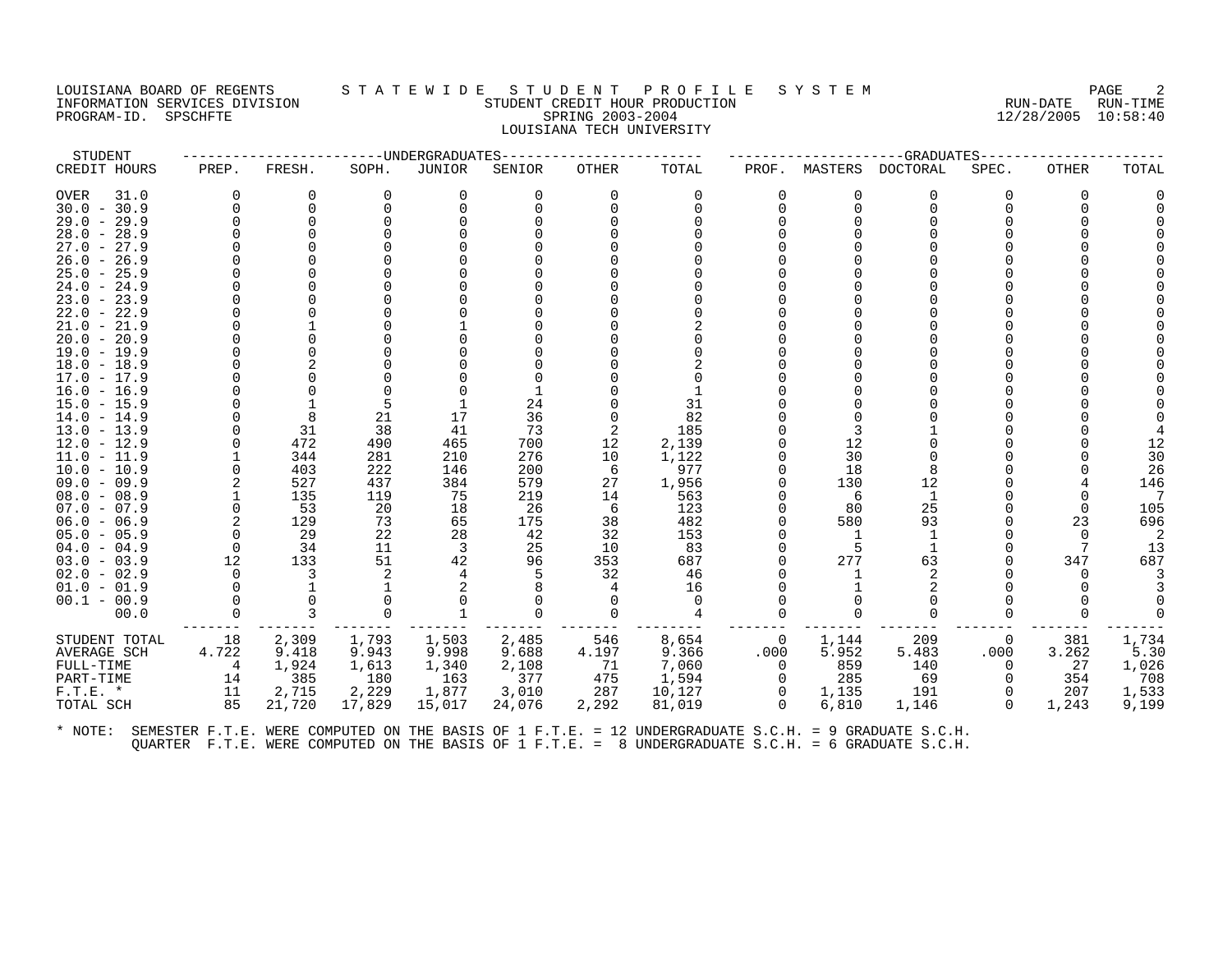LOUISIANA BOARD OF REGENTS — STATEWIDE STUDENT PROFILE SYSTEM
INFORMATION SERVICES DIVISION — STUDENT CREDIT HOUR PRODUCTION — RUN-DATE 12/28/2005 RUN-TIME 10:58:40
PROGRAM-ID. SPSCHFTE — SPRING 2003-2004
LOUISIANA TECH UNIVERSITY

| STUDENT | UNDERGRADUATES | | | | | | | GRADUATES | | | | | |
|---|---|---|---|---|---|---|---|---|---|---|---|---|---|
| CREDIT HOURS | PREP. | FRESH. | SOPH. | JUNIOR | SENIOR | OTHER | TOTAL | PROF. | MASTERS | DOCTORAL | SPEC. | OTHER | TOTAL |
| OVER 31.0 | 0 | 0 | 0 | 0 | 0 | 0 | 0 | 0 | 0 | 0 | 0 | 0 | 0 |
| 30.0 - 30.9 | 0 | 0 | 0 | 0 | 0 | 0 | 0 | 0 | 0 | 0 | 0 | 0 | 0 |
| 29.0 - 29.9 | 0 | 0 | 0 | 0 | 0 | 0 | 0 | 0 | 0 | 0 | 0 | 0 | 0 |
| 28.0 - 28.9 | 0 | 0 | 0 | 0 | 0 | 0 | 0 | 0 | 0 | 0 | 0 | 0 | 0 |
| 27.0 - 27.9 | 0 | 0 | 0 | 0 | 0 | 0 | 0 | 0 | 0 | 0 | 0 | 0 | 0 |
| 26.0 - 26.9 | 0 | 0 | 0 | 0 | 0 | 0 | 0 | 0 | 0 | 0 | 0 | 0 | 0 |
| 25.0 - 25.9 | 0 | 0 | 0 | 0 | 0 | 0 | 0 | 0 | 0 | 0 | 0 | 0 | 0 |
| 24.0 - 24.9 | 0 | 0 | 0 | 0 | 0 | 0 | 0 | 0 | 0 | 0 | 0 | 0 | 0 |
| 23.0 - 23.9 | 0 | 0 | 0 | 0 | 0 | 0 | 0 | 0 | 0 | 0 | 0 | 0 | 0 |
| 22.0 - 22.9 | 0 | 0 | 0 | 0 | 0 | 0 | 0 | 0 | 0 | 0 | 0 | 0 | 0 |
| 21.0 - 21.9 | 0 | 1 | 0 | 1 | 0 | 0 | 2 | 0 | 0 | 0 | 0 | 0 | 0 |
| 20.0 - 20.9 | 0 | 0 | 0 | 0 | 0 | 0 | 0 | 0 | 0 | 0 | 0 | 0 | 0 |
| 19.0 - 19.9 | 0 | 0 | 0 | 0 | 0 | 0 | 0 | 0 | 0 | 0 | 0 | 0 | 0 |
| 18.0 - 18.9 | 0 | 2 | 0 | 0 | 0 | 0 | 2 | 0 | 0 | 0 | 0 | 0 | 0 |
| 17.0 - 17.9 | 0 | 0 | 0 | 0 | 0 | 0 | 0 | 0 | 0 | 0 | 0 | 0 | 0 |
| 16.0 - 16.9 | 0 | 0 | 0 | 0 | 1 | 0 | 1 | 0 | 0 | 0 | 0 | 0 | 0 |
| 15.0 - 15.9 | 0 | 1 | 5 | 1 | 24 | 0 | 31 | 0 | 0 | 0 | 0 | 0 | 0 |
| 14.0 - 14.9 | 0 | 8 | 21 | 17 | 36 | 0 | 82 | 0 | 0 | 0 | 0 | 0 | 0 |
| 13.0 - 13.9 | 0 | 31 | 38 | 41 | 73 | 2 | 185 | 0 | 3 | 1 | 0 | 0 | 4 |
| 12.0 - 12.9 | 0 | 472 | 490 | 465 | 700 | 12 | 2,139 | 0 | 12 | 0 | 0 | 0 | 12 |
| 11.0 - 11.9 | 1 | 344 | 281 | 210 | 276 | 10 | 1,122 | 0 | 30 | 0 | 0 | 0 | 30 |
| 10.0 - 10.9 | 0 | 403 | 222 | 146 | 200 | 6 | 977 | 0 | 18 | 8 | 0 | 0 | 26 |
| 09.0 - 09.9 | 2 | 527 | 437 | 384 | 579 | 27 | 1,956 | 0 | 130 | 12 | 0 | 4 | 146 |
| 08.0 - 08.9 | 1 | 135 | 119 | 75 | 219 | 14 | 563 | 0 | 6 | 1 | 0 | 0 | 7 |
| 07.0 - 07.9 | 0 | 53 | 20 | 18 | 26 | 6 | 123 | 0 | 80 | 25 | 0 | 0 | 105 |
| 06.0 - 06.9 | 2 | 129 | 73 | 65 | 175 | 38 | 482 | 0 | 580 | 93 | 0 | 23 | 696 |
| 05.0 - 05.9 | 0 | 29 | 22 | 28 | 42 | 32 | 153 | 0 | 1 | 1 | 0 | 0 | 2 |
| 04.0 - 04.9 | 0 | 34 | 11 | 3 | 25 | 10 | 83 | 0 | 5 | 1 | 0 | 7 | 13 |
| 03.0 - 03.9 | 12 | 133 | 51 | 42 | 96 | 353 | 687 | 0 | 277 | 63 | 0 | 347 | 687 |
| 02.0 - 02.9 | 0 | 3 | 2 | 4 | 5 | 32 | 46 | 0 | 1 | 2 | 0 | 0 | 3 |
| 01.0 - 01.9 | 0 | 1 | 1 | 2 | 8 | 4 | 16 | 0 | 1 | 2 | 0 | 0 | 3 |
| 00.1 - 00.9 | 0 | 0 | 0 | 0 | 0 | 0 | 0 | 0 | 0 | 0 | 0 | 0 | 0 |
| 00.0 | 0 | 3 | 0 | 1 | 0 | 0 | 4 | 0 | 0 | 0 | 0 | 0 | 0 |
| STUDENT TOTAL | 18 | 2,309 | 1,793 | 1,503 | 2,485 | 546 | 8,654 | 0 | 1,144 | 209 | 0 | 381 | 1,734 |
| AVERAGE SCH | 4.722 | 9.418 | 9.943 | 9.998 | 9.688 | 4.197 | 9.366 | .000 | 5.952 | 5.483 | .000 | 3.262 | 5.30 |
| FULL-TIME | 4 | 1,924 | 1,613 | 1,340 | 2,108 | 71 | 7,060 | 0 | 859 | 140 | 0 | 27 | 1,026 |
| PART-TIME | 14 | 385 | 180 | 163 | 377 | 475 | 1,594 | 0 | 285 | 69 | 0 | 354 | 708 |
| F.T.E. * | 11 | 2,715 | 2,229 | 1,877 | 3,010 | 287 | 10,127 | 0 | 1,135 | 191 | 0 | 207 | 1,533 |
| TOTAL SCH | 85 | 21,720 | 17,829 | 15,017 | 24,076 | 2,292 | 81,019 | 0 | 6,810 | 1,146 | 0 | 1,243 | 9,199 |

* NOTE: SEMESTER F.T.E. WERE COMPUTED ON THE BASIS OF 1 F.T.E. = 12 UNDERGRADUATE S.C.H. = 9 GRADUATE S.C.H.
QUARTER F.T.E. WERE COMPUTED ON THE BASIS OF 1 F.T.E. = 8 UNDERGRADUATE S.C.H. = 6 GRADUATE S.C.H.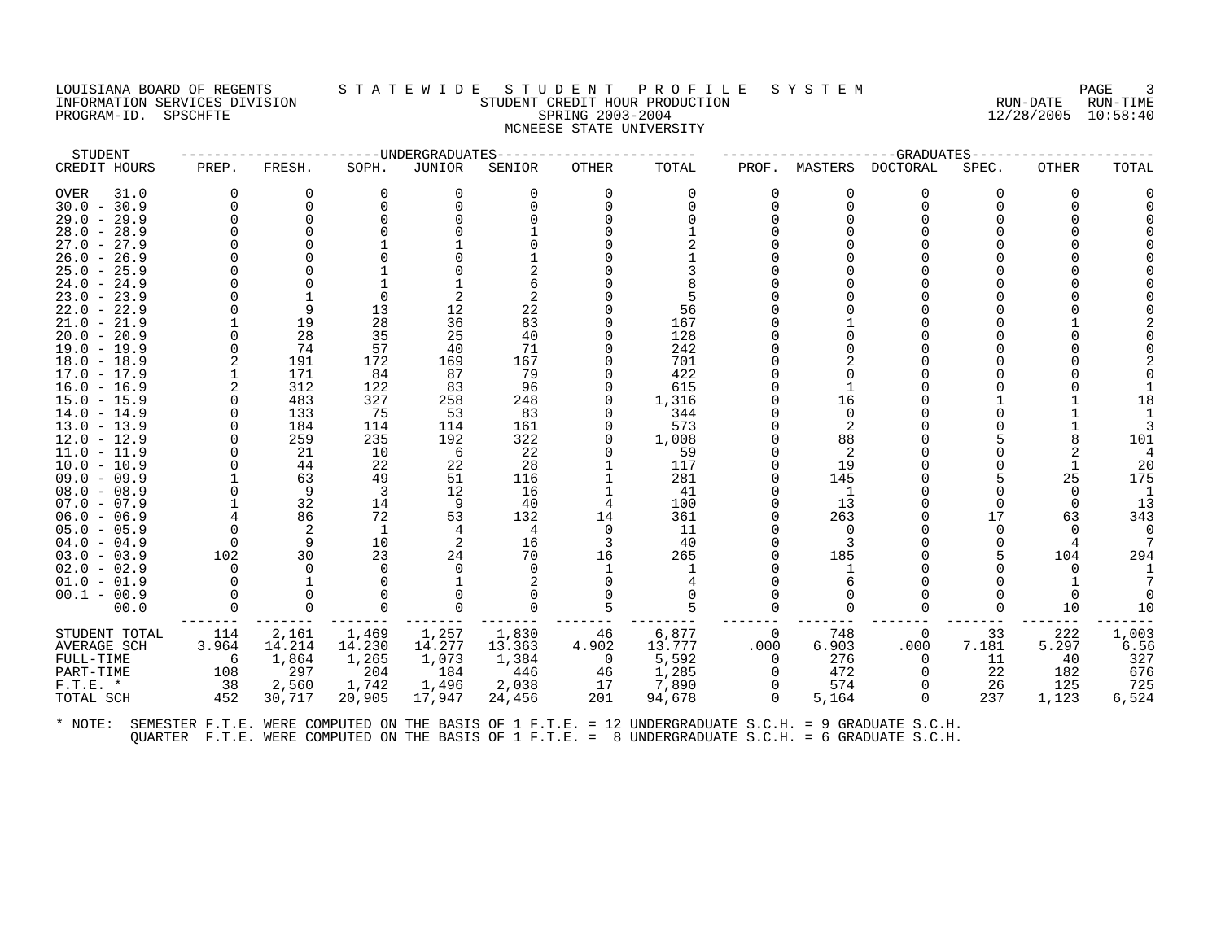LOUISIANA BOARD OF REGENTS — S T A T E W I D E  S T U D E N T  P R O F I L E  S Y S T E M

INFORMATION SERVICES DIVISION — STUDENT CREDIT HOUR PRODUCTION — RUN-DATE 12/28/2005 RUN-TIME 10:58:40

PROGRAM-ID. SPSCHFTE — SPRING 2003-2004

MCNEESE STATE UNIVERSITY

| STUDENT | UNDERGRADUATES | | | | | | | GRADUATES | | | | | |
|---|---|---|---|---|---|---|---|---|---|---|---|---|---|
| CREDIT HOURS | PREP. | FRESH. | SOPH. | JUNIOR | SENIOR | OTHER | TOTAL | PROF. | MASTERS | DOCTORAL | SPEC. | OTHER | TOTAL |
| OVER 31.0 | 0 | 0 | 0 | 0 | 0 | 0 | 0 | 0 | 0 | 0 | 0 | 0 | 0 |
| 30.0 - 30.9 | 0 | 0 | 0 | 0 | 0 | 0 | 0 | 0 | 0 | 0 | 0 | 0 | 0 |
| 29.0 - 29.9 | 0 | 0 | 0 | 0 | 0 | 0 | 0 | 0 | 0 | 0 | 0 | 0 | 0 |
| 28.0 - 28.9 | 0 | 0 | 0 | 0 | 1 | 0 | 1 | 0 | 0 | 0 | 0 | 0 | 0 |
| 27.0 - 27.9 | 0 | 0 | 1 | 1 | 0 | 0 | 2 | 0 | 0 | 0 | 0 | 0 | 0 |
| 26.0 - 26.9 | 0 | 0 | 0 | 0 | 1 | 0 | 1 | 0 | 0 | 0 | 0 | 0 | 0 |
| 25.0 - 25.9 | 0 | 0 | 1 | 0 | 2 | 0 | 3 | 0 | 0 | 0 | 0 | 0 | 0 |
| 24.0 - 24.9 | 0 | 0 | 1 | 1 | 6 | 0 | 8 | 0 | 0 | 0 | 0 | 0 | 0 |
| 23.0 - 23.9 | 0 | 1 | 0 | 2 | 2 | 0 | 5 | 0 | 0 | 0 | 0 | 0 | 0 |
| 22.0 - 22.9 | 0 | 9 | 13 | 12 | 22 | 0 | 56 | 0 | 0 | 0 | 0 | 0 | 0 |
| 21.0 - 21.9 | 1 | 19 | 28 | 36 | 83 | 0 | 167 | 0 | 1 | 0 | 0 | 1 | 2 |
| 20.0 - 20.9 | 0 | 28 | 35 | 25 | 40 | 0 | 128 | 0 | 0 | 0 | 0 | 0 | 0 |
| 19.0 - 19.9 | 0 | 74 | 57 | 40 | 71 | 0 | 242 | 0 | 0 | 0 | 0 | 0 | 0 |
| 18.0 - 18.9 | 2 | 191 | 172 | 169 | 167 | 0 | 701 | 0 | 2 | 0 | 0 | 0 | 2 |
| 17.0 - 17.9 | 1 | 171 | 84 | 87 | 79 | 0 | 422 | 0 | 0 | 0 | 0 | 0 | 0 |
| 16.0 - 16.9 | 2 | 312 | 122 | 83 | 96 | 0 | 615 | 0 | 1 | 0 | 0 | 0 | 1 |
| 15.0 - 15.9 | 0 | 483 | 327 | 258 | 248 | 0 | 1,316 | 0 | 16 | 0 | 1 | 1 | 18 |
| 14.0 - 14.9 | 0 | 133 | 75 | 53 | 83 | 0 | 344 | 0 | 0 | 0 | 0 | 1 | 1 |
| 13.0 - 13.9 | 0 | 184 | 114 | 114 | 161 | 0 | 573 | 0 | 2 | 0 | 0 | 1 | 3 |
| 12.0 - 12.9 | 0 | 259 | 235 | 192 | 322 | 0 | 1,008 | 0 | 88 | 0 | 5 | 8 | 101 |
| 11.0 - 11.9 | 0 | 21 | 10 | 6 | 22 | 0 | 59 | 0 | 2 | 0 | 0 | 2 | 4 |
| 10.0 - 10.9 | 0 | 44 | 22 | 22 | 28 | 1 | 117 | 0 | 19 | 0 | 0 | 1 | 20 |
| 09.0 - 09.9 | 1 | 63 | 49 | 51 | 116 | 1 | 281 | 0 | 145 | 0 | 5 | 25 | 175 |
| 08.0 - 08.9 | 0 | 9 | 3 | 12 | 16 | 1 | 41 | 0 | 1 | 0 | 0 | 0 | 1 |
| 07.0 - 07.9 | 1 | 32 | 14 | 9 | 40 | 4 | 100 | 0 | 13 | 0 | 0 | 0 | 13 |
| 06.0 - 06.9 | 4 | 86 | 72 | 53 | 132 | 14 | 361 | 0 | 263 | 0 | 17 | 63 | 343 |
| 05.0 - 05.9 | 0 | 2 | 1 | 4 | 4 | 0 | 11 | 0 | 0 | 0 | 0 | 0 | 0 |
| 04.0 - 04.9 | 0 | 9 | 10 | 2 | 16 | 3 | 40 | 0 | 3 | 0 | 0 | 4 | 7 |
| 03.0 - 03.9 | 102 | 30 | 23 | 24 | 70 | 16 | 265 | 0 | 185 | 0 | 5 | 104 | 294 |
| 02.0 - 02.9 | 0 | 0 | 0 | 0 | 0 | 1 | 1 | 0 | 1 | 0 | 0 | 0 | 1 |
| 01.0 - 01.9 | 0 | 1 | 0 | 1 | 2 | 0 | 4 | 0 | 6 | 0 | 0 | 1 | 7 |
| 00.1 - 00.9 | 0 | 0 | 0 | 0 | 0 | 0 | 0 | 0 | 0 | 0 | 0 | 0 | 0 |
| 00.0 | 0 | 0 | 0 | 0 | 0 | 5 | 5 | 0 | 0 | 0 | 0 | 10 | 10 |
| STUDENT TOTAL | 114 | 2,161 | 1,469 | 1,257 | 1,830 | 46 | 6,877 | 0 | 748 | 0 | 33 | 222 | 1,003 |
| AVERAGE SCH | 3.964 | 14.214 | 14.230 | 14.277 | 13.363 | 4.902 | 13.777 | .000 | 6.903 | .000 | 7.181 | 5.297 | 6.56 |
| FULL-TIME | 6 | 1,864 | 1,265 | 1,073 | 1,384 | 0 | 5,592 | 0 | 276 | 0 | 11 | 40 | 327 |
| PART-TIME | 108 | 297 | 204 | 184 | 446 | 46 | 1,285 | 0 | 472 | 0 | 22 | 182 | 676 |
| F.T.E. * | 38 | 2,560 | 1,742 | 1,496 | 2,038 | 17 | 7,890 | 0 | 574 | 0 | 26 | 125 | 725 |
| TOTAL SCH | 452 | 30,717 | 20,905 | 17,947 | 24,456 | 201 | 94,678 | 0 | 5,164 | 0 | 237 | 1,123 | 6,524 |

* NOTE: SEMESTER F.T.E. WERE COMPUTED ON THE BASIS OF 1 F.T.E. = 12 UNDERGRADUATE S.C.H. = 9 GRADUATE S.C.H.
QUARTER F.T.E. WERE COMPUTED ON THE BASIS OF 1 F.T.E. = 8 UNDERGRADUATE S.C.H. = 6 GRADUATE S.C.H.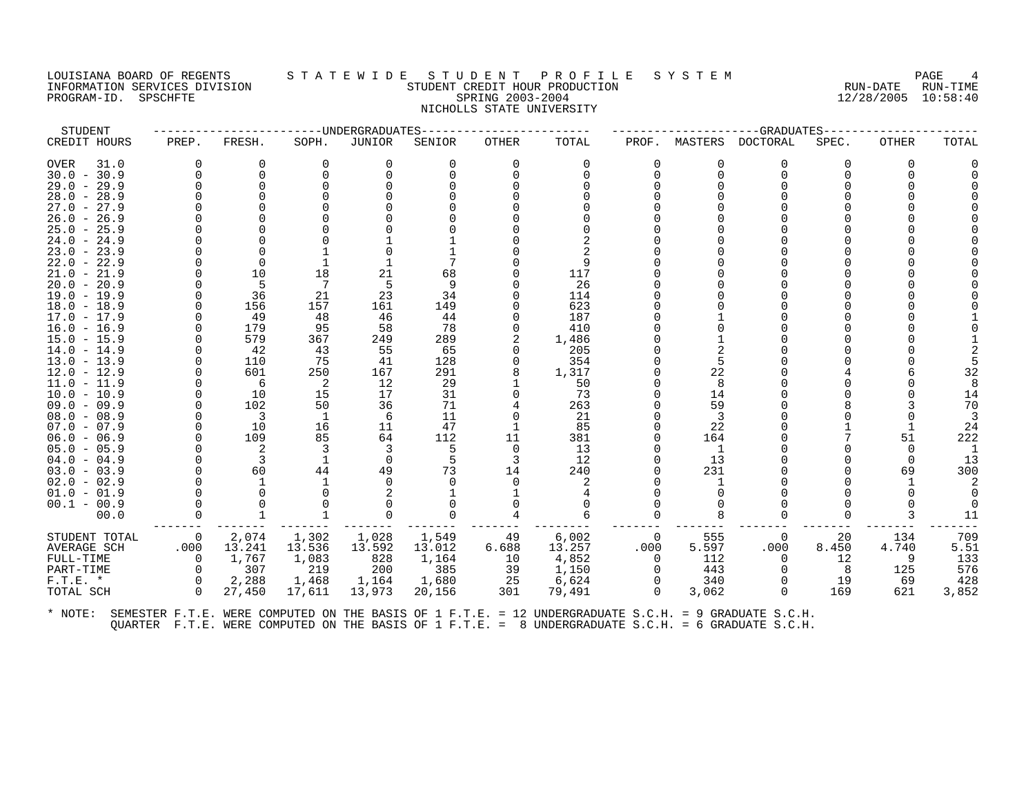LOUISIANA BOARD OF REGENTS
INFORMATION SERVICES DIVISION
PROGRAM-ID. SPSCHFTE

S T A T E W I D E   S T U D E N T   P R O F I L E   S Y S T E M
STUDENT CREDIT HOUR PRODUCTION
SPRING 2003-2004
NICHOLLS STATE UNIVERSITY

RUN-DATE 12/28/2005 RUN-TIME 10:58:40

| STUDENT | UNDERGRADUATES | | | | | | | GRADUATES | | | | | | |
|---|---|---|---|---|---|---|---|---|---|---|---|---|---|---|
| CREDIT HOURS | PREP. | FRESH. | SOPH. | JUNIOR | SENIOR | OTHER | TOTAL | PROF. | MASTERS | DOCTORAL | SPEC. | OTHER | TOTAL |
| OVER 31.0 | 0 | 0 | 0 | 0 | 0 | 0 | 0 | 0 | 0 | 0 | 0 | 0 | 0 |
| 30.0 - 30.9 | 0 | 0 | 0 | 0 | 0 | 0 | 0 | 0 | 0 | 0 | 0 | 0 | 0 |
| 29.0 - 29.9 | 0 | 0 | 0 | 0 | 0 | 0 | 0 | 0 | 0 | 0 | 0 | 0 | 0 |
| 28.0 - 28.9 | 0 | 0 | 0 | 0 | 0 | 0 | 0 | 0 | 0 | 0 | 0 | 0 | 0 |
| 27.0 - 27.9 | 0 | 0 | 0 | 0 | 0 | 0 | 0 | 0 | 0 | 0 | 0 | 0 | 0 |
| 26.0 - 26.9 | 0 | 0 | 0 | 0 | 0 | 0 | 0 | 0 | 0 | 0 | 0 | 0 | 0 |
| 25.0 - 25.9 | 0 | 0 | 0 | 0 | 0 | 0 | 0 | 0 | 0 | 0 | 0 | 0 | 0 |
| 24.0 - 24.9 | 0 | 0 | 0 | 1 | 1 | 0 | 2 | 0 | 0 | 0 | 0 | 0 | 0 |
| 23.0 - 23.9 | 0 | 0 | 1 | 0 | 1 | 0 | 2 | 0 | 0 | 0 | 0 | 0 | 0 |
| 22.0 - 22.9 | 0 | 0 | 1 | 1 | 7 | 0 | 9 | 0 | 0 | 0 | 0 | 0 | 0 |
| 21.0 - 21.9 | 0 | 10 | 18 | 21 | 68 | 0 | 117 | 0 | 0 | 0 | 0 | 0 | 0 |
| 20.0 - 20.9 | 0 | 5 | 7 | 5 | 9 | 0 | 26 | 0 | 0 | 0 | 0 | 0 | 0 |
| 19.0 - 19.9 | 0 | 36 | 21 | 23 | 34 | 0 | 114 | 0 | 0 | 0 | 0 | 0 | 0 |
| 18.0 - 18.9 | 0 | 156 | 157 | 161 | 149 | 0 | 623 | 0 | 0 | 0 | 0 | 0 | 0 |
| 17.0 - 17.9 | 0 | 49 | 48 | 46 | 44 | 0 | 187 | 0 | 1 | 0 | 0 | 0 | 1 |
| 16.0 - 16.9 | 0 | 179 | 95 | 58 | 78 | 0 | 410 | 0 | 0 | 0 | 0 | 0 | 0 |
| 15.0 - 15.9 | 0 | 579 | 367 | 249 | 289 | 2 | 1,486 | 0 | 1 | 0 | 0 | 0 | 1 |
| 14.0 - 14.9 | 0 | 42 | 43 | 55 | 65 | 0 | 205 | 0 | 2 | 0 | 0 | 0 | 2 |
| 13.0 - 13.9 | 0 | 110 | 75 | 41 | 128 | 0 | 354 | 0 | 5 | 0 | 0 | 0 | 5 |
| 12.0 - 12.9 | 0 | 601 | 250 | 167 | 291 | 8 | 1,317 | 0 | 22 | 0 | 4 | 6 | 32 |
| 11.0 - 11.9 | 0 | 6 | 2 | 12 | 29 | 1 | 50 | 0 | 8 | 0 | 0 | 0 | 8 |
| 10.0 - 10.9 | 0 | 10 | 15 | 17 | 31 | 0 | 73 | 0 | 14 | 0 | 0 | 0 | 14 |
| 09.0 - 09.9 | 0 | 102 | 50 | 36 | 71 | 4 | 263 | 0 | 59 | 0 | 8 | 3 | 70 |
| 08.0 - 08.9 | 0 | 3 | 1 | 6 | 11 | 0 | 21 | 0 | 3 | 0 | 0 | 0 | 3 |
| 07.0 - 07.9 | 0 | 10 | 16 | 11 | 47 | 1 | 85 | 0 | 22 | 0 | 1 | 1 | 24 |
| 06.0 - 06.9 | 0 | 109 | 85 | 64 | 112 | 11 | 381 | 0 | 164 | 0 | 7 | 51 | 222 |
| 05.0 - 05.9 | 0 | 2 | 3 | 3 | 5 | 0 | 13 | 0 | 1 | 0 | 0 | 0 | 1 |
| 04.0 - 04.9 | 0 | 3 | 1 | 0 | 5 | 3 | 12 | 0 | 13 | 0 | 0 | 0 | 13 |
| 03.0 - 03.9 | 0 | 60 | 44 | 49 | 73 | 14 | 240 | 0 | 231 | 0 | 0 | 69 | 300 |
| 02.0 - 02.9 | 0 | 1 | 1 | 0 | 0 | 0 | 2 | 0 | 1 | 0 | 0 | 1 | 2 |
| 01.0 - 01.9 | 0 | 0 | 0 | 2 | 1 | 1 | 4 | 0 | 0 | 0 | 0 | 0 | 0 |
| 00.1 - 00.9 | 0 | 0 | 0 | 0 | 0 | 0 | 0 | 0 | 0 | 0 | 0 | 0 | 0 |
| 00.0 | 0 | 1 | 1 | 0 | 0 | 4 | 6 | 0 | 8 | 0 | 0 | 3 | 11 |
| STUDENT TOTAL | 0 | 2,074 | 1,302 | 1,028 | 1,549 | 49 | 6,002 | 0 | 555 | 0 | 20 | 134 | 709 |
| AVERAGE SCH | .000 | 13.241 | 13.536 | 13.592 | 13.012 | 6.688 | 13.257 | .000 | 5.597 | .000 | 8.450 | 4.740 | 5.51 |
| FULL-TIME | 0 | 1,767 | 1,083 | 828 | 1,164 | 10 | 4,852 | 0 | 112 | 0 | 12 | 9 | 133 |
| PART-TIME | 0 | 307 | 219 | 200 | 385 | 39 | 1,150 | 0 | 443 | 0 | 8 | 125 | 576 |
| F.T.E. * | 0 | 2,288 | 1,468 | 1,164 | 1,680 | 25 | 6,624 | 0 | 340 | 0 | 19 | 69 | 428 |
| TOTAL SCH | 0 | 27,450 | 17,611 | 13,973 | 20,156 | 301 | 79,491 | 0 | 3,062 | 0 | 169 | 621 | 3,852 |

* NOTE: SEMESTER F.T.E. WERE COMPUTED ON THE BASIS OF 1 F.T.E. = 12 UNDERGRADUATE S.C.H. = 9 GRADUATE S.C.H.
QUARTER F.T.E. WERE COMPUTED ON THE BASIS OF 1 F.T.E. = 8 UNDERGRADUATE S.C.H. = 6 GRADUATE S.C.H.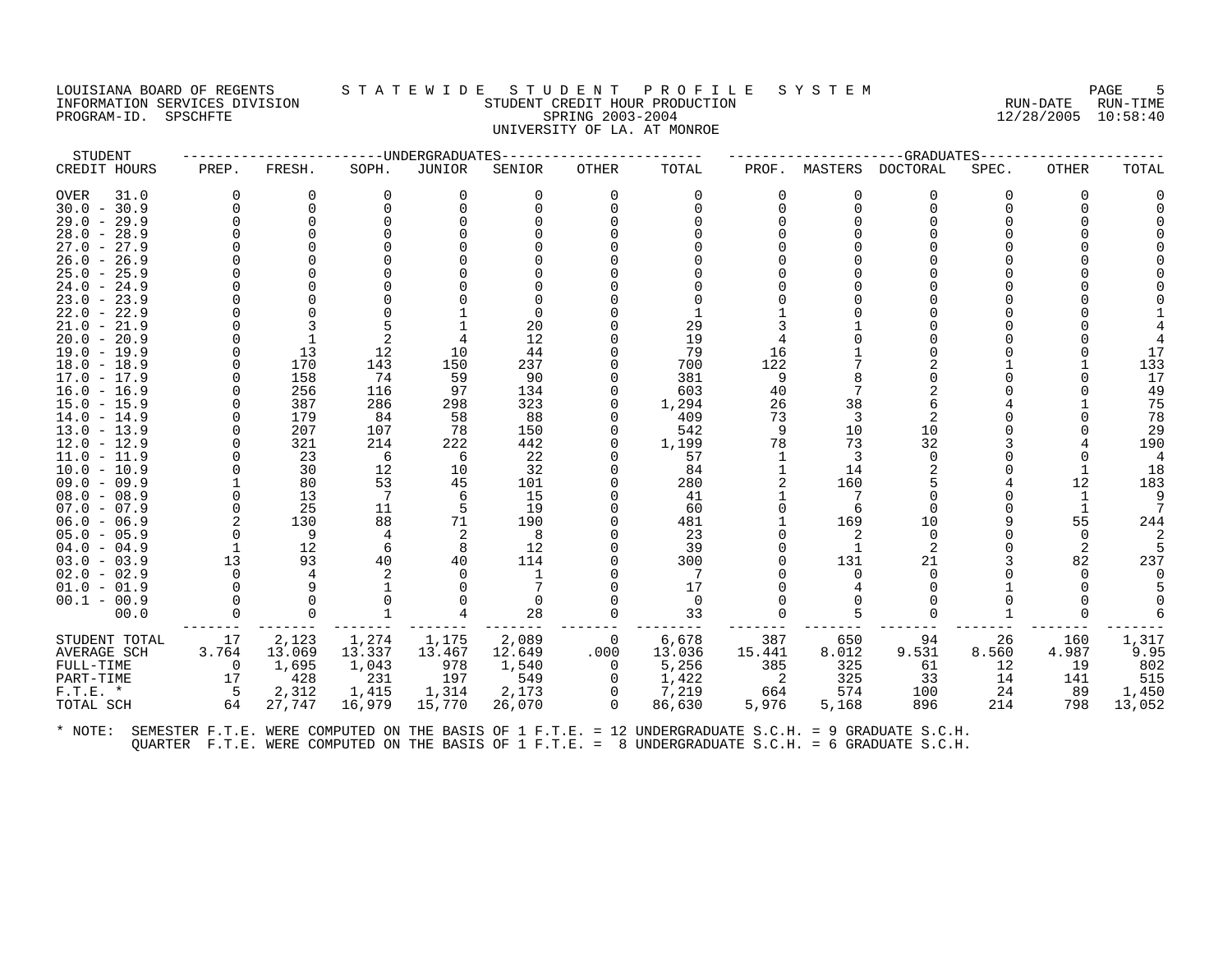LOUISIANA BOARD OF REGENTS — STATEWIDE STUDENT PROFILE SYSTEM
INFORMATION SERVICES DIVISION — STUDENT CREDIT HOUR PRODUCTION — RUN-DATE 12/28/2005 RUN-TIME 10:58:40
PROGRAM-ID. SPSCHFTE — SPRING 2003-2004

UNIVERSITY OF LA. AT MONROE

| STUDENT | UNDERGRADUATES | | | | | | | GRADUATES | | | | | | |
|---|---|---|---|---|---|---|---|---|---|---|---|---|---|---|
| CREDIT HOURS | PREP. | FRESH. | SOPH. | JUNIOR | SENIOR | OTHER | TOTAL | PROF. | MASTERS | DOCTORAL | SPEC. | OTHER | TOTAL |
| OVER 31.0 | 0 | 0 | 0 | 0 | 0 | 0 | 0 | 0 | 0 | 0 | 0 | 0 | 0 |
| 30.0 - 30.9 | 0 | 0 | 0 | 0 | 0 | 0 | 0 | 0 | 0 | 0 | 0 | 0 | 0 |
| 29.0 - 29.9 | 0 | 0 | 0 | 0 | 0 | 0 | 0 | 0 | 0 | 0 | 0 | 0 | 0 |
| 28.0 - 28.9 | 0 | 0 | 0 | 0 | 0 | 0 | 0 | 0 | 0 | 0 | 0 | 0 | 0 |
| 27.0 - 27.9 | 0 | 0 | 0 | 0 | 0 | 0 | 0 | 0 | 0 | 0 | 0 | 0 | 0 |
| 26.0 - 26.9 | 0 | 0 | 0 | 0 | 0 | 0 | 0 | 0 | 0 | 0 | 0 | 0 | 0 |
| 25.0 - 25.9 | 0 | 0 | 0 | 0 | 0 | 0 | 0 | 0 | 0 | 0 | 0 | 0 | 0 |
| 24.0 - 24.9 | 0 | 0 | 0 | 0 | 0 | 0 | 0 | 0 | 0 | 0 | 0 | 0 | 0 |
| 23.0 - 23.9 | 0 | 0 | 0 | 0 | 0 | 0 | 0 | 0 | 0 | 0 | 0 | 0 | 0 |
| 22.0 - 22.9 | 0 | 0 | 0 | 1 | 0 | 0 | 1 | 1 | 0 | 0 | 0 | 0 | 1 |
| 21.0 - 21.9 | 0 | 3 | 5 | 1 | 20 | 0 | 29 | 3 | 1 | 0 | 0 | 0 | 4 |
| 20.0 - 20.9 | 0 | 1 | 2 | 4 | 12 | 0 | 19 | 4 | 0 | 0 | 0 | 0 | 4 |
| 19.0 - 19.9 | 0 | 13 | 12 | 10 | 44 | 0 | 79 | 16 | 1 | 0 | 0 | 0 | 17 |
| 18.0 - 18.9 | 0 | 170 | 143 | 150 | 237 | 0 | 700 | 122 | 7 | 2 | 1 | 1 | 133 |
| 17.0 - 17.9 | 0 | 158 | 74 | 59 | 90 | 0 | 381 | 9 | 8 | 0 | 0 | 0 | 17 |
| 16.0 - 16.9 | 0 | 256 | 116 | 97 | 134 | 0 | 603 | 40 | 7 | 2 | 0 | 0 | 49 |
| 15.0 - 15.9 | 0 | 387 | 286 | 298 | 323 | 0 | 1,294 | 26 | 38 | 6 | 4 | 1 | 75 |
| 14.0 - 14.9 | 0 | 179 | 84 | 58 | 88 | 0 | 409 | 73 | 3 | 2 | 0 | 0 | 78 |
| 13.0 - 13.9 | 0 | 207 | 107 | 78 | 150 | 0 | 542 | 9 | 10 | 10 | 0 | 0 | 29 |
| 12.0 - 12.9 | 0 | 321 | 214 | 222 | 442 | 0 | 1,199 | 78 | 73 | 32 | 3 | 4 | 190 |
| 11.0 - 11.9 | 0 | 23 | 6 | 6 | 22 | 0 | 57 | 1 | 3 | 0 | 0 | 0 | 4 |
| 10.0 - 10.9 | 0 | 30 | 12 | 10 | 32 | 0 | 84 | 1 | 14 | 2 | 0 | 1 | 18 |
| 09.0 - 09.9 | 1 | 80 | 53 | 45 | 101 | 0 | 280 | 2 | 160 | 5 | 4 | 12 | 183 |
| 08.0 - 08.9 | 0 | 13 | 7 | 6 | 15 | 0 | 41 | 1 | 7 | 0 | 0 | 1 | 9 |
| 07.0 - 07.9 | 0 | 25 | 11 | 5 | 19 | 0 | 60 | 0 | 6 | 0 | 0 | 1 | 7 |
| 06.0 - 06.9 | 2 | 130 | 88 | 71 | 190 | 0 | 481 | 1 | 169 | 10 | 9 | 55 | 244 |
| 05.0 - 05.9 | 0 | 9 | 4 | 2 | 8 | 0 | 23 | 0 | 2 | 0 | 0 | 0 | 2 |
| 04.0 - 04.9 | 1 | 12 | 6 | 8 | 12 | 0 | 39 | 0 | 1 | 2 | 0 | 2 | 5 |
| 03.0 - 03.9 | 13 | 93 | 40 | 40 | 114 | 0 | 300 | 0 | 131 | 21 | 3 | 82 | 237 |
| 02.0 - 02.9 | 0 | 4 | 2 | 0 | 1 | 0 | 7 | 0 | 0 | 0 | 0 | 0 | 0 |
| 01.0 - 01.9 | 0 | 9 | 1 | 0 | 7 | 0 | 17 | 0 | 4 | 0 | 1 | 0 | 5 |
| 00.1 - 00.9 | 0 | 0 | 0 | 0 | 0 | 0 | 0 | 0 | 0 | 0 | 0 | 0 | 0 |
| 00.0 | 0 | 0 | 1 | 4 | 28 | 0 | 33 | 0 | 5 | 0 | 1 | 0 | 6 |
| STUDENT TOTAL | 17 | 2,123 | 1,274 | 1,175 | 2,089 | 0 | 6,678 | 387 | 650 | 94 | 26 | 160 | 1,317 |
| AVERAGE SCH | 3.764 | 13.069 | 13.337 | 13.467 | 12.649 | .000 | 13.036 | 15.441 | 8.012 | 9.531 | 8.560 | 4.987 | 9.95 |
| FULL-TIME | 0 | 1,695 | 1,043 | 978 | 1,540 | 0 | 5,256 | 385 | 325 | 61 | 12 | 19 | 802 |
| PART-TIME | 17 | 428 | 231 | 197 | 549 | 0 | 1,422 | 2 | 325 | 33 | 14 | 141 | 515 |
| F.T.E. * | 5 | 2,312 | 1,415 | 1,314 | 2,173 | 0 | 7,219 | 664 | 574 | 100 | 24 | 89 | 1,450 |
| TOTAL SCH | 64 | 27,747 | 16,979 | 15,770 | 26,070 | 0 | 86,630 | 5,976 | 5,168 | 896 | 214 | 798 | 13,052 |

* NOTE: SEMESTER F.T.E. WERE COMPUTED ON THE BASIS OF 1 F.T.E. = 12 UNDERGRADUATE S.C.H. = 9 GRADUATE S.C.H.
QUARTER F.T.E. WERE COMPUTED ON THE BASIS OF 1 F.T.E. = 8 UNDERGRADUATE S.C.H. = 6 GRADUATE S.C.H.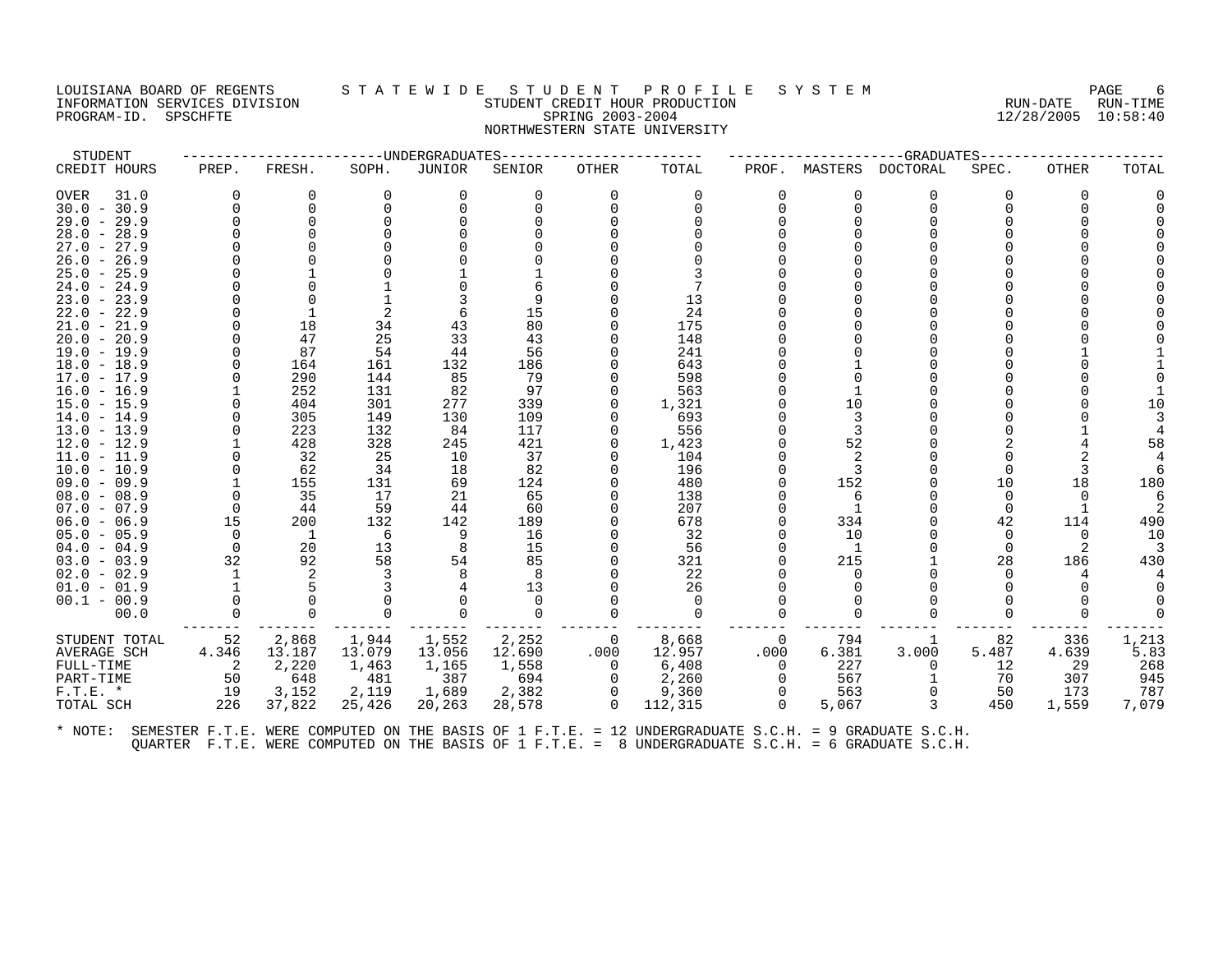LOUISIANA BOARD OF REGENTS — STATEWIDE STUDENT PROFILE SYSTEM
INFORMATION SERVICES DIVISION — STUDENT CREDIT HOUR PRODUCTION — RUN-DATE 12/28/2005 RUN-TIME 10:58:40
PROGRAM-ID. SPSCHFTE — SPRING 2003-2004

NORTHWESTERN STATE UNIVERSITY

| STUDENT CREDIT HOURS | UNDERGRADUATES PREP. | FRESH. | SOPH. | JUNIOR | SENIOR | OTHER | TOTAL | GRADUATES PROF. | MASTERS | DOCTORAL | SPEC. | OTHER | TOTAL |
|---|---|---|---|---|---|---|---|---|---|---|---|---|---|
| OVER 31.0 | 0 | 0 | 0 | 0 | 0 | 0 | 0 | 0 | 0 | 0 | 0 | 0 | 0 |
| 30.0 - 30.9 | 0 | 0 | 0 | 0 | 0 | 0 | 0 | 0 | 0 | 0 | 0 | 0 | 0 |
| 29.0 - 29.9 | 0 | 0 | 0 | 0 | 0 | 0 | 0 | 0 | 0 | 0 | 0 | 0 | 0 |
| 28.0 - 28.9 | 0 | 0 | 0 | 0 | 0 | 0 | 0 | 0 | 0 | 0 | 0 | 0 | 0 |
| 27.0 - 27.9 | 0 | 0 | 0 | 0 | 0 | 0 | 0 | 0 | 0 | 0 | 0 | 0 | 0 |
| 26.0 - 26.9 | 0 | 0 | 0 | 0 | 0 | 0 | 0 | 0 | 0 | 0 | 0 | 0 | 0 |
| 25.0 - 25.9 | 0 | 1 | 0 | 1 | 1 | 0 | 3 | 0 | 0 | 0 | 0 | 0 | 0 |
| 24.0 - 24.9 | 0 | 0 | 1 | 0 | 6 | 0 | 7 | 0 | 0 | 0 | 0 | 0 | 0 |
| 23.0 - 23.9 | 0 | 0 | 1 | 3 | 9 | 0 | 13 | 0 | 0 | 0 | 0 | 0 | 0 |
| 22.0 - 22.9 | 0 | 1 | 2 | 6 | 15 | 0 | 24 | 0 | 0 | 0 | 0 | 0 | 0 |
| 21.0 - 21.9 | 0 | 18 | 34 | 43 | 80 | 0 | 175 | 0 | 0 | 0 | 0 | 0 | 0 |
| 20.0 - 20.9 | 0 | 47 | 25 | 33 | 43 | 0 | 148 | 0 | 0 | 0 | 0 | 0 | 0 |
| 19.0 - 19.9 | 0 | 87 | 54 | 44 | 56 | 0 | 241 | 0 | 0 | 0 | 0 | 1 | 1 |
| 18.0 - 18.9 | 0 | 164 | 161 | 132 | 186 | 0 | 643 | 0 | 1 | 0 | 0 | 0 | 1 |
| 17.0 - 17.9 | 0 | 290 | 144 | 85 | 79 | 0 | 598 | 0 | 0 | 0 | 0 | 0 | 0 |
| 16.0 - 16.9 | 1 | 252 | 131 | 82 | 97 | 0 | 563 | 0 | 1 | 0 | 0 | 0 | 1 |
| 15.0 - 15.9 | 0 | 404 | 301 | 277 | 339 | 0 | 1,321 | 0 | 10 | 0 | 0 | 0 | 10 |
| 14.0 - 14.9 | 0 | 305 | 149 | 130 | 109 | 0 | 693 | 0 | 3 | 0 | 0 | 0 | 3 |
| 13.0 - 13.9 | 0 | 223 | 132 | 84 | 117 | 0 | 556 | 0 | 3 | 0 | 0 | 1 | 4 |
| 12.0 - 12.9 | 1 | 428 | 328 | 245 | 421 | 0 | 1,423 | 0 | 52 | 0 | 2 | 4 | 58 |
| 11.0 - 11.9 | 0 | 32 | 25 | 10 | 37 | 0 | 104 | 0 | 2 | 0 | 0 | 2 | 4 |
| 10.0 - 10.9 | 0 | 62 | 34 | 18 | 82 | 0 | 196 | 0 | 3 | 0 | 0 | 3 | 6 |
| 09.0 - 09.9 | 1 | 155 | 131 | 69 | 124 | 0 | 480 | 0 | 152 | 0 | 10 | 18 | 180 |
| 08.0 - 08.9 | 0 | 35 | 17 | 21 | 65 | 0 | 138 | 0 | 6 | 0 | 0 | 0 | 6 |
| 07.0 - 07.9 | 0 | 44 | 59 | 44 | 60 | 0 | 207 | 0 | 1 | 0 | 0 | 1 | 2 |
| 06.0 - 06.9 | 15 | 200 | 132 | 142 | 189 | 0 | 678 | 0 | 334 | 0 | 42 | 114 | 490 |
| 05.0 - 05.9 | 0 | 1 | 6 | 9 | 16 | 0 | 32 | 0 | 10 | 0 | 0 | 0 | 10 |
| 04.0 - 04.9 | 0 | 20 | 13 | 8 | 15 | 0 | 56 | 0 | 1 | 0 | 0 | 2 | 3 |
| 03.0 - 03.9 | 32 | 92 | 58 | 54 | 85 | 0 | 321 | 0 | 215 | 1 | 28 | 186 | 430 |
| 02.0 - 02.9 | 1 | 2 | 3 | 8 | 8 | 0 | 22 | 0 | 0 | 0 | 0 | 4 | 4 |
| 01.0 - 01.9 | 1 | 5 | 3 | 4 | 13 | 0 | 26 | 0 | 0 | 0 | 0 | 0 | 0 |
| 00.1 - 00.9 | 0 | 0 | 0 | 0 | 0 | 0 | 0 | 0 | 0 | 0 | 0 | 0 | 0 |
| 00.0 | 0 | 0 | 0 | 0 | 0 | 0 | 0 | 0 | 0 | 0 | 0 | 0 | 0 |
| STUDENT TOTAL | 52 | 2,868 | 1,944 | 1,552 | 2,252 | 0 | 8,668 | 0 | 794 | 1 | 82 | 336 | 1,213 |
| AVERAGE SCH | 4.346 | 13.187 | 13.079 | 13.056 | 12.690 | .000 | 12.957 | .000 | 6.381 | 3.000 | 5.487 | 4.639 | 5.83 |
| FULL-TIME | 2 | 2,220 | 1,463 | 1,165 | 1,558 | 0 | 6,408 | 0 | 227 | 0 | 12 | 29 | 268 |
| PART-TIME | 50 | 648 | 481 | 387 | 694 | 0 | 2,260 | 0 | 567 | 1 | 70 | 307 | 945 |
| F.T.E. * | 19 | 3,152 | 2,119 | 1,689 | 2,382 | 0 | 9,360 | 0 | 563 | 0 | 50 | 173 | 787 |
| TOTAL SCH | 226 | 37,822 | 25,426 | 20,263 | 28,578 | 0 | 112,315 | 0 | 5,067 | 3 | 450 | 1,559 | 7,079 |

* NOTE: SEMESTER F.T.E. WERE COMPUTED ON THE BASIS OF 1 F.T.E. = 12 UNDERGRADUATE S.C.H. = 9 GRADUATE S.C.H.
QUARTER F.T.E. WERE COMPUTED ON THE BASIS OF 1 F.T.E. = 8 UNDERGRADUATE S.C.H. = 6 GRADUATE S.C.H.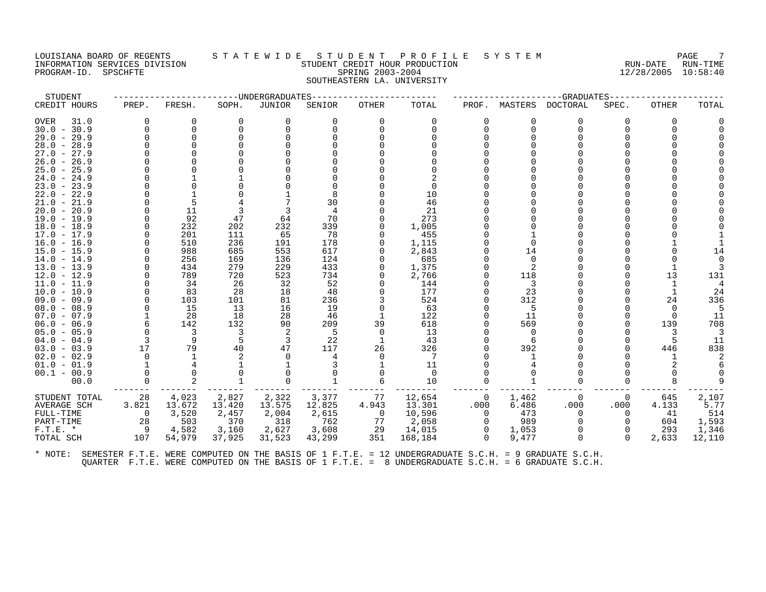LOUISIANA BOARD OF REGENTS — STATEWIDE STUDENT PROFILE SYSTEM
INFORMATION SERVICES DIVISION — STUDENT CREDIT HOUR PRODUCTION — RUN-DATE 12/28/2005 RUN-TIME 10:58:40
PROGRAM-ID. SPSCHFTE — SPRING 2003-2004
SOUTHEASTERN LA. UNIVERSITY

| STUDENT | UNDERGRADUATES | | | | | | | GRADUATES | | | | | | |
|---|---|---|---|---|---|---|---|---|---|---|---|---|---|---|
| CREDIT HOURS | PREP. | FRESH. | SOPH. | JUNIOR | SENIOR | OTHER | TOTAL | PROF. | MASTERS | DOCTORAL | SPEC. | OTHER | TOTAL |
| OVER 31.0 | 0 | 0 | 0 | 0 | 0 | 0 | 0 | 0 | 0 | 0 | 0 | 0 | 0 |
| 30.0 - 30.9 | 0 | 0 | 0 | 0 | 0 | 0 | 0 | 0 | 0 | 0 | 0 | 0 | 0 |
| 29.0 - 29.9 | 0 | 0 | 0 | 0 | 0 | 0 | 0 | 0 | 0 | 0 | 0 | 0 | 0 |
| 28.0 - 28.9 | 0 | 0 | 0 | 0 | 0 | 0 | 0 | 0 | 0 | 0 | 0 | 0 | 0 |
| 27.0 - 27.9 | 0 | 0 | 0 | 0 | 0 | 0 | 0 | 0 | 0 | 0 | 0 | 0 | 0 |
| 26.0 - 26.9 | 0 | 0 | 0 | 0 | 0 | 0 | 0 | 0 | 0 | 0 | 0 | 0 | 0 |
| 25.0 - 25.9 | 0 | 0 | 0 | 0 | 0 | 0 | 0 | 0 | 0 | 0 | 0 | 0 | 0 |
| 24.0 - 24.9 | 0 | 1 | 1 | 0 | 0 | 0 | 2 | 0 | 0 | 0 | 0 | 0 | 0 |
| 23.0 - 23.9 | 0 | 0 | 0 | 0 | 0 | 0 | 0 | 0 | 0 | 0 | 0 | 0 | 0 |
| 22.0 - 22.9 | 0 | 1 | 0 | 1 | 8 | 0 | 10 | 0 | 0 | 0 | 0 | 0 | 0 |
| 21.0 - 21.9 | 0 | 5 | 4 | 7 | 30 | 0 | 46 | 0 | 0 | 0 | 0 | 0 | 0 |
| 20.0 - 20.9 | 0 | 11 | 3 | 3 | 4 | 0 | 21 | 0 | 0 | 0 | 0 | 0 | 0 |
| 19.0 - 19.9 | 0 | 92 | 47 | 64 | 70 | 0 | 273 | 0 | 0 | 0 | 0 | 0 | 0 |
| 18.0 - 18.9 | 0 | 232 | 202 | 232 | 339 | 0 | 1,005 | 0 | 0 | 0 | 0 | 0 | 0 |
| 17.0 - 17.9 | 0 | 201 | 111 | 65 | 78 | 0 | 455 | 0 | 1 | 0 | 0 | 0 | 1 |
| 16.0 - 16.9 | 0 | 510 | 236 | 191 | 178 | 0 | 1,115 | 0 | 0 | 0 | 0 | 1 | 1 |
| 15.0 - 15.9 | 0 | 988 | 685 | 553 | 617 | 0 | 2,843 | 0 | 14 | 0 | 0 | 0 | 14 |
| 14.0 - 14.9 | 0 | 256 | 169 | 136 | 124 | 0 | 685 | 0 | 0 | 0 | 0 | 0 | 0 |
| 13.0 - 13.9 | 0 | 434 | 279 | 229 | 433 | 0 | 1,375 | 0 | 2 | 0 | 0 | 1 | 3 |
| 12.0 - 12.9 | 0 | 789 | 720 | 523 | 734 | 0 | 2,766 | 0 | 118 | 0 | 0 | 13 | 131 |
| 11.0 - 11.9 | 0 | 34 | 26 | 32 | 52 | 0 | 144 | 0 | 3 | 0 | 0 | 1 | 4 |
| 10.0 - 10.9 | 0 | 83 | 28 | 18 | 48 | 0 | 177 | 0 | 23 | 0 | 0 | 1 | 24 |
| 09.0 - 09.9 | 0 | 103 | 101 | 81 | 236 | 3 | 524 | 0 | 312 | 0 | 0 | 24 | 336 |
| 08.0 - 08.9 | 0 | 15 | 13 | 16 | 19 | 0 | 63 | 0 | 5 | 0 | 0 | 0 | 5 |
| 07.0 - 07.9 | 1 | 28 | 18 | 28 | 46 | 1 | 122 | 0 | 11 | 0 | 0 | 0 | 11 |
| 06.0 - 06.9 | 6 | 142 | 132 | 90 | 209 | 39 | 618 | 0 | 569 | 0 | 0 | 139 | 708 |
| 05.0 - 05.9 | 0 | 3 | 3 | 2 | 5 | 0 | 13 | 0 | 0 | 0 | 0 | 3 | 3 |
| 04.0 - 04.9 | 3 | 9 | 5 | 3 | 22 | 1 | 43 | 0 | 6 | 0 | 0 | 5 | 11 |
| 03.0 - 03.9 | 17 | 79 | 40 | 47 | 117 | 26 | 326 | 0 | 392 | 0 | 0 | 446 | 838 |
| 02.0 - 02.9 | 0 | 1 | 2 | 0 | 4 | 0 | 7 | 0 | 1 | 0 | 0 | 1 | 2 |
| 01.0 - 01.9 | 1 | 4 | 1 | 1 | 3 | 1 | 11 | 0 | 4 | 0 | 0 | 2 | 6 |
| 00.1 - 00.9 | 0 | 0 | 0 | 0 | 0 | 0 | 0 | 0 | 0 | 0 | 0 | 0 | 0 |
| 00.0 | 0 | 2 | 1 | 0 | 1 | 6 | 10 | 0 | 1 | 0 | 0 | 8 | 9 |
| STUDENT TOTAL | 28 | 4,023 | 2,827 | 2,322 | 3,377 | 77 | 12,654 | 0 | 1,462 | 0 | 0 | 645 | 2,107 |
| AVERAGE SCH | 3.821 | 13.672 | 13.420 | 13.575 | 12.825 | 4.943 | 13.301 | .000 | 6.486 | .000 | .000 | 4.133 | 5.77 |
| FULL-TIME | 0 | 3,520 | 2,457 | 2,004 | 2,615 | 0 | 10,596 | 0 | 473 | 0 | 0 | 41 | 514 |
| PART-TIME | 28 | 503 | 370 | 318 | 762 | 77 | 2,058 | 0 | 989 | 0 | 0 | 604 | 1,593 |
| F.T.E. * | 9 | 4,582 | 3,160 | 2,627 | 3,608 | 29 | 14,015 | 0 | 1,053 | 0 | 0 | 293 | 1,346 |
| TOTAL SCH | 107 | 54,979 | 37,925 | 31,523 | 43,299 | 351 | 168,184 | 0 | 9,477 | 0 | 0 | 2,633 | 12,110 |

* NOTE: SEMESTER F.T.E. WERE COMPUTED ON THE BASIS OF 1 F.T.E. = 12 UNDERGRADUATE S.C.H. = 9 GRADUATE S.C.H.
QUARTER F.T.E. WERE COMPUTED ON THE BASIS OF 1 F.T.E. = 8 UNDERGRADUATE S.C.H. = 6 GRADUATE S.C.H.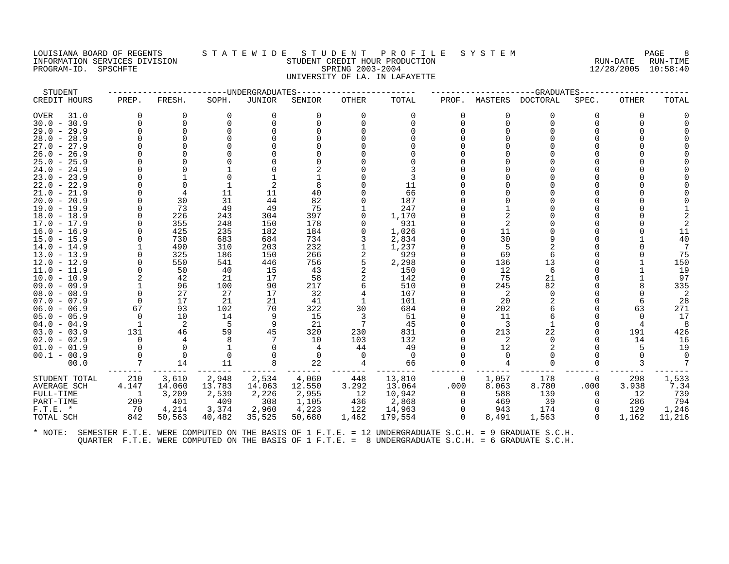LOUISIANA BOARD OF REGENTS
INFORMATION SERVICES DIVISION
PROGRAM-ID. SPSCHFTE

STATEWIDE STUDENT PROFILE SYSTEM
STUDENT CREDIT HOUR PRODUCTION
SPRING 2003-2004
UNIVERSITY OF LA. IN LAFAYETTE

RUN-DATE 12/28/2005 RUN-TIME 10:58:40

| STUDENT CREDIT HOURS | UNDERGRADUATES PREP. | FRESH. | SOPH. | JUNIOR | SENIOR | OTHER | TOTAL | GRADUATES PROF. | MASTERS | DOCTORAL | SPEC. | OTHER | TOTAL |
|---|---|---|---|---|---|---|---|---|---|---|---|---|---|
| OVER 31.0 | 0 | 0 | 0 | 0 | 0 | 0 | 0 | 0 | 0 | 0 | 0 | 0 | 0 |
| 30.0 - 30.9 | 0 | 0 | 0 | 0 | 0 | 0 | 0 | 0 | 0 | 0 | 0 | 0 | 0 |
| 29.0 - 29.9 | 0 | 0 | 0 | 0 | 0 | 0 | 0 | 0 | 0 | 0 | 0 | 0 | 0 |
| 28.0 - 28.9 | 0 | 0 | 0 | 0 | 0 | 0 | 0 | 0 | 0 | 0 | 0 | 0 | 0 |
| 27.0 - 27.9 | 0 | 0 | 0 | 0 | 0 | 0 | 0 | 0 | 0 | 0 | 0 | 0 | 0 |
| 26.0 - 26.9 | 0 | 0 | 0 | 0 | 0 | 0 | 0 | 0 | 0 | 0 | 0 | 0 | 0 |
| 25.0 - 25.9 | 0 | 0 | 0 | 0 | 0 | 0 | 0 | 0 | 0 | 0 | 0 | 0 | 0 |
| 24.0 - 24.9 | 0 | 0 | 1 | 0 | 2 | 0 | 3 | 0 | 0 | 0 | 0 | 0 | 0 |
| 23.0 - 23.9 | 0 | 1 | 0 | 1 | 1 | 0 | 3 | 0 | 0 | 0 | 0 | 0 | 0 |
| 22.0 - 22.9 | 0 | 0 | 1 | 2 | 8 | 0 | 11 | 0 | 0 | 0 | 0 | 0 | 0 |
| 21.0 - 21.9 | 0 | 4 | 11 | 11 | 40 | 0 | 66 | 0 | 0 | 0 | 0 | 0 | 0 |
| 20.0 - 20.9 | 0 | 30 | 31 | 44 | 82 | 0 | 187 | 0 | 0 | 0 | 0 | 0 | 0 |
| 19.0 - 19.9 | 0 | 73 | 49 | 49 | 75 | 1 | 247 | 0 | 1 | 0 | 0 | 0 | 1 |
| 18.0 - 18.9 | 0 | 226 | 243 | 304 | 397 | 0 | 1,170 | 0 | 2 | 0 | 0 | 0 | 2 |
| 17.0 - 17.9 | 0 | 355 | 248 | 150 | 178 | 0 | 931 | 0 | 2 | 0 | 0 | 0 | 2 |
| 16.0 - 16.9 | 0 | 425 | 235 | 182 | 184 | 0 | 1,026 | 0 | 11 | 0 | 0 | 0 | 11 |
| 15.0 - 15.9 | 0 | 730 | 683 | 684 | 734 | 3 | 2,834 | 0 | 30 | 9 | 0 | 1 | 40 |
| 14.0 - 14.9 | 1 | 490 | 310 | 203 | 232 | 1 | 1,237 | 0 | 5 | 2 | 0 | 0 | 7 |
| 13.0 - 13.9 | 0 | 325 | 186 | 150 | 266 | 2 | 929 | 0 | 69 | 6 | 0 | 0 | 75 |
| 12.0 - 12.9 | 0 | 550 | 541 | 446 | 756 | 5 | 2,298 | 0 | 136 | 13 | 0 | 1 | 150 |
| 11.0 - 11.9 | 0 | 50 | 40 | 15 | 43 | 2 | 150 | 0 | 12 | 6 | 0 | 1 | 19 |
| 10.0 - 10.9 | 2 | 42 | 21 | 17 | 58 | 2 | 142 | 0 | 75 | 21 | 0 | 1 | 97 |
| 09.0 - 09.9 | 1 | 96 | 100 | 90 | 217 | 6 | 510 | 0 | 245 | 82 | 0 | 8 | 335 |
| 08.0 - 08.9 | 0 | 27 | 27 | 17 | 32 | 4 | 107 | 0 | 2 | 0 | 0 | 0 | 2 |
| 07.0 - 07.9 | 0 | 17 | 21 | 21 | 41 | 1 | 101 | 0 | 20 | 2 | 0 | 6 | 28 |
| 06.0 - 06.9 | 67 | 93 | 102 | 70 | 322 | 30 | 684 | 0 | 202 | 6 | 0 | 63 | 271 |
| 05.0 - 05.9 | 0 | 10 | 14 | 9 | 15 | 3 | 51 | 0 | 11 | 6 | 0 | 0 | 17 |
| 04.0 - 04.9 | 1 | 2 | 5 | 9 | 21 | 7 | 45 | 0 | 3 | 1 | 0 | 4 | 8 |
| 03.0 - 03.9 | 131 | 46 | 59 | 45 | 320 | 230 | 831 | 0 | 213 | 22 | 0 | 191 | 426 |
| 02.0 - 02.9 | 0 | 4 | 8 | 7 | 10 | 103 | 132 | 0 | 2 | 0 | 0 | 14 | 16 |
| 01.0 - 01.9 | 0 | 0 | 1 | 0 | 4 | 44 | 49 | 0 | 12 | 2 | 0 | 5 | 19 |
| 00.1 - 00.9 | 0 | 0 | 0 | 0 | 0 | 0 | 0 | 0 | 0 | 0 | 0 | 0 | 0 |
| 00.0 | 7 | 14 | 11 | 8 | 22 | 4 | 66 | 0 | 4 | 0 | 0 | 3 | 7 |
| STUDENT TOTAL | 210 | 3,610 | 2,948 | 2,534 | 4,060 | 448 | 13,810 | 0 | 1,057 | 178 | 0 | 298 | 1,533 |
| AVERAGE SCH | 4.147 | 14.060 | 13.783 | 14.063 | 12.550 | 3.292 | 13.064 | .000 | 8.063 | 8.780 | .000 | 3.938 | 7.34 |
| FULL-TIME | 1 | 3,209 | 2,539 | 2,226 | 2,955 | 12 | 10,942 | 0 | 588 | 139 | 0 | 12 | 739 |
| PART-TIME | 209 | 401 | 409 | 308 | 1,105 | 436 | 2,868 | 0 | 469 | 39 | 0 | 286 | 794 |
| F.T.E. * | 70 | 4,214 | 3,374 | 2,960 | 4,223 | 122 | 14,963 | 0 | 943 | 174 | 0 | 129 | 1,246 |
| TOTAL SCH | 842 | 50,563 | 40,482 | 35,525 | 50,680 | 1,462 | 179,554 | 0 | 8,491 | 1,563 | 0 | 1,162 | 11,216 |

* NOTE: SEMESTER F.T.E. WERE COMPUTED ON THE BASIS OF 1 F.T.E. = 12 UNDERGRADUATE S.C.H. = 9 GRADUATE S.C.H.
QUARTER F.T.E. WERE COMPUTED ON THE BASIS OF 1 F.T.E. = 8 UNDERGRADUATE S.C.H. = 6 GRADUATE S.C.H.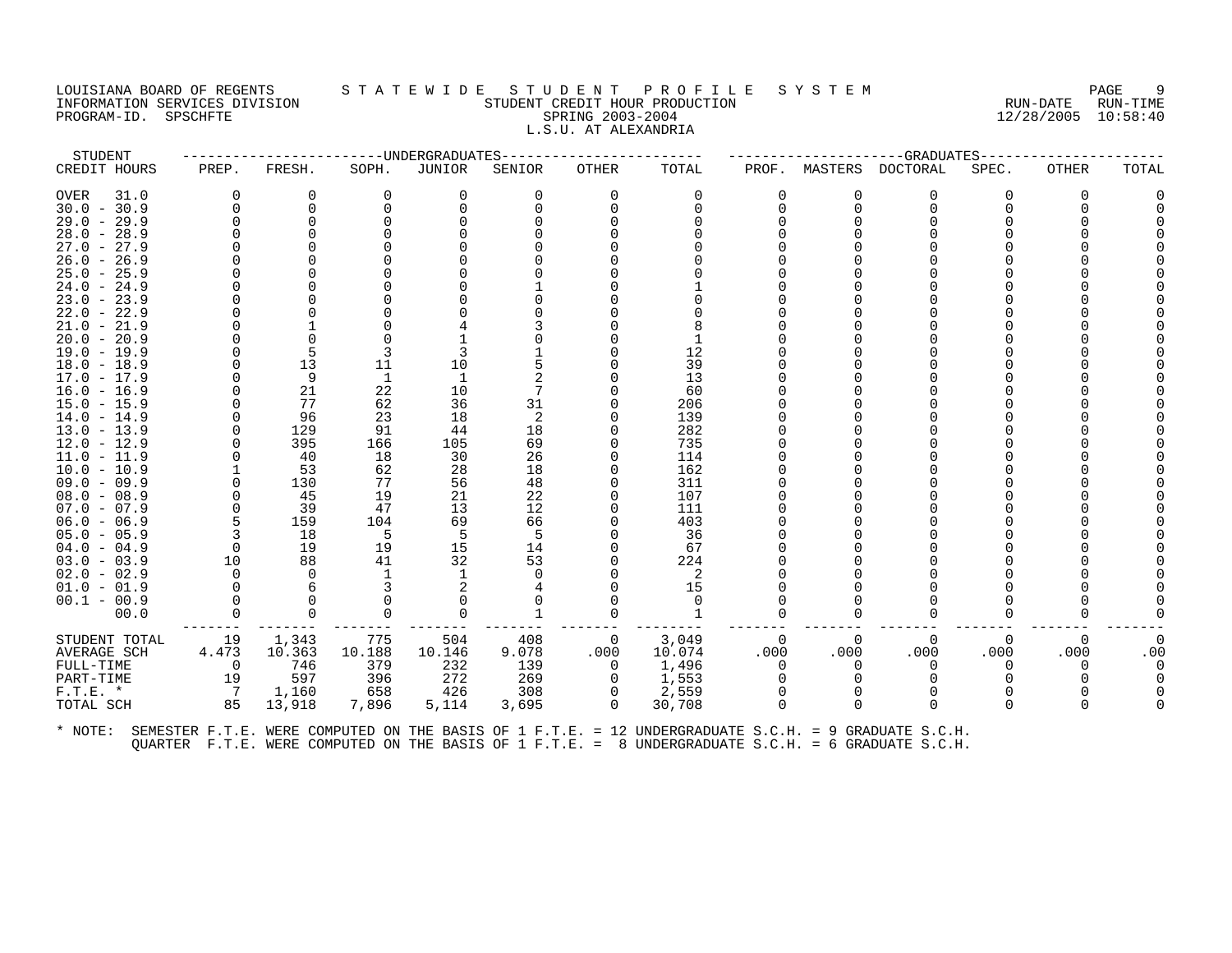LOUISIANA BOARD OF REGENTS — STATEWIDE STUDENT PROFILE SYSTEM
INFORMATION SERVICES DIVISION — STUDENT CREDIT HOUR PRODUCTION — RUN-DATE 12/28/2005 RUN-TIME 10:58:40
PROGRAM-ID. SPSCHFTE — SPRING 2003-2004

L.S.U. AT ALEXANDRIA

| STUDENT | UNDERGRADUATES | | | | | | | GRADUATES | | | | | | |
|---|---|---|---|---|---|---|---|---|---|---|---|---|---|---|
| CREDIT HOURS | PREP. | FRESH. | SOPH. | JUNIOR | SENIOR | OTHER | TOTAL | PROF. | MASTERS | DOCTORAL | SPEC. | OTHER | TOTAL |
| OVER 31.0 | 0 | 0 | 0 | 0 | 0 | 0 | 0 | 0 | 0 | 0 | 0 | 0 | 0 |
| 30.0 - 30.9 | 0 | 0 | 0 | 0 | 0 | 0 | 0 | 0 | 0 | 0 | 0 | 0 | 0 |
| 29.0 - 29.9 | 0 | 0 | 0 | 0 | 0 | 0 | 0 | 0 | 0 | 0 | 0 | 0 | 0 |
| 28.0 - 28.9 | 0 | 0 | 0 | 0 | 0 | 0 | 0 | 0 | 0 | 0 | 0 | 0 | 0 |
| 27.0 - 27.9 | 0 | 0 | 0 | 0 | 0 | 0 | 0 | 0 | 0 | 0 | 0 | 0 | 0 |
| 26.0 - 26.9 | 0 | 0 | 0 | 0 | 0 | 0 | 0 | 0 | 0 | 0 | 0 | 0 | 0 |
| 25.0 - 25.9 | 0 | 0 | 0 | 0 | 0 | 0 | 0 | 0 | 0 | 0 | 0 | 0 | 0 |
| 24.0 - 24.9 | 0 | 0 | 0 | 0 | 1 | 0 | 1 | 0 | 0 | 0 | 0 | 0 | 0 |
| 23.0 - 23.9 | 0 | 0 | 0 | 0 | 0 | 0 | 0 | 0 | 0 | 0 | 0 | 0 | 0 |
| 22.0 - 22.9 | 0 | 0 | 0 | 0 | 0 | 0 | 0 | 0 | 0 | 0 | 0 | 0 | 0 |
| 21.0 - 21.9 | 0 | 1 | 0 | 4 | 3 | 0 | 8 | 0 | 0 | 0 | 0 | 0 | 0 |
| 20.0 - 20.9 | 0 | 0 | 0 | 1 | 0 | 0 | 1 | 0 | 0 | 0 | 0 | 0 | 0 |
| 19.0 - 19.9 | 0 | 5 | 3 | 3 | 1 | 0 | 12 | 0 | 0 | 0 | 0 | 0 | 0 |
| 18.0 - 18.9 | 0 | 13 | 11 | 10 | 5 | 0 | 39 | 0 | 0 | 0 | 0 | 0 | 0 |
| 17.0 - 17.9 | 0 | 9 | 1 | 1 | 2 | 0 | 13 | 0 | 0 | 0 | 0 | 0 | 0 |
| 16.0 - 16.9 | 0 | 21 | 22 | 10 | 7 | 0 | 60 | 0 | 0 | 0 | 0 | 0 | 0 |
| 15.0 - 15.9 | 0 | 77 | 62 | 36 | 31 | 0 | 206 | 0 | 0 | 0 | 0 | 0 | 0 |
| 14.0 - 14.9 | 0 | 96 | 23 | 18 | 2 | 0 | 139 | 0 | 0 | 0 | 0 | 0 | 0 |
| 13.0 - 13.9 | 0 | 129 | 91 | 44 | 18 | 0 | 282 | 0 | 0 | 0 | 0 | 0 | 0 |
| 12.0 - 12.9 | 0 | 395 | 166 | 105 | 69 | 0 | 735 | 0 | 0 | 0 | 0 | 0 | 0 |
| 11.0 - 11.9 | 0 | 40 | 18 | 30 | 26 | 0 | 114 | 0 | 0 | 0 | 0 | 0 | 0 |
| 10.0 - 10.9 | 1 | 53 | 62 | 28 | 18 | 0 | 162 | 0 | 0 | 0 | 0 | 0 | 0 |
| 09.0 - 09.9 | 0 | 130 | 77 | 56 | 48 | 0 | 311 | 0 | 0 | 0 | 0 | 0 | 0 |
| 08.0 - 08.9 | 0 | 45 | 19 | 21 | 22 | 0 | 107 | 0 | 0 | 0 | 0 | 0 | 0 |
| 07.0 - 07.9 | 0 | 39 | 47 | 13 | 12 | 0 | 111 | 0 | 0 | 0 | 0 | 0 | 0 |
| 06.0 - 06.9 | 5 | 159 | 104 | 69 | 66 | 0 | 403 | 0 | 0 | 0 | 0 | 0 | 0 |
| 05.0 - 05.9 | 3 | 18 | 5 | 5 | 5 | 0 | 36 | 0 | 0 | 0 | 0 | 0 | 0 |
| 04.0 - 04.9 | 0 | 19 | 19 | 15 | 14 | 0 | 67 | 0 | 0 | 0 | 0 | 0 | 0 |
| 03.0 - 03.9 | 10 | 88 | 41 | 32 | 53 | 0 | 224 | 0 | 0 | 0 | 0 | 0 | 0 |
| 02.0 - 02.9 | 0 | 0 | 1 | 1 | 0 | 0 | 2 | 0 | 0 | 0 | 0 | 0 | 0 |
| 01.0 - 01.9 | 0 | 6 | 3 | 2 | 4 | 0 | 15 | 0 | 0 | 0 | 0 | 0 | 0 |
| 00.1 - 00.9 | 0 | 0 | 0 | 0 | 0 | 0 | 0 | 0 | 0 | 0 | 0 | 0 | 0 |
| 00.0 | 0 | 0 | 0 | 0 | 1 | 0 | 1 | 0 | 0 | 0 | 0 | 0 | 0 |
| STUDENT TOTAL | 19 | 1,343 | 775 | 504 | 408 | 0 | 3,049 | 0 | 0 | 0 | 0 | 0 | 0 |
| AVERAGE SCH | 4.473 | 10.363 | 10.188 | 10.146 | 9.078 | .000 | 10.074 | .000 | .000 | .000 | .000 | .000 | .00 |
| FULL-TIME | 0 | 746 | 379 | 232 | 139 | 0 | 1,496 | 0 | 0 | 0 | 0 | 0 | 0 |
| PART-TIME | 19 | 597 | 396 | 272 | 269 | 0 | 1,553 | 0 | 0 | 0 | 0 | 0 | 0 |
| F.T.E. * | 7 | 1,160 | 658 | 426 | 308 | 0 | 2,559 | 0 | 0 | 0 | 0 | 0 | 0 |
| TOTAL SCH | 85 | 13,918 | 7,896 | 5,114 | 3,695 | 0 | 30,708 | 0 | 0 | 0 | 0 | 0 | 0 |

* NOTE: SEMESTER F.T.E. WERE COMPUTED ON THE BASIS OF 1 F.T.E. = 12 UNDERGRADUATE S.C.H. = 9 GRADUATE S.C.H.
QUARTER F.T.E. WERE COMPUTED ON THE BASIS OF 1 F.T.E. = 8 UNDERGRADUATE S.C.H. = 6 GRADUATE S.C.H.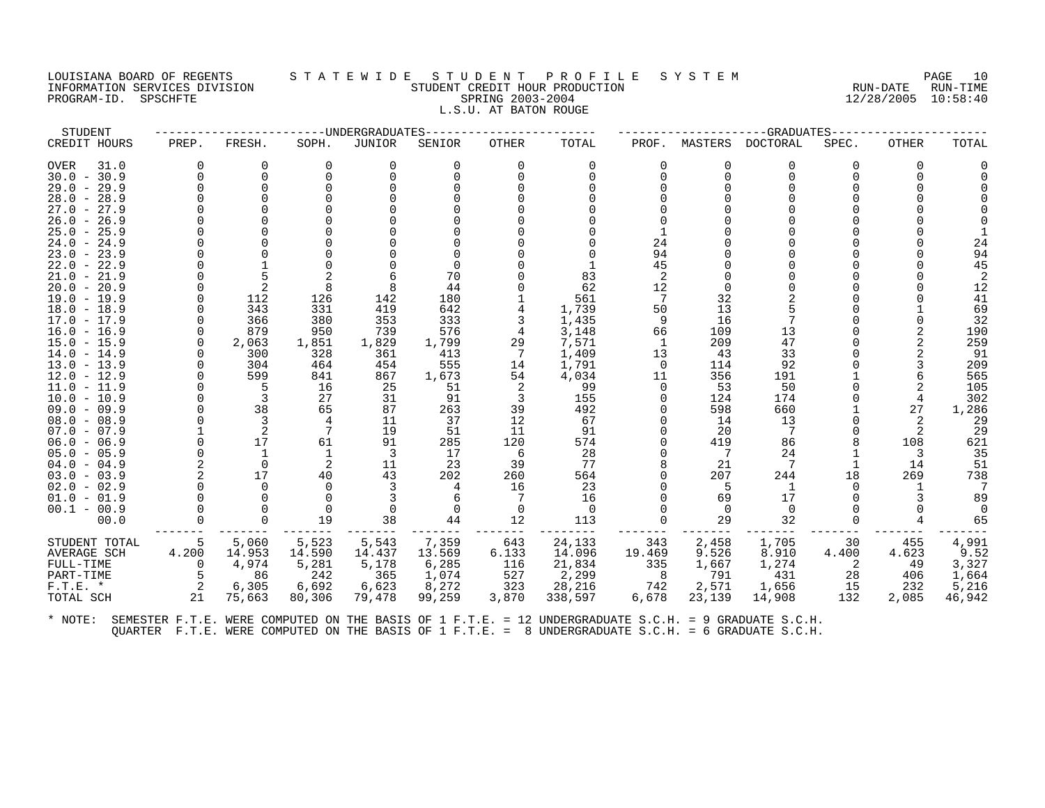LOUISIANA BOARD OF REGENTS — STATEWIDE STUDENT PROFILE SYSTEM
INFORMATION SERVICES DIVISION — STUDENT CREDIT HOUR PRODUCTION — RUN-DATE 12/28/2005 RUN-TIME 10:58:40
PROGRAM-ID. SPSCHFTE — SPRING 2003-2004

L.S.U. AT BATON ROUGE

| STUDENT | UNDERGRADUATES | | | | | | | GRADUATES | | | | | |
|---|---|---|---|---|---|---|---|---|---|---|---|---|---|
| CREDIT HOURS | PREP. | FRESH. | SOPH. | JUNIOR | SENIOR | OTHER | TOTAL | PROF. | MASTERS | DOCTORAL | SPEC. | OTHER | TOTAL |
| OVER 31.0 | 0 | 0 | 0 | 0 | 0 | 0 | 0 | 0 | 0 | 0 | 0 | 0 | 0 |
| 30.0 - 30.9 | 0 | 0 | 0 | 0 | 0 | 0 | 0 | 0 | 0 | 0 | 0 | 0 | 0 |
| 29.0 - 29.9 | 0 | 0 | 0 | 0 | 0 | 0 | 0 | 0 | 0 | 0 | 0 | 0 | 0 |
| 28.0 - 28.9 | 0 | 0 | 0 | 0 | 0 | 0 | 0 | 0 | 0 | 0 | 0 | 0 | 0 |
| 27.0 - 27.9 | 0 | 0 | 0 | 0 | 0 | 0 | 0 | 0 | 0 | 0 | 0 | 0 | 0 |
| 26.0 - 26.9 | 0 | 0 | 0 | 0 | 0 | 0 | 0 | 0 | 0 | 0 | 0 | 0 | 0 |
| 25.0 - 25.9 | 0 | 0 | 0 | 0 | 0 | 0 | 0 | 1 | 0 | 0 | 0 | 0 | 1 |
| 24.0 - 24.9 | 0 | 0 | 0 | 0 | 0 | 0 | 0 | 24 | 0 | 0 | 0 | 0 | 24 |
| 23.0 - 23.9 | 0 | 0 | 0 | 0 | 0 | 0 | 0 | 94 | 0 | 0 | 0 | 0 | 94 |
| 22.0 - 22.9 | 0 | 1 | 0 | 0 | 0 | 0 | 1 | 45 | 0 | 0 | 0 | 0 | 45 |
| 21.0 - 21.9 | 0 | 5 | 2 | 6 | 70 | 0 | 83 | 2 | 0 | 0 | 0 | 0 | 2 |
| 20.0 - 20.9 | 0 | 2 | 8 | 8 | 44 | 0 | 62 | 12 | 0 | 0 | 0 | 0 | 12 |
| 19.0 - 19.9 | 0 | 112 | 126 | 142 | 180 | 1 | 561 | 7 | 32 | 2 | 0 | 0 | 41 |
| 18.0 - 18.9 | 0 | 343 | 331 | 419 | 642 | 4 | 1,739 | 50 | 13 | 5 | 0 | 1 | 69 |
| 17.0 - 17.9 | 0 | 366 | 380 | 353 | 333 | 3 | 1,435 | 9 | 16 | 7 | 0 | 0 | 32 |
| 16.0 - 16.9 | 0 | 879 | 950 | 739 | 576 | 4 | 3,148 | 66 | 109 | 13 | 0 | 2 | 190 |
| 15.0 - 15.9 | 0 | 2,063 | 1,851 | 1,829 | 1,799 | 29 | 7,571 | 1 | 209 | 47 | 0 | 2 | 259 |
| 14.0 - 14.9 | 0 | 300 | 328 | 361 | 413 | 7 | 1,409 | 13 | 43 | 33 | 0 | 2 | 91 |
| 13.0 - 13.9 | 0 | 304 | 464 | 454 | 555 | 14 | 1,791 | 0 | 114 | 92 | 0 | 3 | 209 |
| 12.0 - 12.9 | 0 | 599 | 841 | 867 | 1,673 | 54 | 4,034 | 11 | 356 | 191 | 1 | 6 | 565 |
| 11.0 - 11.9 | 0 | 5 | 16 | 25 | 51 | 2 | 99 | 0 | 53 | 50 | 0 | 2 | 105 |
| 10.0 - 10.9 | 0 | 3 | 27 | 31 | 91 | 3 | 155 | 0 | 124 | 174 | 0 | 4 | 302 |
| 09.0 - 09.9 | 0 | 38 | 65 | 87 | 263 | 39 | 492 | 0 | 598 | 660 | 1 | 27 | 1,286 |
| 08.0 - 08.9 | 0 | 3 | 4 | 11 | 37 | 12 | 67 | 0 | 14 | 13 | 0 | 2 | 29 |
| 07.0 - 07.9 | 1 | 2 | 7 | 19 | 51 | 11 | 91 | 0 | 20 | 7 | 0 | 2 | 29 |
| 06.0 - 06.9 | 0 | 17 | 61 | 91 | 285 | 120 | 574 | 0 | 419 | 86 | 8 | 108 | 621 |
| 05.0 - 05.9 | 0 | 1 | 1 | 3 | 17 | 6 | 28 | 0 | 7 | 24 | 1 | 3 | 35 |
| 04.0 - 04.9 | 2 | 0 | 2 | 11 | 23 | 39 | 77 | 8 | 21 | 7 | 1 | 14 | 51 |
| 03.0 - 03.9 | 2 | 17 | 40 | 43 | 202 | 260 | 564 | 0 | 207 | 244 | 18 | 269 | 738 |
| 02.0 - 02.9 | 0 | 0 | 0 | 3 | 4 | 16 | 23 | 0 | 5 | 1 | 0 | 1 | 7 |
| 01.0 - 01.9 | 0 | 0 | 0 | 3 | 6 | 7 | 16 | 0 | 69 | 17 | 0 | 3 | 89 |
| 00.1 - 00.9 | 0 | 0 | 0 | 0 | 0 | 0 | 0 | 0 | 0 | 0 | 0 | 0 | 0 |
| 00.0 | 0 | 0 | 19 | 38 | 44 | 12 | 113 | 0 | 29 | 32 | 0 | 4 | 65 |
| STUDENT TOTAL | 5 | 5,060 | 5,523 | 5,543 | 7,359 | 643 | 24,133 | 343 | 2,458 | 1,705 | 30 | 455 | 4,991 |
| AVERAGE SCH | 4.200 | 14.953 | 14.590 | 14.437 | 13.569 | 6.133 | 14.096 | 19.469 | 9.526 | 8.910 | 4.400 | 4.623 | 9.52 |
| FULL-TIME | 0 | 4,974 | 5,281 | 5,178 | 6,285 | 116 | 21,834 | 335 | 1,667 | 1,274 | 2 | 49 | 3,327 |
| PART-TIME | 5 | 86 | 242 | 365 | 1,074 | 527 | 2,299 | 8 | 791 | 431 | 28 | 406 | 1,664 |
| F.T.E. * | 2 | 6,305 | 6,692 | 6,623 | 8,272 | 323 | 28,216 | 742 | 2,571 | 1,656 | 15 | 232 | 5,216 |
| TOTAL SCH | 21 | 75,663 | 80,306 | 79,478 | 99,259 | 3,870 | 338,597 | 6,678 | 23,139 | 14,908 | 132 | 2,085 | 46,942 |

* NOTE: SEMESTER F.T.E. WERE COMPUTED ON THE BASIS OF 1 F.T.E. = 12 UNDERGRADUATE S.C.H. = 9 GRADUATE S.C.H.
QUARTER F.T.E. WERE COMPUTED ON THE BASIS OF 1 F.T.E. = 8 UNDERGRADUATE S.C.H. = 6 GRADUATE S.C.H.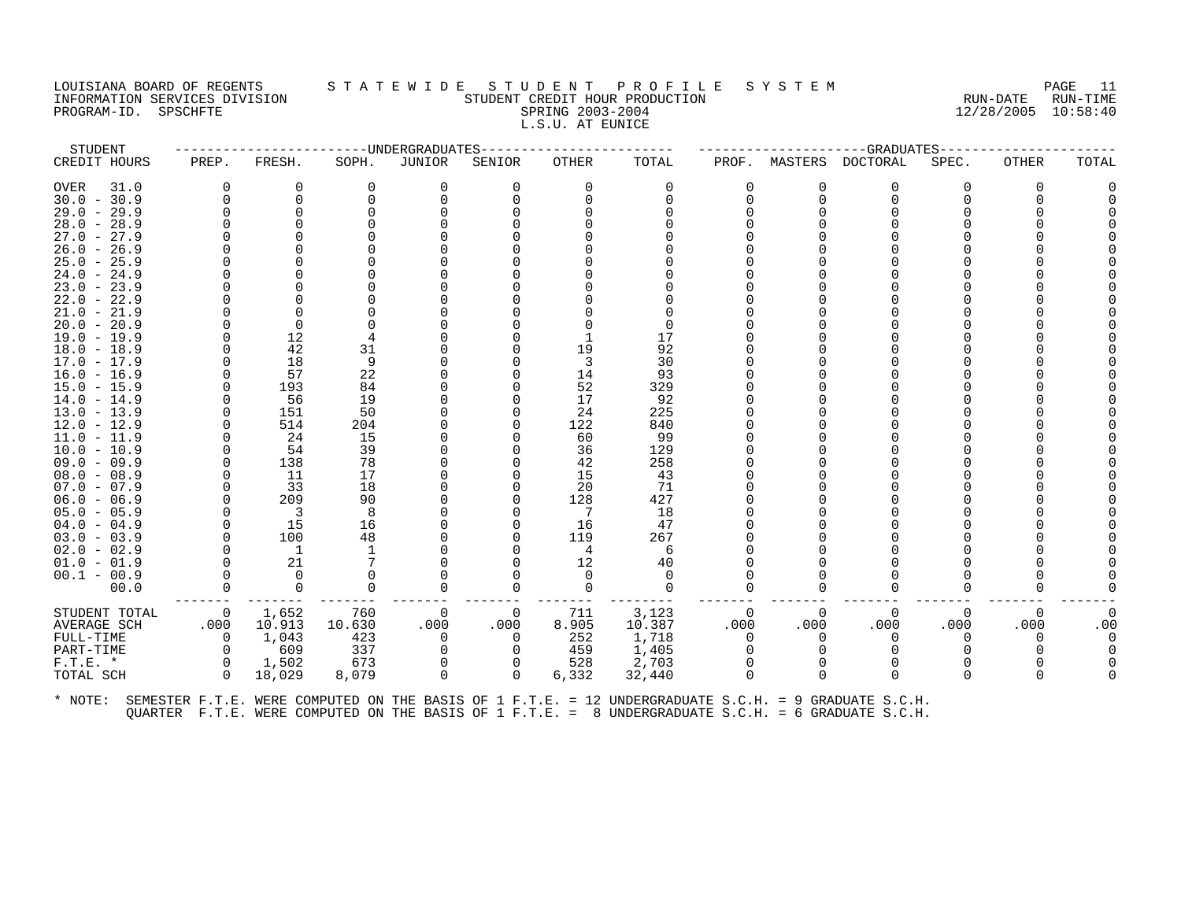LOUISIANA BOARD OF REGENTS
INFORMATION SERVICES DIVISION
PROGRAM-ID. SPSCHFTE

S T A T E W I D E   S T U D E N T   P R O F I L E   S Y S T E M
STUDENT CREDIT HOUR PRODUCTION
SPRING 2003-2004
L.S.U. AT EUNICE

RUN-DATE 12/28/2005 RUN-TIME 10:58:40

| STUDENT | UNDERGRADUATES | | | | | | | GRADUATES | | | | | | |
|---|---|---|---|---|---|---|---|---|---|---|---|---|---|---|
| CREDIT HOURS | PREP. | FRESH. | SOPH. | JUNIOR | SENIOR | OTHER | TOTAL | PROF. | MASTERS | DOCTORAL | SPEC. | OTHER | TOTAL |
| OVER 31.0 | 0 | 0 | 0 | 0 | 0 | 0 | 0 | 0 | 0 | 0 | 0 | 0 | 0 |
| 30.0 - 30.9 | 0 | 0 | 0 | 0 | 0 | 0 | 0 | 0 | 0 | 0 | 0 | 0 | 0 |
| 29.0 - 29.9 | 0 | 0 | 0 | 0 | 0 | 0 | 0 | 0 | 0 | 0 | 0 | 0 | 0 |
| 28.0 - 28.9 | 0 | 0 | 0 | 0 | 0 | 0 | 0 | 0 | 0 | 0 | 0 | 0 | 0 |
| 27.0 - 27.9 | 0 | 0 | 0 | 0 | 0 | 0 | 0 | 0 | 0 | 0 | 0 | 0 | 0 |
| 26.0 - 26.9 | 0 | 0 | 0 | 0 | 0 | 0 | 0 | 0 | 0 | 0 | 0 | 0 | 0 |
| 25.0 - 25.9 | 0 | 0 | 0 | 0 | 0 | 0 | 0 | 0 | 0 | 0 | 0 | 0 | 0 |
| 24.0 - 24.9 | 0 | 0 | 0 | 0 | 0 | 0 | 0 | 0 | 0 | 0 | 0 | 0 | 0 |
| 23.0 - 23.9 | 0 | 0 | 0 | 0 | 0 | 0 | 0 | 0 | 0 | 0 | 0 | 0 | 0 |
| 22.0 - 22.9 | 0 | 0 | 0 | 0 | 0 | 0 | 0 | 0 | 0 | 0 | 0 | 0 | 0 |
| 21.0 - 21.9 | 0 | 0 | 0 | 0 | 0 | 0 | 0 | 0 | 0 | 0 | 0 | 0 | 0 |
| 20.0 - 20.9 | 0 | 0 | 0 | 0 | 0 | 0 | 0 | 0 | 0 | 0 | 0 | 0 | 0 |
| 19.0 - 19.9 | 0 | 12 | 4 | 0 | 0 | 1 | 17 | 0 | 0 | 0 | 0 | 0 | 0 |
| 18.0 - 18.9 | 0 | 42 | 31 | 0 | 0 | 19 | 92 | 0 | 0 | 0 | 0 | 0 | 0 |
| 17.0 - 17.9 | 0 | 18 | 9 | 0 | 0 | 3 | 30 | 0 | 0 | 0 | 0 | 0 | 0 |
| 16.0 - 16.9 | 0 | 57 | 22 | 0 | 0 | 14 | 93 | 0 | 0 | 0 | 0 | 0 | 0 |
| 15.0 - 15.9 | 0 | 193 | 84 | 0 | 0 | 52 | 329 | 0 | 0 | 0 | 0 | 0 | 0 |
| 14.0 - 14.9 | 0 | 56 | 19 | 0 | 0 | 17 | 92 | 0 | 0 | 0 | 0 | 0 | 0 |
| 13.0 - 13.9 | 0 | 151 | 50 | 0 | 0 | 24 | 225 | 0 | 0 | 0 | 0 | 0 | 0 |
| 12.0 - 12.9 | 0 | 514 | 204 | 0 | 0 | 122 | 840 | 0 | 0 | 0 | 0 | 0 | 0 |
| 11.0 - 11.9 | 0 | 24 | 15 | 0 | 0 | 60 | 99 | 0 | 0 | 0 | 0 | 0 | 0 |
| 10.0 - 10.9 | 0 | 54 | 39 | 0 | 0 | 36 | 129 | 0 | 0 | 0 | 0 | 0 | 0 |
| 09.0 - 09.9 | 0 | 138 | 78 | 0 | 0 | 42 | 258 | 0 | 0 | 0 | 0 | 0 | 0 |
| 08.0 - 08.9 | 0 | 11 | 17 | 0 | 0 | 15 | 43 | 0 | 0 | 0 | 0 | 0 | 0 |
| 07.0 - 07.9 | 0 | 33 | 18 | 0 | 0 | 20 | 71 | 0 | 0 | 0 | 0 | 0 | 0 |
| 06.0 - 06.9 | 0 | 209 | 90 | 0 | 0 | 128 | 427 | 0 | 0 | 0 | 0 | 0 | 0 |
| 05.0 - 05.9 | 0 | 3 | 8 | 0 | 0 | 7 | 18 | 0 | 0 | 0 | 0 | 0 | 0 |
| 04.0 - 04.9 | 0 | 15 | 16 | 0 | 0 | 16 | 47 | 0 | 0 | 0 | 0 | 0 | 0 |
| 03.0 - 03.9 | 0 | 100 | 48 | 0 | 0 | 119 | 267 | 0 | 0 | 0 | 0 | 0 | 0 |
| 02.0 - 02.9 | 0 | 1 | 1 | 0 | 0 | 4 | 6 | 0 | 0 | 0 | 0 | 0 | 0 |
| 01.0 - 01.9 | 0 | 21 | 7 | 0 | 0 | 12 | 40 | 0 | 0 | 0 | 0 | 0 | 0 |
| 00.1 - 00.9 | 0 | 0 | 0 | 0 | 0 | 0 | 0 | 0 | 0 | 0 | 0 | 0 | 0 |
| 00.0 | 0 | 0 | 0 | 0 | 0 | 0 | 0 | 0 | 0 | 0 | 0 | 0 | 0 |
| STUDENT TOTAL | 0 | 1,652 | 760 | 0 | 0 | 711 | 3,123 | 0 | 0 | 0 | 0 | 0 | 0 |
| AVERAGE SCH | .000 | 10.913 | 10.630 | .000 | .000 | 8.905 | 10.387 | .000 | .000 | .000 | .000 | .000 | .00 |
| FULL-TIME | 0 | 1,043 | 423 | 0 | 0 | 252 | 1,718 | 0 | 0 | 0 | 0 | 0 | 0 |
| PART-TIME | 0 | 609 | 337 | 0 | 0 | 459 | 1,405 | 0 | 0 | 0 | 0 | 0 | 0 |
| F.T.E. * | 0 | 1,502 | 673 | 0 | 0 | 528 | 2,703 | 0 | 0 | 0 | 0 | 0 | 0 |
| TOTAL SCH | 0 | 18,029 | 8,079 | 0 | 0 | 6,332 | 32,440 | 0 | 0 | 0 | 0 | 0 | 0 |

* NOTE: SEMESTER F.T.E. WERE COMPUTED ON THE BASIS OF 1 F.T.E. = 12 UNDERGRADUATE S.C.H. = 9 GRADUATE S.C.H.
QUARTER F.T.E. WERE COMPUTED ON THE BASIS OF 1 F.T.E. = 8 UNDERGRADUATE S.C.H. = 6 GRADUATE S.C.H.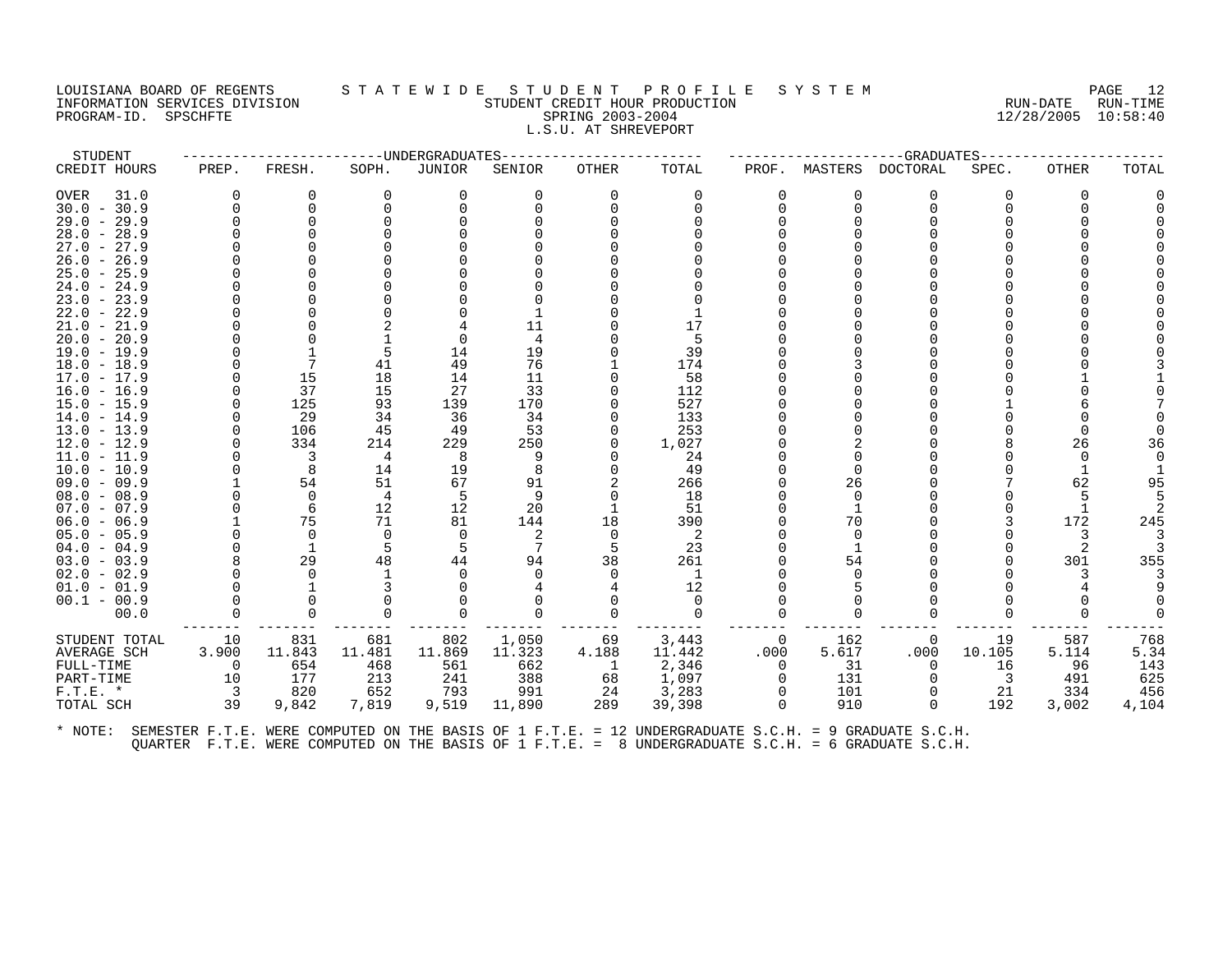LOUISIANA BOARD OF REGENTS — STATEWIDE STUDENT PROFILE SYSTEM
INFORMATION SERVICES DIVISION — STUDENT CREDIT HOUR PRODUCTION — RUN-DATE 12/28/2005 RUN-TIME 10:58:40
PROGRAM-ID. SPSCHFTE — SPRING 2003-2004

L.S.U. AT SHREVEPORT

| STUDENT | UNDERGRADUATES | | | | | | | GRADUATES | | | | | |
|---|---|---|---|---|---|---|---|---|---|---|---|---|---|
| CREDIT HOURS | PREP. | FRESH. | SOPH. | JUNIOR | SENIOR | OTHER | TOTAL | PROF. | MASTERS | DOCTORAL | SPEC. | OTHER | TOTAL |
| OVER 31.0 | 0 | 0 | 0 | 0 | 0 | 0 | 0 | 0 | 0 | 0 | 0 | 0 | 0 |
| 30.0 - 30.9 | 0 | 0 | 0 | 0 | 0 | 0 | 0 | 0 | 0 | 0 | 0 | 0 | 0 |
| 29.0 - 29.9 | 0 | 0 | 0 | 0 | 0 | 0 | 0 | 0 | 0 | 0 | 0 | 0 | 0 |
| 28.0 - 28.9 | 0 | 0 | 0 | 0 | 0 | 0 | 0 | 0 | 0 | 0 | 0 | 0 | 0 |
| 27.0 - 27.9 | 0 | 0 | 0 | 0 | 0 | 0 | 0 | 0 | 0 | 0 | 0 | 0 | 0 |
| 26.0 - 26.9 | 0 | 0 | 0 | 0 | 0 | 0 | 0 | 0 | 0 | 0 | 0 | 0 | 0 |
| 25.0 - 25.9 | 0 | 0 | 0 | 0 | 0 | 0 | 0 | 0 | 0 | 0 | 0 | 0 | 0 |
| 24.0 - 24.9 | 0 | 0 | 0 | 0 | 0 | 0 | 0 | 0 | 0 | 0 | 0 | 0 | 0 |
| 23.0 - 23.9 | 0 | 0 | 0 | 0 | 0 | 0 | 0 | 0 | 0 | 0 | 0 | 0 | 0 |
| 22.0 - 22.9 | 0 | 0 | 0 | 0 | 1 | 0 | 1 | 0 | 0 | 0 | 0 | 0 | 0 |
| 21.0 - 21.9 | 0 | 0 | 2 | 4 | 11 | 0 | 17 | 0 | 0 | 0 | 0 | 0 | 0 |
| 20.0 - 20.9 | 0 | 0 | 1 | 0 | 4 | 0 | 5 | 0 | 0 | 0 | 0 | 0 | 0 |
| 19.0 - 19.9 | 0 | 1 | 5 | 14 | 19 | 0 | 39 | 0 | 0 | 0 | 0 | 0 | 0 |
| 18.0 - 18.9 | 0 | 7 | 41 | 49 | 76 | 1 | 174 | 0 | 3 | 0 | 0 | 0 | 3 |
| 17.0 - 17.9 | 0 | 15 | 18 | 14 | 11 | 0 | 58 | 0 | 0 | 0 | 0 | 1 | 1 |
| 16.0 - 16.9 | 0 | 37 | 15 | 27 | 33 | 0 | 112 | 0 | 0 | 0 | 0 | 0 | 0 |
| 15.0 - 15.9 | 0 | 125 | 93 | 139 | 170 | 0 | 527 | 0 | 0 | 0 | 1 | 6 | 7 |
| 14.0 - 14.9 | 0 | 29 | 34 | 36 | 34 | 0 | 133 | 0 | 0 | 0 | 0 | 0 | 0 |
| 13.0 - 13.9 | 0 | 106 | 45 | 49 | 53 | 0 | 253 | 0 | 0 | 0 | 0 | 0 | 0 |
| 12.0 - 12.9 | 0 | 334 | 214 | 229 | 250 | 0 | 1,027 | 0 | 2 | 0 | 8 | 26 | 36 |
| 11.0 - 11.9 | 0 | 3 | 4 | 8 | 9 | 0 | 24 | 0 | 0 | 0 | 0 | 0 | 0 |
| 10.0 - 10.9 | 0 | 8 | 14 | 19 | 8 | 0 | 49 | 0 | 0 | 0 | 0 | 1 | 1 |
| 09.0 - 09.9 | 1 | 54 | 51 | 67 | 91 | 2 | 266 | 0 | 26 | 0 | 7 | 62 | 95 |
| 08.0 - 08.9 | 0 | 0 | 4 | 5 | 9 | 0 | 18 | 0 | 0 | 0 | 0 | 5 | 5 |
| 07.0 - 07.9 | 0 | 6 | 12 | 12 | 20 | 1 | 51 | 0 | 1 | 0 | 0 | 1 | 2 |
| 06.0 - 06.9 | 1 | 75 | 71 | 81 | 144 | 18 | 390 | 0 | 70 | 0 | 3 | 172 | 245 |
| 05.0 - 05.9 | 0 | 0 | 0 | 0 | 2 | 0 | 2 | 0 | 0 | 0 | 0 | 3 | 3 |
| 04.0 - 04.9 | 0 | 1 | 5 | 5 | 7 | 5 | 23 | 0 | 1 | 0 | 0 | 2 | 3 |
| 03.0 - 03.9 | 8 | 29 | 48 | 44 | 94 | 38 | 261 | 0 | 54 | 0 | 0 | 301 | 355 |
| 02.0 - 02.9 | 0 | 0 | 1 | 0 | 0 | 0 | 1 | 0 | 0 | 0 | 0 | 3 | 3 |
| 01.0 - 01.9 | 0 | 1 | 3 | 0 | 4 | 4 | 12 | 0 | 5 | 0 | 0 | 4 | 9 |
| 00.1 - 00.9 | 0 | 0 | 0 | 0 | 0 | 0 | 0 | 0 | 0 | 0 | 0 | 0 | 0 |
| 00.0 | 0 | 0 | 0 | 0 | 0 | 0 | 0 | 0 | 0 | 0 | 0 | 0 | 0 |
| STUDENT TOTAL | 10 | 831 | 681 | 802 | 1,050 | 69 | 3,443 | 0 | 162 | 0 | 19 | 587 | 768 |
| AVERAGE SCH | 3.900 | 11.843 | 11.481 | 11.869 | 11.323 | 4.188 | 11.442 | .000 | 5.617 | .000 | 10.105 | 5.114 | 5.34 |
| FULL-TIME | 0 | 654 | 468 | 561 | 662 | 1 | 2,346 | 0 | 31 | 0 | 16 | 96 | 143 |
| PART-TIME | 10 | 177 | 213 | 241 | 388 | 68 | 1,097 | 0 | 131 | 0 | 3 | 491 | 625 |
| F.T.E. * | 3 | 820 | 652 | 793 | 991 | 24 | 3,283 | 0 | 101 | 0 | 21 | 334 | 456 |
| TOTAL SCH | 39 | 9,842 | 7,819 | 9,519 | 11,890 | 289 | 39,398 | 0 | 910 | 0 | 192 | 3,002 | 4,104 |

\* NOTE: SEMESTER F.T.E. WERE COMPUTED ON THE BASIS OF 1 F.T.E. = 12 UNDERGRADUATE S.C.H. = 9 GRADUATE S.C.H.
QUARTER F.T.E. WERE COMPUTED ON THE BASIS OF 1 F.T.E. = 8 UNDERGRADUATE S.C.H. = 6 GRADUATE S.C.H.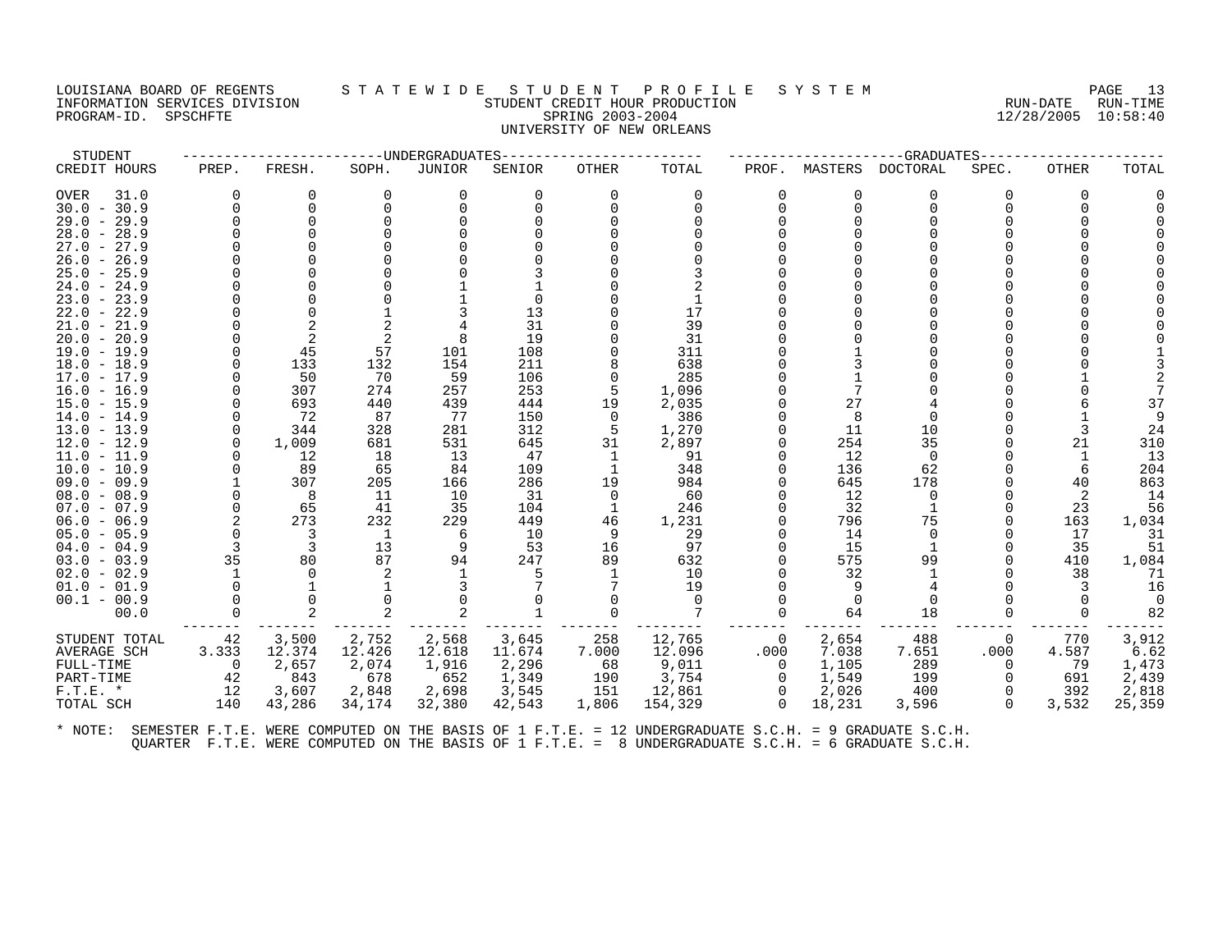LOUISIANA BOARD OF REGENTS — STATEWIDE STUDENT PROFILE SYSTEM
INFORMATION SERVICES DIVISION — STUDENT CREDIT HOUR PRODUCTION — RUN-DATE 12/28/2005 RUN-TIME 10:58:40
PROGRAM-ID. SPSCHFTE — SPRING 2003-2004

UNIVERSITY OF NEW ORLEANS

| STUDENT | UNDERGRADUATES | | | | | | | GRADUATES | | | | | |
|---|---|---|---|---|---|---|---|---|---|---|---|---|---|
| CREDIT HOURS | PREP. | FRESH. | SOPH. | JUNIOR | SENIOR | OTHER | TOTAL | PROF. | MASTERS | DOCTORAL | SPEC. | OTHER | TOTAL |
| OVER 31.0 | 0 | 0 | 0 | 0 | 0 | 0 | 0 | 0 | 0 | 0 | 0 | 0 | 0 |
| 30.0 - 30.9 | 0 | 0 | 0 | 0 | 0 | 0 | 0 | 0 | 0 | 0 | 0 | 0 | 0 |
| 29.0 - 29.9 | 0 | 0 | 0 | 0 | 0 | 0 | 0 | 0 | 0 | 0 | 0 | 0 | 0 |
| 28.0 - 28.9 | 0 | 0 | 0 | 0 | 0 | 0 | 0 | 0 | 0 | 0 | 0 | 0 | 0 |
| 27.0 - 27.9 | 0 | 0 | 0 | 0 | 0 | 0 | 0 | 0 | 0 | 0 | 0 | 0 | 0 |
| 26.0 - 26.9 | 0 | 0 | 0 | 0 | 0 | 0 | 0 | 0 | 0 | 0 | 0 | 0 | 0 |
| 25.0 - 25.9 | 0 | 0 | 0 | 0 | 3 | 0 | 3 | 0 | 0 | 0 | 0 | 0 | 0 |
| 24.0 - 24.9 | 0 | 0 | 0 | 1 | 1 | 0 | 2 | 0 | 0 | 0 | 0 | 0 | 0 |
| 23.0 - 23.9 | 0 | 0 | 0 | 1 | 0 | 0 | 1 | 0 | 0 | 0 | 0 | 0 | 0 |
| 22.0 - 22.9 | 0 | 0 | 1 | 3 | 13 | 0 | 17 | 0 | 0 | 0 | 0 | 0 | 0 |
| 21.0 - 21.9 | 0 | 2 | 2 | 4 | 31 | 0 | 39 | 0 | 0 | 0 | 0 | 0 | 0 |
| 20.0 - 20.9 | 0 | 2 | 2 | 8 | 19 | 0 | 31 | 0 | 0 | 0 | 0 | 0 | 0 |
| 19.0 - 19.9 | 0 | 45 | 57 | 101 | 108 | 0 | 311 | 0 | 1 | 0 | 0 | 0 | 1 |
| 18.0 - 18.9 | 0 | 133 | 132 | 154 | 211 | 8 | 638 | 0 | 3 | 0 | 0 | 0 | 3 |
| 17.0 - 17.9 | 0 | 50 | 70 | 59 | 106 | 0 | 285 | 0 | 1 | 0 | 0 | 1 | 2 |
| 16.0 - 16.9 | 0 | 307 | 274 | 257 | 253 | 5 | 1,096 | 0 | 7 | 0 | 0 | 0 | 7 |
| 15.0 - 15.9 | 0 | 693 | 440 | 439 | 444 | 19 | 2,035 | 0 | 27 | 4 | 0 | 6 | 37 |
| 14.0 - 14.9 | 0 | 72 | 87 | 77 | 150 | 0 | 386 | 0 | 8 | 0 | 0 | 1 | 9 |
| 13.0 - 13.9 | 0 | 344 | 328 | 281 | 312 | 5 | 1,270 | 0 | 11 | 10 | 0 | 3 | 24 |
| 12.0 - 12.9 | 0 | 1,009 | 681 | 531 | 645 | 31 | 2,897 | 0 | 254 | 35 | 0 | 21 | 310 |
| 11.0 - 11.9 | 0 | 12 | 18 | 13 | 47 | 1 | 91 | 0 | 12 | 0 | 0 | 1 | 13 |
| 10.0 - 10.9 | 0 | 89 | 65 | 84 | 109 | 1 | 348 | 0 | 136 | 62 | 0 | 6 | 204 |
| 09.0 - 09.9 | 1 | 307 | 205 | 166 | 286 | 19 | 984 | 0 | 645 | 178 | 0 | 40 | 863 |
| 08.0 - 08.9 | 0 | 8 | 11 | 10 | 31 | 0 | 60 | 0 | 12 | 0 | 0 | 2 | 14 |
| 07.0 - 07.9 | 0 | 65 | 41 | 35 | 104 | 1 | 246 | 0 | 32 | 1 | 0 | 23 | 56 |
| 06.0 - 06.9 | 2 | 273 | 232 | 229 | 449 | 46 | 1,231 | 0 | 796 | 75 | 0 | 163 | 1,034 |
| 05.0 - 05.9 | 0 | 3 | 1 | 6 | 10 | 9 | 29 | 0 | 14 | 0 | 0 | 17 | 31 |
| 04.0 - 04.9 | 3 | 3 | 13 | 9 | 53 | 16 | 97 | 0 | 15 | 1 | 0 | 35 | 51 |
| 03.0 - 03.9 | 35 | 80 | 87 | 94 | 247 | 89 | 632 | 0 | 575 | 99 | 0 | 410 | 1,084 |
| 02.0 - 02.9 | 1 | 0 | 2 | 1 | 5 | 1 | 10 | 0 | 32 | 1 | 0 | 38 | 71 |
| 01.0 - 01.9 | 0 | 1 | 1 | 3 | 7 | 7 | 19 | 0 | 9 | 4 | 0 | 3 | 16 |
| 00.1 - 00.9 | 0 | 0 | 0 | 0 | 0 | 0 | 0 | 0 | 0 | 0 | 0 | 0 | 0 |
| 00.0 | 0 | 2 | 2 | 2 | 1 | 0 | 7 | 0 | 64 | 18 | 0 | 0 | 82 |
| STUDENT TOTAL | 42 | 3,500 | 2,752 | 2,568 | 3,645 | 258 | 12,765 | 0 | 2,654 | 488 | 0 | 770 | 3,912 |
| AVERAGE SCH | 3.333 | 12.374 | 12.426 | 12.618 | 11.674 | 7.000 | 12.096 | .000 | 7.038 | 7.651 | .000 | 4.587 | 6.62 |
| FULL-TIME | 0 | 2,657 | 2,074 | 1,916 | 2,296 | 68 | 9,011 | 0 | 1,105 | 289 | 0 | 79 | 1,473 |
| PART-TIME | 42 | 843 | 678 | 652 | 1,349 | 190 | 3,754 | 0 | 1,549 | 199 | 0 | 691 | 2,439 |
| F.T.E. * | 12 | 3,607 | 2,848 | 2,698 | 3,545 | 151 | 12,861 | 0 | 2,026 | 400 | 0 | 392 | 2,818 |
| TOTAL SCH | 140 | 43,286 | 34,174 | 32,380 | 42,543 | 1,806 | 154,329 | 0 | 18,231 | 3,596 | 0 | 3,532 | 25,359 |

* NOTE: SEMESTER F.T.E. WERE COMPUTED ON THE BASIS OF 1 F.T.E. = 12 UNDERGRADUATE S.C.H. = 9 GRADUATE S.C.H.
QUARTER F.T.E. WERE COMPUTED ON THE BASIS OF 1 F.T.E. = 8 UNDERGRADUATE S.C.H. = 6 GRADUATE S.C.H.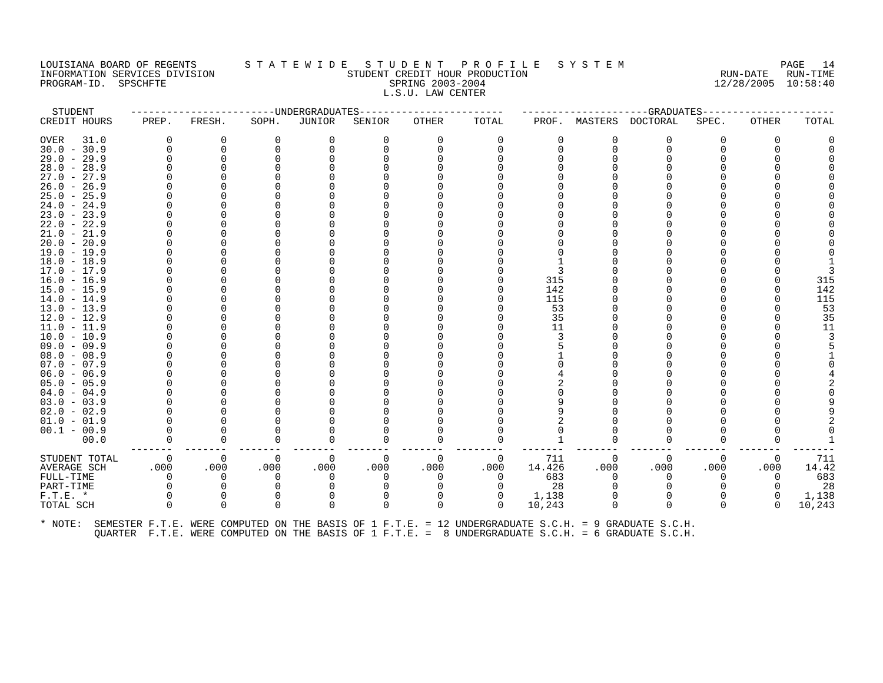LOUISIANA BOARD OF REGENTS S T A T E W I D E S T U D E N T P R O F I L E S Y S T E M

INFORMATION SERVICES DIVISION STUDENT CREDIT HOUR PRODUCTION RUN-DATE RUN-TIME

PROGRAM-ID. SPSCHFTE SPRING 2003-2004 12/28/2005 10:58:40

L.S.U. LAW CENTER

| STUDENT | UNDERGRADUATES | | | | | | | GRADUATES | | | | | |
|---|---|---|---|---|---|---|---|---|---|---|---|---|---|
| CREDIT HOURS | PREP. | FRESH. | SOPH. | JUNIOR | SENIOR | OTHER | TOTAL | PROF. | MASTERS | DOCTORAL | SPEC. | OTHER | TOTAL |
| OVER 31.0 | 0 | 0 | 0 | 0 | 0 | 0 | 0 | 0 | 0 | 0 | 0 | 0 | 0 |
| 30.0 - 30.9 | 0 | 0 | 0 | 0 | 0 | 0 | 0 | 0 | 0 | 0 | 0 | 0 | 0 |
| 29.0 - 29.9 | 0 | 0 | 0 | 0 | 0 | 0 | 0 | 0 | 0 | 0 | 0 | 0 | 0 |
| 28.0 - 28.9 | 0 | 0 | 0 | 0 | 0 | 0 | 0 | 0 | 0 | 0 | 0 | 0 | 0 |
| 27.0 - 27.9 | 0 | 0 | 0 | 0 | 0 | 0 | 0 | 0 | 0 | 0 | 0 | 0 | 0 |
| 26.0 - 26.9 | 0 | 0 | 0 | 0 | 0 | 0 | 0 | 0 | 0 | 0 | 0 | 0 | 0 |
| 25.0 - 25.9 | 0 | 0 | 0 | 0 | 0 | 0 | 0 | 0 | 0 | 0 | 0 | 0 | 0 |
| 24.0 - 24.9 | 0 | 0 | 0 | 0 | 0 | 0 | 0 | 0 | 0 | 0 | 0 | 0 | 0 |
| 23.0 - 23.9 | 0 | 0 | 0 | 0 | 0 | 0 | 0 | 0 | 0 | 0 | 0 | 0 | 0 |
| 22.0 - 22.9 | 0 | 0 | 0 | 0 | 0 | 0 | 0 | 0 | 0 | 0 | 0 | 0 | 0 |
| 21.0 - 21.9 | 0 | 0 | 0 | 0 | 0 | 0 | 0 | 0 | 0 | 0 | 0 | 0 | 0 |
| 20.0 - 20.9 | 0 | 0 | 0 | 0 | 0 | 0 | 0 | 0 | 0 | 0 | 0 | 0 | 0 |
| 19.0 - 19.9 | 0 | 0 | 0 | 0 | 0 | 0 | 0 | 0 | 0 | 0 | 0 | 0 | 0 |
| 18.0 - 18.9 | 0 | 0 | 0 | 0 | 0 | 0 | 0 | 1 | 0 | 0 | 0 | 0 | 1 |
| 17.0 - 17.9 | 0 | 0 | 0 | 0 | 0 | 0 | 0 | 3 | 0 | 0 | 0 | 0 | 3 |
| 16.0 - 16.9 | 0 | 0 | 0 | 0 | 0 | 0 | 0 | 315 | 0 | 0 | 0 | 0 | 315 |
| 15.0 - 15.9 | 0 | 0 | 0 | 0 | 0 | 0 | 0 | 142 | 0 | 0 | 0 | 0 | 142 |
| 14.0 - 14.9 | 0 | 0 | 0 | 0 | 0 | 0 | 0 | 115 | 0 | 0 | 0 | 0 | 115 |
| 13.0 - 13.9 | 0 | 0 | 0 | 0 | 0 | 0 | 0 | 53 | 0 | 0 | 0 | 0 | 53 |
| 12.0 - 12.9 | 0 | 0 | 0 | 0 | 0 | 0 | 0 | 35 | 0 | 0 | 0 | 0 | 35 |
| 11.0 - 11.9 | 0 | 0 | 0 | 0 | 0 | 0 | 0 | 11 | 0 | 0 | 0 | 0 | 11 |
| 10.0 - 10.9 | 0 | 0 | 0 | 0 | 0 | 0 | 0 | 3 | 0 | 0 | 0 | 0 | 3 |
| 09.0 - 09.9 | 0 | 0 | 0 | 0 | 0 | 0 | 0 | 5 | 0 | 0 | 0 | 0 | 5 |
| 08.0 - 08.9 | 0 | 0 | 0 | 0 | 0 | 0 | 0 | 1 | 0 | 0 | 0 | 0 | 1 |
| 07.0 - 07.9 | 0 | 0 | 0 | 0 | 0 | 0 | 0 | 0 | 0 | 0 | 0 | 0 | 0 |
| 06.0 - 06.9 | 0 | 0 | 0 | 0 | 0 | 0 | 0 | 4 | 0 | 0 | 0 | 0 | 4 |
| 05.0 - 05.9 | 0 | 0 | 0 | 0 | 0 | 0 | 0 | 2 | 0 | 0 | 0 | 0 | 2 |
| 04.0 - 04.9 | 0 | 0 | 0 | 0 | 0 | 0 | 0 | 0 | 0 | 0 | 0 | 0 | 0 |
| 03.0 - 03.9 | 0 | 0 | 0 | 0 | 0 | 0 | 0 | 9 | 0 | 0 | 0 | 0 | 9 |
| 02.0 - 02.9 | 0 | 0 | 0 | 0 | 0 | 0 | 0 | 9 | 0 | 0 | 0 | 0 | 9 |
| 01.0 - 01.9 | 0 | 0 | 0 | 0 | 0 | 0 | 0 | 2 | 0 | 0 | 0 | 0 | 2 |
| 00.1 - 00.9 | 0 | 0 | 0 | 0 | 0 | 0 | 0 | 0 | 0 | 0 | 0 | 0 | 0 |
| 00.0 | 0 | 0 | 0 | 0 | 0 | 0 | 0 | 1 | 0 | 0 | 0 | 0 | 1 |
| STUDENT TOTAL | 0 | 0 | 0 | 0 | 0 | 0 | 0 | 711 | 0 | 0 | 0 | 0 | 711 |
| AVERAGE SCH | .000 | .000 | .000 | .000 | .000 | .000 | .000 | 14.426 | .000 | .000 | .000 | .000 | 14.42 |
| FULL-TIME | 0 | 0 | 0 | 0 | 0 | 0 | 0 | 683 | 0 | 0 | 0 | 0 | 683 |
| PART-TIME | 0 | 0 | 0 | 0 | 0 | 0 | 0 | 28 | 0 | 0 | 0 | 0 | 28 |
| F.T.E. * | 0 | 0 | 0 | 0 | 0 | 0 | 0 | 1,138 | 0 | 0 | 0 | 0 | 1,138 |
| TOTAL SCH | 0 | 0 | 0 | 0 | 0 | 0 | 0 | 10,243 | 0 | 0 | 0 | 0 | 10,243 |

\* NOTE: SEMESTER F.T.E. WERE COMPUTED ON THE BASIS OF 1 F.T.E. = 12 UNDERGRADUATE S.C.H. = 9 GRADUATE S.C.H.
QUARTER F.T.E. WERE COMPUTED ON THE BASIS OF 1 F.T.E. = 8 UNDERGRADUATE S.C.H. = 6 GRADUATE S.C.H.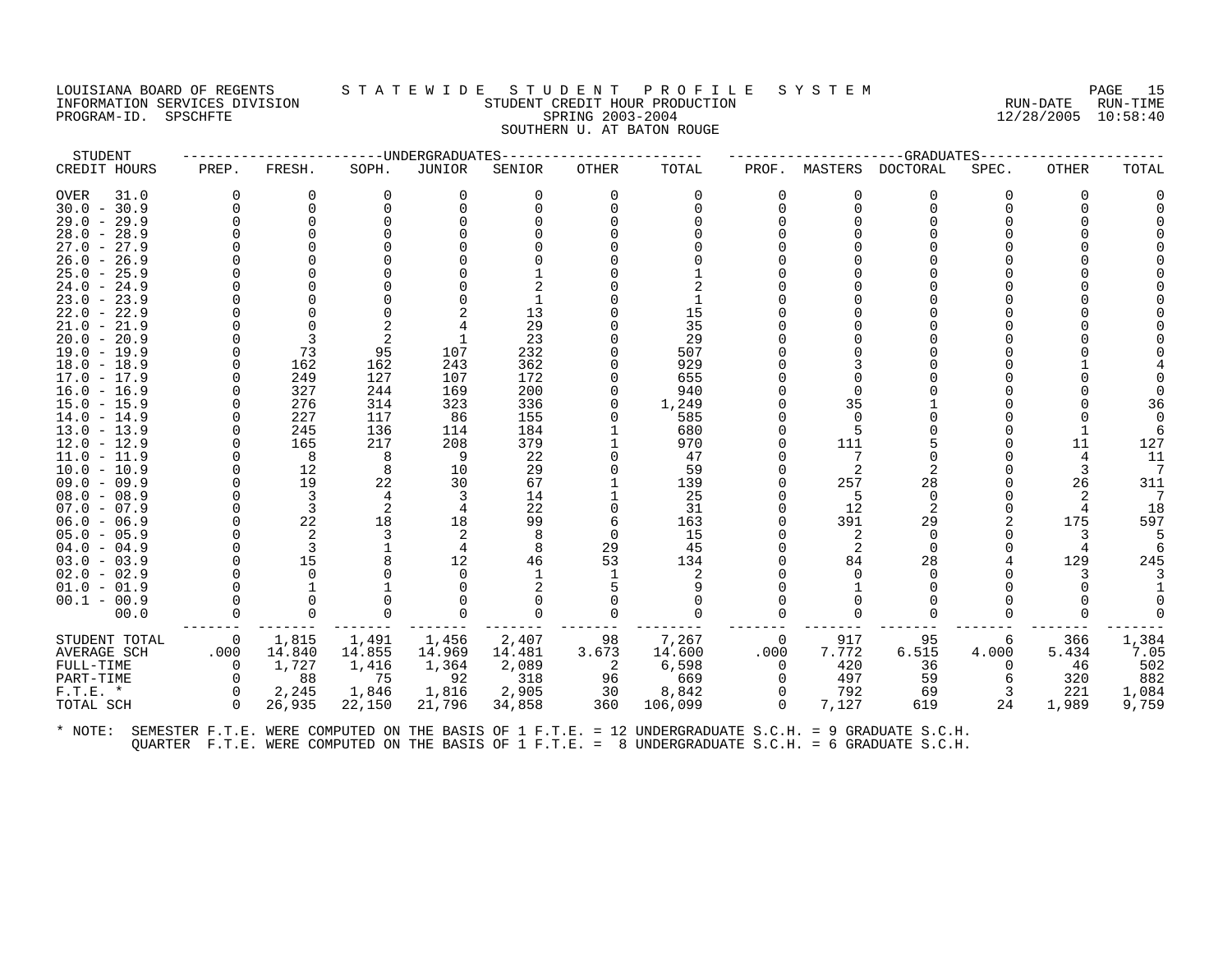LOUISIANA BOARD OF REGENTS S T A T E W I D E   S T U D E N T   P R O F I L E   S Y S T E M

INFORMATION SERVICES DIVISION — STUDENT CREDIT HOUR PRODUCTION — RUN-DATE 12/28/2005 RUN-TIME 10:58:40

PROGRAM-ID. SPSCHFTE — SPRING 2003-2004

SOUTHERN U. AT BATON ROUGE

| STUDENT | UNDERGRADUATES | | | | | | | GRADUATES | | | | | | |
|---|---|---|---|---|---|---|---|---|---|---|---|---|---|---|
| CREDIT HOURS | PREP. | FRESH. | SOPH. | JUNIOR | SENIOR | OTHER | TOTAL | PROF. | MASTERS | DOCTORAL | SPEC. | OTHER | TOTAL |
| OVER 31.0 | 0 | 0 | 0 | 0 | 0 | 0 | 0 | 0 | 0 | 0 | 0 | 0 | 0 |
| 30.0 - 30.9 | 0 | 0 | 0 | 0 | 0 | 0 | 0 | 0 | 0 | 0 | 0 | 0 | 0 |
| 29.0 - 29.9 | 0 | 0 | 0 | 0 | 0 | 0 | 0 | 0 | 0 | 0 | 0 | 0 | 0 |
| 28.0 - 28.9 | 0 | 0 | 0 | 0 | 0 | 0 | 0 | 0 | 0 | 0 | 0 | 0 | 0 |
| 27.0 - 27.9 | 0 | 0 | 0 | 0 | 0 | 0 | 0 | 0 | 0 | 0 | 0 | 0 | 0 |
| 26.0 - 26.9 | 0 | 0 | 0 | 0 | 0 | 0 | 0 | 0 | 0 | 0 | 0 | 0 | 0 |
| 25.0 - 25.9 | 0 | 0 | 0 | 0 | 1 | 0 | 1 | 0 | 0 | 0 | 0 | 0 | 0 |
| 24.0 - 24.9 | 0 | 0 | 0 | 0 | 2 | 0 | 2 | 0 | 0 | 0 | 0 | 0 | 0 |
| 23.0 - 23.9 | 0 | 0 | 0 | 0 | 1 | 0 | 1 | 0 | 0 | 0 | 0 | 0 | 0 |
| 22.0 - 22.9 | 0 | 0 | 0 | 2 | 13 | 0 | 15 | 0 | 0 | 0 | 0 | 0 | 0 |
| 21.0 - 21.9 | 0 | 0 | 2 | 4 | 29 | 0 | 35 | 0 | 0 | 0 | 0 | 0 | 0 |
| 20.0 - 20.9 | 0 | 3 | 2 | 1 | 23 | 0 | 29 | 0 | 0 | 0 | 0 | 0 | 0 |
| 19.0 - 19.9 | 0 | 73 | 95 | 107 | 232 | 0 | 507 | 0 | 0 | 0 | 0 | 0 | 0 |
| 18.0 - 18.9 | 0 | 162 | 162 | 243 | 362 | 0 | 929 | 0 | 3 | 0 | 0 | 1 | 4 |
| 17.0 - 17.9 | 0 | 249 | 127 | 107 | 172 | 0 | 655 | 0 | 0 | 0 | 0 | 0 | 0 |
| 16.0 - 16.9 | 0 | 327 | 244 | 169 | 200 | 0 | 940 | 0 | 0 | 0 | 0 | 0 | 0 |
| 15.0 - 15.9 | 0 | 276 | 314 | 323 | 336 | 0 | 1,249 | 0 | 35 | 1 | 0 | 0 | 36 |
| 14.0 - 14.9 | 0 | 227 | 117 | 86 | 155 | 0 | 585 | 0 | 0 | 0 | 0 | 0 | 0 |
| 13.0 - 13.9 | 0 | 245 | 136 | 114 | 184 | 1 | 680 | 0 | 5 | 0 | 0 | 1 | 6 |
| 12.0 - 12.9 | 0 | 165 | 217 | 208 | 379 | 1 | 970 | 0 | 111 | 5 | 0 | 11 | 127 |
| 11.0 - 11.9 | 0 | 8 | 8 | 9 | 22 | 0 | 47 | 0 | 7 | 0 | 0 | 4 | 11 |
| 10.0 - 10.9 | 0 | 12 | 8 | 10 | 29 | 0 | 59 | 0 | 2 | 2 | 0 | 3 | 7 |
| 09.0 - 09.9 | 0 | 19 | 22 | 30 | 67 | 1 | 139 | 0 | 257 | 28 | 0 | 26 | 311 |
| 08.0 - 08.9 | 0 | 3 | 4 | 3 | 14 | 1 | 25 | 0 | 5 | 0 | 0 | 2 | 7 |
| 07.0 - 07.9 | 0 | 3 | 2 | 4 | 22 | 0 | 31 | 0 | 12 | 2 | 0 | 4 | 18 |
| 06.0 - 06.9 | 0 | 22 | 18 | 18 | 99 | 6 | 163 | 0 | 391 | 29 | 2 | 175 | 597 |
| 05.0 - 05.9 | 0 | 2 | 3 | 2 | 8 | 0 | 15 | 0 | 2 | 0 | 0 | 3 | 5 |
| 04.0 - 04.9 | 0 | 3 | 1 | 4 | 8 | 29 | 45 | 0 | 2 | 0 | 0 | 4 | 6 |
| 03.0 - 03.9 | 0 | 15 | 8 | 12 | 46 | 53 | 134 | 0 | 84 | 28 | 4 | 129 | 245 |
| 02.0 - 02.9 | 0 | 0 | 0 | 0 | 1 | 1 | 2 | 0 | 0 | 0 | 0 | 3 | 3 |
| 01.0 - 01.9 | 0 | 1 | 1 | 0 | 2 | 5 | 9 | 0 | 1 | 0 | 0 | 0 | 1 |
| 00.1 - 00.9 | 0 | 0 | 0 | 0 | 0 | 0 | 0 | 0 | 0 | 0 | 0 | 0 | 0 |
| 00.0 | 0 | 0 | 0 | 0 | 0 | 0 | 0 | 0 | 0 | 0 | 0 | 0 | 0 |
| STUDENT TOTAL | 0 | 1,815 | 1,491 | 1,456 | 2,407 | 98 | 7,267 | 0 | 917 | 95 | 6 | 366 | 1,384 |
| AVERAGE SCH | .000 | 14.840 | 14.855 | 14.969 | 14.481 | 3.673 | 14.600 | .000 | 7.772 | 6.515 | 4.000 | 5.434 | 7.05 |
| FULL-TIME | 0 | 1,727 | 1,416 | 1,364 | 2,089 | 2 | 6,598 | 0 | 420 | 36 | 0 | 46 | 502 |
| PART-TIME | 0 | 88 | 75 | 92 | 318 | 96 | 669 | 0 | 497 | 59 | 6 | 320 | 882 |
| F.T.E. * | 0 | 2,245 | 1,846 | 1,816 | 2,905 | 30 | 8,842 | 0 | 792 | 69 | 3 | 221 | 1,084 |
| TOTAL SCH | 0 | 26,935 | 22,150 | 21,796 | 34,858 | 360 | 106,099 | 0 | 7,127 | 619 | 24 | 1,989 | 9,759 |

* NOTE: SEMESTER F.T.E. WERE COMPUTED ON THE BASIS OF 1 F.T.E. = 12 UNDERGRADUATE S.C.H. = 9 GRADUATE S.C.H.
QUARTER F.T.E. WERE COMPUTED ON THE BASIS OF 1 F.T.E. = 8 UNDERGRADUATE S.C.H. = 6 GRADUATE S.C.H.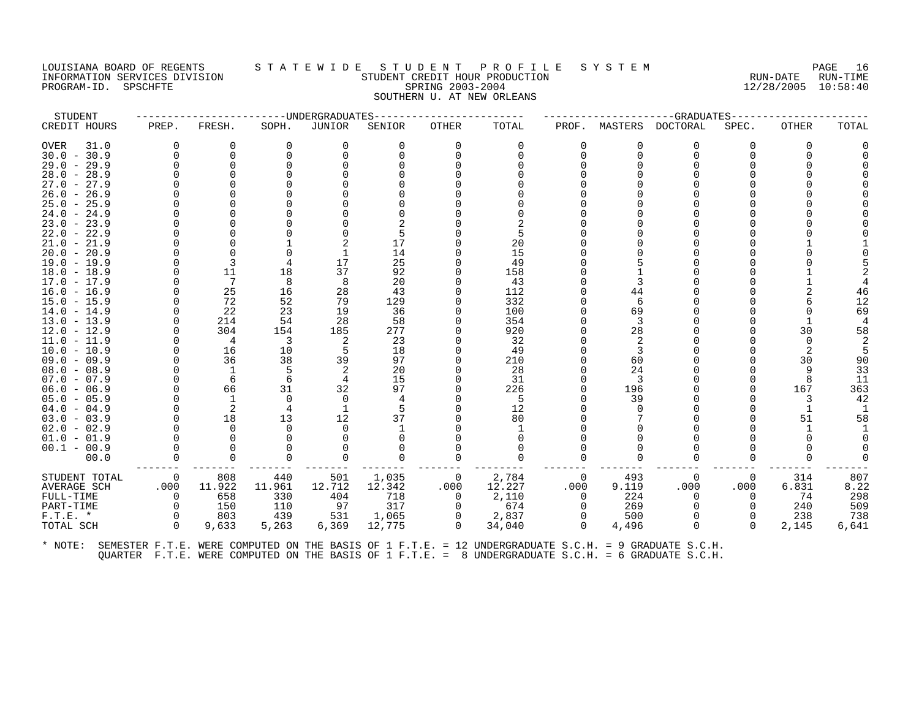LOUISIANA BOARD OF REGENTS — STATEWIDE STUDENT PROFILE SYSTEM
INFORMATION SERVICES DIVISION — STUDENT CREDIT HOUR PRODUCTION — RUN-DATE 12/28/2005 RUN-TIME 10:58:40
PROGRAM-ID. SPSCHFTE — SPRING 2003-2004

SOUTHERN U. AT NEW ORLEANS

| STUDENT | UNDERGRADUATES | | | | | | | GRADUATES | | | | | | |
|---|---|---|---|---|---|---|---|---|---|---|---|---|---|---|
| CREDIT HOURS | PREP. | FRESH. | SOPH. | JUNIOR | SENIOR | OTHER | TOTAL | PROF. | MASTERS | DOCTORAL | SPEC. | OTHER | TOTAL |
| OVER 31.0 | 0 | 0 | 0 | 0 | 0 | 0 | 0 | 0 | 0 | 0 | 0 | 0 | 0 |
| 30.0 - 30.9 | 0 | 0 | 0 | 0 | 0 | 0 | 0 | 0 | 0 | 0 | 0 | 0 | 0 |
| 29.0 - 29.9 | 0 | 0 | 0 | 0 | 0 | 0 | 0 | 0 | 0 | 0 | 0 | 0 | 0 |
| 28.0 - 28.9 | 0 | 0 | 0 | 0 | 0 | 0 | 0 | 0 | 0 | 0 | 0 | 0 | 0 |
| 27.0 - 27.9 | 0 | 0 | 0 | 0 | 0 | 0 | 0 | 0 | 0 | 0 | 0 | 0 | 0 |
| 26.0 - 26.9 | 0 | 0 | 0 | 0 | 0 | 0 | 0 | 0 | 0 | 0 | 0 | 0 | 0 |
| 25.0 - 25.9 | 0 | 0 | 0 | 0 | 0 | 0 | 0 | 0 | 0 | 0 | 0 | 0 | 0 |
| 24.0 - 24.9 | 0 | 0 | 0 | 0 | 0 | 0 | 0 | 0 | 0 | 0 | 0 | 0 | 0 |
| 23.0 - 23.9 | 0 | 0 | 0 | 0 | 2 | 0 | 2 | 0 | 0 | 0 | 0 | 0 | 0 |
| 22.0 - 22.9 | 0 | 0 | 0 | 0 | 5 | 0 | 5 | 0 | 0 | 0 | 0 | 0 | 0 |
| 21.0 - 21.9 | 0 | 0 | 1 | 2 | 17 | 0 | 20 | 0 | 0 | 0 | 0 | 1 | 1 |
| 20.0 - 20.9 | 0 | 0 | 0 | 1 | 14 | 0 | 15 | 0 | 0 | 0 | 0 | 0 | 0 |
| 19.0 - 19.9 | 0 | 3 | 4 | 17 | 25 | 0 | 49 | 0 | 5 | 0 | 0 | 0 | 5 |
| 18.0 - 18.9 | 0 | 11 | 18 | 37 | 92 | 0 | 158 | 0 | 1 | 0 | 0 | 1 | 2 |
| 17.0 - 17.9 | 0 | 7 | 8 | 8 | 20 | 0 | 43 | 0 | 3 | 0 | 0 | 1 | 4 |
| 16.0 - 16.9 | 0 | 25 | 16 | 28 | 43 | 0 | 112 | 0 | 44 | 0 | 0 | 2 | 46 |
| 15.0 - 15.9 | 0 | 72 | 52 | 79 | 129 | 0 | 332 | 0 | 6 | 0 | 0 | 6 | 12 |
| 14.0 - 14.9 | 0 | 22 | 23 | 19 | 36 | 0 | 100 | 0 | 69 | 0 | 0 | 0 | 69 |
| 13.0 - 13.9 | 0 | 214 | 54 | 28 | 58 | 0 | 354 | 0 | 3 | 0 | 0 | 1 | 4 |
| 12.0 - 12.9 | 0 | 304 | 154 | 185 | 277 | 0 | 920 | 0 | 28 | 0 | 0 | 30 | 58 |
| 11.0 - 11.9 | 0 | 4 | 3 | 2 | 23 | 0 | 32 | 0 | 2 | 0 | 0 | 0 | 2 |
| 10.0 - 10.9 | 0 | 16 | 10 | 5 | 18 | 0 | 49 | 0 | 3 | 0 | 0 | 2 | 5 |
| 09.0 - 09.9 | 0 | 36 | 38 | 39 | 97 | 0 | 210 | 0 | 60 | 0 | 0 | 30 | 90 |
| 08.0 - 08.9 | 0 | 1 | 5 | 2 | 20 | 0 | 28 | 0 | 24 | 0 | 0 | 9 | 33 |
| 07.0 - 07.9 | 0 | 6 | 6 | 4 | 15 | 0 | 31 | 0 | 3 | 0 | 0 | 8 | 11 |
| 06.0 - 06.9 | 0 | 66 | 31 | 32 | 97 | 0 | 226 | 0 | 196 | 0 | 0 | 167 | 363 |
| 05.0 - 05.9 | 0 | 1 | 0 | 0 | 4 | 0 | 5 | 0 | 39 | 0 | 0 | 3 | 42 |
| 04.0 - 04.9 | 0 | 2 | 4 | 1 | 5 | 0 | 12 | 0 | 0 | 0 | 0 | 1 | 1 |
| 03.0 - 03.9 | 0 | 18 | 13 | 12 | 37 | 0 | 80 | 0 | 7 | 0 | 0 | 51 | 58 |
| 02.0 - 02.9 | 0 | 0 | 0 | 0 | 1 | 0 | 1 | 0 | 0 | 0 | 0 | 1 | 1 |
| 01.0 - 01.9 | 0 | 0 | 0 | 0 | 0 | 0 | 0 | 0 | 0 | 0 | 0 | 0 | 0 |
| 00.1 - 00.9 | 0 | 0 | 0 | 0 | 0 | 0 | 0 | 0 | 0 | 0 | 0 | 0 | 0 |
| 00.0 | 0 | 0 | 0 | 0 | 0 | 0 | 0 | 0 | 0 | 0 | 0 | 0 | 0 |
| STUDENT TOTAL | 0 | 808 | 440 | 501 | 1,035 | 0 | 2,784 | 0 | 493 | 0 | 0 | 314 | 807 |
| AVERAGE SCH | .000 | 11.922 | 11.961 | 12.712 | 12.342 | .000 | 12.227 | .000 | 9.119 | .000 | .000 | 6.831 | 8.22 |
| FULL-TIME | 0 | 658 | 330 | 404 | 718 | 0 | 2,110 | 0 | 224 | 0 | 0 | 74 | 298 |
| PART-TIME | 0 | 150 | 110 | 97 | 317 | 0 | 674 | 0 | 269 | 0 | 0 | 240 | 509 |
| F.T.E. * | 0 | 803 | 439 | 531 | 1,065 | 0 | 2,837 | 0 | 500 | 0 | 0 | 238 | 738 |
| TOTAL SCH | 0 | 9,633 | 5,263 | 6,369 | 12,775 | 0 | 34,040 | 0 | 4,496 | 0 | 0 | 2,145 | 6,641 |

* NOTE: SEMESTER F.T.E. WERE COMPUTED ON THE BASIS OF 1 F.T.E. = 12 UNDERGRADUATE S.C.H. = 9 GRADUATE S.C.H.
QUARTER F.T.E. WERE COMPUTED ON THE BASIS OF 1 F.T.E. = 8 UNDERGRADUATE S.C.H. = 6 GRADUATE S.C.H.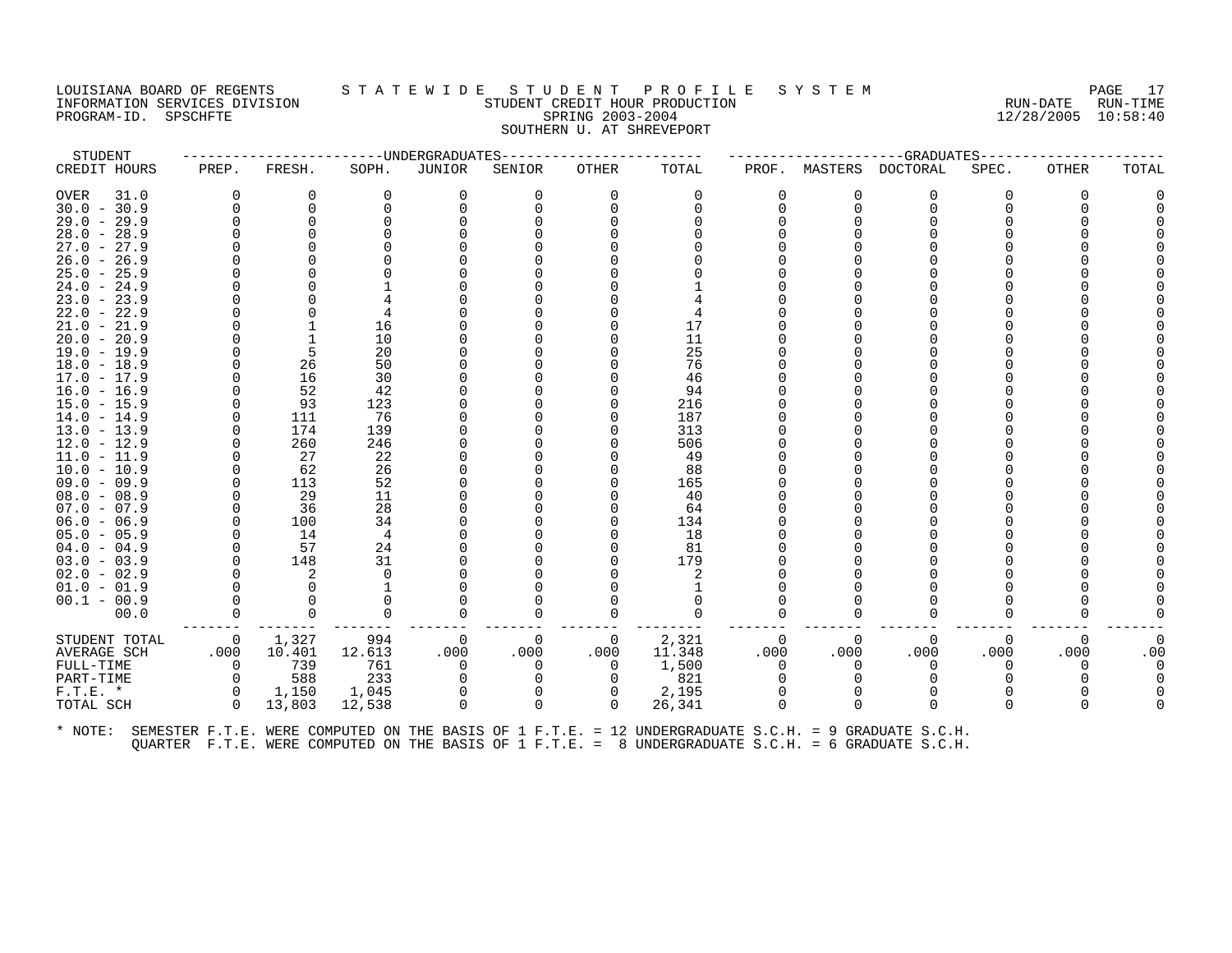LOUISIANA BOARD OF REGENTS S T A T E W I D E S T U D E N T P R O F I L E S Y S T E M

INFORMATION SERVICES DIVISION STUDENT CREDIT HOUR PRODUCTION RUN-DATE RUN-TIME

PROGRAM-ID. SPSCHFTE SPRING 2003-2004 12/28/2005 10:58:40

SOUTHERN U. AT SHREVEPORT

| STUDENT | UNDERGRADUATES | | | | | | | GRADUATES | | | | | | |
|---|---|---|---|---|---|---|---|---|---|---|---|---|---|---|
| CREDIT HOURS | PREP. | FRESH. | SOPH. | JUNIOR | SENIOR | OTHER | TOTAL | PROF. | MASTERS | DOCTORAL | SPEC. | OTHER | TOTAL |
| OVER 31.0 | 0 | 0 | 0 | 0 | 0 | 0 | 0 | 0 | 0 | 0 | 0 | 0 | 0 |
| 30.0 - 30.9 | 0 | 0 | 0 | 0 | 0 | 0 | 0 | 0 | 0 | 0 | 0 | 0 | 0 |
| 29.0 - 29.9 | 0 | 0 | 0 | 0 | 0 | 0 | 0 | 0 | 0 | 0 | 0 | 0 | 0 |
| 28.0 - 28.9 | 0 | 0 | 0 | 0 | 0 | 0 | 0 | 0 | 0 | 0 | 0 | 0 | 0 |
| 27.0 - 27.9 | 0 | 0 | 0 | 0 | 0 | 0 | 0 | 0 | 0 | 0 | 0 | 0 | 0 |
| 26.0 - 26.9 | 0 | 0 | 0 | 0 | 0 | 0 | 0 | 0 | 0 | 0 | 0 | 0 | 0 |
| 25.0 - 25.9 | 0 | 0 | 0 | 0 | 0 | 0 | 0 | 0 | 0 | 0 | 0 | 0 | 0 |
| 24.0 - 24.9 | 0 | 0 | 1 | 0 | 0 | 0 | 1 | 0 | 0 | 0 | 0 | 0 | 0 |
| 23.0 - 23.9 | 0 | 0 | 4 | 0 | 0 | 0 | 4 | 0 | 0 | 0 | 0 | 0 | 0 |
| 22.0 - 22.9 | 0 | 0 | 4 | 0 | 0 | 0 | 4 | 0 | 0 | 0 | 0 | 0 | 0 |
| 21.0 - 21.9 | 0 | 1 | 16 | 0 | 0 | 0 | 17 | 0 | 0 | 0 | 0 | 0 | 0 |
| 20.0 - 20.9 | 0 | 1 | 10 | 0 | 0 | 0 | 11 | 0 | 0 | 0 | 0 | 0 | 0 |
| 19.0 - 19.9 | 0 | 5 | 20 | 0 | 0 | 0 | 25 | 0 | 0 | 0 | 0 | 0 | 0 |
| 18.0 - 18.9 | 0 | 26 | 50 | 0 | 0 | 0 | 76 | 0 | 0 | 0 | 0 | 0 | 0 |
| 17.0 - 17.9 | 0 | 16 | 30 | 0 | 0 | 0 | 46 | 0 | 0 | 0 | 0 | 0 | 0 |
| 16.0 - 16.9 | 0 | 52 | 42 | 0 | 0 | 0 | 94 | 0 | 0 | 0 | 0 | 0 | 0 |
| 15.0 - 15.9 | 0 | 93 | 123 | 0 | 0 | 0 | 216 | 0 | 0 | 0 | 0 | 0 | 0 |
| 14.0 - 14.9 | 0 | 111 | 76 | 0 | 0 | 0 | 187 | 0 | 0 | 0 | 0 | 0 | 0 |
| 13.0 - 13.9 | 0 | 174 | 139 | 0 | 0 | 0 | 313 | 0 | 0 | 0 | 0 | 0 | 0 |
| 12.0 - 12.9 | 0 | 260 | 246 | 0 | 0 | 0 | 506 | 0 | 0 | 0 | 0 | 0 | 0 |
| 11.0 - 11.9 | 0 | 27 | 22 | 0 | 0 | 0 | 49 | 0 | 0 | 0 | 0 | 0 | 0 |
| 10.0 - 10.9 | 0 | 62 | 26 | 0 | 0 | 0 | 88 | 0 | 0 | 0 | 0 | 0 | 0 |
| 09.0 - 09.9 | 0 | 113 | 52 | 0 | 0 | 0 | 165 | 0 | 0 | 0 | 0 | 0 | 0 |
| 08.0 - 08.9 | 0 | 29 | 11 | 0 | 0 | 0 | 40 | 0 | 0 | 0 | 0 | 0 | 0 |
| 07.0 - 07.9 | 0 | 36 | 28 | 0 | 0 | 0 | 64 | 0 | 0 | 0 | 0 | 0 | 0 |
| 06.0 - 06.9 | 0 | 100 | 34 | 0 | 0 | 0 | 134 | 0 | 0 | 0 | 0 | 0 | 0 |
| 05.0 - 05.9 | 0 | 14 | 4 | 0 | 0 | 0 | 18 | 0 | 0 | 0 | 0 | 0 | 0 |
| 04.0 - 04.9 | 0 | 57 | 24 | 0 | 0 | 0 | 81 | 0 | 0 | 0 | 0 | 0 | 0 |
| 03.0 - 03.9 | 0 | 148 | 31 | 0 | 0 | 0 | 179 | 0 | 0 | 0 | 0 | 0 | 0 |
| 02.0 - 02.9 | 0 | 2 | 0 | 0 | 0 | 0 | 2 | 0 | 0 | 0 | 0 | 0 | 0 |
| 01.0 - 01.9 | 0 | 0 | 1 | 0 | 0 | 0 | 1 | 0 | 0 | 0 | 0 | 0 | 0 |
| 00.1 - 00.9 | 0 | 0 | 0 | 0 | 0 | 0 | 0 | 0 | 0 | 0 | 0 | 0 | 0 |
| 00.0 | 0 | 0 | 0 | 0 | 0 | 0 | 0 | 0 | 0 | 0 | 0 | 0 | 0 |
| STUDENT TOTAL | 0 | 1,327 | 994 | 0 | 0 | 0 | 2,321 | 0 | 0 | 0 | 0 | 0 | 0 |
| AVERAGE SCH | .000 | 10.401 | 12.613 | .000 | .000 | .000 | 11.348 | .000 | .000 | .000 | .000 | .000 | .00 |
| FULL-TIME | 0 | 739 | 761 | 0 | 0 | 0 | 1,500 | 0 | 0 | 0 | 0 | 0 | 0 |
| PART-TIME | 0 | 588 | 233 | 0 | 0 | 0 | 821 | 0 | 0 | 0 | 0 | 0 | 0 |
| F.T.E. * | 0 | 1,150 | 1,045 | 0 | 0 | 0 | 2,195 | 0 | 0 | 0 | 0 | 0 | 0 |
| TOTAL SCH | 0 | 13,803 | 12,538 | 0 | 0 | 0 | 26,341 | 0 | 0 | 0 | 0 | 0 | 0 |

* NOTE: SEMESTER F.T.E. WERE COMPUTED ON THE BASIS OF 1 F.T.E. = 12 UNDERGRADUATE S.C.H. = 9 GRADUATE S.C.H.
QUARTER F.T.E. WERE COMPUTED ON THE BASIS OF 1 F.T.E. = 8 UNDERGRADUATE S.C.H. = 6 GRADUATE S.C.H.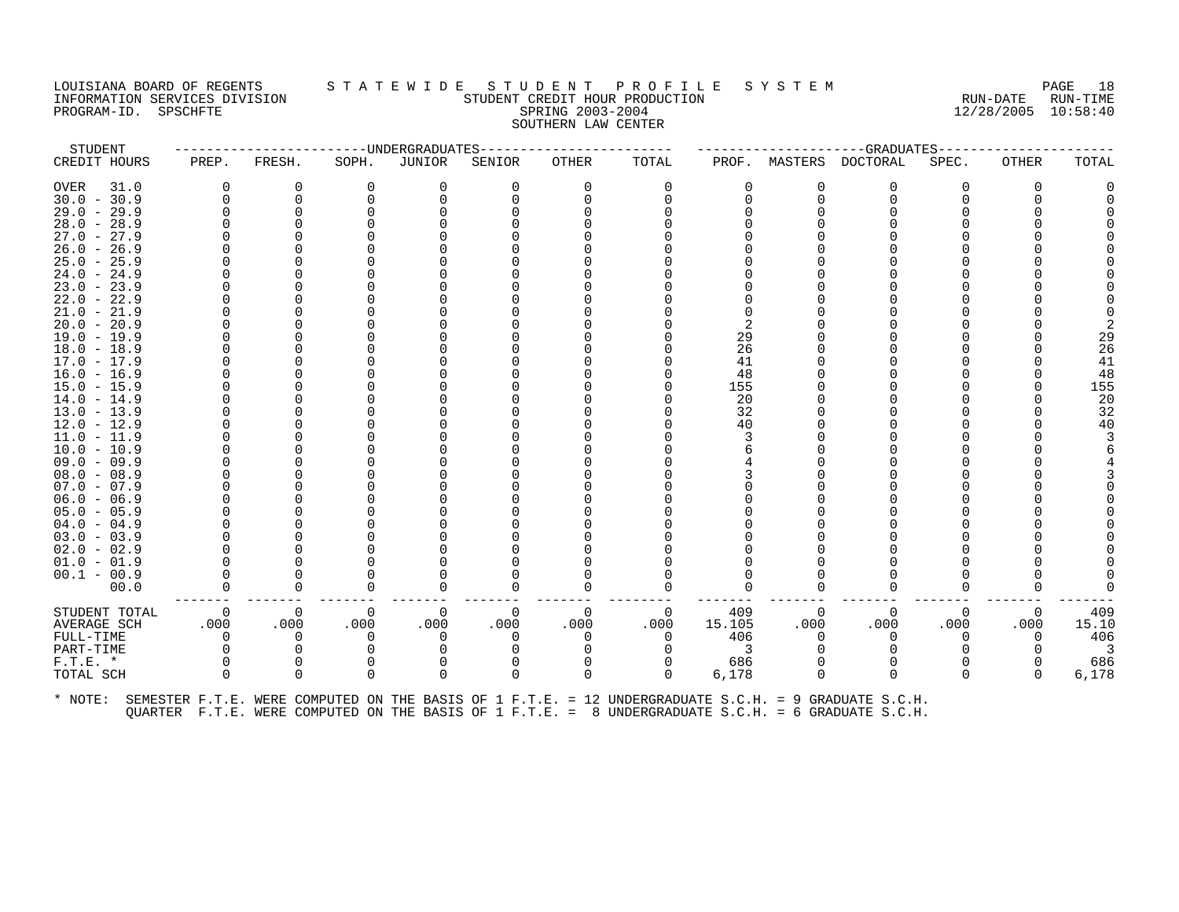LOUISIANA BOARD OF REGENTS S T A T E W I D E S T U D E N T P R O F I L E S Y S T E M
INFORMATION SERVICES DIVISION STUDENT CREDIT HOUR PRODUCTION RUN-DATE RUN-TIME
PROGRAM-ID. SPSCHFTE SPRING 2003-2004 12/28/2005 10:58:40

SOUTHERN LAW CENTER

| STUDENT CREDIT HOURS | UNDERGRADUATES PREP. | FRESH. | SOPH. | JUNIOR | SENIOR | OTHER | TOTAL | GRADUATES PROF. | MASTERS | DOCTORAL | SPEC. | OTHER | TOTAL |
|---|---|---|---|---|---|---|---|---|---|---|---|---|---|
| OVER 31.0 | 0 | 0 | 0 | 0 | 0 | 0 | 0 | 0 | 0 | 0 | 0 | 0 | 0 |
| 30.0 - 30.9 | 0 | 0 | 0 | 0 | 0 | 0 | 0 | 0 | 0 | 0 | 0 | 0 | 0 |
| 29.0 - 29.9 | 0 | 0 | 0 | 0 | 0 | 0 | 0 | 0 | 0 | 0 | 0 | 0 | 0 |
| 28.0 - 28.9 | 0 | 0 | 0 | 0 | 0 | 0 | 0 | 0 | 0 | 0 | 0 | 0 | 0 |
| 27.0 - 27.9 | 0 | 0 | 0 | 0 | 0 | 0 | 0 | 0 | 0 | 0 | 0 | 0 | 0 |
| 26.0 - 26.9 | 0 | 0 | 0 | 0 | 0 | 0 | 0 | 0 | 0 | 0 | 0 | 0 | 0 |
| 25.0 - 25.9 | 0 | 0 | 0 | 0 | 0 | 0 | 0 | 0 | 0 | 0 | 0 | 0 | 0 |
| 24.0 - 24.9 | 0 | 0 | 0 | 0 | 0 | 0 | 0 | 0 | 0 | 0 | 0 | 0 | 0 |
| 23.0 - 23.9 | 0 | 0 | 0 | 0 | 0 | 0 | 0 | 0 | 0 | 0 | 0 | 0 | 0 |
| 22.0 - 22.9 | 0 | 0 | 0 | 0 | 0 | 0 | 0 | 0 | 0 | 0 | 0 | 0 | 0 |
| 21.0 - 21.9 | 0 | 0 | 0 | 0 | 0 | 0 | 0 | 0 | 0 | 0 | 0 | 0 | 0 |
| 20.0 - 20.9 | 0 | 0 | 0 | 0 | 0 | 0 | 0 | 2 | 0 | 0 | 0 | 0 | 2 |
| 19.0 - 19.9 | 0 | 0 | 0 | 0 | 0 | 0 | 0 | 29 | 0 | 0 | 0 | 0 | 29 |
| 18.0 - 18.9 | 0 | 0 | 0 | 0 | 0 | 0 | 0 | 26 | 0 | 0 | 0 | 0 | 26 |
| 17.0 - 17.9 | 0 | 0 | 0 | 0 | 0 | 0 | 0 | 41 | 0 | 0 | 0 | 0 | 41 |
| 16.0 - 16.9 | 0 | 0 | 0 | 0 | 0 | 0 | 0 | 48 | 0 | 0 | 0 | 0 | 48 |
| 15.0 - 15.9 | 0 | 0 | 0 | 0 | 0 | 0 | 0 | 155 | 0 | 0 | 0 | 0 | 155 |
| 14.0 - 14.9 | 0 | 0 | 0 | 0 | 0 | 0 | 0 | 20 | 0 | 0 | 0 | 0 | 20 |
| 13.0 - 13.9 | 0 | 0 | 0 | 0 | 0 | 0 | 0 | 32 | 0 | 0 | 0 | 0 | 32 |
| 12.0 - 12.9 | 0 | 0 | 0 | 0 | 0 | 0 | 0 | 40 | 0 | 0 | 0 | 0 | 40 |
| 11.0 - 11.9 | 0 | 0 | 0 | 0 | 0 | 0 | 0 | 3 | 0 | 0 | 0 | 0 | 3 |
| 10.0 - 10.9 | 0 | 0 | 0 | 0 | 0 | 0 | 0 | 6 | 0 | 0 | 0 | 0 | 6 |
| 09.0 - 09.9 | 0 | 0 | 0 | 0 | 0 | 0 | 0 | 4 | 0 | 0 | 0 | 0 | 4 |
| 08.0 - 08.9 | 0 | 0 | 0 | 0 | 0 | 0 | 0 | 3 | 0 | 0 | 0 | 0 | 3 |
| 07.0 - 07.9 | 0 | 0 | 0 | 0 | 0 | 0 | 0 | 0 | 0 | 0 | 0 | 0 | 0 |
| 06.0 - 06.9 | 0 | 0 | 0 | 0 | 0 | 0 | 0 | 0 | 0 | 0 | 0 | 0 | 0 |
| 05.0 - 05.9 | 0 | 0 | 0 | 0 | 0 | 0 | 0 | 0 | 0 | 0 | 0 | 0 | 0 |
| 04.0 - 04.9 | 0 | 0 | 0 | 0 | 0 | 0 | 0 | 0 | 0 | 0 | 0 | 0 | 0 |
| 03.0 - 03.9 | 0 | 0 | 0 | 0 | 0 | 0 | 0 | 0 | 0 | 0 | 0 | 0 | 0 |
| 02.0 - 02.9 | 0 | 0 | 0 | 0 | 0 | 0 | 0 | 0 | 0 | 0 | 0 | 0 | 0 |
| 01.0 - 01.9 | 0 | 0 | 0 | 0 | 0 | 0 | 0 | 0 | 0 | 0 | 0 | 0 | 0 |
| 00.1 - 00.9 | 0 | 0 | 0 | 0 | 0 | 0 | 0 | 0 | 0 | 0 | 0 | 0 | 0 |
| 00.0 | 0 | 0 | 0 | 0 | 0 | 0 | 0 | 0 | 0 | 0 | 0 | 0 | 0 |
| STUDENT TOTAL | 0 | 0 | 0 | 0 | 0 | 0 | 0 | 409 | 0 | 0 | 0 | 0 | 409 |
| AVERAGE SCH | .000 | .000 | .000 | .000 | .000 | .000 | .000 | 15.105 | .000 | .000 | .000 | .000 | 15.10 |
| FULL-TIME | 0 | 0 | 0 | 0 | 0 | 0 | 0 | 406 | 0 | 0 | 0 | 0 | 406 |
| PART-TIME | 0 | 0 | 0 | 0 | 0 | 0 | 0 | 3 | 0 | 0 | 0 | 0 | 3 |
| F.T.E. * | 0 | 0 | 0 | 0 | 0 | 0 | 0 | 686 | 0 | 0 | 0 | 0 | 686 |
| TOTAL SCH | 0 | 0 | 0 | 0 | 0 | 0 | 0 | 6,178 | 0 | 0 | 0 | 0 | 6,178 |

* NOTE: SEMESTER F.T.E. WERE COMPUTED ON THE BASIS OF 1 F.T.E. = 12 UNDERGRADUATE S.C.H. = 9 GRADUATE S.C.H.
QUARTER F.T.E. WERE COMPUTED ON THE BASIS OF 1 F.T.E. = 8 UNDERGRADUATE S.C.H. = 6 GRADUATE S.C.H.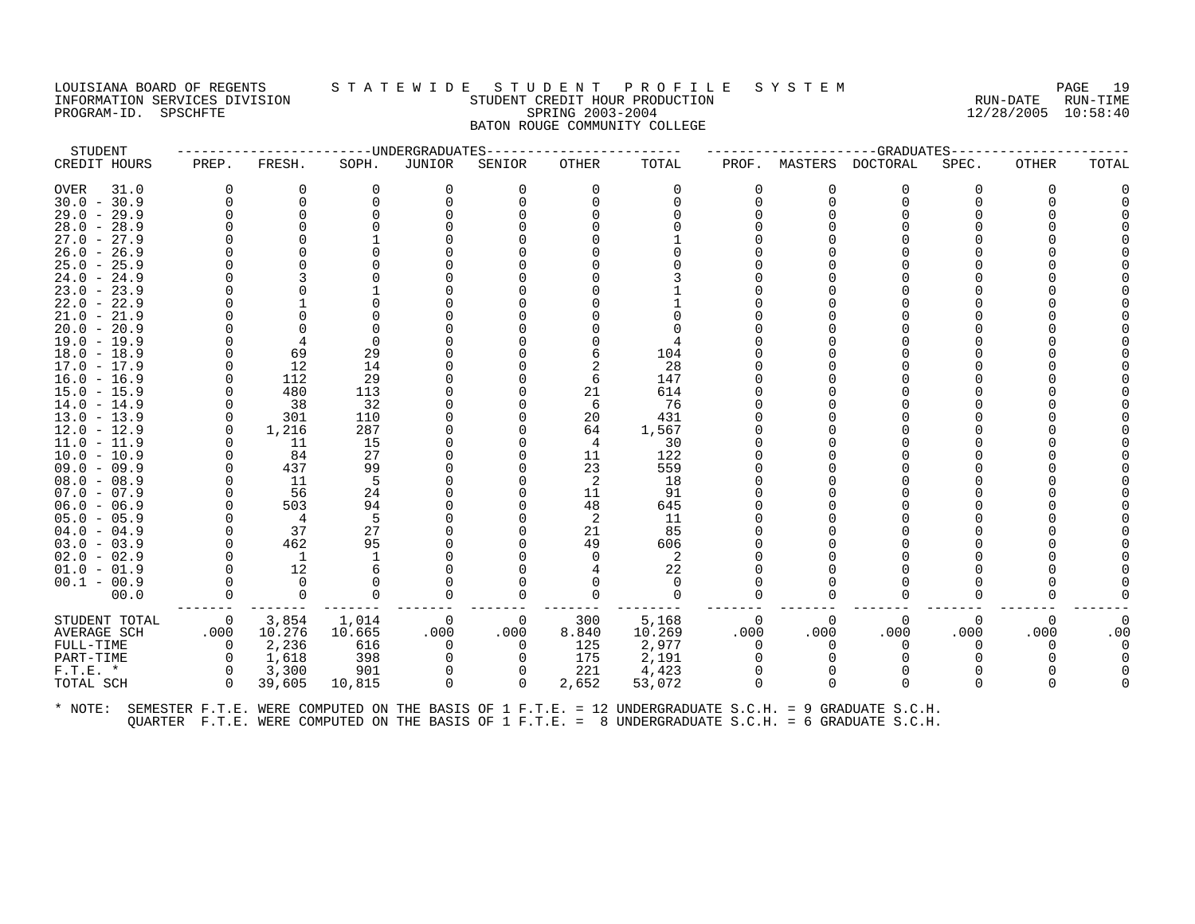LOUISIANA BOARD OF REGENTS
INFORMATION SERVICES DIVISION
PROGRAM-ID. SPSCHFTE

S T A T E W I D E   S T U D E N T   P R O F I L E   S Y S T E M
STUDENT CREDIT HOUR PRODUCTION
SPRING 2003-2004
BATON ROUGE COMMUNITY COLLEGE

RUN-DATE 12/28/2005 RUN-TIME 10:58:40

| STUDENT | UNDERGRADUATES | | | | | | | GRADUATES | | | | | | |
|---|---|---|---|---|---|---|---|---|---|---|---|---|---|---|
| CREDIT HOURS | PREP. | FRESH. | SOPH. | JUNIOR | SENIOR | OTHER | TOTAL | PROF. | MASTERS | DOCTORAL | SPEC. | OTHER | TOTAL |
| OVER 31.0 | 0 | 0 | 0 | 0 | 0 | 0 | 0 | 0 | 0 | 0 | 0 | 0 | 0 |
| 30.0 - 30.9 | 0 | 0 | 0 | 0 | 0 | 0 | 0 | 0 | 0 | 0 | 0 | 0 | 0 |
| 29.0 - 29.9 | 0 | 0 | 0 | 0 | 0 | 0 | 0 | 0 | 0 | 0 | 0 | 0 | 0 |
| 28.0 - 28.9 | 0 | 0 | 0 | 0 | 0 | 0 | 0 | 0 | 0 | 0 | 0 | 0 | 0 |
| 27.0 - 27.9 | 0 | 0 | 1 | 0 | 0 | 0 | 1 | 0 | 0 | 0 | 0 | 0 | 0 |
| 26.0 - 26.9 | 0 | 0 | 0 | 0 | 0 | 0 | 0 | 0 | 0 | 0 | 0 | 0 | 0 |
| 25.0 - 25.9 | 0 | 0 | 0 | 0 | 0 | 0 | 0 | 0 | 0 | 0 | 0 | 0 | 0 |
| 24.0 - 24.9 | 0 | 3 | 0 | 0 | 0 | 0 | 3 | 0 | 0 | 0 | 0 | 0 | 0 |
| 23.0 - 23.9 | 0 | 0 | 1 | 0 | 0 | 0 | 1 | 0 | 0 | 0 | 0 | 0 | 0 |
| 22.0 - 22.9 | 0 | 1 | 0 | 0 | 0 | 0 | 1 | 0 | 0 | 0 | 0 | 0 | 0 |
| 21.0 - 21.9 | 0 | 0 | 0 | 0 | 0 | 0 | 0 | 0 | 0 | 0 | 0 | 0 | 0 |
| 20.0 - 20.9 | 0 | 0 | 0 | 0 | 0 | 0 | 0 | 0 | 0 | 0 | 0 | 0 | 0 |
| 19.0 - 19.9 | 0 | 4 | 0 | 0 | 0 | 0 | 4 | 0 | 0 | 0 | 0 | 0 | 0 |
| 18.0 - 18.9 | 0 | 69 | 29 | 0 | 0 | 6 | 104 | 0 | 0 | 0 | 0 | 0 | 0 |
| 17.0 - 17.9 | 0 | 12 | 14 | 0 | 0 | 2 | 28 | 0 | 0 | 0 | 0 | 0 | 0 |
| 16.0 - 16.9 | 0 | 112 | 29 | 0 | 0 | 6 | 147 | 0 | 0 | 0 | 0 | 0 | 0 |
| 15.0 - 15.9 | 0 | 480 | 113 | 0 | 0 | 21 | 614 | 0 | 0 | 0 | 0 | 0 | 0 |
| 14.0 - 14.9 | 0 | 38 | 32 | 0 | 0 | 6 | 76 | 0 | 0 | 0 | 0 | 0 | 0 |
| 13.0 - 13.9 | 0 | 301 | 110 | 0 | 0 | 20 | 431 | 0 | 0 | 0 | 0 | 0 | 0 |
| 12.0 - 12.9 | 0 | 1,216 | 287 | 0 | 0 | 64 | 1,567 | 0 | 0 | 0 | 0 | 0 | 0 |
| 11.0 - 11.9 | 0 | 11 | 15 | 0 | 0 | 4 | 30 | 0 | 0 | 0 | 0 | 0 | 0 |
| 10.0 - 10.9 | 0 | 84 | 27 | 0 | 0 | 11 | 122 | 0 | 0 | 0 | 0 | 0 | 0 |
| 09.0 - 09.9 | 0 | 437 | 99 | 0 | 0 | 23 | 559 | 0 | 0 | 0 | 0 | 0 | 0 |
| 08.0 - 08.9 | 0 | 11 | 5 | 0 | 0 | 2 | 18 | 0 | 0 | 0 | 0 | 0 | 0 |
| 07.0 - 07.9 | 0 | 56 | 24 | 0 | 0 | 11 | 91 | 0 | 0 | 0 | 0 | 0 | 0 |
| 06.0 - 06.9 | 0 | 503 | 94 | 0 | 0 | 48 | 645 | 0 | 0 | 0 | 0 | 0 | 0 |
| 05.0 - 05.9 | 0 | 4 | 5 | 0 | 0 | 2 | 11 | 0 | 0 | 0 | 0 | 0 | 0 |
| 04.0 - 04.9 | 0 | 37 | 27 | 0 | 0 | 21 | 85 | 0 | 0 | 0 | 0 | 0 | 0 |
| 03.0 - 03.9 | 0 | 462 | 95 | 0 | 0 | 49 | 606 | 0 | 0 | 0 | 0 | 0 | 0 |
| 02.0 - 02.9 | 0 | 1 | 1 | 0 | 0 | 0 | 2 | 0 | 0 | 0 | 0 | 0 | 0 |
| 01.0 - 01.9 | 0 | 12 | 6 | 0 | 0 | 4 | 22 | 0 | 0 | 0 | 0 | 0 | 0 |
| 00.1 - 00.9 | 0 | 0 | 0 | 0 | 0 | 0 | 0 | 0 | 0 | 0 | 0 | 0 | 0 |
| 00.0 | 0 | 0 | 0 | 0 | 0 | 0 | 0 | 0 | 0 | 0 | 0 | 0 | 0 |
| STUDENT TOTAL | 0 | 3,854 | 1,014 | 0 | 0 | 300 | 5,168 | 0 | 0 | 0 | 0 | 0 | 0 |
| AVERAGE SCH | .000 | 10.276 | 10.665 | .000 | .000 | 8.840 | 10.269 | .000 | .000 | .000 | .000 | .000 | .00 |
| FULL-TIME | 0 | 2,236 | 616 | 0 | 0 | 125 | 2,977 | 0 | 0 | 0 | 0 | 0 | 0 |
| PART-TIME | 0 | 1,618 | 398 | 0 | 0 | 175 | 2,191 | 0 | 0 | 0 | 0 | 0 | 0 |
| F.T.E. * | 0 | 3,300 | 901 | 0 | 0 | 221 | 4,423 | 0 | 0 | 0 | 0 | 0 | 0 |
| TOTAL SCH | 0 | 39,605 | 10,815 | 0 | 0 | 2,652 | 53,072 | 0 | 0 | 0 | 0 | 0 | 0 |

\* NOTE: SEMESTER F.T.E. WERE COMPUTED ON THE BASIS OF 1 F.T.E. = 12 UNDERGRADUATE S.C.H. = 9 GRADUATE S.C.H.
QUARTER F.T.E. WERE COMPUTED ON THE BASIS OF 1 F.T.E. = 8 UNDERGRADUATE S.C.H. = 6 GRADUATE S.C.H.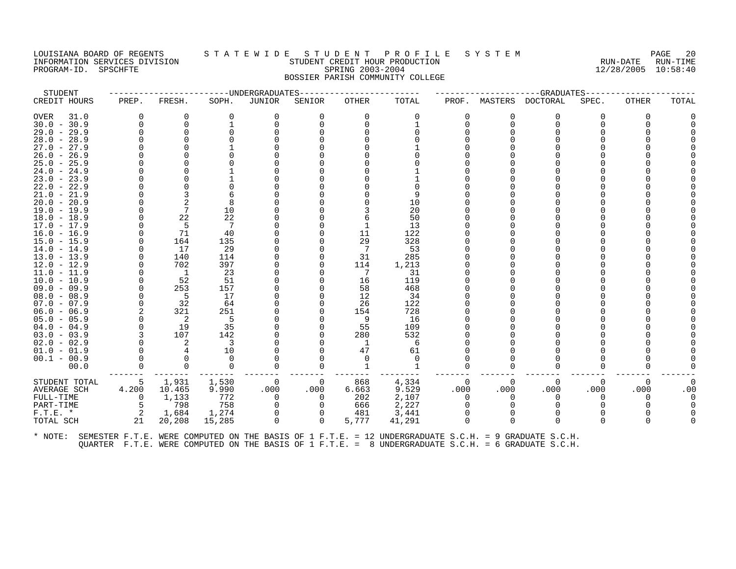LOUISIANA BOARD OF REGENTS — STATEWIDE STUDENT PROFILE SYSTEM
INFORMATION SERVICES DIVISION — STUDENT CREDIT HOUR PRODUCTION — RUN-DATE 12/28/2005 RUN-TIME 10:58:40
PROGRAM-ID. SPSCHFTE — SPRING 2003-2004

BOSSIER PARISH COMMUNITY COLLEGE

| STUDENT CREDIT HOURS | UNDERGRADUATES PREP. | FRESH. | SOPH. | JUNIOR | SENIOR | OTHER | TOTAL | GRADUATES PROF. | MASTERS | DOCTORAL | SPEC. | OTHER | TOTAL |
|---|---|---|---|---|---|---|---|---|---|---|---|---|---|
| OVER 31.0 | 0 | 0 | 0 | 0 | 0 | 0 | 0 | 0 | 0 | 0 | 0 | 0 | 0 |
| 30.0 - 30.9 | 0 | 0 | 1 | 0 | 0 | 0 | 1 | 0 | 0 | 0 | 0 | 0 | 0 |
| 29.0 - 29.9 | 0 | 0 | 0 | 0 | 0 | 0 | 0 | 0 | 0 | 0 | 0 | 0 | 0 |
| 28.0 - 28.9 | 0 | 0 | 0 | 0 | 0 | 0 | 0 | 0 | 0 | 0 | 0 | 0 | 0 |
| 27.0 - 27.9 | 0 | 0 | 1 | 0 | 0 | 0 | 1 | 0 | 0 | 0 | 0 | 0 | 0 |
| 26.0 - 26.9 | 0 | 0 | 0 | 0 | 0 | 0 | 0 | 0 | 0 | 0 | 0 | 0 | 0 |
| 25.0 - 25.9 | 0 | 0 | 0 | 0 | 0 | 0 | 0 | 0 | 0 | 0 | 0 | 0 | 0 |
| 24.0 - 24.9 | 0 | 0 | 1 | 0 | 0 | 0 | 1 | 0 | 0 | 0 | 0 | 0 | 0 |
| 23.0 - 23.9 | 0 | 0 | 1 | 0 | 0 | 0 | 1 | 0 | 0 | 0 | 0 | 0 | 0 |
| 22.0 - 22.9 | 0 | 0 | 0 | 0 | 0 | 0 | 0 | 0 | 0 | 0 | 0 | 0 | 0 |
| 21.0 - 21.9 | 0 | 3 | 6 | 0 | 0 | 0 | 9 | 0 | 0 | 0 | 0 | 0 | 0 |
| 20.0 - 20.9 | 0 | 2 | 8 | 0 | 0 | 0 | 10 | 0 | 0 | 0 | 0 | 0 | 0 |
| 19.0 - 19.9 | 0 | 7 | 10 | 0 | 0 | 3 | 20 | 0 | 0 | 0 | 0 | 0 | 0 |
| 18.0 - 18.9 | 0 | 22 | 22 | 0 | 0 | 6 | 50 | 0 | 0 | 0 | 0 | 0 | 0 |
| 17.0 - 17.9 | 0 | 5 | 7 | 0 | 0 | 1 | 13 | 0 | 0 | 0 | 0 | 0 | 0 |
| 16.0 - 16.9 | 0 | 71 | 40 | 0 | 0 | 11 | 122 | 0 | 0 | 0 | 0 | 0 | 0 |
| 15.0 - 15.9 | 0 | 164 | 135 | 0 | 0 | 29 | 328 | 0 | 0 | 0 | 0 | 0 | 0 |
| 14.0 - 14.9 | 0 | 17 | 29 | 0 | 0 | 7 | 53 | 0 | 0 | 0 | 0 | 0 | 0 |
| 13.0 - 13.9 | 0 | 140 | 114 | 0 | 0 | 31 | 285 | 0 | 0 | 0 | 0 | 0 | 0 |
| 12.0 - 12.9 | 0 | 702 | 397 | 0 | 0 | 114 | 1,213 | 0 | 0 | 0 | 0 | 0 | 0 |
| 11.0 - 11.9 | 0 | 1 | 23 | 0 | 0 | 7 | 31 | 0 | 0 | 0 | 0 | 0 | 0 |
| 10.0 - 10.9 | 0 | 52 | 51 | 0 | 0 | 16 | 119 | 0 | 0 | 0 | 0 | 0 | 0 |
| 09.0 - 09.9 | 0 | 253 | 157 | 0 | 0 | 58 | 468 | 0 | 0 | 0 | 0 | 0 | 0 |
| 08.0 - 08.9 | 0 | 5 | 17 | 0 | 0 | 12 | 34 | 0 | 0 | 0 | 0 | 0 | 0 |
| 07.0 - 07.9 | 0 | 32 | 64 | 0 | 0 | 26 | 122 | 0 | 0 | 0 | 0 | 0 | 0 |
| 06.0 - 06.9 | 2 | 321 | 251 | 0 | 0 | 154 | 728 | 0 | 0 | 0 | 0 | 0 | 0 |
| 05.0 - 05.9 | 0 | 2 | 5 | 0 | 0 | 9 | 16 | 0 | 0 | 0 | 0 | 0 | 0 |
| 04.0 - 04.9 | 0 | 19 | 35 | 0 | 0 | 55 | 109 | 0 | 0 | 0 | 0 | 0 | 0 |
| 03.0 - 03.9 | 3 | 107 | 142 | 0 | 0 | 280 | 532 | 0 | 0 | 0 | 0 | 0 | 0 |
| 02.0 - 02.9 | 0 | 2 | 3 | 0 | 0 | 1 | 6 | 0 | 0 | 0 | 0 | 0 | 0 |
| 01.0 - 01.9 | 0 | 4 | 10 | 0 | 0 | 47 | 61 | 0 | 0 | 0 | 0 | 0 | 0 |
| 00.1 - 00.9 | 0 | 0 | 0 | 0 | 0 | 0 | 0 | 0 | 0 | 0 | 0 | 0 | 0 |
| 00.0 | 0 | 0 | 0 | 0 | 0 | 1 | 1 | 0 | 0 | 0 | 0 | 0 | 0 |
| STUDENT TOTAL | 5 | 1,931 | 1,530 | 0 | 0 | 868 | 4,334 | 0 | 0 | 0 | 0 | 0 | 0 |
| AVERAGE SCH | 4.200 | 10.465 | 9.990 | .000 | .000 | 6.663 | 9.529 | .000 | .000 | .000 | .000 | .000 | .00 |
| FULL-TIME | 0 | 1,133 | 772 | 0 | 0 | 202 | 2,107 | 0 | 0 | 0 | 0 | 0 | 0 |
| PART-TIME | 5 | 798 | 758 | 0 | 0 | 666 | 2,227 | 0 | 0 | 0 | 0 | 0 | 0 |
| F.T.E. * | 2 | 1,684 | 1,274 | 0 | 0 | 481 | 3,441 | 0 | 0 | 0 | 0 | 0 | 0 |
| TOTAL SCH | 21 | 20,208 | 15,285 | 0 | 0 | 5,777 | 41,291 | 0 | 0 | 0 | 0 | 0 | 0 |

* NOTE: SEMESTER F.T.E. WERE COMPUTED ON THE BASIS OF 1 F.T.E. = 12 UNDERGRADUATE S.C.H. = 9 GRADUATE S.C.H.
QUARTER F.T.E. WERE COMPUTED ON THE BASIS OF 1 F.T.E. = 8 UNDERGRADUATE S.C.H. = 6 GRADUATE S.C.H.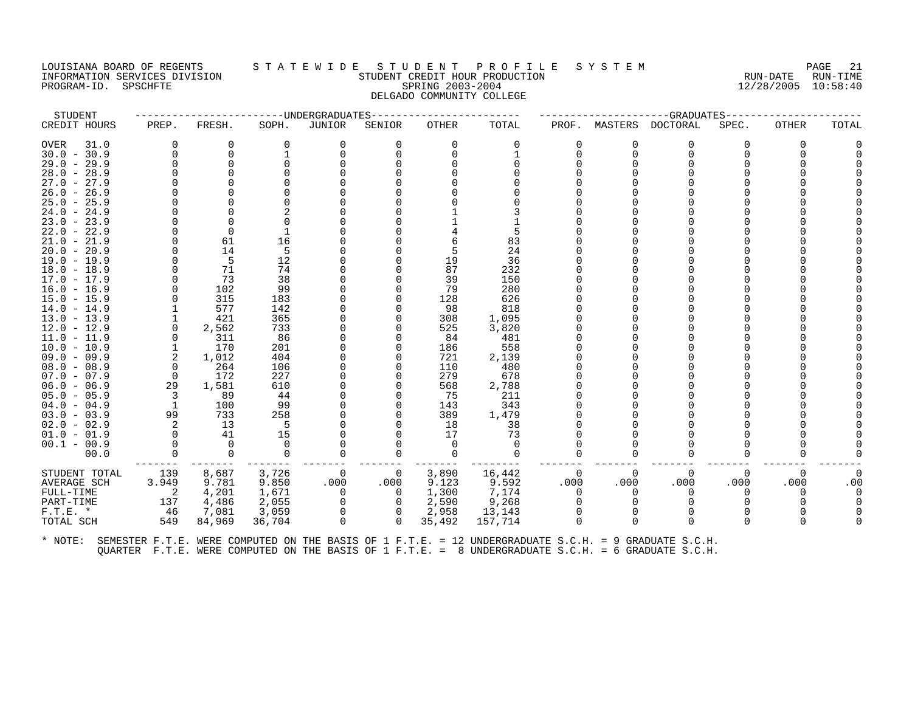LOUISIANA BOARD OF REGENTS — STATEWIDE STUDENT PROFILE SYSTEM
INFORMATION SERVICES DIVISION — STUDENT CREDIT HOUR PRODUCTION — RUN-DATE 12/28/2005 RUN-TIME 10:58:40
PROGRAM-ID. SPSCHFTE — SPRING 2003-2004

DELGADO COMMUNITY COLLEGE

| STUDENT | UNDERGRADUATES | | | | | | | GRADUATES | | | | | | |
|---|---|---|---|---|---|---|---|---|---|---|---|---|---|---|
| CREDIT HOURS | PREP. | FRESH. | SOPH. | JUNIOR | SENIOR | OTHER | TOTAL | PROF. | MASTERS | DOCTORAL | SPEC. | OTHER | TOTAL |
| OVER 31.0 | 0 | 0 | 0 | 0 | 0 | 0 | 0 | 0 | 0 | 0 | 0 | 0 | 0 |
| 30.0 - 30.9 | 0 | 0 | 1 | 0 | 0 | 0 | 1 | 0 | 0 | 0 | 0 | 0 | 0 |
| 29.0 - 29.9 | 0 | 0 | 0 | 0 | 0 | 0 | 0 | 0 | 0 | 0 | 0 | 0 | 0 |
| 28.0 - 28.9 | 0 | 0 | 0 | 0 | 0 | 0 | 0 | 0 | 0 | 0 | 0 | 0 | 0 |
| 27.0 - 27.9 | 0 | 0 | 0 | 0 | 0 | 0 | 0 | 0 | 0 | 0 | 0 | 0 | 0 |
| 26.0 - 26.9 | 0 | 0 | 0 | 0 | 0 | 0 | 0 | 0 | 0 | 0 | 0 | 0 | 0 |
| 25.0 - 25.9 | 0 | 0 | 0 | 0 | 0 | 0 | 0 | 0 | 0 | 0 | 0 | 0 | 0 |
| 24.0 - 24.9 | 0 | 0 | 2 | 0 | 0 | 1 | 3 | 0 | 0 | 0 | 0 | 0 | 0 |
| 23.0 - 23.9 | 0 | 0 | 0 | 0 | 0 | 1 | 1 | 0 | 0 | 0 | 0 | 0 | 0 |
| 22.0 - 22.9 | 0 | 0 | 1 | 0 | 0 | 4 | 5 | 0 | 0 | 0 | 0 | 0 | 0 |
| 21.0 - 21.9 | 0 | 61 | 16 | 0 | 0 | 6 | 83 | 0 | 0 | 0 | 0 | 0 | 0 |
| 20.0 - 20.9 | 0 | 14 | 5 | 0 | 0 | 5 | 24 | 0 | 0 | 0 | 0 | 0 | 0 |
| 19.0 - 19.9 | 0 | 5 | 12 | 0 | 0 | 19 | 36 | 0 | 0 | 0 | 0 | 0 | 0 |
| 18.0 - 18.9 | 0 | 71 | 74 | 0 | 0 | 87 | 232 | 0 | 0 | 0 | 0 | 0 | 0 |
| 17.0 - 17.9 | 0 | 73 | 38 | 0 | 0 | 39 | 150 | 0 | 0 | 0 | 0 | 0 | 0 |
| 16.0 - 16.9 | 0 | 102 | 99 | 0 | 0 | 79 | 280 | 0 | 0 | 0 | 0 | 0 | 0 |
| 15.0 - 15.9 | 0 | 315 | 183 | 0 | 0 | 128 | 626 | 0 | 0 | 0 | 0 | 0 | 0 |
| 14.0 - 14.9 | 1 | 577 | 142 | 0 | 0 | 98 | 818 | 0 | 0 | 0 | 0 | 0 | 0 |
| 13.0 - 13.9 | 1 | 421 | 365 | 0 | 0 | 308 | 1,095 | 0 | 0 | 0 | 0 | 0 | 0 |
| 12.0 - 12.9 | 0 | 2,562 | 733 | 0 | 0 | 525 | 3,820 | 0 | 0 | 0 | 0 | 0 | 0 |
| 11.0 - 11.9 | 0 | 311 | 86 | 0 | 0 | 84 | 481 | 0 | 0 | 0 | 0 | 0 | 0 |
| 10.0 - 10.9 | 1 | 170 | 201 | 0 | 0 | 186 | 558 | 0 | 0 | 0 | 0 | 0 | 0 |
| 09.0 - 09.9 | 2 | 1,012 | 404 | 0 | 0 | 721 | 2,139 | 0 | 0 | 0 | 0 | 0 | 0 |
| 08.0 - 08.9 | 0 | 264 | 106 | 0 | 0 | 110 | 480 | 0 | 0 | 0 | 0 | 0 | 0 |
| 07.0 - 07.9 | 0 | 172 | 227 | 0 | 0 | 279 | 678 | 0 | 0 | 0 | 0 | 0 | 0 |
| 06.0 - 06.9 | 29 | 1,581 | 610 | 0 | 0 | 568 | 2,788 | 0 | 0 | 0 | 0 | 0 | 0 |
| 05.0 - 05.9 | 3 | 89 | 44 | 0 | 0 | 75 | 211 | 0 | 0 | 0 | 0 | 0 | 0 |
| 04.0 - 04.9 | 1 | 100 | 99 | 0 | 0 | 143 | 343 | 0 | 0 | 0 | 0 | 0 | 0 |
| 03.0 - 03.9 | 99 | 733 | 258 | 0 | 0 | 389 | 1,479 | 0 | 0 | 0 | 0 | 0 | 0 |
| 02.0 - 02.9 | 2 | 13 | 5 | 0 | 0 | 18 | 38 | 0 | 0 | 0 | 0 | 0 | 0 |
| 01.0 - 01.9 | 0 | 41 | 15 | 0 | 0 | 17 | 73 | 0 | 0 | 0 | 0 | 0 | 0 |
| 00.1 - 00.9 | 0 | 0 | 0 | 0 | 0 | 0 | 0 | 0 | 0 | 0 | 0 | 0 | 0 |
| 00.0 | 0 | 0 | 0 | 0 | 0 | 0 | 0 | 0 | 0 | 0 | 0 | 0 | 0 |
| STUDENT TOTAL | 139 | 8,687 | 3,726 | 0 | 0 | 3,890 | 16,442 | 0 | 0 | 0 | 0 | 0 | 0 |
| AVERAGE SCH | 3.949 | 9.781 | 9.850 | .000 | .000 | 9.123 | 9.592 | .000 | .000 | .000 | .000 | .000 | .00 |
| FULL-TIME | 2 | 4,201 | 1,671 | 0 | 0 | 1,300 | 7,174 | 0 | 0 | 0 | 0 | 0 | 0 |
| PART-TIME | 137 | 4,486 | 2,055 | 0 | 0 | 2,590 | 9,268 | 0 | 0 | 0 | 0 | 0 | 0 |
| F.T.E. * | 46 | 7,081 | 3,059 | 0 | 0 | 2,958 | 13,143 | 0 | 0 | 0 | 0 | 0 | 0 |
| TOTAL SCH | 549 | 84,969 | 36,704 | 0 | 0 | 35,492 | 157,714 | 0 | 0 | 0 | 0 | 0 | 0 |

* NOTE: SEMESTER F.T.E. WERE COMPUTED ON THE BASIS OF 1 F.T.E. = 12 UNDERGRADUATE S.C.H. = 9 GRADUATE S.C.H.
QUARTER F.T.E. WERE COMPUTED ON THE BASIS OF 1 F.T.E. = 8 UNDERGRADUATE S.C.H. = 6 GRADUATE S.C.H.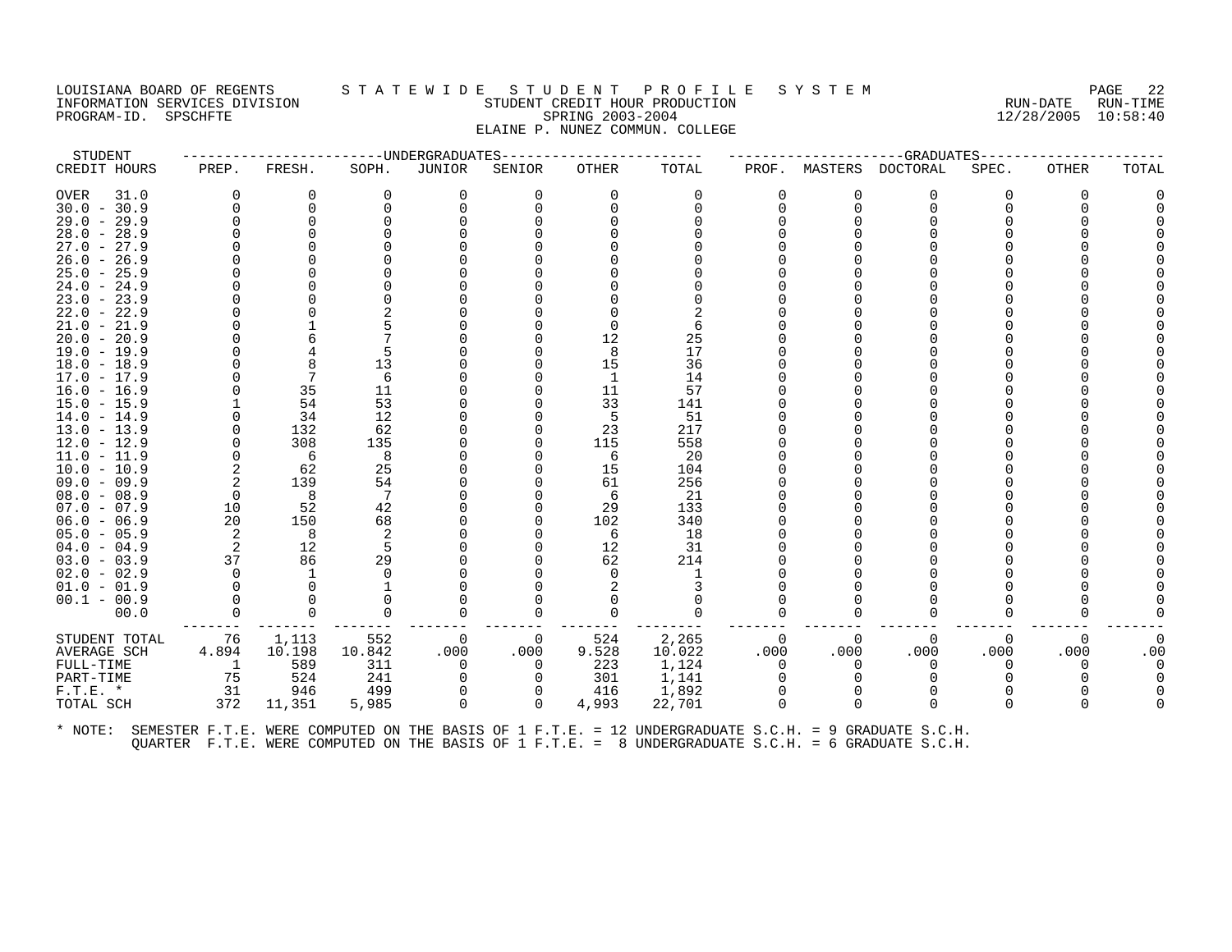LOUISIANA BOARD OF REGENTS
INFORMATION SERVICES DIVISION
PROGRAM-ID. SPSCHFTE

STATEWIDE STUDENT PROFILE SYSTEM
STUDENT CREDIT HOUR PRODUCTION
SPRING 2003-2004
ELAINE P. NUNEZ COMMUN. COLLEGE

RUN-DATE 12/28/2005 RUN-TIME 10:58:40

| STUDENT CREDIT HOURS | UNDERGRADUATES PREP. | FRESH. | SOPH. | JUNIOR | SENIOR | OTHER | TOTAL | GRADUATES PROF. | MASTERS | DOCTORAL | SPEC. | OTHER | TOTAL |
|---|---|---|---|---|---|---|---|---|---|---|---|---|---|
| OVER 31.0 | 0 | 0 | 0 | 0 | 0 | 0 | 0 | 0 | 0 | 0 | 0 | 0 | 0 |
| 30.0 - 30.9 | 0 | 0 | 0 | 0 | 0 | 0 | 0 | 0 | 0 | 0 | 0 | 0 | 0 |
| 29.0 - 29.9 | 0 | 0 | 0 | 0 | 0 | 0 | 0 | 0 | 0 | 0 | 0 | 0 | 0 |
| 28.0 - 28.9 | 0 | 0 | 0 | 0 | 0 | 0 | 0 | 0 | 0 | 0 | 0 | 0 | 0 |
| 27.0 - 27.9 | 0 | 0 | 0 | 0 | 0 | 0 | 0 | 0 | 0 | 0 | 0 | 0 | 0 |
| 26.0 - 26.9 | 0 | 0 | 0 | 0 | 0 | 0 | 0 | 0 | 0 | 0 | 0 | 0 | 0 |
| 25.0 - 25.9 | 0 | 0 | 0 | 0 | 0 | 0 | 0 | 0 | 0 | 0 | 0 | 0 | 0 |
| 24.0 - 24.9 | 0 | 0 | 0 | 0 | 0 | 0 | 0 | 0 | 0 | 0 | 0 | 0 | 0 |
| 23.0 - 23.9 | 0 | 0 | 0 | 0 | 0 | 0 | 0 | 0 | 0 | 0 | 0 | 0 | 0 |
| 22.0 - 22.9 | 0 | 0 | 2 | 0 | 0 | 0 | 2 | 0 | 0 | 0 | 0 | 0 | 0 |
| 21.0 - 21.9 | 0 | 1 | 5 | 0 | 0 | 0 | 6 | 0 | 0 | 0 | 0 | 0 | 0 |
| 20.0 - 20.9 | 0 | 6 | 7 | 0 | 0 | 12 | 25 | 0 | 0 | 0 | 0 | 0 | 0 |
| 19.0 - 19.9 | 0 | 4 | 5 | 0 | 0 | 8 | 17 | 0 | 0 | 0 | 0 | 0 | 0 |
| 18.0 - 18.9 | 0 | 8 | 13 | 0 | 0 | 15 | 36 | 0 | 0 | 0 | 0 | 0 | 0 |
| 17.0 - 17.9 | 0 | 7 | 6 | 0 | 0 | 1 | 14 | 0 | 0 | 0 | 0 | 0 | 0 |
| 16.0 - 16.9 | 0 | 35 | 11 | 0 | 0 | 11 | 57 | 0 | 0 | 0 | 0 | 0 | 0 |
| 15.0 - 15.9 | 1 | 54 | 53 | 0 | 0 | 33 | 141 | 0 | 0 | 0 | 0 | 0 | 0 |
| 14.0 - 14.9 | 0 | 34 | 12 | 0 | 0 | 5 | 51 | 0 | 0 | 0 | 0 | 0 | 0 |
| 13.0 - 13.9 | 0 | 132 | 62 | 0 | 0 | 23 | 217 | 0 | 0 | 0 | 0 | 0 | 0 |
| 12.0 - 12.9 | 0 | 308 | 135 | 0 | 0 | 115 | 558 | 0 | 0 | 0 | 0 | 0 | 0 |
| 11.0 - 11.9 | 0 | 6 | 8 | 0 | 0 | 6 | 20 | 0 | 0 | 0 | 0 | 0 | 0 |
| 10.0 - 10.9 | 2 | 62 | 25 | 0 | 0 | 15 | 104 | 0 | 0 | 0 | 0 | 0 | 0 |
| 09.0 - 09.9 | 2 | 139 | 54 | 0 | 0 | 61 | 256 | 0 | 0 | 0 | 0 | 0 | 0 |
| 08.0 - 08.9 | 0 | 8 | 7 | 0 | 0 | 6 | 21 | 0 | 0 | 0 | 0 | 0 | 0 |
| 07.0 - 07.9 | 10 | 52 | 42 | 0 | 0 | 29 | 133 | 0 | 0 | 0 | 0 | 0 | 0 |
| 06.0 - 06.9 | 20 | 150 | 68 | 0 | 0 | 102 | 340 | 0 | 0 | 0 | 0 | 0 | 0 |
| 05.0 - 05.9 | 2 | 8 | 2 | 0 | 0 | 6 | 18 | 0 | 0 | 0 | 0 | 0 | 0 |
| 04.0 - 04.9 | 2 | 12 | 5 | 0 | 0 | 12 | 31 | 0 | 0 | 0 | 0 | 0 | 0 |
| 03.0 - 03.9 | 37 | 86 | 29 | 0 | 0 | 62 | 214 | 0 | 0 | 0 | 0 | 0 | 0 |
| 02.0 - 02.9 | 0 | 1 | 0 | 0 | 0 | 0 | 1 | 0 | 0 | 0 | 0 | 0 | 0 |
| 01.0 - 01.9 | 0 | 0 | 1 | 0 | 0 | 2 | 3 | 0 | 0 | 0 | 0 | 0 | 0 |
| 00.1 - 00.9 | 0 | 0 | 0 | 0 | 0 | 0 | 0 | 0 | 0 | 0 | 0 | 0 | 0 |
| 00.0 | 0 | 0 | 0 | 0 | 0 | 0 | 0 | 0 | 0 | 0 | 0 | 0 | 0 |
| STUDENT TOTAL | 76 | 1,113 | 552 | 0 | 0 | 524 | 2,265 | 0 | 0 | 0 | 0 | 0 | 0 |
| AVERAGE SCH | 4.894 | 10.198 | 10.842 | .000 | .000 | 9.528 | 10.022 | .000 | .000 | .000 | .000 | .000 | .00 |
| FULL-TIME | 1 | 589 | 311 | 0 | 0 | 223 | 1,124 | 0 | 0 | 0 | 0 | 0 | 0 |
| PART-TIME | 75 | 524 | 241 | 0 | 0 | 301 | 1,141 | 0 | 0 | 0 | 0 | 0 | 0 |
| F.T.E. * | 31 | 946 | 499 | 0 | 0 | 416 | 1,892 | 0 | 0 | 0 | 0 | 0 | 0 |
| TOTAL SCH | 372 | 11,351 | 5,985 | 0 | 0 | 4,993 | 22,701 | 0 | 0 | 0 | 0 | 0 | 0 |

* NOTE: SEMESTER F.T.E. WERE COMPUTED ON THE BASIS OF 1 F.T.E. = 12 UNDERGRADUATE S.C.H. = 9 GRADUATE S.C.H.
QUARTER F.T.E. WERE COMPUTED ON THE BASIS OF 1 F.T.E. = 8 UNDERGRADUATE S.C.H. = 6 GRADUATE S.C.H.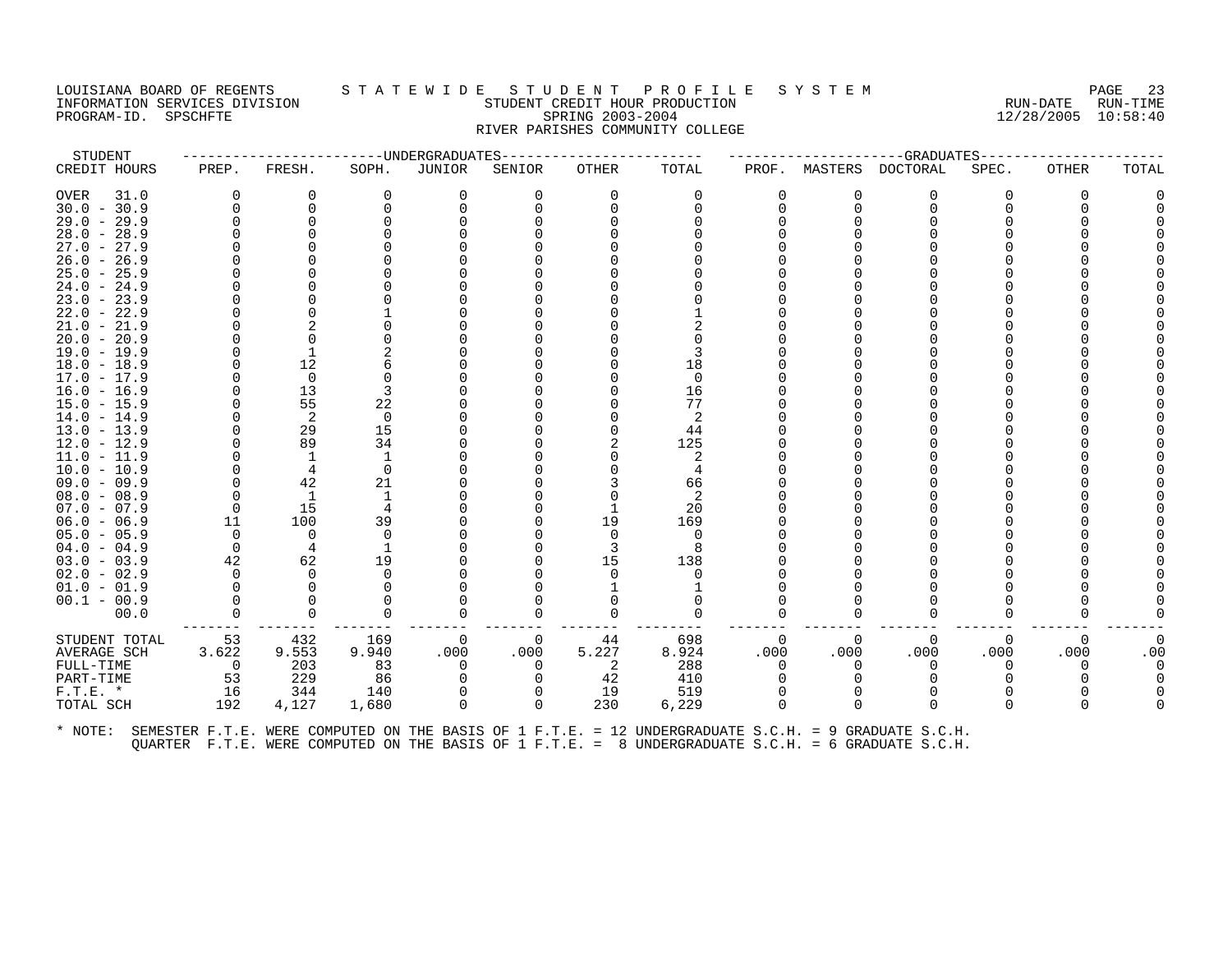LOUISIANA BOARD OF REGENTS — STATEWIDE STUDENT PROFILE SYSTEM
INFORMATION SERVICES DIVISION — STUDENT CREDIT HOUR PRODUCTION — RUN-DATE 12/28/2005 RUN-TIME 10:58:40
PROGRAM-ID. SPSCHFTE — SPRING 2003-2004
RIVER PARISHES COMMUNITY COLLEGE

| STUDENT CREDIT HOURS | UNDERGRADUATES PREP. | FRESH. | SOPH. | JUNIOR | SENIOR | OTHER | TOTAL | GRADUATES PROF. | MASTERS | DOCTORAL | SPEC. | OTHER | TOTAL |
|---|---|---|---|---|---|---|---|---|---|---|---|---|---|
| OVER 31.0 | 0 | 0 | 0 | 0 | 0 | 0 | 0 | 0 | 0 | 0 | 0 | 0 | 0 |
| 30.0 - 30.9 | 0 | 0 | 0 | 0 | 0 | 0 | 0 | 0 | 0 | 0 | 0 | 0 | 0 |
| 29.0 - 29.9 | 0 | 0 | 0 | 0 | 0 | 0 | 0 | 0 | 0 | 0 | 0 | 0 | 0 |
| 28.0 - 28.9 | 0 | 0 | 0 | 0 | 0 | 0 | 0 | 0 | 0 | 0 | 0 | 0 | 0 |
| 27.0 - 27.9 | 0 | 0 | 0 | 0 | 0 | 0 | 0 | 0 | 0 | 0 | 0 | 0 | 0 |
| 26.0 - 26.9 | 0 | 0 | 0 | 0 | 0 | 0 | 0 | 0 | 0 | 0 | 0 | 0 | 0 |
| 25.0 - 25.9 | 0 | 0 | 0 | 0 | 0 | 0 | 0 | 0 | 0 | 0 | 0 | 0 | 0 |
| 24.0 - 24.9 | 0 | 0 | 0 | 0 | 0 | 0 | 0 | 0 | 0 | 0 | 0 | 0 | 0 |
| 23.0 - 23.9 | 0 | 0 | 0 | 0 | 0 | 0 | 0 | 0 | 0 | 0 | 0 | 0 | 0 |
| 22.0 - 22.9 | 0 | 0 | 1 | 0 | 0 | 0 | 1 | 0 | 0 | 0 | 0 | 0 | 0 |
| 21.0 - 21.9 | 0 | 2 | 0 | 0 | 0 | 0 | 2 | 0 | 0 | 0 | 0 | 0 | 0 |
| 20.0 - 20.9 | 0 | 0 | 0 | 0 | 0 | 0 | 0 | 0 | 0 | 0 | 0 | 0 | 0 |
| 19.0 - 19.9 | 0 | 1 | 2 | 0 | 0 | 0 | 3 | 0 | 0 | 0 | 0 | 0 | 0 |
| 18.0 - 18.9 | 0 | 12 | 6 | 0 | 0 | 0 | 18 | 0 | 0 | 0 | 0 | 0 | 0 |
| 17.0 - 17.9 | 0 | 0 | 0 | 0 | 0 | 0 | 0 | 0 | 0 | 0 | 0 | 0 | 0 |
| 16.0 - 16.9 | 0 | 13 | 3 | 0 | 0 | 0 | 16 | 0 | 0 | 0 | 0 | 0 | 0 |
| 15.0 - 15.9 | 0 | 55 | 22 | 0 | 0 | 0 | 77 | 0 | 0 | 0 | 0 | 0 | 0 |
| 14.0 - 14.9 | 0 | 2 | 0 | 0 | 0 | 0 | 2 | 0 | 0 | 0 | 0 | 0 | 0 |
| 13.0 - 13.9 | 0 | 29 | 15 | 0 | 0 | 0 | 44 | 0 | 0 | 0 | 0 | 0 | 0 |
| 12.0 - 12.9 | 0 | 89 | 34 | 0 | 0 | 2 | 125 | 0 | 0 | 0 | 0 | 0 | 0 |
| 11.0 - 11.9 | 0 | 1 | 1 | 0 | 0 | 0 | 2 | 0 | 0 | 0 | 0 | 0 | 0 |
| 10.0 - 10.9 | 0 | 4 | 0 | 0 | 0 | 0 | 4 | 0 | 0 | 0 | 0 | 0 | 0 |
| 09.0 - 09.9 | 0 | 42 | 21 | 0 | 0 | 3 | 66 | 0 | 0 | 0 | 0 | 0 | 0 |
| 08.0 - 08.9 | 0 | 1 | 1 | 0 | 0 | 0 | 2 | 0 | 0 | 0 | 0 | 0 | 0 |
| 07.0 - 07.9 | 0 | 15 | 4 | 0 | 0 | 1 | 20 | 0 | 0 | 0 | 0 | 0 | 0 |
| 06.0 - 06.9 | 11 | 100 | 39 | 0 | 0 | 19 | 169 | 0 | 0 | 0 | 0 | 0 | 0 |
| 05.0 - 05.9 | 0 | 0 | 0 | 0 | 0 | 0 | 0 | 0 | 0 | 0 | 0 | 0 | 0 |
| 04.0 - 04.9 | 0 | 4 | 1 | 0 | 0 | 3 | 8 | 0 | 0 | 0 | 0 | 0 | 0 |
| 03.0 - 03.9 | 42 | 62 | 19 | 0 | 0 | 15 | 138 | 0 | 0 | 0 | 0 | 0 | 0 |
| 02.0 - 02.9 | 0 | 0 | 0 | 0 | 0 | 0 | 0 | 0 | 0 | 0 | 0 | 0 | 0 |
| 01.0 - 01.9 | 0 | 0 | 0 | 0 | 0 | 1 | 1 | 0 | 0 | 0 | 0 | 0 | 0 |
| 00.1 - 00.9 | 0 | 0 | 0 | 0 | 0 | 0 | 0 | 0 | 0 | 0 | 0 | 0 | 0 |
| 00.0 | 0 | 0 | 0 | 0 | 0 | 0 | 0 | 0 | 0 | 0 | 0 | 0 | 0 |
| STUDENT TOTAL | 53 | 432 | 169 | 0 | 0 | 44 | 698 | 0 | 0 | 0 | 0 | 0 | 0 |
| AVERAGE SCH | 3.622 | 9.553 | 9.940 | .000 | .000 | 5.227 | 8.924 | .000 | .000 | .000 | .000 | .000 | .00 |
| FULL-TIME | 0 | 203 | 83 | 0 | 0 | 2 | 288 | 0 | 0 | 0 | 0 | 0 | 0 |
| PART-TIME | 53 | 229 | 86 | 0 | 0 | 42 | 410 | 0 | 0 | 0 | 0 | 0 | 0 |
| F.T.E. * | 16 | 344 | 140 | 0 | 0 | 19 | 519 | 0 | 0 | 0 | 0 | 0 | 0 |
| TOTAL SCH | 192 | 4,127 | 1,680 | 0 | 0 | 230 | 6,229 | 0 | 0 | 0 | 0 | 0 | 0 |

* NOTE: SEMESTER F.T.E. WERE COMPUTED ON THE BASIS OF 1 F.T.E. = 12 UNDERGRADUATE S.C.H. = 9 GRADUATE S.C.H.
QUARTER F.T.E. WERE COMPUTED ON THE BASIS OF 1 F.T.E. = 8 UNDERGRADUATE S.C.H. = 6 GRADUATE S.C.H.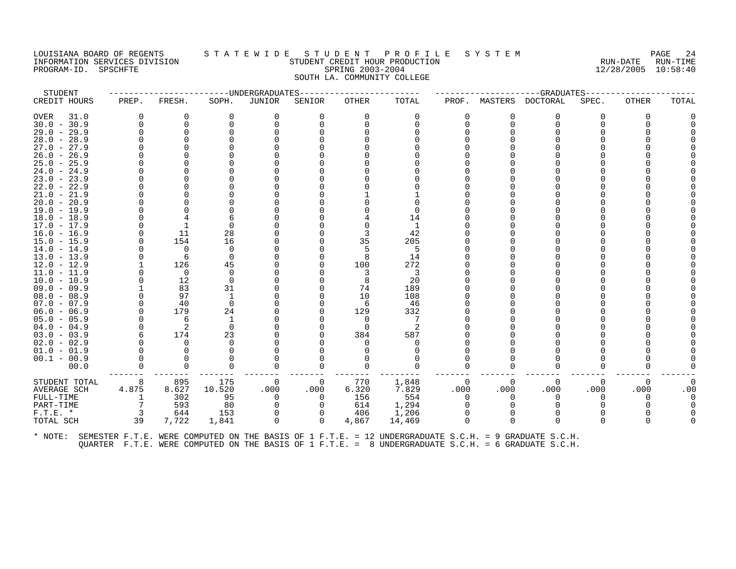LOUISIANA BOARD OF REGENTS — STATEWIDE STUDENT PROFILE SYSTEM
INFORMATION SERVICES DIVISION — STUDENT CREDIT HOUR PRODUCTION — RUN-DATE 12/28/2005 RUN-TIME 10:58:40
PROGRAM-ID. SPSCHFTE — SPRING 2003-2004

SOUTH LA. COMMUNITY COLLEGE

| STUDENT | UNDERGRADUATES | | | | | | | GRADUATES | | | | | |
|---|---|---|---|---|---|---|---|---|---|---|---|---|---|
| CREDIT HOURS | PREP. | FRESH. | SOPH. | JUNIOR | SENIOR | OTHER | TOTAL | PROF. | MASTERS | DOCTORAL | SPEC. | OTHER | TOTAL |
| OVER 31.0 | 0 | 0 | 0 | 0 | 0 | 0 | 0 | 0 | 0 | 0 | 0 | 0 | 0 |
| 30.0 - 30.9 | 0 | 0 | 0 | 0 | 0 | 0 | 0 | 0 | 0 | 0 | 0 | 0 | 0 |
| 29.0 - 29.9 | 0 | 0 | 0 | 0 | 0 | 0 | 0 | 0 | 0 | 0 | 0 | 0 | 0 |
| 28.0 - 28.9 | 0 | 0 | 0 | 0 | 0 | 0 | 0 | 0 | 0 | 0 | 0 | 0 | 0 |
| 27.0 - 27.9 | 0 | 0 | 0 | 0 | 0 | 0 | 0 | 0 | 0 | 0 | 0 | 0 | 0 |
| 26.0 - 26.9 | 0 | 0 | 0 | 0 | 0 | 0 | 0 | 0 | 0 | 0 | 0 | 0 | 0 |
| 25.0 - 25.9 | 0 | 0 | 0 | 0 | 0 | 0 | 0 | 0 | 0 | 0 | 0 | 0 | 0 |
| 24.0 - 24.9 | 0 | 0 | 0 | 0 | 0 | 0 | 0 | 0 | 0 | 0 | 0 | 0 | 0 |
| 23.0 - 23.9 | 0 | 0 | 0 | 0 | 0 | 0 | 0 | 0 | 0 | 0 | 0 | 0 | 0 |
| 22.0 - 22.9 | 0 | 0 | 0 | 0 | 0 | 0 | 0 | 0 | 0 | 0 | 0 | 0 | 0 |
| 21.0 - 21.9 | 0 | 0 | 0 | 0 | 0 | 1 | 1 | 0 | 0 | 0 | 0 | 0 | 0 |
| 20.0 - 20.9 | 0 | 0 | 0 | 0 | 0 | 0 | 0 | 0 | 0 | 0 | 0 | 0 | 0 |
| 19.0 - 19.9 | 0 | 0 | 0 | 0 | 0 | 0 | 0 | 0 | 0 | 0 | 0 | 0 | 0 |
| 18.0 - 18.9 | 0 | 4 | 6 | 0 | 0 | 4 | 14 | 0 | 0 | 0 | 0 | 0 | 0 |
| 17.0 - 17.9 | 0 | 1 | 0 | 0 | 0 | 0 | 1 | 0 | 0 | 0 | 0 | 0 | 0 |
| 16.0 - 16.9 | 0 | 11 | 28 | 0 | 0 | 3 | 42 | 0 | 0 | 0 | 0 | 0 | 0 |
| 15.0 - 15.9 | 0 | 154 | 16 | 0 | 0 | 35 | 205 | 0 | 0 | 0 | 0 | 0 | 0 |
| 14.0 - 14.9 | 0 | 0 | 0 | 0 | 0 | 5 | 5 | 0 | 0 | 0 | 0 | 0 | 0 |
| 13.0 - 13.9 | 0 | 6 | 0 | 0 | 0 | 8 | 14 | 0 | 0 | 0 | 0 | 0 | 0 |
| 12.0 - 12.9 | 1 | 126 | 45 | 0 | 0 | 100 | 272 | 0 | 0 | 0 | 0 | 0 | 0 |
| 11.0 - 11.9 | 0 | 0 | 0 | 0 | 0 | 3 | 3 | 0 | 0 | 0 | 0 | 0 | 0 |
| 10.0 - 10.9 | 0 | 12 | 0 | 0 | 0 | 8 | 20 | 0 | 0 | 0 | 0 | 0 | 0 |
| 09.0 - 09.9 | 1 | 83 | 31 | 0 | 0 | 74 | 189 | 0 | 0 | 0 | 0 | 0 | 0 |
| 08.0 - 08.9 | 0 | 97 | 1 | 0 | 0 | 10 | 108 | 0 | 0 | 0 | 0 | 0 | 0 |
| 07.0 - 07.9 | 0 | 40 | 0 | 0 | 0 | 6 | 46 | 0 | 0 | 0 | 0 | 0 | 0 |
| 06.0 - 06.9 | 0 | 179 | 24 | 0 | 0 | 129 | 332 | 0 | 0 | 0 | 0 | 0 | 0 |
| 05.0 - 05.9 | 0 | 6 | 1 | 0 | 0 | 0 | 7 | 0 | 0 | 0 | 0 | 0 | 0 |
| 04.0 - 04.9 | 0 | 2 | 0 | 0 | 0 | 0 | 2 | 0 | 0 | 0 | 0 | 0 | 0 |
| 03.0 - 03.9 | 6 | 174 | 23 | 0 | 0 | 384 | 587 | 0 | 0 | 0 | 0 | 0 | 0 |
| 02.0 - 02.9 | 0 | 0 | 0 | 0 | 0 | 0 | 0 | 0 | 0 | 0 | 0 | 0 | 0 |
| 01.0 - 01.9 | 0 | 0 | 0 | 0 | 0 | 0 | 0 | 0 | 0 | 0 | 0 | 0 | 0 |
| 00.1 - 00.9 | 0 | 0 | 0 | 0 | 0 | 0 | 0 | 0 | 0 | 0 | 0 | 0 | 0 |
| 00.0 | 0 | 0 | 0 | 0 | 0 | 0 | 0 | 0 | 0 | 0 | 0 | 0 | 0 |
| STUDENT TOTAL | 8 | 895 | 175 | 0 | 0 | 770 | 1,848 | 0 | 0 | 0 | 0 | 0 | 0 |
| AVERAGE SCH | 4.875 | 8.627 | 10.520 | .000 | .000 | 6.320 | 7.829 | .000 | .000 | .000 | .000 | .000 | .00 |
| FULL-TIME | 1 | 302 | 95 | 0 | 0 | 156 | 554 | 0 | 0 | 0 | 0 | 0 | 0 |
| PART-TIME | 7 | 593 | 80 | 0 | 0 | 614 | 1,294 | 0 | 0 | 0 | 0 | 0 | 0 |
| F.T.E. * | 3 | 644 | 153 | 0 | 0 | 406 | 1,206 | 0 | 0 | 0 | 0 | 0 | 0 |
| TOTAL SCH | 39 | 7,722 | 1,841 | 0 | 0 | 4,867 | 14,469 | 0 | 0 | 0 | 0 | 0 | 0 |

\* NOTE: SEMESTER F.T.E. WERE COMPUTED ON THE BASIS OF 1 F.T.E. = 12 UNDERGRADUATE S.C.H. = 9 GRADUATE S.C.H.
QUARTER F.T.E. WERE COMPUTED ON THE BASIS OF 1 F.T.E. = 8 UNDERGRADUATE S.C.H. = 6 GRADUATE S.C.H.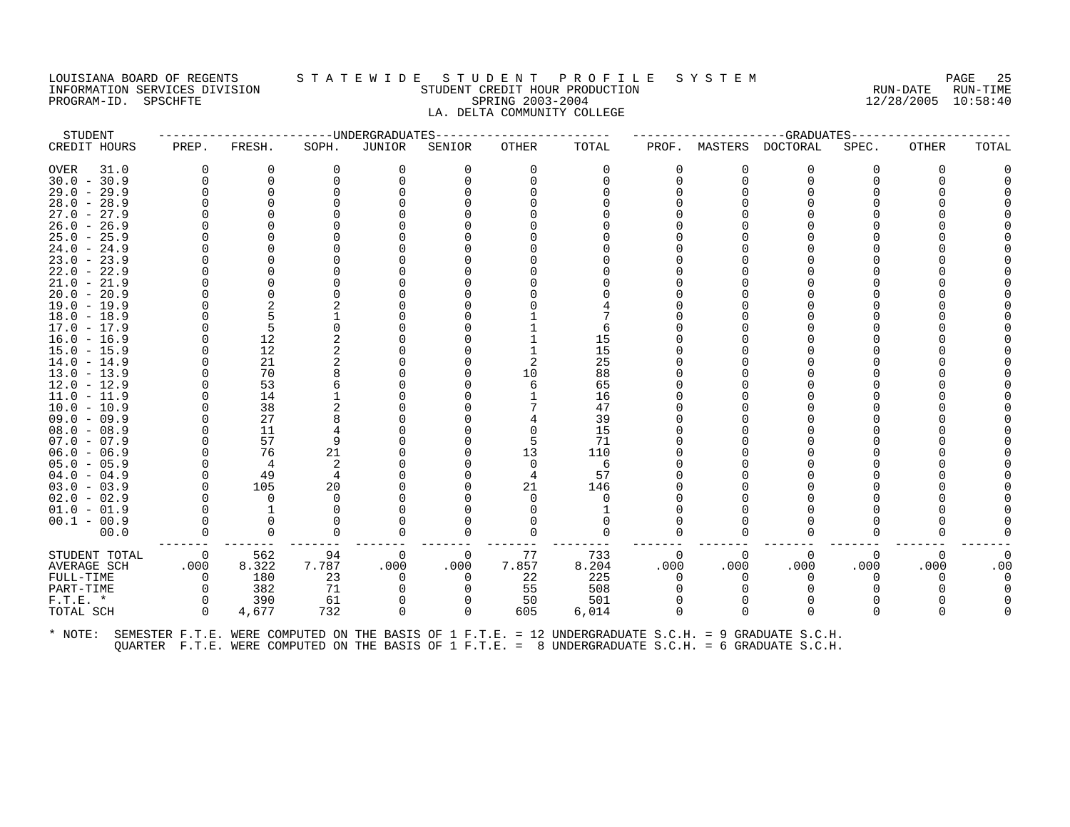LOUISIANA BOARD OF REGENTS — STATEWIDE STUDENT PROFILE SYSTEM
INFORMATION SERVICES DIVISION — STUDENT CREDIT HOUR PRODUCTION — RUN-DATE 12/28/2005 RUN-TIME 10:58:40
PROGRAM-ID. SPSCHFTE — SPRING 2003-2004

LA. DELTA COMMUNITY COLLEGE

| STUDENT CREDIT HOURS | UNDERGRADUATES PREP. | FRESH. | SOPH. | JUNIOR | SENIOR | OTHER | TOTAL | GRADUATES PROF. | MASTERS | DOCTORAL | SPEC. | OTHER | TOTAL |
|---|---|---|---|---|---|---|---|---|---|---|---|---|---|
| OVER 31.0 | 0 | 0 | 0 | 0 | 0 | 0 | 0 | 0 | 0 | 0 | 0 | 0 | 0 |
| 30.0 - 30.9 | 0 | 0 | 0 | 0 | 0 | 0 | 0 | 0 | 0 | 0 | 0 | 0 | 0 |
| 29.0 - 29.9 | 0 | 0 | 0 | 0 | 0 | 0 | 0 | 0 | 0 | 0 | 0 | 0 | 0 |
| 28.0 - 28.9 | 0 | 0 | 0 | 0 | 0 | 0 | 0 | 0 | 0 | 0 | 0 | 0 | 0 |
| 27.0 - 27.9 | 0 | 0 | 0 | 0 | 0 | 0 | 0 | 0 | 0 | 0 | 0 | 0 | 0 |
| 26.0 - 26.9 | 0 | 0 | 0 | 0 | 0 | 0 | 0 | 0 | 0 | 0 | 0 | 0 | 0 |
| 25.0 - 25.9 | 0 | 0 | 0 | 0 | 0 | 0 | 0 | 0 | 0 | 0 | 0 | 0 | 0 |
| 24.0 - 24.9 | 0 | 0 | 0 | 0 | 0 | 0 | 0 | 0 | 0 | 0 | 0 | 0 | 0 |
| 23.0 - 23.9 | 0 | 0 | 0 | 0 | 0 | 0 | 0 | 0 | 0 | 0 | 0 | 0 | 0 |
| 22.0 - 22.9 | 0 | 0 | 0 | 0 | 0 | 0 | 0 | 0 | 0 | 0 | 0 | 0 | 0 |
| 21.0 - 21.9 | 0 | 0 | 0 | 0 | 0 | 0 | 0 | 0 | 0 | 0 | 0 | 0 | 0 |
| 20.0 - 20.9 | 0 | 0 | 0 | 0 | 0 | 0 | 0 | 0 | 0 | 0 | 0 | 0 | 0 |
| 19.0 - 19.9 | 0 | 2 | 2 | 0 | 0 | 0 | 4 | 0 | 0 | 0 | 0 | 0 | 0 |
| 18.0 - 18.9 | 0 | 5 | 1 | 0 | 0 | 1 | 7 | 0 | 0 | 0 | 0 | 0 | 0 |
| 17.0 - 17.9 | 0 | 5 | 0 | 0 | 0 | 1 | 6 | 0 | 0 | 0 | 0 | 0 | 0 |
| 16.0 - 16.9 | 0 | 12 | 2 | 0 | 0 | 1 | 15 | 0 | 0 | 0 | 0 | 0 | 0 |
| 15.0 - 15.9 | 0 | 12 | 2 | 0 | 0 | 1 | 15 | 0 | 0 | 0 | 0 | 0 | 0 |
| 14.0 - 14.9 | 0 | 21 | 2 | 0 | 0 | 2 | 25 | 0 | 0 | 0 | 0 | 0 | 0 |
| 13.0 - 13.9 | 0 | 70 | 8 | 0 | 0 | 10 | 88 | 0 | 0 | 0 | 0 | 0 | 0 |
| 12.0 - 12.9 | 0 | 53 | 6 | 0 | 0 | 6 | 65 | 0 | 0 | 0 | 0 | 0 | 0 |
| 11.0 - 11.9 | 0 | 14 | 1 | 0 | 0 | 1 | 16 | 0 | 0 | 0 | 0 | 0 | 0 |
| 10.0 - 10.9 | 0 | 38 | 2 | 0 | 0 | 7 | 47 | 0 | 0 | 0 | 0 | 0 | 0 |
| 09.0 - 09.9 | 0 | 27 | 8 | 0 | 0 | 4 | 39 | 0 | 0 | 0 | 0 | 0 | 0 |
| 08.0 - 08.9 | 0 | 11 | 4 | 0 | 0 | 0 | 15 | 0 | 0 | 0 | 0 | 0 | 0 |
| 07.0 - 07.9 | 0 | 57 | 9 | 0 | 0 | 5 | 71 | 0 | 0 | 0 | 0 | 0 | 0 |
| 06.0 - 06.9 | 0 | 76 | 21 | 0 | 0 | 13 | 110 | 0 | 0 | 0 | 0 | 0 | 0 |
| 05.0 - 05.9 | 0 | 4 | 2 | 0 | 0 | 0 | 6 | 0 | 0 | 0 | 0 | 0 | 0 |
| 04.0 - 04.9 | 0 | 49 | 4 | 0 | 0 | 4 | 57 | 0 | 0 | 0 | 0 | 0 | 0 |
| 03.0 - 03.9 | 0 | 105 | 20 | 0 | 0 | 21 | 146 | 0 | 0 | 0 | 0 | 0 | 0 |
| 02.0 - 02.9 | 0 | 0 | 0 | 0 | 0 | 0 | 0 | 0 | 0 | 0 | 0 | 0 | 0 |
| 01.0 - 01.9 | 0 | 1 | 0 | 0 | 0 | 0 | 1 | 0 | 0 | 0 | 0 | 0 | 0 |
| 00.1 - 00.9 | 0 | 0 | 0 | 0 | 0 | 0 | 0 | 0 | 0 | 0 | 0 | 0 | 0 |
| 00.0 | 0 | 0 | 0 | 0 | 0 | 0 | 0 | 0 | 0 | 0 | 0 | 0 | 0 |
| STUDENT TOTAL | 0 | 562 | 94 | 0 | 0 | 77 | 733 | 0 | 0 | 0 | 0 | 0 | 0 |
| AVERAGE SCH | .000 | 8.322 | 7.787 | .000 | .000 | 7.857 | 8.204 | .000 | .000 | .000 | .000 | .000 | .00 |
| FULL-TIME | 0 | 180 | 23 | 0 | 0 | 22 | 225 | 0 | 0 | 0 | 0 | 0 | 0 |
| PART-TIME | 0 | 382 | 71 | 0 | 0 | 55 | 508 | 0 | 0 | 0 | 0 | 0 | 0 |
| F.T.E. * | 0 | 390 | 61 | 0 | 0 | 50 | 501 | 0 | 0 | 0 | 0 | 0 | 0 |
| TOTAL SCH | 0 | 4,677 | 732 | 0 | 0 | 605 | 6,014 | 0 | 0 | 0 | 0 | 0 | 0 |

\* NOTE: SEMESTER F.T.E. WERE COMPUTED ON THE BASIS OF 1 F.T.E. = 12 UNDERGRADUATE S.C.H. = 9 GRADUATE S.C.H.
QUARTER F.T.E. WERE COMPUTED ON THE BASIS OF 1 F.T.E. = 8 UNDERGRADUATE S.C.H. = 6 GRADUATE S.C.H.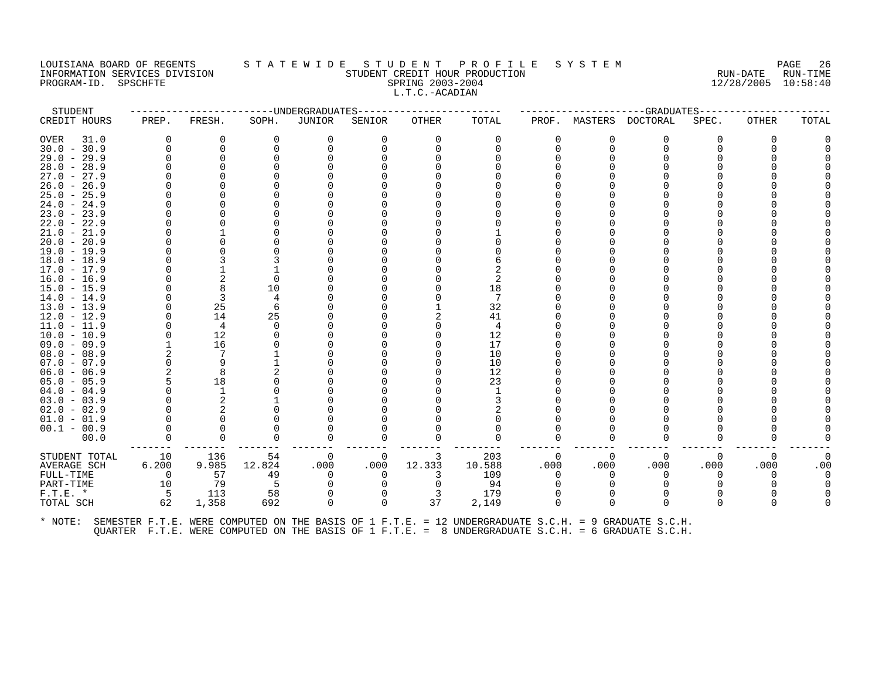LOUISIANA BOARD OF REGENTS — STATEWIDE STUDENT PROFILE SYSTEM
INFORMATION SERVICES DIVISION — STUDENT CREDIT HOUR PRODUCTION — RUN-DATE 12/28/2005 RUN-TIME 10:58:40
PROGRAM-ID. SPSCHFTE — SPRING 2003-2004
L.T.C.-ACADIAN

| STUDENT | UNDERGRADUATES | | | | | | | GRADUATES | | | | | |
|---|---|---|---|---|---|---|---|---|---|---|---|---|---|
| CREDIT HOURS | PREP. | FRESH. | SOPH. | JUNIOR | SENIOR | OTHER | TOTAL | PROF. | MASTERS | DOCTORAL | SPEC. | OTHER | TOTAL |
| OVER 31.0 | 0 | 0 | 0 | 0 | 0 | 0 | 0 | 0 | 0 | 0 | 0 | 0 | 0 |
| 30.0 - 30.9 | 0 | 0 | 0 | 0 | 0 | 0 | 0 | 0 | 0 | 0 | 0 | 0 | 0 |
| 29.0 - 29.9 | 0 | 0 | 0 | 0 | 0 | 0 | 0 | 0 | 0 | 0 | 0 | 0 | 0 |
| 28.0 - 28.9 | 0 | 0 | 0 | 0 | 0 | 0 | 0 | 0 | 0 | 0 | 0 | 0 | 0 |
| 27.0 - 27.9 | 0 | 0 | 0 | 0 | 0 | 0 | 0 | 0 | 0 | 0 | 0 | 0 | 0 |
| 26.0 - 26.9 | 0 | 0 | 0 | 0 | 0 | 0 | 0 | 0 | 0 | 0 | 0 | 0 | 0 |
| 25.0 - 25.9 | 0 | 0 | 0 | 0 | 0 | 0 | 0 | 0 | 0 | 0 | 0 | 0 | 0 |
| 24.0 - 24.9 | 0 | 0 | 0 | 0 | 0 | 0 | 0 | 0 | 0 | 0 | 0 | 0 | 0 |
| 23.0 - 23.9 | 0 | 0 | 0 | 0 | 0 | 0 | 0 | 0 | 0 | 0 | 0 | 0 | 0 |
| 22.0 - 22.9 | 0 | 0 | 0 | 0 | 0 | 0 | 0 | 0 | 0 | 0 | 0 | 0 | 0 |
| 21.0 - 21.9 | 0 | 1 | 0 | 0 | 0 | 0 | 1 | 0 | 0 | 0 | 0 | 0 | 0 |
| 20.0 - 20.9 | 0 | 0 | 0 | 0 | 0 | 0 | 0 | 0 | 0 | 0 | 0 | 0 | 0 |
| 19.0 - 19.9 | 0 | 0 | 0 | 0 | 0 | 0 | 0 | 0 | 0 | 0 | 0 | 0 | 0 |
| 18.0 - 18.9 | 0 | 3 | 3 | 0 | 0 | 0 | 6 | 0 | 0 | 0 | 0 | 0 | 0 |
| 17.0 - 17.9 | 0 | 1 | 1 | 0 | 0 | 0 | 2 | 0 | 0 | 0 | 0 | 0 | 0 |
| 16.0 - 16.9 | 0 | 2 | 0 | 0 | 0 | 0 | 2 | 0 | 0 | 0 | 0 | 0 | 0 |
| 15.0 - 15.9 | 0 | 8 | 10 | 0 | 0 | 0 | 18 | 0 | 0 | 0 | 0 | 0 | 0 |
| 14.0 - 14.9 | 0 | 3 | 4 | 0 | 0 | 0 | 7 | 0 | 0 | 0 | 0 | 0 | 0 |
| 13.0 - 13.9 | 0 | 25 | 6 | 0 | 0 | 1 | 32 | 0 | 0 | 0 | 0 | 0 | 0 |
| 12.0 - 12.9 | 0 | 14 | 25 | 0 | 0 | 2 | 41 | 0 | 0 | 0 | 0 | 0 | 0 |
| 11.0 - 11.9 | 0 | 4 | 0 | 0 | 0 | 0 | 4 | 0 | 0 | 0 | 0 | 0 | 0 |
| 10.0 - 10.9 | 0 | 12 | 0 | 0 | 0 | 0 | 12 | 0 | 0 | 0 | 0 | 0 | 0 |
| 09.0 - 09.9 | 1 | 16 | 0 | 0 | 0 | 0 | 17 | 0 | 0 | 0 | 0 | 0 | 0 |
| 08.0 - 08.9 | 2 | 7 | 1 | 0 | 0 | 0 | 10 | 0 | 0 | 0 | 0 | 0 | 0 |
| 07.0 - 07.9 | 0 | 9 | 1 | 0 | 0 | 0 | 10 | 0 | 0 | 0 | 0 | 0 | 0 |
| 06.0 - 06.9 | 2 | 8 | 2 | 0 | 0 | 0 | 12 | 0 | 0 | 0 | 0 | 0 | 0 |
| 05.0 - 05.9 | 5 | 18 | 0 | 0 | 0 | 0 | 23 | 0 | 0 | 0 | 0 | 0 | 0 |
| 04.0 - 04.9 | 0 | 1 | 0 | 0 | 0 | 0 | 1 | 0 | 0 | 0 | 0 | 0 | 0 |
| 03.0 - 03.9 | 0 | 2 | 1 | 0 | 0 | 0 | 3 | 0 | 0 | 0 | 0 | 0 | 0 |
| 02.0 - 02.9 | 0 | 2 | 0 | 0 | 0 | 0 | 2 | 0 | 0 | 0 | 0 | 0 | 0 |
| 01.0 - 01.9 | 0 | 0 | 0 | 0 | 0 | 0 | 0 | 0 | 0 | 0 | 0 | 0 | 0 |
| 00.1 - 00.9 | 0 | 0 | 0 | 0 | 0 | 0 | 0 | 0 | 0 | 0 | 0 | 0 | 0 |
| 00.0 | 0 | 0 | 0 | 0 | 0 | 0 | 0 | 0 | 0 | 0 | 0 | 0 | 0 |
| STUDENT TOTAL | 10 | 136 | 54 | 0 | 0 | 3 | 203 | 0 | 0 | 0 | 0 | 0 | 0 |
| AVERAGE SCH | 6.200 | 9.985 | 12.824 | .000 | .000 | 12.333 | 10.588 | .000 | .000 | .000 | .000 | .000 | .00 |
| FULL-TIME | 0 | 57 | 49 | 0 | 0 | 3 | 109 | 0 | 0 | 0 | 0 | 0 | 0 |
| PART-TIME | 10 | 79 | 5 | 0 | 0 | 0 | 94 | 0 | 0 | 0 | 0 | 0 | 0 |
| F.T.E. * | 5 | 113 | 58 | 0 | 0 | 3 | 179 | 0 | 0 | 0 | 0 | 0 | 0 |
| TOTAL SCH | 62 | 1,358 | 692 | 0 | 0 | 37 | 2,149 | 0 | 0 | 0 | 0 | 0 | 0 |

* NOTE: SEMESTER F.T.E. WERE COMPUTED ON THE BASIS OF 1 F.T.E. = 12 UNDERGRADUATE S.C.H. = 9 GRADUATE S.C.H.
QUARTER F.T.E. WERE COMPUTED ON THE BASIS OF 1 F.T.E. = 8 UNDERGRADUATE S.C.H. = 6 GRADUATE S.C.H.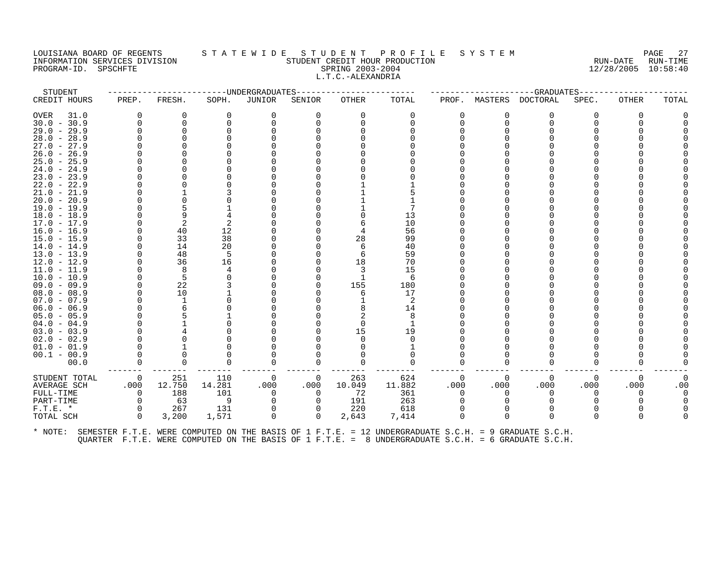LOUISIANA BOARD OF REGENTS S T A T E W I D E S T U D E N T P R O F I L E S Y S T E M
INFORMATION SERVICES DIVISION STUDENT CREDIT HOUR PRODUCTION RUN-DATE RUN-TIME
PROGRAM-ID. SPSCHFTE SPRING 2003-2004 12/28/2005 10:58:40
L.T.C.-ALEXANDRIA

| STUDENT | UNDERGRADUATES | | | | | | | GRADUATES | | | | | | |
|---|---|---|---|---|---|---|---|---|---|---|---|---|---|---|
| CREDIT HOURS | PREP. | FRESH. | SOPH. | JUNIOR | SENIOR | OTHER | TOTAL | PROF. | MASTERS | DOCTORAL | SPEC. | OTHER | TOTAL |
| OVER 31.0 | 0 | 0 | 0 | 0 | 0 | 0 | 0 | 0 | 0 | 0 | 0 | 0 | 0 |
| 30.0 - 30.9 | 0 | 0 | 0 | 0 | 0 | 0 | 0 | 0 | 0 | 0 | 0 | 0 | 0 |
| 29.0 - 29.9 | 0 | 0 | 0 | 0 | 0 | 0 | 0 | 0 | 0 | 0 | 0 | 0 | 0 |
| 28.0 - 28.9 | 0 | 0 | 0 | 0 | 0 | 0 | 0 | 0 | 0 | 0 | 0 | 0 | 0 |
| 27.0 - 27.9 | 0 | 0 | 0 | 0 | 0 | 0 | 0 | 0 | 0 | 0 | 0 | 0 | 0 |
| 26.0 - 26.9 | 0 | 0 | 0 | 0 | 0 | 0 | 0 | 0 | 0 | 0 | 0 | 0 | 0 |
| 25.0 - 25.9 | 0 | 0 | 0 | 0 | 0 | 0 | 0 | 0 | 0 | 0 | 0 | 0 | 0 |
| 24.0 - 24.9 | 0 | 0 | 0 | 0 | 0 | 0 | 0 | 0 | 0 | 0 | 0 | 0 | 0 |
| 23.0 - 23.9 | 0 | 0 | 0 | 0 | 0 | 0 | 0 | 0 | 0 | 0 | 0 | 0 | 0 |
| 22.0 - 22.9 | 0 | 0 | 0 | 0 | 0 | 1 | 1 | 0 | 0 | 0 | 0 | 0 | 0 |
| 21.0 - 21.9 | 0 | 1 | 3 | 0 | 0 | 1 | 5 | 0 | 0 | 0 | 0 | 0 | 0 |
| 20.0 - 20.9 | 0 | 0 | 0 | 0 | 0 | 1 | 1 | 0 | 0 | 0 | 0 | 0 | 0 |
| 19.0 - 19.9 | 0 | 5 | 1 | 0 | 0 | 1 | 7 | 0 | 0 | 0 | 0 | 0 | 0 |
| 18.0 - 18.9 | 0 | 9 | 4 | 0 | 0 | 0 | 13 | 0 | 0 | 0 | 0 | 0 | 0 |
| 17.0 - 17.9 | 0 | 2 | 2 | 0 | 0 | 6 | 10 | 0 | 0 | 0 | 0 | 0 | 0 |
| 16.0 - 16.9 | 0 | 40 | 12 | 0 | 0 | 4 | 56 | 0 | 0 | 0 | 0 | 0 | 0 |
| 15.0 - 15.9 | 0 | 33 | 38 | 0 | 0 | 28 | 99 | 0 | 0 | 0 | 0 | 0 | 0 |
| 14.0 - 14.9 | 0 | 14 | 20 | 0 | 0 | 6 | 40 | 0 | 0 | 0 | 0 | 0 | 0 |
| 13.0 - 13.9 | 0 | 48 | 5 | 0 | 0 | 6 | 59 | 0 | 0 | 0 | 0 | 0 | 0 |
| 12.0 - 12.9 | 0 | 36 | 16 | 0 | 0 | 18 | 70 | 0 | 0 | 0 | 0 | 0 | 0 |
| 11.0 - 11.9 | 0 | 8 | 4 | 0 | 0 | 3 | 15 | 0 | 0 | 0 | 0 | 0 | 0 |
| 10.0 - 10.9 | 0 | 5 | 0 | 0 | 0 | 1 | 6 | 0 | 0 | 0 | 0 | 0 | 0 |
| 09.0 - 09.9 | 0 | 22 | 3 | 0 | 0 | 155 | 180 | 0 | 0 | 0 | 0 | 0 | 0 |
| 08.0 - 08.9 | 0 | 10 | 1 | 0 | 0 | 6 | 17 | 0 | 0 | 0 | 0 | 0 | 0 |
| 07.0 - 07.9 | 0 | 1 | 0 | 0 | 0 | 1 | 2 | 0 | 0 | 0 | 0 | 0 | 0 |
| 06.0 - 06.9 | 0 | 6 | 0 | 0 | 0 | 8 | 14 | 0 | 0 | 0 | 0 | 0 | 0 |
| 05.0 - 05.9 | 0 | 5 | 1 | 0 | 0 | 2 | 8 | 0 | 0 | 0 | 0 | 0 | 0 |
| 04.0 - 04.9 | 0 | 1 | 0 | 0 | 0 | 0 | 1 | 0 | 0 | 0 | 0 | 0 | 0 |
| 03.0 - 03.9 | 0 | 4 | 0 | 0 | 0 | 15 | 19 | 0 | 0 | 0 | 0 | 0 | 0 |
| 02.0 - 02.9 | 0 | 0 | 0 | 0 | 0 | 0 | 0 | 0 | 0 | 0 | 0 | 0 | 0 |
| 01.0 - 01.9 | 0 | 1 | 0 | 0 | 0 | 0 | 1 | 0 | 0 | 0 | 0 | 0 | 0 |
| 00.1 - 00.9 | 0 | 0 | 0 | 0 | 0 | 0 | 0 | 0 | 0 | 0 | 0 | 0 | 0 |
| 00.0 | 0 | 0 | 0 | 0 | 0 | 0 | 0 | 0 | 0 | 0 | 0 | 0 | 0 |
| STUDENT TOTAL | 0 | 251 | 110 | 0 | 0 | 263 | 624 | 0 | 0 | 0 | 0 | 0 | 0 |
| AVERAGE SCH | .000 | 12.750 | 14.281 | .000 | .000 | 10.049 | 11.882 | .000 | .000 | .000 | .000 | .000 | .00 |
| FULL-TIME | 0 | 188 | 101 | 0 | 0 | 72 | 361 | 0 | 0 | 0 | 0 | 0 | 0 |
| PART-TIME | 0 | 63 | 9 | 0 | 0 | 191 | 263 | 0 | 0 | 0 | 0 | 0 | 0 |
| F.T.E. * | 0 | 267 | 131 | 0 | 0 | 220 | 618 | 0 | 0 | 0 | 0 | 0 | 0 |
| TOTAL SCH | 0 | 3,200 | 1,571 | 0 | 0 | 2,643 | 7,414 | 0 | 0 | 0 | 0 | 0 | 0 |

* NOTE: SEMESTER F.T.E. WERE COMPUTED ON THE BASIS OF 1 F.T.E. = 12 UNDERGRADUATE S.C.H. = 9 GRADUATE S.C.H.
QUARTER F.T.E. WERE COMPUTED ON THE BASIS OF 1 F.T.E. = 8 UNDERGRADUATE S.C.H. = 6 GRADUATE S.C.H.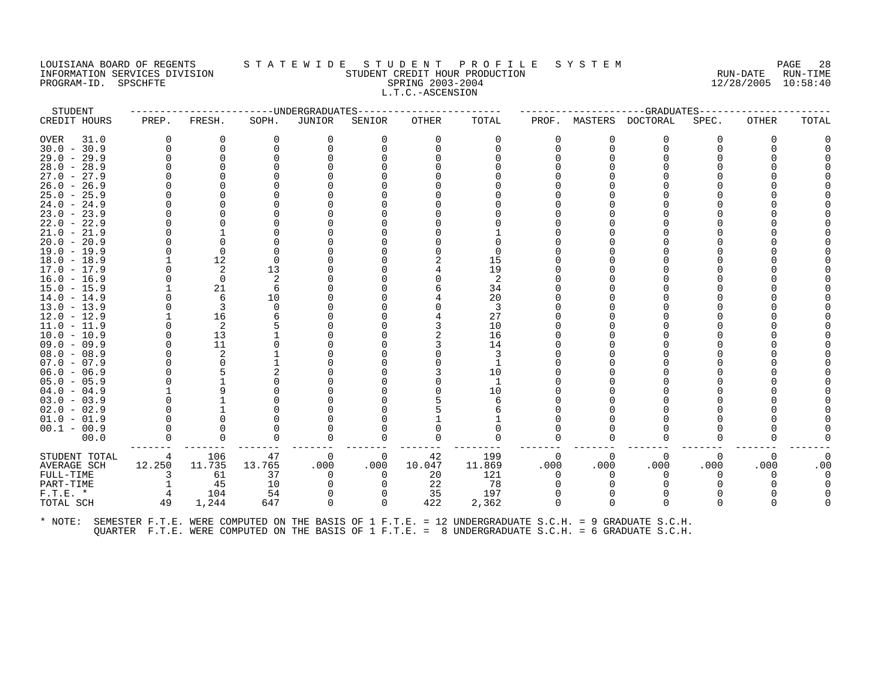LOUISIANA BOARD OF REGENTS — STATEWIDE STUDENT PROFILE SYSTEM
INFORMATION SERVICES DIVISION — STUDENT CREDIT HOUR PRODUCTION — RUN-DATE 12/28/2005 RUN-TIME 10:58:40
PROGRAM-ID. SPSCHFTE — SPRING 2003-2004
L.T.C.-ASCENSION

| STUDENT | UNDERGRADUATES | | | | | | | GRADUATES | | | | | | |
|---|---|---|---|---|---|---|---|---|---|---|---|---|---|---|
| CREDIT HOURS | PREP. | FRESH. | SOPH. | JUNIOR | SENIOR | OTHER | TOTAL | PROF. | MASTERS | DOCTORAL | SPEC. | OTHER | TOTAL |
| OVER 31.0 | 0 | 0 | 0 | 0 | 0 | 0 | 0 | 0 | 0 | 0 | 0 | 0 | 0 |
| 30.0 - 30.9 | 0 | 0 | 0 | 0 | 0 | 0 | 0 | 0 | 0 | 0 | 0 | 0 | 0 |
| 29.0 - 29.9 | 0 | 0 | 0 | 0 | 0 | 0 | 0 | 0 | 0 | 0 | 0 | 0 | 0 |
| 28.0 - 28.9 | 0 | 0 | 0 | 0 | 0 | 0 | 0 | 0 | 0 | 0 | 0 | 0 | 0 |
| 27.0 - 27.9 | 0 | 0 | 0 | 0 | 0 | 0 | 0 | 0 | 0 | 0 | 0 | 0 | 0 |
| 26.0 - 26.9 | 0 | 0 | 0 | 0 | 0 | 0 | 0 | 0 | 0 | 0 | 0 | 0 | 0 |
| 25.0 - 25.9 | 0 | 0 | 0 | 0 | 0 | 0 | 0 | 0 | 0 | 0 | 0 | 0 | 0 |
| 24.0 - 24.9 | 0 | 0 | 0 | 0 | 0 | 0 | 0 | 0 | 0 | 0 | 0 | 0 | 0 |
| 23.0 - 23.9 | 0 | 0 | 0 | 0 | 0 | 0 | 0 | 0 | 0 | 0 | 0 | 0 | 0 |
| 22.0 - 22.9 | 0 | 0 | 0 | 0 | 0 | 0 | 0 | 0 | 0 | 0 | 0 | 0 | 0 |
| 21.0 - 21.9 | 0 | 1 | 0 | 0 | 0 | 0 | 1 | 0 | 0 | 0 | 0 | 0 | 0 |
| 20.0 - 20.9 | 0 | 0 | 0 | 0 | 0 | 0 | 0 | 0 | 0 | 0 | 0 | 0 | 0 |
| 19.0 - 19.9 | 0 | 0 | 0 | 0 | 0 | 0 | 0 | 0 | 0 | 0 | 0 | 0 | 0 |
| 18.0 - 18.9 | 1 | 12 | 0 | 0 | 0 | 2 | 15 | 0 | 0 | 0 | 0 | 0 | 0 |
| 17.0 - 17.9 | 0 | 2 | 13 | 0 | 0 | 4 | 19 | 0 | 0 | 0 | 0 | 0 | 0 |
| 16.0 - 16.9 | 0 | 0 | 2 | 0 | 0 | 0 | 2 | 0 | 0 | 0 | 0 | 0 | 0 |
| 15.0 - 15.9 | 1 | 21 | 6 | 0 | 0 | 6 | 34 | 0 | 0 | 0 | 0 | 0 | 0 |
| 14.0 - 14.9 | 0 | 6 | 10 | 0 | 0 | 4 | 20 | 0 | 0 | 0 | 0 | 0 | 0 |
| 13.0 - 13.9 | 0 | 3 | 0 | 0 | 0 | 0 | 3 | 0 | 0 | 0 | 0 | 0 | 0 |
| 12.0 - 12.9 | 1 | 16 | 6 | 0 | 0 | 4 | 27 | 0 | 0 | 0 | 0 | 0 | 0 |
| 11.0 - 11.9 | 0 | 2 | 5 | 0 | 0 | 3 | 10 | 0 | 0 | 0 | 0 | 0 | 0 |
| 10.0 - 10.9 | 0 | 13 | 1 | 0 | 0 | 2 | 16 | 0 | 0 | 0 | 0 | 0 | 0 |
| 09.0 - 09.9 | 0 | 11 | 0 | 0 | 0 | 3 | 14 | 0 | 0 | 0 | 0 | 0 | 0 |
| 08.0 - 08.9 | 0 | 2 | 1 | 0 | 0 | 0 | 3 | 0 | 0 | 0 | 0 | 0 | 0 |
| 07.0 - 07.9 | 0 | 0 | 1 | 0 | 0 | 0 | 1 | 0 | 0 | 0 | 0 | 0 | 0 |
| 06.0 - 06.9 | 0 | 5 | 2 | 0 | 0 | 3 | 10 | 0 | 0 | 0 | 0 | 0 | 0 |
| 05.0 - 05.9 | 0 | 1 | 0 | 0 | 0 | 0 | 1 | 0 | 0 | 0 | 0 | 0 | 0 |
| 04.0 - 04.9 | 1 | 9 | 0 | 0 | 0 | 0 | 10 | 0 | 0 | 0 | 0 | 0 | 0 |
| 03.0 - 03.9 | 0 | 1 | 0 | 0 | 0 | 5 | 6 | 0 | 0 | 0 | 0 | 0 | 0 |
| 02.0 - 02.9 | 0 | 1 | 0 | 0 | 0 | 5 | 6 | 0 | 0 | 0 | 0 | 0 | 0 |
| 01.0 - 01.9 | 0 | 0 | 0 | 0 | 0 | 1 | 1 | 0 | 0 | 0 | 0 | 0 | 0 |
| 00.1 - 00.9 | 0 | 0 | 0 | 0 | 0 | 0 | 0 | 0 | 0 | 0 | 0 | 0 | 0 |
| 00.0 | 0 | 0 | 0 | 0 | 0 | 0 | 0 | 0 | 0 | 0 | 0 | 0 | 0 |
| STUDENT TOTAL | 4 | 106 | 47 | 0 | 0 | 42 | 199 | 0 | 0 | 0 | 0 | 0 | 0 |
| AVERAGE SCH | 12.250 | 11.735 | 13.765 | .000 | .000 | 10.047 | 11.869 | .000 | .000 | .000 | .000 | .000 | .00 |
| FULL-TIME | 3 | 61 | 37 | 0 | 0 | 20 | 121 | 0 | 0 | 0 | 0 | 0 | 0 |
| PART-TIME | 1 | 45 | 10 | 0 | 0 | 22 | 78 | 0 | 0 | 0 | 0 | 0 | 0 |
| F.T.E. * | 4 | 104 | 54 | 0 | 0 | 35 | 197 | 0 | 0 | 0 | 0 | 0 | 0 |
| TOTAL SCH | 49 | 1,244 | 647 | 0 | 0 | 422 | 2,362 | 0 | 0 | 0 | 0 | 0 | 0 |

* NOTE: SEMESTER F.T.E. WERE COMPUTED ON THE BASIS OF 1 F.T.E. = 12 UNDERGRADUATE S.C.H. = 9 GRADUATE S.C.H.
QUARTER F.T.E. WERE COMPUTED ON THE BASIS OF 1 F.T.E. = 8 UNDERGRADUATE S.C.H. = 6 GRADUATE S.C.H.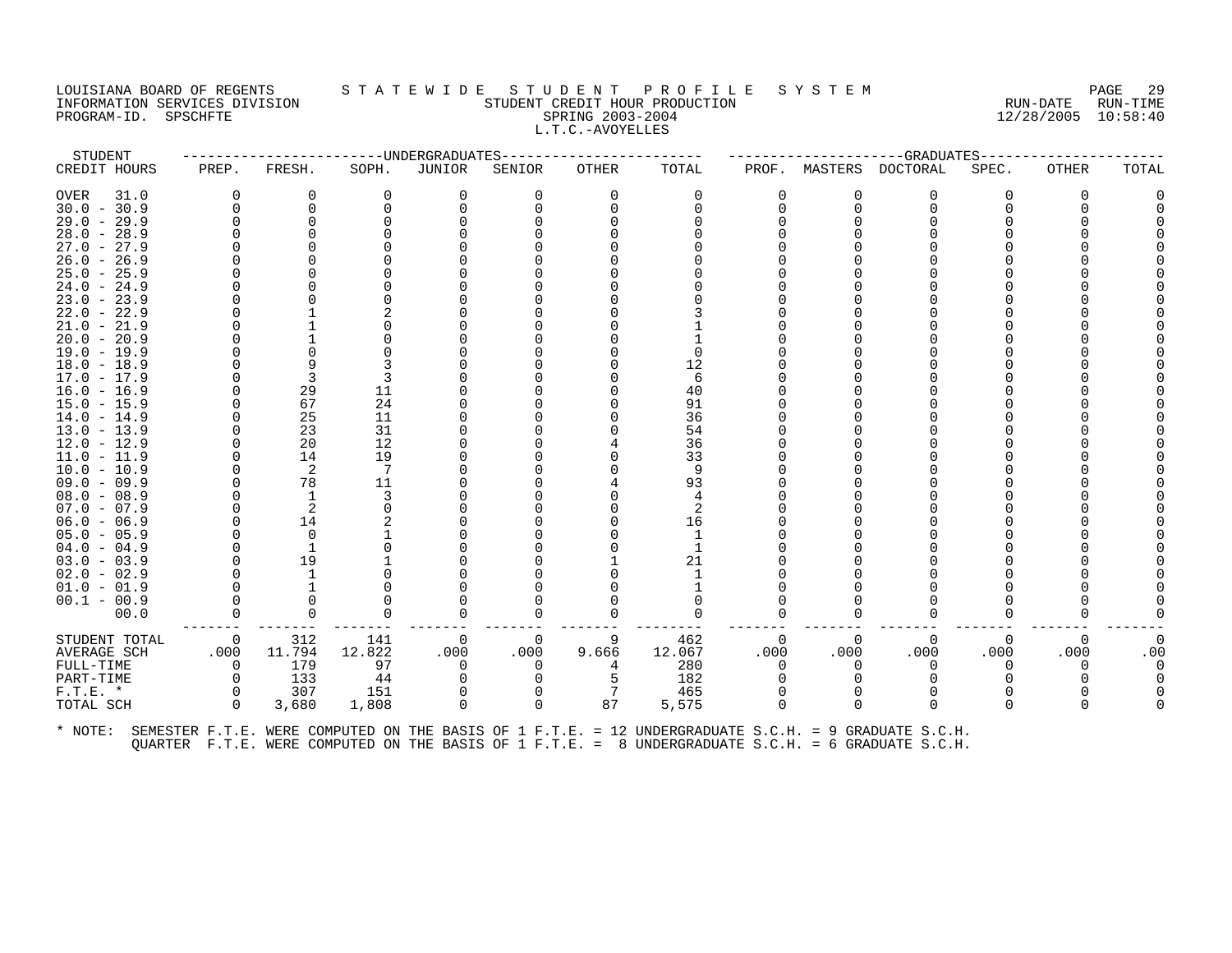LOUISIANA BOARD OF REGENTS — STATEWIDE STUDENT PROFILE SYSTEM
INFORMATION SERVICES DIVISION — STUDENT CREDIT HOUR PRODUCTION — RUN-DATE 12/28/2005 RUN-TIME 10:58:40
PROGRAM-ID. SPSCHFTE — SPRING 2003-2004
L.T.C.-AVOYELLES

| STUDENT | UNDERGRADUATES | | | | | | | GRADUATES | | | | | |
|---|---|---|---|---|---|---|---|---|---|---|---|---|---|
| CREDIT HOURS | PREP. | FRESH. | SOPH. | JUNIOR | SENIOR | OTHER | TOTAL | PROF. | MASTERS | DOCTORAL | SPEC. | OTHER | TOTAL |
| OVER 31.0 | 0 | 0 | 0 | 0 | 0 | 0 | 0 | 0 | 0 | 0 | 0 | 0 | 0 |
| 30.0 - 30.9 | 0 | 0 | 0 | 0 | 0 | 0 | 0 | 0 | 0 | 0 | 0 | 0 | 0 |
| 29.0 - 29.9 | 0 | 0 | 0 | 0 | 0 | 0 | 0 | 0 | 0 | 0 | 0 | 0 | 0 |
| 28.0 - 28.9 | 0 | 0 | 0 | 0 | 0 | 0 | 0 | 0 | 0 | 0 | 0 | 0 | 0 |
| 27.0 - 27.9 | 0 | 0 | 0 | 0 | 0 | 0 | 0 | 0 | 0 | 0 | 0 | 0 | 0 |
| 26.0 - 26.9 | 0 | 0 | 0 | 0 | 0 | 0 | 0 | 0 | 0 | 0 | 0 | 0 | 0 |
| 25.0 - 25.9 | 0 | 0 | 0 | 0 | 0 | 0 | 0 | 0 | 0 | 0 | 0 | 0 | 0 |
| 24.0 - 24.9 | 0 | 0 | 0 | 0 | 0 | 0 | 0 | 0 | 0 | 0 | 0 | 0 | 0 |
| 23.0 - 23.9 | 0 | 0 | 0 | 0 | 0 | 0 | 0 | 0 | 0 | 0 | 0 | 0 | 0 |
| 22.0 - 22.9 | 0 | 1 | 2 | 0 | 0 | 0 | 3 | 0 | 0 | 0 | 0 | 0 | 0 |
| 21.0 - 21.9 | 0 | 1 | 0 | 0 | 0 | 0 | 1 | 0 | 0 | 0 | 0 | 0 | 0 |
| 20.0 - 20.9 | 0 | 1 | 0 | 0 | 0 | 0 | 1 | 0 | 0 | 0 | 0 | 0 | 0 |
| 19.0 - 19.9 | 0 | 0 | 0 | 0 | 0 | 0 | 0 | 0 | 0 | 0 | 0 | 0 | 0 |
| 18.0 - 18.9 | 0 | 9 | 3 | 0 | 0 | 0 | 12 | 0 | 0 | 0 | 0 | 0 | 0 |
| 17.0 - 17.9 | 0 | 3 | 3 | 0 | 0 | 0 | 6 | 0 | 0 | 0 | 0 | 0 | 0 |
| 16.0 - 16.9 | 0 | 29 | 11 | 0 | 0 | 0 | 40 | 0 | 0 | 0 | 0 | 0 | 0 |
| 15.0 - 15.9 | 0 | 67 | 24 | 0 | 0 | 0 | 91 | 0 | 0 | 0 | 0 | 0 | 0 |
| 14.0 - 14.9 | 0 | 25 | 11 | 0 | 0 | 0 | 36 | 0 | 0 | 0 | 0 | 0 | 0 |
| 13.0 - 13.9 | 0 | 23 | 31 | 0 | 0 | 0 | 54 | 0 | 0 | 0 | 0 | 0 | 0 |
| 12.0 - 12.9 | 0 | 20 | 12 | 0 | 0 | 4 | 36 | 0 | 0 | 0 | 0 | 0 | 0 |
| 11.0 - 11.9 | 0 | 14 | 19 | 0 | 0 | 0 | 33 | 0 | 0 | 0 | 0 | 0 | 0 |
| 10.0 - 10.9 | 0 | 2 | 7 | 0 | 0 | 0 | 9 | 0 | 0 | 0 | 0 | 0 | 0 |
| 09.0 - 09.9 | 0 | 78 | 11 | 0 | 0 | 4 | 93 | 0 | 0 | 0 | 0 | 0 | 0 |
| 08.0 - 08.9 | 0 | 1 | 3 | 0 | 0 | 0 | 4 | 0 | 0 | 0 | 0 | 0 | 0 |
| 07.0 - 07.9 | 0 | 2 | 0 | 0 | 0 | 0 | 2 | 0 | 0 | 0 | 0 | 0 | 0 |
| 06.0 - 06.9 | 0 | 14 | 2 | 0 | 0 | 0 | 16 | 0 | 0 | 0 | 0 | 0 | 0 |
| 05.0 - 05.9 | 0 | 0 | 1 | 0 | 0 | 0 | 1 | 0 | 0 | 0 | 0 | 0 | 0 |
| 04.0 - 04.9 | 0 | 1 | 0 | 0 | 0 | 0 | 1 | 0 | 0 | 0 | 0 | 0 | 0 |
| 03.0 - 03.9 | 0 | 19 | 1 | 0 | 0 | 1 | 21 | 0 | 0 | 0 | 0 | 0 | 0 |
| 02.0 - 02.9 | 0 | 1 | 0 | 0 | 0 | 0 | 1 | 0 | 0 | 0 | 0 | 0 | 0 |
| 01.0 - 01.9 | 0 | 1 | 0 | 0 | 0 | 0 | 1 | 0 | 0 | 0 | 0 | 0 | 0 |
| 00.1 - 00.9 | 0 | 0 | 0 | 0 | 0 | 0 | 0 | 0 | 0 | 0 | 0 | 0 | 0 |
| 00.0 | 0 | 0 | 0 | 0 | 0 | 0 | 0 | 0 | 0 | 0 | 0 | 0 | 0 |
| STUDENT TOTAL | 0 | 312 | 141 | 0 | 0 | 9 | 462 | 0 | 0 | 0 | 0 | 0 | 0 |
| AVERAGE SCH | .000 | 11.794 | 12.822 | .000 | .000 | 9.666 | 12.067 | .000 | .000 | .000 | .000 | .000 | .00 |
| FULL-TIME | 0 | 179 | 97 | 0 | 0 | 4 | 280 | 0 | 0 | 0 | 0 | 0 | 0 |
| PART-TIME | 0 | 133 | 44 | 0 | 0 | 5 | 182 | 0 | 0 | 0 | 0 | 0 | 0 |
| F.T.E. * | 0 | 307 | 151 | 0 | 0 | 7 | 465 | 0 | 0 | 0 | 0 | 0 | 0 |
| TOTAL SCH | 0 | 3,680 | 1,808 | 0 | 0 | 87 | 5,575 | 0 | 0 | 0 | 0 | 0 | 0 |

* NOTE: SEMESTER F.T.E. WERE COMPUTED ON THE BASIS OF 1 F.T.E. = 12 UNDERGRADUATE S.C.H. = 9 GRADUATE S.C.H.
QUARTER F.T.E. WERE COMPUTED ON THE BASIS OF 1 F.T.E. = 8 UNDERGRADUATE S.C.H. = 6 GRADUATE S.C.H.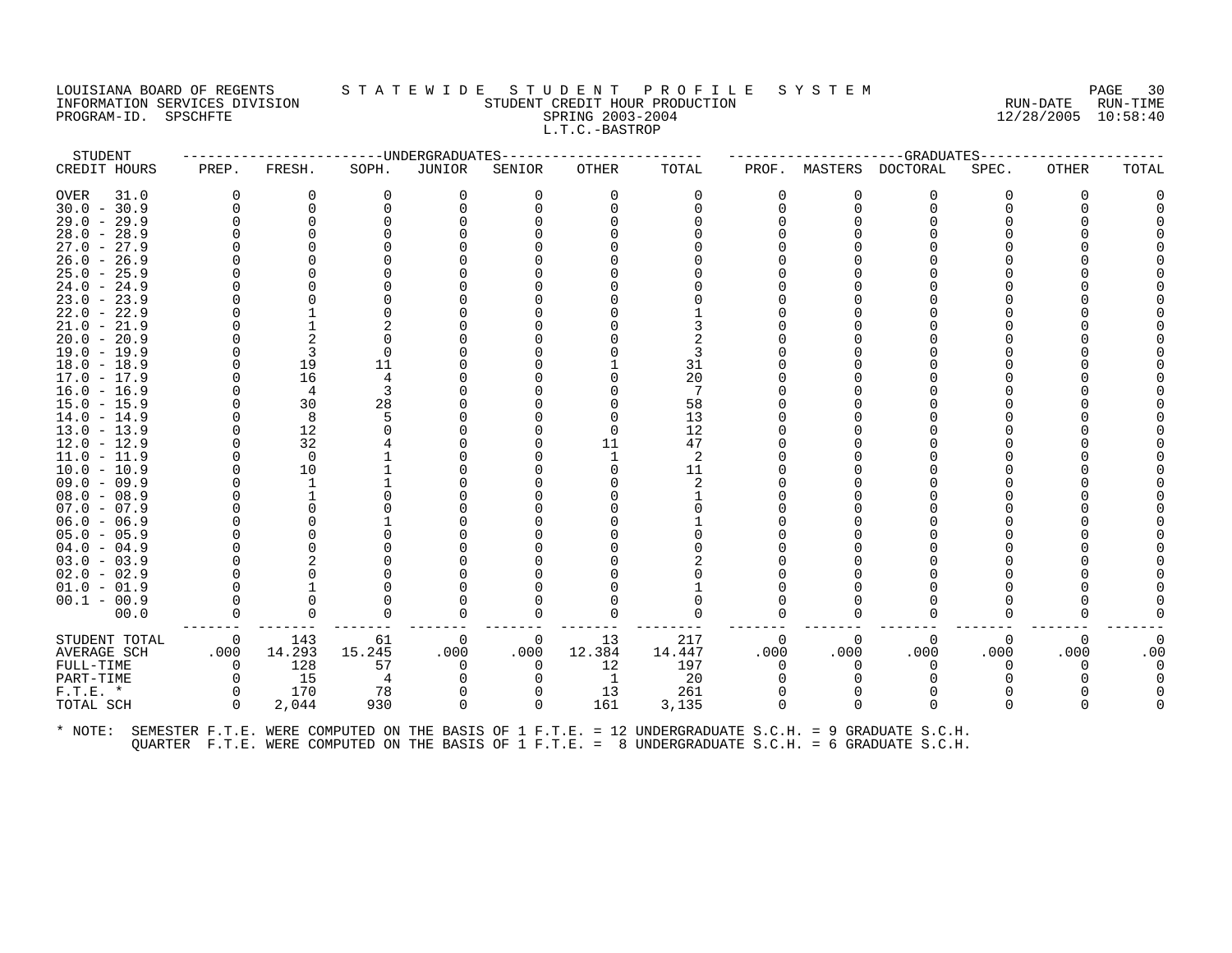LOUISIANA BOARD OF REGENTS — STATEWIDE STUDENT PROFILE SYSTEM — PAGE 30
INFORMATION SERVICES DIVISION — STUDENT CREDIT HOUR PRODUCTION — RUN-DATE 12/28/2005 RUN-TIME 10:58:40
PROGRAM-ID. SPSCHFTE — SPRING 2003-2004
L.T.C.-BASTROP

| STUDENT | UNDERGRADUATES | | | | | | | GRADUATES | | | | | |
|---|---|---|---|---|---|---|---|---|---|---|---|---|---|
| CREDIT HOURS | PREP. | FRESH. | SOPH. | JUNIOR | SENIOR | OTHER | TOTAL | PROF. | MASTERS | DOCTORAL | SPEC. | OTHER | TOTAL |
| OVER 31.0 | 0 | 0 | 0 | 0 | 0 | 0 | 0 | 0 | 0 | 0 | 0 | 0 | 0 |
| 30.0 - 30.9 | 0 | 0 | 0 | 0 | 0 | 0 | 0 | 0 | 0 | 0 | 0 | 0 | 0 |
| 29.0 - 29.9 | 0 | 0 | 0 | 0 | 0 | 0 | 0 | 0 | 0 | 0 | 0 | 0 | 0 |
| 28.0 - 28.9 | 0 | 0 | 0 | 0 | 0 | 0 | 0 | 0 | 0 | 0 | 0 | 0 | 0 |
| 27.0 - 27.9 | 0 | 0 | 0 | 0 | 0 | 0 | 0 | 0 | 0 | 0 | 0 | 0 | 0 |
| 26.0 - 26.9 | 0 | 0 | 0 | 0 | 0 | 0 | 0 | 0 | 0 | 0 | 0 | 0 | 0 |
| 25.0 - 25.9 | 0 | 0 | 0 | 0 | 0 | 0 | 0 | 0 | 0 | 0 | 0 | 0 | 0 |
| 24.0 - 24.9 | 0 | 0 | 0 | 0 | 0 | 0 | 0 | 0 | 0 | 0 | 0 | 0 | 0 |
| 23.0 - 23.9 | 0 | 0 | 0 | 0 | 0 | 0 | 0 | 0 | 0 | 0 | 0 | 0 | 0 |
| 22.0 - 22.9 | 0 | 1 | 0 | 0 | 0 | 0 | 1 | 0 | 0 | 0 | 0 | 0 | 0 |
| 21.0 - 21.9 | 0 | 1 | 2 | 0 | 0 | 0 | 3 | 0 | 0 | 0 | 0 | 0 | 0 |
| 20.0 - 20.9 | 0 | 2 | 0 | 0 | 0 | 0 | 2 | 0 | 0 | 0 | 0 | 0 | 0 |
| 19.0 - 19.9 | 0 | 3 | 0 | 0 | 0 | 0 | 3 | 0 | 0 | 0 | 0 | 0 | 0 |
| 18.0 - 18.9 | 0 | 19 | 11 | 0 | 0 | 1 | 31 | 0 | 0 | 0 | 0 | 0 | 0 |
| 17.0 - 17.9 | 0 | 16 | 4 | 0 | 0 | 0 | 20 | 0 | 0 | 0 | 0 | 0 | 0 |
| 16.0 - 16.9 | 0 | 4 | 3 | 0 | 0 | 0 | 7 | 0 | 0 | 0 | 0 | 0 | 0 |
| 15.0 - 15.9 | 0 | 30 | 28 | 0 | 0 | 0 | 58 | 0 | 0 | 0 | 0 | 0 | 0 |
| 14.0 - 14.9 | 0 | 8 | 5 | 0 | 0 | 0 | 13 | 0 | 0 | 0 | 0 | 0 | 0 |
| 13.0 - 13.9 | 0 | 12 | 0 | 0 | 0 | 0 | 12 | 0 | 0 | 0 | 0 | 0 | 0 |
| 12.0 - 12.9 | 0 | 32 | 4 | 0 | 0 | 11 | 47 | 0 | 0 | 0 | 0 | 0 | 0 |
| 11.0 - 11.9 | 0 | 0 | 1 | 0 | 0 | 1 | 2 | 0 | 0 | 0 | 0 | 0 | 0 |
| 10.0 - 10.9 | 0 | 10 | 1 | 0 | 0 | 0 | 11 | 0 | 0 | 0 | 0 | 0 | 0 |
| 09.0 - 09.9 | 0 | 1 | 1 | 0 | 0 | 0 | 2 | 0 | 0 | 0 | 0 | 0 | 0 |
| 08.0 - 08.9 | 0 | 1 | 0 | 0 | 0 | 0 | 1 | 0 | 0 | 0 | 0 | 0 | 0 |
| 07.0 - 07.9 | 0 | 0 | 0 | 0 | 0 | 0 | 0 | 0 | 0 | 0 | 0 | 0 | 0 |
| 06.0 - 06.9 | 0 | 0 | 1 | 0 | 0 | 0 | 1 | 0 | 0 | 0 | 0 | 0 | 0 |
| 05.0 - 05.9 | 0 | 0 | 0 | 0 | 0 | 0 | 0 | 0 | 0 | 0 | 0 | 0 | 0 |
| 04.0 - 04.9 | 0 | 0 | 0 | 0 | 0 | 0 | 0 | 0 | 0 | 0 | 0 | 0 | 0 |
| 03.0 - 03.9 | 0 | 2 | 0 | 0 | 0 | 0 | 2 | 0 | 0 | 0 | 0 | 0 | 0 |
| 02.0 - 02.9 | 0 | 0 | 0 | 0 | 0 | 0 | 0 | 0 | 0 | 0 | 0 | 0 | 0 |
| 01.0 - 01.9 | 0 | 1 | 0 | 0 | 0 | 0 | 1 | 0 | 0 | 0 | 0 | 0 | 0 |
| 00.1 - 00.9 | 0 | 0 | 0 | 0 | 0 | 0 | 0 | 0 | 0 | 0 | 0 | 0 | 0 |
| 00.0 | 0 | 0 | 0 | 0 | 0 | 0 | 0 | 0 | 0 | 0 | 0 | 0 | 0 |
| STUDENT TOTAL | 0 | 143 | 61 | 0 | 0 | 13 | 217 | 0 | 0 | 0 | 0 | 0 | 0 |
| AVERAGE SCH | .000 | 14.293 | 15.245 | .000 | .000 | 12.384 | 14.447 | .000 | .000 | .000 | .000 | .000 | .00 |
| FULL-TIME | 0 | 128 | 57 | 0 | 0 | 12 | 197 | 0 | 0 | 0 | 0 | 0 | 0 |
| PART-TIME | 0 | 15 | 4 | 0 | 0 | 1 | 20 | 0 | 0 | 0 | 0 | 0 | 0 |
| F.T.E. * | 0 | 170 | 78 | 0 | 0 | 13 | 261 | 0 | 0 | 0 | 0 | 0 | 0 |
| TOTAL SCH | 0 | 2,044 | 930 | 0 | 0 | 161 | 3,135 | 0 | 0 | 0 | 0 | 0 | 0 |

* NOTE: SEMESTER F.T.E. WERE COMPUTED ON THE BASIS OF 1 F.T.E. = 12 UNDERGRADUATE S.C.H. = 9 GRADUATE S.C.H.
QUARTER F.T.E. WERE COMPUTED ON THE BASIS OF 1 F.T.E. = 8 UNDERGRADUATE S.C.H. = 6 GRADUATE S.C.H.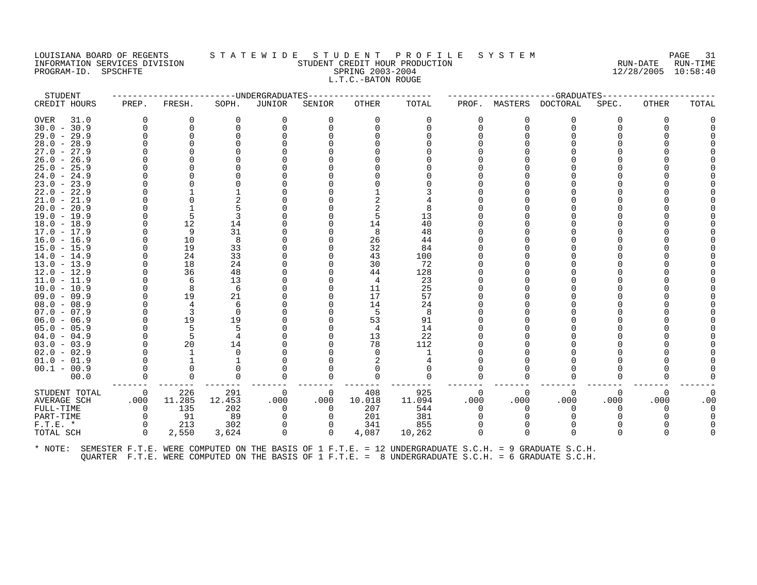LOUISIANA BOARD OF REGENTS — STATEWIDE STUDENT PROFILE SYSTEM
INFORMATION SERVICES DIVISION — STUDENT CREDIT HOUR PRODUCTION — RUN-DATE 12/28/2005 RUN-TIME 10:58:40
PROGRAM-ID. SPSCHFTE — SPRING 2003-2004

L.T.C.-BATON ROUGE

| STUDENT CREDIT HOURS | UNDERGRADUATES PREP. | FRESH. | SOPH. | JUNIOR | SENIOR | OTHER | TOTAL | GRADUATES PROF. | MASTERS | DOCTORAL | SPEC. | OTHER | TOTAL |
|---|---|---|---|---|---|---|---|---|---|---|---|---|---|
| OVER 31.0 | 0 | 0 | 0 | 0 | 0 | 0 | 0 | 0 | 0 | 0 | 0 | 0 | 0 |
| 30.0 - 30.9 | 0 | 0 | 0 | 0 | 0 | 0 | 0 | 0 | 0 | 0 | 0 | 0 | 0 |
| 29.0 - 29.9 | 0 | 0 | 0 | 0 | 0 | 0 | 0 | 0 | 0 | 0 | 0 | 0 | 0 |
| 28.0 - 28.9 | 0 | 0 | 0 | 0 | 0 | 0 | 0 | 0 | 0 | 0 | 0 | 0 | 0 |
| 27.0 - 27.9 | 0 | 0 | 0 | 0 | 0 | 0 | 0 | 0 | 0 | 0 | 0 | 0 | 0 |
| 26.0 - 26.9 | 0 | 0 | 0 | 0 | 0 | 0 | 0 | 0 | 0 | 0 | 0 | 0 | 0 |
| 25.0 - 25.9 | 0 | 0 | 0 | 0 | 0 | 0 | 0 | 0 | 0 | 0 | 0 | 0 | 0 |
| 24.0 - 24.9 | 0 | 0 | 0 | 0 | 0 | 0 | 0 | 0 | 0 | 0 | 0 | 0 | 0 |
| 23.0 - 23.9 | 0 | 0 | 0 | 0 | 0 | 0 | 0 | 0 | 0 | 0 | 0 | 0 | 0 |
| 22.0 - 22.9 | 0 | 1 | 1 | 0 | 0 | 1 | 3 | 0 | 0 | 0 | 0 | 0 | 0 |
| 21.0 - 21.9 | 0 | 0 | 2 | 0 | 0 | 2 | 4 | 0 | 0 | 0 | 0 | 0 | 0 |
| 20.0 - 20.9 | 0 | 1 | 5 | 0 | 0 | 2 | 8 | 0 | 0 | 0 | 0 | 0 | 0 |
| 19.0 - 19.9 | 0 | 5 | 3 | 0 | 0 | 5 | 13 | 0 | 0 | 0 | 0 | 0 | 0 |
| 18.0 - 18.9 | 0 | 12 | 14 | 0 | 0 | 14 | 40 | 0 | 0 | 0 | 0 | 0 | 0 |
| 17.0 - 17.9 | 0 | 9 | 31 | 0 | 0 | 8 | 48 | 0 | 0 | 0 | 0 | 0 | 0 |
| 16.0 - 16.9 | 0 | 10 | 8 | 0 | 0 | 26 | 44 | 0 | 0 | 0 | 0 | 0 | 0 |
| 15.0 - 15.9 | 0 | 19 | 33 | 0 | 0 | 32 | 84 | 0 | 0 | 0 | 0 | 0 | 0 |
| 14.0 - 14.9 | 0 | 24 | 33 | 0 | 0 | 43 | 100 | 0 | 0 | 0 | 0 | 0 | 0 |
| 13.0 - 13.9 | 0 | 18 | 24 | 0 | 0 | 30 | 72 | 0 | 0 | 0 | 0 | 0 | 0 |
| 12.0 - 12.9 | 0 | 36 | 48 | 0 | 0 | 44 | 128 | 0 | 0 | 0 | 0 | 0 | 0 |
| 11.0 - 11.9 | 0 | 6 | 13 | 0 | 0 | 4 | 23 | 0 | 0 | 0 | 0 | 0 | 0 |
| 10.0 - 10.9 | 0 | 8 | 6 | 0 | 0 | 11 | 25 | 0 | 0 | 0 | 0 | 0 | 0 |
| 09.0 - 09.9 | 0 | 19 | 21 | 0 | 0 | 17 | 57 | 0 | 0 | 0 | 0 | 0 | 0 |
| 08.0 - 08.9 | 0 | 4 | 6 | 0 | 0 | 14 | 24 | 0 | 0 | 0 | 0 | 0 | 0 |
| 07.0 - 07.9 | 0 | 3 | 0 | 0 | 0 | 5 | 8 | 0 | 0 | 0 | 0 | 0 | 0 |
| 06.0 - 06.9 | 0 | 19 | 19 | 0 | 0 | 53 | 91 | 0 | 0 | 0 | 0 | 0 | 0 |
| 05.0 - 05.9 | 0 | 5 | 5 | 0 | 0 | 4 | 14 | 0 | 0 | 0 | 0 | 0 | 0 |
| 04.0 - 04.9 | 0 | 5 | 4 | 0 | 0 | 13 | 22 | 0 | 0 | 0 | 0 | 0 | 0 |
| 03.0 - 03.9 | 0 | 20 | 14 | 0 | 0 | 78 | 112 | 0 | 0 | 0 | 0 | 0 | 0 |
| 02.0 - 02.9 | 0 | 1 | 0 | 0 | 0 | 0 | 1 | 0 | 0 | 0 | 0 | 0 | 0 |
| 01.0 - 01.9 | 0 | 1 | 1 | 0 | 0 | 2 | 4 | 0 | 0 | 0 | 0 | 0 | 0 |
| 00.1 - 00.9 | 0 | 0 | 0 | 0 | 0 | 0 | 0 | 0 | 0 | 0 | 0 | 0 | 0 |
| 00.0 | 0 | 0 | 0 | 0 | 0 | 0 | 0 | 0 | 0 | 0 | 0 | 0 | 0 |
| STUDENT TOTAL | 0 | 226 | 291 | 0 | 0 | 408 | 925 | 0 | 0 | 0 | 0 | 0 | 0 |
| AVERAGE SCH | .000 | 11.285 | 12.453 | .000 | .000 | 10.018 | 11.094 | .000 | .000 | .000 | .000 | .000 | .00 |
| FULL-TIME | 0 | 135 | 202 | 0 | 0 | 207 | 544 | 0 | 0 | 0 | 0 | 0 | 0 |
| PART-TIME | 0 | 91 | 89 | 0 | 0 | 201 | 381 | 0 | 0 | 0 | 0 | 0 | 0 |
| F.T.E. * | 0 | 213 | 302 | 0 | 0 | 341 | 855 | 0 | 0 | 0 | 0 | 0 | 0 |
| TOTAL SCH | 0 | 2,550 | 3,624 | 0 | 0 | 4,087 | 10,262 | 0 | 0 | 0 | 0 | 0 | 0 |

\* NOTE: SEMESTER F.T.E. WERE COMPUTED ON THE BASIS OF 1 F.T.E. = 12 UNDERGRADUATE S.C.H. = 9 GRADUATE S.C.H.
QUARTER F.T.E. WERE COMPUTED ON THE BASIS OF 1 F.T.E. = 8 UNDERGRADUATE S.C.H. = 6 GRADUATE S.C.H.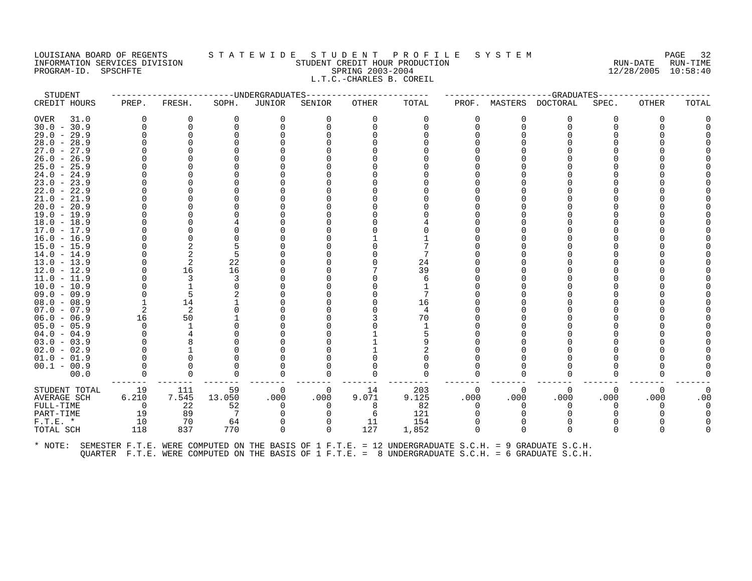LOUISIANA BOARD OF REGENTS S T A T E W I D E S T U D E N T P R O F I L E S Y S T E M

INFORMATION SERVICES DIVISION STUDENT CREDIT HOUR PRODUCTION RUN-DATE RUN-TIME

PROGRAM-ID. SPSCHFTE SPRING 2003-2004 12/28/2005 10:58:40

L.T.C.-CHARLES B. COREIL

| STUDENT | UNDERGRADUATES | | | | | | | GRADUATES | | | | | | |
|---|---|---|---|---|---|---|---|---|---|---|---|---|---|---|
| CREDIT HOURS | PREP. | FRESH. | SOPH. | JUNIOR | SENIOR | OTHER | TOTAL | PROF. | MASTERS | DOCTORAL | SPEC. | OTHER | TOTAL |
| OVER 31.0 | 0 | 0 | 0 | 0 | 0 | 0 | 0 | 0 | 0 | 0 | 0 | 0 | 0 |
| 30.0 - 30.9 | 0 | 0 | 0 | 0 | 0 | 0 | 0 | 0 | 0 | 0 | 0 | 0 | 0 |
| 29.0 - 29.9 | 0 | 0 | 0 | 0 | 0 | 0 | 0 | 0 | 0 | 0 | 0 | 0 | 0 |
| 28.0 - 28.9 | 0 | 0 | 0 | 0 | 0 | 0 | 0 | 0 | 0 | 0 | 0 | 0 | 0 |
| 27.0 - 27.9 | 0 | 0 | 0 | 0 | 0 | 0 | 0 | 0 | 0 | 0 | 0 | 0 | 0 |
| 26.0 - 26.9 | 0 | 0 | 0 | 0 | 0 | 0 | 0 | 0 | 0 | 0 | 0 | 0 | 0 |
| 25.0 - 25.9 | 0 | 0 | 0 | 0 | 0 | 0 | 0 | 0 | 0 | 0 | 0 | 0 | 0 |
| 24.0 - 24.9 | 0 | 0 | 0 | 0 | 0 | 0 | 0 | 0 | 0 | 0 | 0 | 0 | 0 |
| 23.0 - 23.9 | 0 | 0 | 0 | 0 | 0 | 0 | 0 | 0 | 0 | 0 | 0 | 0 | 0 |
| 22.0 - 22.9 | 0 | 0 | 0 | 0 | 0 | 0 | 0 | 0 | 0 | 0 | 0 | 0 | 0 |
| 21.0 - 21.9 | 0 | 0 | 0 | 0 | 0 | 0 | 0 | 0 | 0 | 0 | 0 | 0 | 0 |
| 20.0 - 20.9 | 0 | 0 | 0 | 0 | 0 | 0 | 0 | 0 | 0 | 0 | 0 | 0 | 0 |
| 19.0 - 19.9 | 0 | 0 | 0 | 0 | 0 | 0 | 0 | 0 | 0 | 0 | 0 | 0 | 0 |
| 18.0 - 18.9 | 0 | 0 | 4 | 0 | 0 | 0 | 4 | 0 | 0 | 0 | 0 | 0 | 0 |
| 17.0 - 17.9 | 0 | 0 | 0 | 0 | 0 | 0 | 0 | 0 | 0 | 0 | 0 | 0 | 0 |
| 16.0 - 16.9 | 0 | 0 | 0 | 0 | 0 | 1 | 1 | 0 | 0 | 0 | 0 | 0 | 0 |
| 15.0 - 15.9 | 0 | 2 | 5 | 0 | 0 | 0 | 7 | 0 | 0 | 0 | 0 | 0 | 0 |
| 14.0 - 14.9 | 0 | 2 | 5 | 0 | 0 | 0 | 7 | 0 | 0 | 0 | 0 | 0 | 0 |
| 13.0 - 13.9 | 0 | 2 | 22 | 0 | 0 | 0 | 24 | 0 | 0 | 0 | 0 | 0 | 0 |
| 12.0 - 12.9 | 0 | 16 | 16 | 0 | 0 | 7 | 39 | 0 | 0 | 0 | 0 | 0 | 0 |
| 11.0 - 11.9 | 0 | 3 | 3 | 0 | 0 | 0 | 6 | 0 | 0 | 0 | 0 | 0 | 0 |
| 10.0 - 10.9 | 0 | 1 | 0 | 0 | 0 | 0 | 1 | 0 | 0 | 0 | 0 | 0 | 0 |
| 09.0 - 09.9 | 0 | 5 | 2 | 0 | 0 | 0 | 7 | 0 | 0 | 0 | 0 | 0 | 0 |
| 08.0 - 08.9 | 1 | 14 | 1 | 0 | 0 | 0 | 16 | 0 | 0 | 0 | 0 | 0 | 0 |
| 07.0 - 07.9 | 2 | 2 | 0 | 0 | 0 | 0 | 4 | 0 | 0 | 0 | 0 | 0 | 0 |
| 06.0 - 06.9 | 16 | 50 | 1 | 0 | 0 | 3 | 70 | 0 | 0 | 0 | 0 | 0 | 0 |
| 05.0 - 05.9 | 0 | 1 | 0 | 0 | 0 | 0 | 1 | 0 | 0 | 0 | 0 | 0 | 0 |
| 04.0 - 04.9 | 0 | 4 | 0 | 0 | 0 | 1 | 5 | 0 | 0 | 0 | 0 | 0 | 0 |
| 03.0 - 03.9 | 0 | 8 | 0 | 0 | 0 | 1 | 9 | 0 | 0 | 0 | 0 | 0 | 0 |
| 02.0 - 02.9 | 0 | 1 | 0 | 0 | 0 | 1 | 2 | 0 | 0 | 0 | 0 | 0 | 0 |
| 01.0 - 01.9 | 0 | 0 | 0 | 0 | 0 | 0 | 0 | 0 | 0 | 0 | 0 | 0 | 0 |
| 00.1 - 00.9 | 0 | 0 | 0 | 0 | 0 | 0 | 0 | 0 | 0 | 0 | 0 | 0 | 0 |
| 00.0 | 0 | 0 | 0 | 0 | 0 | 0 | 0 | 0 | 0 | 0 | 0 | 0 | 0 |
| STUDENT TOTAL | 19 | 111 | 59 | 0 | 0 | 14 | 203 | 0 | 0 | 0 | 0 | 0 | 0 |
| AVERAGE SCH | 6.210 | 7.545 | 13.050 | .000 | .000 | 9.071 | 9.125 | .000 | .000 | .000 | .000 | .000 | .00 |
| FULL-TIME | 0 | 22 | 52 | 0 | 0 | 8 | 82 | 0 | 0 | 0 | 0 | 0 | 0 |
| PART-TIME | 19 | 89 | 7 | 0 | 0 | 6 | 121 | 0 | 0 | 0 | 0 | 0 | 0 |
| F.T.E. * | 10 | 70 | 64 | 0 | 0 | 11 | 154 | 0 | 0 | 0 | 0 | 0 | 0 |
| TOTAL SCH | 118 | 837 | 770 | 0 | 0 | 127 | 1,852 | 0 | 0 | 0 | 0 | 0 | 0 |

* NOTE: SEMESTER F.T.E. WERE COMPUTED ON THE BASIS OF 1 F.T.E. = 12 UNDERGRADUATE S.C.H. = 9 GRADUATE S.C.H.
QUARTER F.T.E. WERE COMPUTED ON THE BASIS OF 1 F.T.E. = 8 UNDERGRADUATE S.C.H. = 6 GRADUATE S.C.H.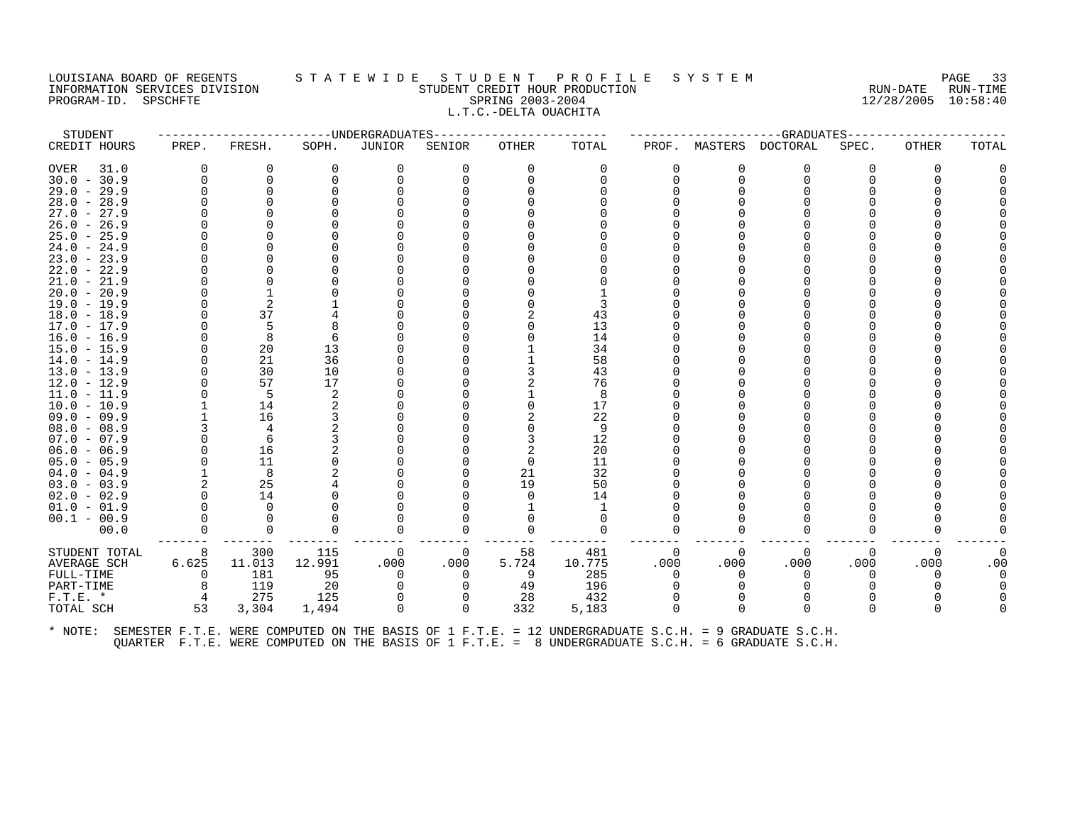LOUISIANA BOARD OF REGENTS — STATEWIDE STUDENT PROFILE SYSTEM
INFORMATION SERVICES DIVISION — STUDENT CREDIT HOUR PRODUCTION — RUN-DATE 12/28/2005 RUN-TIME 10:58:40
PROGRAM-ID. SPSCHFTE — SPRING 2003-2004

L.T.C.-DELTA OUACHITA

| STUDENT | UNDERGRADUATES | | | | | | | GRADUATES | | | | | |
|---|---|---|---|---|---|---|---|---|---|---|---|---|---|
| CREDIT HOURS | PREP. | FRESH. | SOPH. | JUNIOR | SENIOR | OTHER | TOTAL | PROF. | MASTERS | DOCTORAL | SPEC. | OTHER | TOTAL |
| OVER 31.0 | 0 | 0 | 0 | 0 | 0 | 0 | 0 | 0 | 0 | 0 | 0 | 0 | 0 |
| 30.0 - 30.9 | 0 | 0 | 0 | 0 | 0 | 0 | 0 | 0 | 0 | 0 | 0 | 0 | 0 |
| 29.0 - 29.9 | 0 | 0 | 0 | 0 | 0 | 0 | 0 | 0 | 0 | 0 | 0 | 0 | 0 |
| 28.0 - 28.9 | 0 | 0 | 0 | 0 | 0 | 0 | 0 | 0 | 0 | 0 | 0 | 0 | 0 |
| 27.0 - 27.9 | 0 | 0 | 0 | 0 | 0 | 0 | 0 | 0 | 0 | 0 | 0 | 0 | 0 |
| 26.0 - 26.9 | 0 | 0 | 0 | 0 | 0 | 0 | 0 | 0 | 0 | 0 | 0 | 0 | 0 |
| 25.0 - 25.9 | 0 | 0 | 0 | 0 | 0 | 0 | 0 | 0 | 0 | 0 | 0 | 0 | 0 |
| 24.0 - 24.9 | 0 | 0 | 0 | 0 | 0 | 0 | 0 | 0 | 0 | 0 | 0 | 0 | 0 |
| 23.0 - 23.9 | 0 | 0 | 0 | 0 | 0 | 0 | 0 | 0 | 0 | 0 | 0 | 0 | 0 |
| 22.0 - 22.9 | 0 | 0 | 0 | 0 | 0 | 0 | 0 | 0 | 0 | 0 | 0 | 0 | 0 |
| 21.0 - 21.9 | 0 | 0 | 0 | 0 | 0 | 0 | 0 | 0 | 0 | 0 | 0 | 0 | 0 |
| 20.0 - 20.9 | 0 | 1 | 0 | 0 | 0 | 0 | 1 | 0 | 0 | 0 | 0 | 0 | 0 |
| 19.0 - 19.9 | 0 | 2 | 1 | 0 | 0 | 0 | 3 | 0 | 0 | 0 | 0 | 0 | 0 |
| 18.0 - 18.9 | 0 | 37 | 4 | 0 | 0 | 2 | 43 | 0 | 0 | 0 | 0 | 0 | 0 |
| 17.0 - 17.9 | 0 | 5 | 8 | 0 | 0 | 0 | 13 | 0 | 0 | 0 | 0 | 0 | 0 |
| 16.0 - 16.9 | 0 | 8 | 6 | 0 | 0 | 0 | 14 | 0 | 0 | 0 | 0 | 0 | 0 |
| 15.0 - 15.9 | 0 | 20 | 13 | 0 | 0 | 1 | 34 | 0 | 0 | 0 | 0 | 0 | 0 |
| 14.0 - 14.9 | 0 | 21 | 36 | 0 | 0 | 1 | 58 | 0 | 0 | 0 | 0 | 0 | 0 |
| 13.0 - 13.9 | 0 | 30 | 10 | 0 | 0 | 3 | 43 | 0 | 0 | 0 | 0 | 0 | 0 |
| 12.0 - 12.9 | 0 | 57 | 17 | 0 | 0 | 2 | 76 | 0 | 0 | 0 | 0 | 0 | 0 |
| 11.0 - 11.9 | 0 | 5 | 2 | 0 | 0 | 1 | 8 | 0 | 0 | 0 | 0 | 0 | 0 |
| 10.0 - 10.9 | 1 | 14 | 2 | 0 | 0 | 0 | 17 | 0 | 0 | 0 | 0 | 0 | 0 |
| 09.0 - 09.9 | 1 | 16 | 3 | 0 | 0 | 2 | 22 | 0 | 0 | 0 | 0 | 0 | 0 |
| 08.0 - 08.9 | 3 | 4 | 2 | 0 | 0 | 0 | 9 | 0 | 0 | 0 | 0 | 0 | 0 |
| 07.0 - 07.9 | 0 | 6 | 3 | 0 | 0 | 3 | 12 | 0 | 0 | 0 | 0 | 0 | 0 |
| 06.0 - 06.9 | 0 | 16 | 2 | 0 | 0 | 2 | 20 | 0 | 0 | 0 | 0 | 0 | 0 |
| 05.0 - 05.9 | 0 | 11 | 0 | 0 | 0 | 0 | 11 | 0 | 0 | 0 | 0 | 0 | 0 |
| 04.0 - 04.9 | 1 | 8 | 2 | 0 | 0 | 21 | 32 | 0 | 0 | 0 | 0 | 0 | 0 |
| 03.0 - 03.9 | 2 | 25 | 4 | 0 | 0 | 19 | 50 | 0 | 0 | 0 | 0 | 0 | 0 |
| 02.0 - 02.9 | 0 | 14 | 0 | 0 | 0 | 0 | 14 | 0 | 0 | 0 | 0 | 0 | 0 |
| 01.0 - 01.9 | 0 | 0 | 0 | 0 | 0 | 1 | 1 | 0 | 0 | 0 | 0 | 0 | 0 |
| 00.1 - 00.9 | 0 | 0 | 0 | 0 | 0 | 0 | 0 | 0 | 0 | 0 | 0 | 0 | 0 |
| 00.0 | 0 | 0 | 0 | 0 | 0 | 0 | 0 | 0 | 0 | 0 | 0 | 0 | 0 |
| STUDENT TOTAL | 8 | 300 | 115 | 0 | 0 | 58 | 481 | 0 | 0 | 0 | 0 | 0 | 0 |
| AVERAGE SCH | 6.625 | 11.013 | 12.991 | .000 | .000 | 5.724 | 10.775 | .000 | .000 | .000 | .000 | .000 | .00 |
| FULL-TIME | 0 | 181 | 95 | 0 | 0 | 9 | 285 | 0 | 0 | 0 | 0 | 0 | 0 |
| PART-TIME | 8 | 119 | 20 | 0 | 0 | 49 | 196 | 0 | 0 | 0 | 0 | 0 | 0 |
| F.T.E. * | 4 | 275 | 125 | 0 | 0 | 28 | 432 | 0 | 0 | 0 | 0 | 0 | 0 |
| TOTAL SCH | 53 | 3,304 | 1,494 | 0 | 0 | 332 | 5,183 | 0 | 0 | 0 | 0 | 0 | 0 |

* NOTE: SEMESTER F.T.E. WERE COMPUTED ON THE BASIS OF 1 F.T.E. = 12 UNDERGRADUATE S.C.H. = 9 GRADUATE S.C.H.
QUARTER F.T.E. WERE COMPUTED ON THE BASIS OF 1 F.T.E. = 8 UNDERGRADUATE S.C.H. = 6 GRADUATE S.C.H.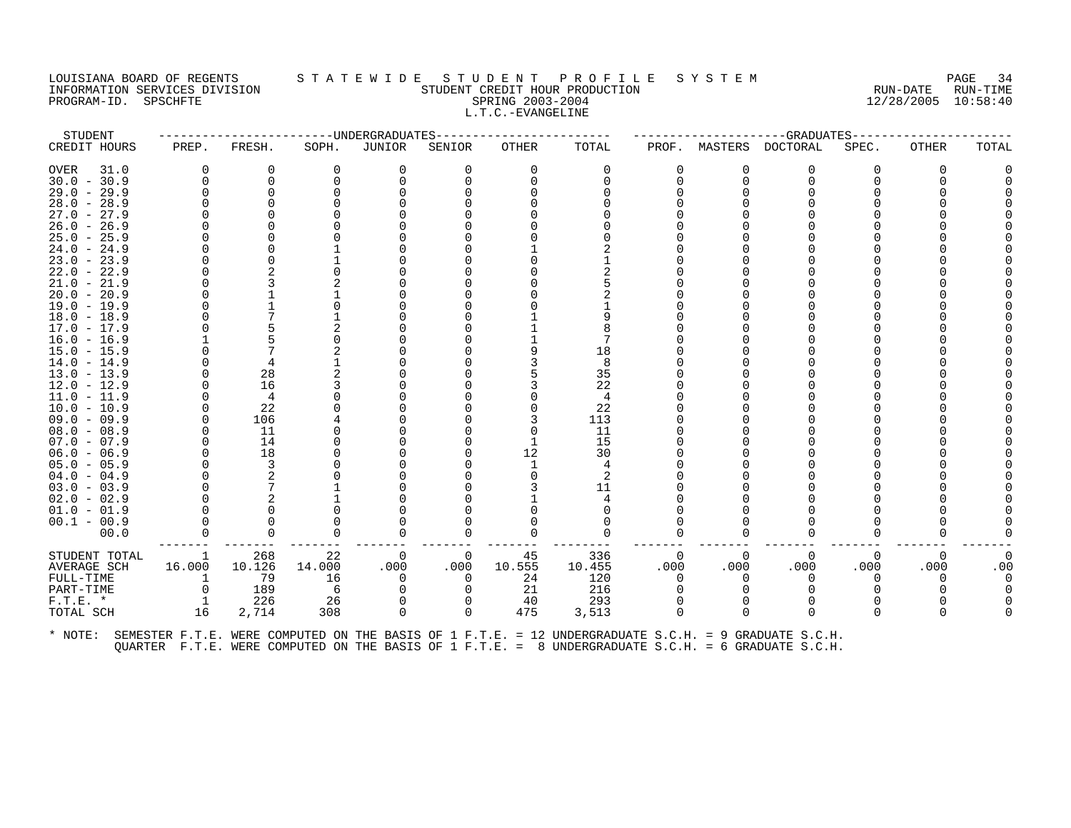LOUISIANA BOARD OF REGENTS
INFORMATION SERVICES DIVISION
PROGRAM-ID. SPSCHFTE

# S T A T E W I D E  S T U D E N T  P R O F I L E  S Y S T E M
## STUDENT CREDIT HOUR PRODUCTION
### SPRING 2003-2004
### L.T.C.-EVANGELINE

RUN-DATE 12/28/2005 RUN-TIME 10:58:40

| STUDENT | UNDERGRADUATES | | | | | | | GRADUATES | | | | | | |
|---|---|---|---|---|---|---|---|---|---|---|---|---|---|---|
| CREDIT HOURS | PREP. | FRESH. | SOPH. | JUNIOR | SENIOR | OTHER | TOTAL | PROF. | MASTERS | DOCTORAL | SPEC. | OTHER | TOTAL |
| OVER 31.0 | 0 | 0 | 0 | 0 | 0 | 0 | 0 | 0 | 0 | 0 | 0 | 0 | 0 |
| 30.0 - 30.9 | 0 | 0 | 0 | 0 | 0 | 0 | 0 | 0 | 0 | 0 | 0 | 0 | 0 |
| 29.0 - 29.9 | 0 | 0 | 0 | 0 | 0 | 0 | 0 | 0 | 0 | 0 | 0 | 0 | 0 |
| 28.0 - 28.9 | 0 | 0 | 0 | 0 | 0 | 0 | 0 | 0 | 0 | 0 | 0 | 0 | 0 |
| 27.0 - 27.9 | 0 | 0 | 0 | 0 | 0 | 0 | 0 | 0 | 0 | 0 | 0 | 0 | 0 |
| 26.0 - 26.9 | 0 | 0 | 0 | 0 | 0 | 0 | 0 | 0 | 0 | 0 | 0 | 0 | 0 |
| 25.0 - 25.9 | 0 | 0 | 0 | 0 | 0 | 0 | 0 | 0 | 0 | 0 | 0 | 0 | 0 |
| 24.0 - 24.9 | 0 | 0 | 1 | 0 | 0 | 1 | 2 | 0 | 0 | 0 | 0 | 0 | 0 |
| 23.0 - 23.9 | 0 | 0 | 1 | 0 | 0 | 0 | 1 | 0 | 0 | 0 | 0 | 0 | 0 |
| 22.0 - 22.9 | 0 | 2 | 0 | 0 | 0 | 0 | 2 | 0 | 0 | 0 | 0 | 0 | 0 |
| 21.0 - 21.9 | 0 | 3 | 2 | 0 | 0 | 0 | 5 | 0 | 0 | 0 | 0 | 0 | 0 |
| 20.0 - 20.9 | 0 | 1 | 1 | 0 | 0 | 0 | 2 | 0 | 0 | 0 | 0 | 0 | 0 |
| 19.0 - 19.9 | 0 | 1 | 0 | 0 | 0 | 0 | 1 | 0 | 0 | 0 | 0 | 0 | 0 |
| 18.0 - 18.9 | 0 | 7 | 1 | 0 | 0 | 1 | 9 | 0 | 0 | 0 | 0 | 0 | 0 |
| 17.0 - 17.9 | 0 | 5 | 2 | 0 | 0 | 1 | 8 | 0 | 0 | 0 | 0 | 0 | 0 |
| 16.0 - 16.9 | 1 | 5 | 0 | 0 | 0 | 1 | 7 | 0 | 0 | 0 | 0 | 0 | 0 |
| 15.0 - 15.9 | 0 | 7 | 2 | 0 | 0 | 9 | 18 | 0 | 0 | 0 | 0 | 0 | 0 |
| 14.0 - 14.9 | 0 | 4 | 1 | 0 | 0 | 3 | 8 | 0 | 0 | 0 | 0 | 0 | 0 |
| 13.0 - 13.9 | 0 | 28 | 2 | 0 | 0 | 5 | 35 | 0 | 0 | 0 | 0 | 0 | 0 |
| 12.0 - 12.9 | 0 | 16 | 3 | 0 | 0 | 3 | 22 | 0 | 0 | 0 | 0 | 0 | 0 |
| 11.0 - 11.9 | 0 | 4 | 0 | 0 | 0 | 0 | 4 | 0 | 0 | 0 | 0 | 0 | 0 |
| 10.0 - 10.9 | 0 | 22 | 0 | 0 | 0 | 0 | 22 | 0 | 0 | 0 | 0 | 0 | 0 |
| 09.0 - 09.9 | 0 | 106 | 4 | 0 | 0 | 3 | 113 | 0 | 0 | 0 | 0 | 0 | 0 |
| 08.0 - 08.9 | 0 | 11 | 0 | 0 | 0 | 0 | 11 | 0 | 0 | 0 | 0 | 0 | 0 |
| 07.0 - 07.9 | 0 | 14 | 0 | 0 | 0 | 1 | 15 | 0 | 0 | 0 | 0 | 0 | 0 |
| 06.0 - 06.9 | 0 | 18 | 0 | 0 | 0 | 12 | 30 | 0 | 0 | 0 | 0 | 0 | 0 |
| 05.0 - 05.9 | 0 | 3 | 0 | 0 | 0 | 1 | 4 | 0 | 0 | 0 | 0 | 0 | 0 |
| 04.0 - 04.9 | 0 | 2 | 0 | 0 | 0 | 0 | 2 | 0 | 0 | 0 | 0 | 0 | 0 |
| 03.0 - 03.9 | 0 | 7 | 1 | 0 | 0 | 3 | 11 | 0 | 0 | 0 | 0 | 0 | 0 |
| 02.0 - 02.9 | 0 | 2 | 1 | 0 | 0 | 1 | 4 | 0 | 0 | 0 | 0 | 0 | 0 |
| 01.0 - 01.9 | 0 | 0 | 0 | 0 | 0 | 0 | 0 | 0 | 0 | 0 | 0 | 0 | 0 |
| 00.1 - 00.9 | 0 | 0 | 0 | 0 | 0 | 0 | 0 | 0 | 0 | 0 | 0 | 0 | 0 |
| 00.0 | 0 | 0 | 0 | 0 | 0 | 0 | 0 | 0 | 0 | 0 | 0 | 0 | 0 |
| STUDENT TOTAL | 1 | 268 | 22 | 0 | 0 | 45 | 336 | 0 | 0 | 0 | 0 | 0 | 0 |
| AVERAGE SCH | 16.000 | 10.126 | 14.000 | .000 | .000 | 10.555 | 10.455 | .000 | .000 | .000 | .000 | .000 | .00 |
| FULL-TIME | 1 | 79 | 16 | 0 | 0 | 24 | 120 | 0 | 0 | 0 | 0 | 0 | 0 |
| PART-TIME | 0 | 189 | 6 | 0 | 0 | 21 | 216 | 0 | 0 | 0 | 0 | 0 | 0 |
| F.T.E. * | 1 | 226 | 26 | 0 | 0 | 40 | 293 | 0 | 0 | 0 | 0 | 0 | 0 |
| TOTAL SCH | 16 | 2,714 | 308 | 0 | 0 | 475 | 3,513 | 0 | 0 | 0 | 0 | 0 | 0 |

* NOTE: SEMESTER F.T.E. WERE COMPUTED ON THE BASIS OF 1 F.T.E. = 12 UNDERGRADUATE S.C.H. = 9 GRADUATE S.C.H.
QUARTER F.T.E. WERE COMPUTED ON THE BASIS OF 1 F.T.E. = 8 UNDERGRADUATE S.C.H. = 6 GRADUATE S.C.H.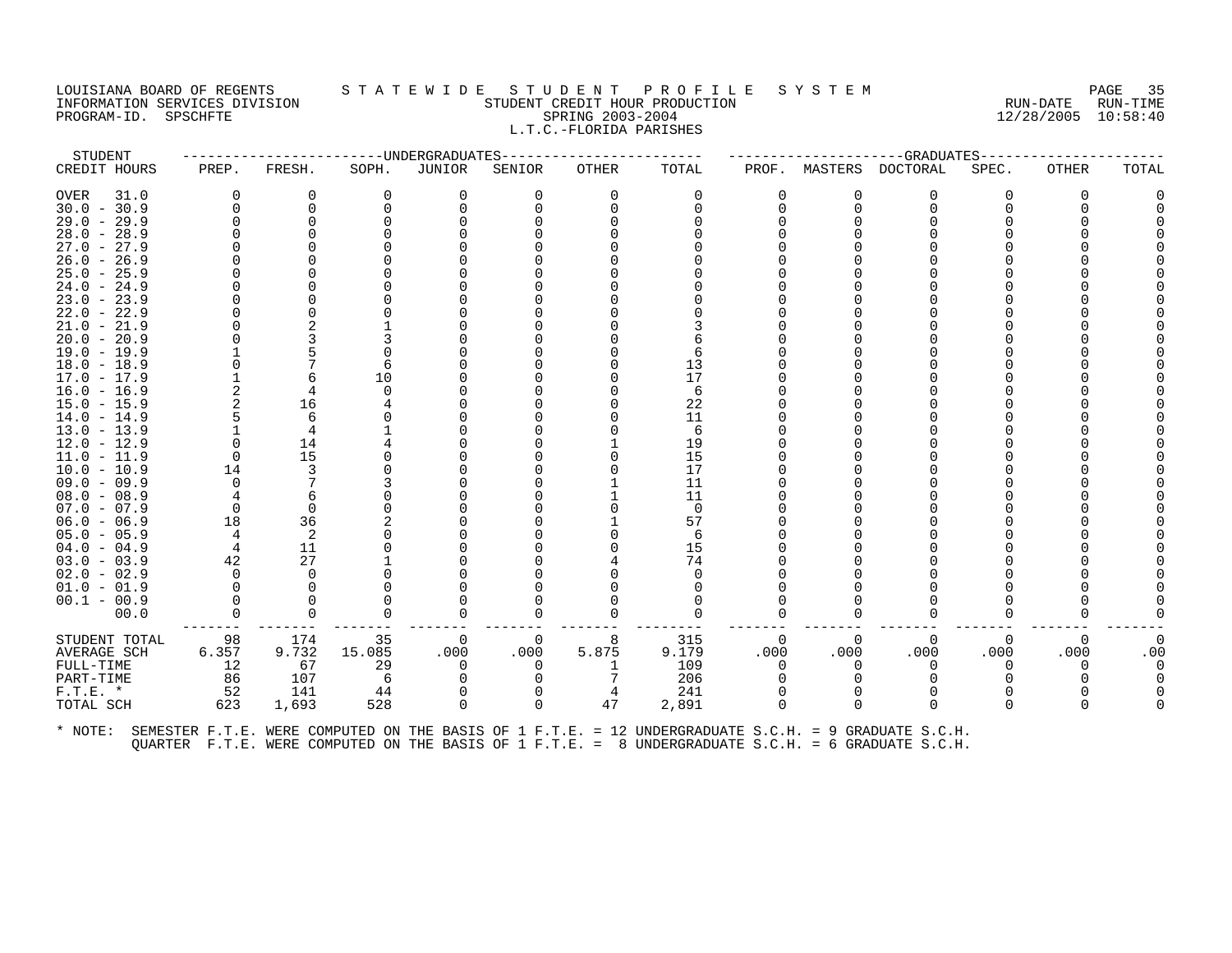LOUISIANA BOARD OF REGENTS S T A T E W I D E S T U D E N T P R O F I L E S Y S T E M

INFORMATION SERVICES DIVISION STUDENT CREDIT HOUR PRODUCTION RUN-DATE RUN-TIME

PROGRAM-ID. SPSCHFTE SPRING 2003-2004 12/28/2005 10:58:40

L.T.C.-FLORIDA PARISHES

| STUDENT | UNDERGRADUATES | | | | | | | GRADUATES | | | | | | |
|---|---|---|---|---|---|---|---|---|---|---|---|---|---|---|
| CREDIT HOURS | PREP. | FRESH. | SOPH. | JUNIOR | SENIOR | OTHER | TOTAL | PROF. | MASTERS | DOCTORAL | SPEC. | OTHER | TOTAL |
| OVER 31.0 | 0 | 0 | 0 | 0 | 0 | 0 | 0 | 0 | 0 | 0 | 0 | 0 | 0 |
| 30.0 - 30.9 | 0 | 0 | 0 | 0 | 0 | 0 | 0 | 0 | 0 | 0 | 0 | 0 | 0 |
| 29.0 - 29.9 | 0 | 0 | 0 | 0 | 0 | 0 | 0 | 0 | 0 | 0 | 0 | 0 | 0 |
| 28.0 - 28.9 | 0 | 0 | 0 | 0 | 0 | 0 | 0 | 0 | 0 | 0 | 0 | 0 | 0 |
| 27.0 - 27.9 | 0 | 0 | 0 | 0 | 0 | 0 | 0 | 0 | 0 | 0 | 0 | 0 | 0 |
| 26.0 - 26.9 | 0 | 0 | 0 | 0 | 0 | 0 | 0 | 0 | 0 | 0 | 0 | 0 | 0 |
| 25.0 - 25.9 | 0 | 0 | 0 | 0 | 0 | 0 | 0 | 0 | 0 | 0 | 0 | 0 | 0 |
| 24.0 - 24.9 | 0 | 0 | 0 | 0 | 0 | 0 | 0 | 0 | 0 | 0 | 0 | 0 | 0 |
| 23.0 - 23.9 | 0 | 0 | 0 | 0 | 0 | 0 | 0 | 0 | 0 | 0 | 0 | 0 | 0 |
| 22.0 - 22.9 | 0 | 0 | 0 | 0 | 0 | 0 | 0 | 0 | 0 | 0 | 0 | 0 | 0 |
| 21.0 - 21.9 | 0 | 2 | 1 | 0 | 0 | 0 | 3 | 0 | 0 | 0 | 0 | 0 | 0 |
| 20.0 - 20.9 | 0 | 3 | 3 | 0 | 0 | 0 | 6 | 0 | 0 | 0 | 0 | 0 | 0 |
| 19.0 - 19.9 | 1 | 5 | 0 | 0 | 0 | 0 | 6 | 0 | 0 | 0 | 0 | 0 | 0 |
| 18.0 - 18.9 | 0 | 7 | 6 | 0 | 0 | 0 | 13 | 0 | 0 | 0 | 0 | 0 | 0 |
| 17.0 - 17.9 | 1 | 6 | 10 | 0 | 0 | 0 | 17 | 0 | 0 | 0 | 0 | 0 | 0 |
| 16.0 - 16.9 | 2 | 4 | 0 | 0 | 0 | 0 | 6 | 0 | 0 | 0 | 0 | 0 | 0 |
| 15.0 - 15.9 | 2 | 16 | 4 | 0 | 0 | 0 | 22 | 0 | 0 | 0 | 0 | 0 | 0 |
| 14.0 - 14.9 | 5 | 6 | 0 | 0 | 0 | 0 | 11 | 0 | 0 | 0 | 0 | 0 | 0 |
| 13.0 - 13.9 | 1 | 4 | 1 | 0 | 0 | 0 | 6 | 0 | 0 | 0 | 0 | 0 | 0 |
| 12.0 - 12.9 | 0 | 14 | 4 | 0 | 0 | 1 | 19 | 0 | 0 | 0 | 0 | 0 | 0 |
| 11.0 - 11.9 | 0 | 15 | 0 | 0 | 0 | 0 | 15 | 0 | 0 | 0 | 0 | 0 | 0 |
| 10.0 - 10.9 | 14 | 3 | 0 | 0 | 0 | 0 | 17 | 0 | 0 | 0 | 0 | 0 | 0 |
| 09.0 - 09.9 | 0 | 7 | 3 | 0 | 0 | 1 | 11 | 0 | 0 | 0 | 0 | 0 | 0 |
| 08.0 - 08.9 | 4 | 6 | 0 | 0 | 0 | 1 | 11 | 0 | 0 | 0 | 0 | 0 | 0 |
| 07.0 - 07.9 | 0 | 0 | 0 | 0 | 0 | 0 | 0 | 0 | 0 | 0 | 0 | 0 | 0 |
| 06.0 - 06.9 | 18 | 36 | 2 | 0 | 0 | 1 | 57 | 0 | 0 | 0 | 0 | 0 | 0 |
| 05.0 - 05.9 | 4 | 2 | 0 | 0 | 0 | 0 | 6 | 0 | 0 | 0 | 0 | 0 | 0 |
| 04.0 - 04.9 | 4 | 11 | 0 | 0 | 0 | 0 | 15 | 0 | 0 | 0 | 0 | 0 | 0 |
| 03.0 - 03.9 | 42 | 27 | 1 | 0 | 0 | 4 | 74 | 0 | 0 | 0 | 0 | 0 | 0 |
| 02.0 - 02.9 | 0 | 0 | 0 | 0 | 0 | 0 | 0 | 0 | 0 | 0 | 0 | 0 | 0 |
| 01.0 - 01.9 | 0 | 0 | 0 | 0 | 0 | 0 | 0 | 0 | 0 | 0 | 0 | 0 | 0 |
| 00.1 - 00.9 | 0 | 0 | 0 | 0 | 0 | 0 | 0 | 0 | 0 | 0 | 0 | 0 | 0 |
| 00.0 | 0 | 0 | 0 | 0 | 0 | 0 | 0 | 0 | 0 | 0 | 0 | 0 | 0 |
| STUDENT TOTAL | 98 | 174 | 35 | 0 | 0 | 8 | 315 | 0 | 0 | 0 | 0 | 0 | 0 |
| AVERAGE SCH | 6.357 | 9.732 | 15.085 | .000 | .000 | 5.875 | 9.179 | .000 | .000 | .000 | .000 | .000 | .00 |
| FULL-TIME | 12 | 67 | 29 | 0 | 0 | 1 | 109 | 0 | 0 | 0 | 0 | 0 | 0 |
| PART-TIME | 86 | 107 | 6 | 0 | 0 | 7 | 206 | 0 | 0 | 0 | 0 | 0 | 0 |
| F.T.E. * | 52 | 141 | 44 | 0 | 0 | 4 | 241 | 0 | 0 | 0 | 0 | 0 | 0 |
| TOTAL SCH | 623 | 1,693 | 528 | 0 | 0 | 47 | 2,891 | 0 | 0 | 0 | 0 | 0 | 0 |

* NOTE: SEMESTER F.T.E. WERE COMPUTED ON THE BASIS OF 1 F.T.E. = 12 UNDERGRADUATE S.C.H. = 9 GRADUATE S.C.H.
QUARTER F.T.E. WERE COMPUTED ON THE BASIS OF 1 F.T.E. = 8 UNDERGRADUATE S.C.H. = 6 GRADUATE S.C.H.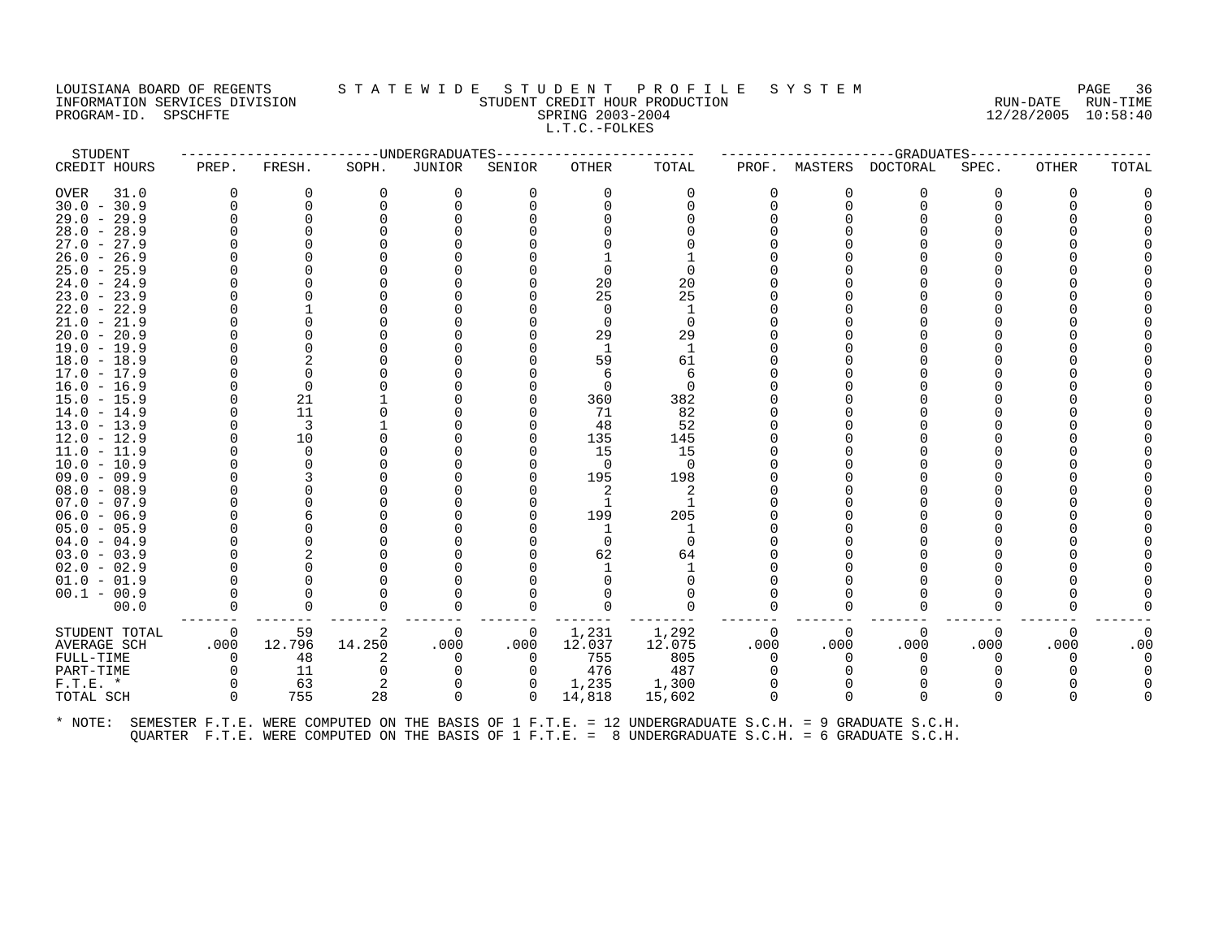LOUISIANA BOARD OF REGENTS — STATEWIDE STUDENT PROFILE SYSTEM
INFORMATION SERVICES DIVISION — STUDENT CREDIT HOUSE PRODUCTION — RUN-DATE 12/28/2005 RUN-TIME 10:58:40
PROGRAM-ID. SPSCHFTE — SPRING 2003-2004

L.T.C.-FOLKES

| STUDENT CREDIT HOURS | UNDERGRADUATES PREP. | FRESH. | SOPH. | JUNIOR | SENIOR | OTHER | TOTAL | GRADUATES PROF. | MASTERS | DOCTORAL | SPEC. | OTHER | TOTAL |
|---|---|---|---|---|---|---|---|---|---|---|---|---|---|
| OVER 31.0 | 0 | 0 | 0 | 0 | 0 | 0 | 0 | 0 | 0 | 0 | 0 | 0 | 0 |
| 30.0 - 30.9 | 0 | 0 | 0 | 0 | 0 | 0 | 0 | 0 | 0 | 0 | 0 | 0 | 0 |
| 29.0 - 29.9 | 0 | 0 | 0 | 0 | 0 | 0 | 0 | 0 | 0 | 0 | 0 | 0 | 0 |
| 28.0 - 28.9 | 0 | 0 | 0 | 0 | 0 | 0 | 0 | 0 | 0 | 0 | 0 | 0 | 0 |
| 27.0 - 27.9 | 0 | 0 | 0 | 0 | 0 | 0 | 0 | 0 | 0 | 0 | 0 | 0 | 0 |
| 26.0 - 26.9 | 0 | 0 | 0 | 0 | 0 | 1 | 1 | 0 | 0 | 0 | 0 | 0 | 0 |
| 25.0 - 25.9 | 0 | 0 | 0 | 0 | 0 | 0 | 0 | 0 | 0 | 0 | 0 | 0 | 0 |
| 24.0 - 24.9 | 0 | 0 | 0 | 0 | 0 | 20 | 20 | 0 | 0 | 0 | 0 | 0 | 0 |
| 23.0 - 23.9 | 0 | 0 | 0 | 0 | 0 | 25 | 25 | 0 | 0 | 0 | 0 | 0 | 0 |
| 22.0 - 22.9 | 0 | 1 | 0 | 0 | 0 | 0 | 1 | 0 | 0 | 0 | 0 | 0 | 0 |
| 21.0 - 21.9 | 0 | 0 | 0 | 0 | 0 | 0 | 0 | 0 | 0 | 0 | 0 | 0 | 0 |
| 20.0 - 20.9 | 0 | 0 | 0 | 0 | 0 | 29 | 29 | 0 | 0 | 0 | 0 | 0 | 0 |
| 19.0 - 19.9 | 0 | 0 | 0 | 0 | 0 | 1 | 1 | 0 | 0 | 0 | 0 | 0 | 0 |
| 18.0 - 18.9 | 0 | 2 | 0 | 0 | 0 | 59 | 61 | 0 | 0 | 0 | 0 | 0 | 0 |
| 17.0 - 17.9 | 0 | 0 | 0 | 0 | 0 | 6 | 6 | 0 | 0 | 0 | 0 | 0 | 0 |
| 16.0 - 16.9 | 0 | 0 | 0 | 0 | 0 | 0 | 0 | 0 | 0 | 0 | 0 | 0 | 0 |
| 15.0 - 15.9 | 0 | 21 | 1 | 0 | 0 | 360 | 382 | 0 | 0 | 0 | 0 | 0 | 0 |
| 14.0 - 14.9 | 0 | 11 | 0 | 0 | 0 | 71 | 82 | 0 | 0 | 0 | 0 | 0 | 0 |
| 13.0 - 13.9 | 0 | 3 | 1 | 0 | 0 | 48 | 52 | 0 | 0 | 0 | 0 | 0 | 0 |
| 12.0 - 12.9 | 0 | 10 | 0 | 0 | 0 | 135 | 145 | 0 | 0 | 0 | 0 | 0 | 0 |
| 11.0 - 11.9 | 0 | 0 | 0 | 0 | 0 | 15 | 15 | 0 | 0 | 0 | 0 | 0 | 0 |
| 10.0 - 10.9 | 0 | 0 | 0 | 0 | 0 | 0 | 0 | 0 | 0 | 0 | 0 | 0 | 0 |
| 09.0 - 09.9 | 0 | 3 | 0 | 0 | 0 | 195 | 198 | 0 | 0 | 0 | 0 | 0 | 0 |
| 08.0 - 08.9 | 0 | 0 | 0 | 0 | 0 | 2 | 2 | 0 | 0 | 0 | 0 | 0 | 0 |
| 07.0 - 07.9 | 0 | 0 | 0 | 0 | 0 | 1 | 1 | 0 | 0 | 0 | 0 | 0 | 0 |
| 06.0 - 06.9 | 0 | 6 | 0 | 0 | 0 | 199 | 205 | 0 | 0 | 0 | 0 | 0 | 0 |
| 05.0 - 05.9 | 0 | 0 | 0 | 0 | 0 | 1 | 1 | 0 | 0 | 0 | 0 | 0 | 0 |
| 04.0 - 04.9 | 0 | 0 | 0 | 0 | 0 | 0 | 0 | 0 | 0 | 0 | 0 | 0 | 0 |
| 03.0 - 03.9 | 0 | 2 | 0 | 0 | 0 | 62 | 64 | 0 | 0 | 0 | 0 | 0 | 0 |
| 02.0 - 02.9 | 0 | 0 | 0 | 0 | 0 | 1 | 1 | 0 | 0 | 0 | 0 | 0 | 0 |
| 01.0 - 01.9 | 0 | 0 | 0 | 0 | 0 | 0 | 0 | 0 | 0 | 0 | 0 | 0 | 0 |
| 00.1 - 00.9 | 0 | 0 | 0 | 0 | 0 | 0 | 0 | 0 | 0 | 0 | 0 | 0 | 0 |
| 00.0 | 0 | 0 | 0 | 0 | 0 | 0 | 0 | 0 | 0 | 0 | 0 | 0 | 0 |
| STUDENT TOTAL | 0 | 59 | 2 | 0 | 0 | 1,231 | 1,292 | 0 | 0 | 0 | 0 | 0 | 0 |
| AVERAGE SCH | .000 | 12.796 | 14.250 | .000 | .000 | 12.037 | 12.075 | .000 | .000 | .000 | .000 | .000 | .00 |
| FULL-TIME | 0 | 48 | 2 | 0 | 0 | 755 | 805 | 0 | 0 | 0 | 0 | 0 | 0 |
| PART-TIME | 0 | 11 | 0 | 0 | 0 | 476 | 487 | 0 | 0 | 0 | 0 | 0 | 0 |
| F.T.E. * | 0 | 63 | 2 | 0 | 0 | 1,235 | 1,300 | 0 | 0 | 0 | 0 | 0 | 0 |
| TOTAL SCH | 0 | 755 | 28 | 0 | 0 | 14,818 | 15,602 | 0 | 0 | 0 | 0 | 0 | 0 |

* NOTE: SEMESTER F.T.E. WERE COMPUTED ON THE BASIS OF 1 F.T.E. = 12 UNDERGRADUATE S.C.H. = 9 GRADUATE S.C.H.
QUARTER F.T.E. WERE COMPUTED ON THE BASIS OF 1 F.T.E. = 8 UNDERGRADUATE S.C.H. = 6 GRADUATE S.C.H.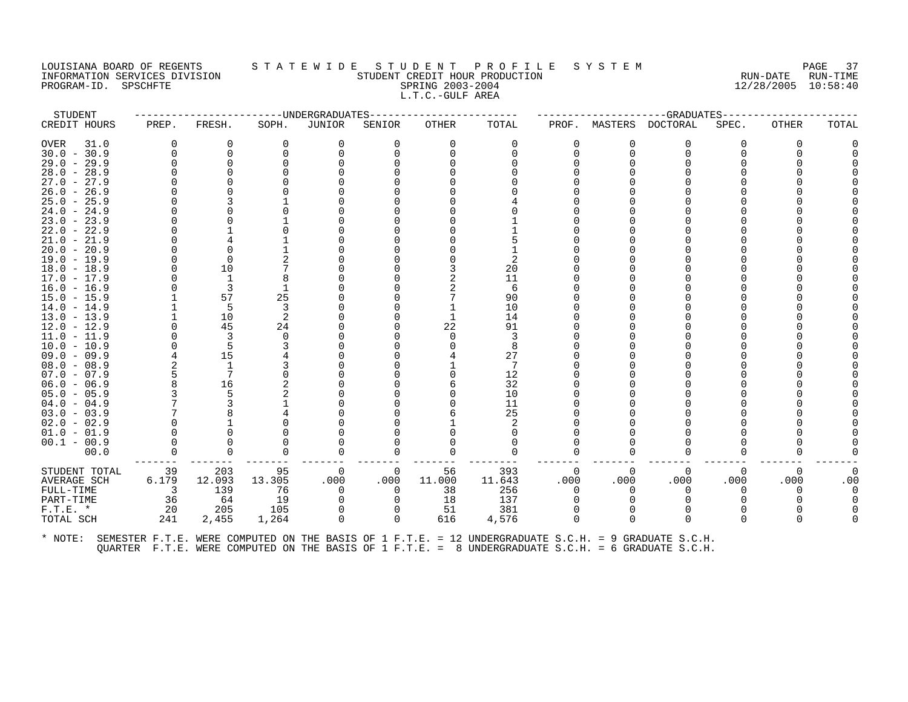LOUISIANA BOARD OF REGENTS S T A T E W I D E S T U D E N T P R O F I L E S Y S T E M

INFORMATION SERVICES DIVISION STUDENT CREDIT HOUR PRODUCTION RUN-DATE RUN-TIME

PROGRAM-ID. SPSCHFTE SPRING 2003-2004 12/28/2005 10:58:40

L.T.C.-GULF AREA

| STUDENT CREDIT HOURS | UNDERGRADUATES PREP. | FRESH. | SOPH. | JUNIOR | SENIOR | OTHER | TOTAL | GRADUATES PROF. | MASTERS | DOCTORAL | SPEC. | OTHER | TOTAL |
|---|---|---|---|---|---|---|---|---|---|---|---|---|---|
| OVER 31.0 | 0 | 0 | 0 | 0 | 0 | 0 | 0 | 0 | 0 | 0 | 0 | 0 | 0 |
| 30.0 - 30.9 | 0 | 0 | 0 | 0 | 0 | 0 | 0 | 0 | 0 | 0 | 0 | 0 | 0 |
| 29.0 - 29.9 | 0 | 0 | 0 | 0 | 0 | 0 | 0 | 0 | 0 | 0 | 0 | 0 | 0 |
| 28.0 - 28.9 | 0 | 0 | 0 | 0 | 0 | 0 | 0 | 0 | 0 | 0 | 0 | 0 | 0 |
| 27.0 - 27.9 | 0 | 0 | 0 | 0 | 0 | 0 | 0 | 0 | 0 | 0 | 0 | 0 | 0 |
| 26.0 - 26.9 | 0 | 0 | 0 | 0 | 0 | 0 | 0 | 0 | 0 | 0 | 0 | 0 | 0 |
| 25.0 - 25.9 | 0 | 3 | 1 | 0 | 0 | 0 | 4 | 0 | 0 | 0 | 0 | 0 | 0 |
| 24.0 - 24.9 | 0 | 0 | 0 | 0 | 0 | 0 | 0 | 0 | 0 | 0 | 0 | 0 | 0 |
| 23.0 - 23.9 | 0 | 0 | 1 | 0 | 0 | 0 | 1 | 0 | 0 | 0 | 0 | 0 | 0 |
| 22.0 - 22.9 | 0 | 1 | 0 | 0 | 0 | 0 | 1 | 0 | 0 | 0 | 0 | 0 | 0 |
| 21.0 - 21.9 | 0 | 4 | 1 | 0 | 0 | 0 | 5 | 0 | 0 | 0 | 0 | 0 | 0 |
| 20.0 - 20.9 | 0 | 0 | 1 | 0 | 0 | 0 | 1 | 0 | 0 | 0 | 0 | 0 | 0 |
| 19.0 - 19.9 | 0 | 0 | 2 | 0 | 0 | 0 | 2 | 0 | 0 | 0 | 0 | 0 | 0 |
| 18.0 - 18.9 | 0 | 10 | 7 | 0 | 0 | 3 | 20 | 0 | 0 | 0 | 0 | 0 | 0 |
| 17.0 - 17.9 | 0 | 1 | 8 | 0 | 0 | 2 | 11 | 0 | 0 | 0 | 0 | 0 | 0 |
| 16.0 - 16.9 | 0 | 3 | 1 | 0 | 0 | 2 | 6 | 0 | 0 | 0 | 0 | 0 | 0 |
| 15.0 - 15.9 | 1 | 57 | 25 | 0 | 0 | 7 | 90 | 0 | 0 | 0 | 0 | 0 | 0 |
| 14.0 - 14.9 | 1 | 5 | 3 | 0 | 0 | 1 | 10 | 0 | 0 | 0 | 0 | 0 | 0 |
| 13.0 - 13.9 | 1 | 10 | 2 | 0 | 0 | 1 | 14 | 0 | 0 | 0 | 0 | 0 | 0 |
| 12.0 - 12.9 | 0 | 45 | 24 | 0 | 0 | 22 | 91 | 0 | 0 | 0 | 0 | 0 | 0 |
| 11.0 - 11.9 | 0 | 3 | 0 | 0 | 0 | 0 | 3 | 0 | 0 | 0 | 0 | 0 | 0 |
| 10.0 - 10.9 | 0 | 5 | 3 | 0 | 0 | 0 | 8 | 0 | 0 | 0 | 0 | 0 | 0 |
| 09.0 - 09.9 | 4 | 15 | 4 | 0 | 0 | 4 | 27 | 0 | 0 | 0 | 0 | 0 | 0 |
| 08.0 - 08.9 | 2 | 1 | 3 | 0 | 0 | 1 | 7 | 0 | 0 | 0 | 0 | 0 | 0 |
| 07.0 - 07.9 | 5 | 7 | 0 | 0 | 0 | 0 | 12 | 0 | 0 | 0 | 0 | 0 | 0 |
| 06.0 - 06.9 | 8 | 16 | 2 | 0 | 0 | 6 | 32 | 0 | 0 | 0 | 0 | 0 | 0 |
| 05.0 - 05.9 | 3 | 5 | 2 | 0 | 0 | 0 | 10 | 0 | 0 | 0 | 0 | 0 | 0 |
| 04.0 - 04.9 | 7 | 3 | 1 | 0 | 0 | 0 | 11 | 0 | 0 | 0 | 0 | 0 | 0 |
| 03.0 - 03.9 | 7 | 8 | 4 | 0 | 0 | 6 | 25 | 0 | 0 | 0 | 0 | 0 | 0 |
| 02.0 - 02.9 | 0 | 1 | 0 | 0 | 0 | 1 | 2 | 0 | 0 | 0 | 0 | 0 | 0 |
| 01.0 - 01.9 | 0 | 0 | 0 | 0 | 0 | 0 | 0 | 0 | 0 | 0 | 0 | 0 | 0 |
| 00.1 - 00.9 | 0 | 0 | 0 | 0 | 0 | 0 | 0 | 0 | 0 | 0 | 0 | 0 | 0 |
| 00.0 | 0 | 0 | 0 | 0 | 0 | 0 | 0 | 0 | 0 | 0 | 0 | 0 | 0 |
| STUDENT TOTAL | 39 | 203 | 95 | 0 | 0 | 56 | 393 | 0 | 0 | 0 | 0 | 0 | 0 |
| AVERAGE SCH | 6.179 | 12.093 | 13.305 | .000 | .000 | 11.000 | 11.643 | .000 | .000 | .000 | .000 | .000 | .00 |
| FULL-TIME | 3 | 139 | 76 | 0 | 0 | 38 | 256 | 0 | 0 | 0 | 0 | 0 | 0 |
| PART-TIME | 36 | 64 | 19 | 0 | 0 | 18 | 137 | 0 | 0 | 0 | 0 | 0 | 0 |
| F.T.E. * | 20 | 205 | 105 | 0 | 0 | 51 | 381 | 0 | 0 | 0 | 0 | 0 | 0 |
| TOTAL SCH | 241 | 2,455 | 1,264 | 0 | 0 | 616 | 4,576 | 0 | 0 | 0 | 0 | 0 | 0 |

* NOTE: SEMESTER F.T.E. WERE COMPUTED ON THE BASIS OF 1 F.T.E. = 12 UNDERGRADUATE S.C.H. = 9 GRADUATE S.C.H.
QUARTER F.T.E. WERE COMPUTED ON THE BASIS OF 1 F.T.E. = 8 UNDERGRADUATE S.C.H. = 6 GRADUATE S.C.H.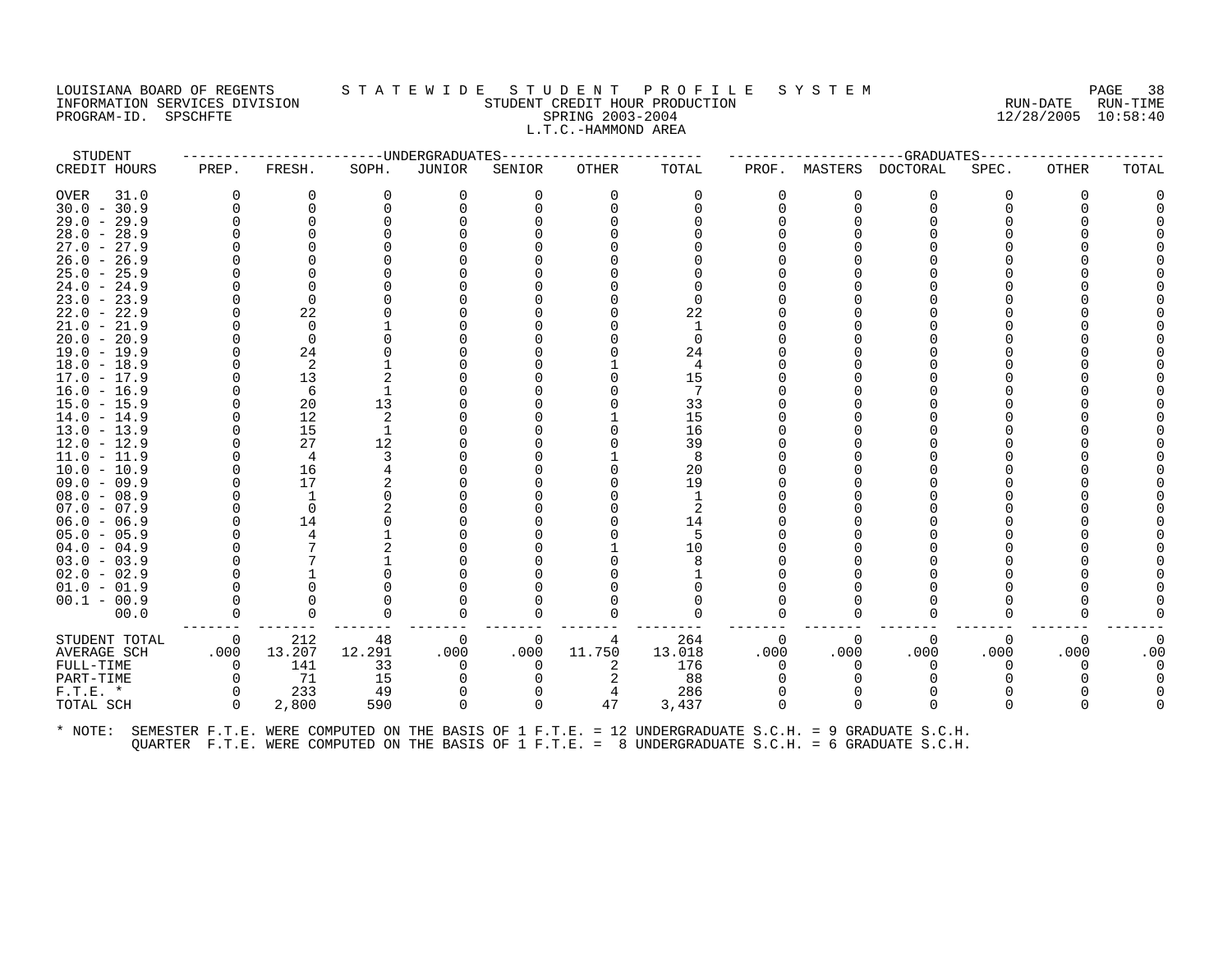LOUISIANA BOARD OF REGENTS
INFORMATION SERVICES DIVISION
PROGRAM-ID. SPSCHFTE

STATEWIDE STUDENT PROFILE SYSTEM
STUDENT CREDIT HOUR PRODUCTION
SPRING 2003-2004
L.T.C.-HAMMOND AREA

RUN-DATE 12/28/2005 RUN-TIME 10:58:40

| STUDENT CREDIT HOURS | UNDERGRADUATES PREP. | FRESH. | SOPH. | JUNIOR | SENIOR | OTHER | TOTAL | GRADUATES PROF. | MASTERS | DOCTORAL | SPEC. | OTHER | TOTAL |
|---|---|---|---|---|---|---|---|---|---|---|---|---|---|
| OVER 31.0 | 0 | 0 | 0 | 0 | 0 | 0 | 0 | 0 | 0 | 0 | 0 | 0 | 0 |
| 30.0 - 30.9 | 0 | 0 | 0 | 0 | 0 | 0 | 0 | 0 | 0 | 0 | 0 | 0 | 0 |
| 29.0 - 29.9 | 0 | 0 | 0 | 0 | 0 | 0 | 0 | 0 | 0 | 0 | 0 | 0 | 0 |
| 28.0 - 28.9 | 0 | 0 | 0 | 0 | 0 | 0 | 0 | 0 | 0 | 0 | 0 | 0 | 0 |
| 27.0 - 27.9 | 0 | 0 | 0 | 0 | 0 | 0 | 0 | 0 | 0 | 0 | 0 | 0 | 0 |
| 26.0 - 26.9 | 0 | 0 | 0 | 0 | 0 | 0 | 0 | 0 | 0 | 0 | 0 | 0 | 0 |
| 25.0 - 25.9 | 0 | 0 | 0 | 0 | 0 | 0 | 0 | 0 | 0 | 0 | 0 | 0 | 0 |
| 24.0 - 24.9 | 0 | 0 | 0 | 0 | 0 | 0 | 0 | 0 | 0 | 0 | 0 | 0 | 0 |
| 23.0 - 23.9 | 0 | 0 | 0 | 0 | 0 | 0 | 0 | 0 | 0 | 0 | 0 | 0 | 0 |
| 22.0 - 22.9 | 0 | 22 | 0 | 0 | 0 | 0 | 22 | 0 | 0 | 0 | 0 | 0 | 0 |
| 21.0 - 21.9 | 0 | 0 | 1 | 0 | 0 | 0 | 1 | 0 | 0 | 0 | 0 | 0 | 0 |
| 20.0 - 20.9 | 0 | 0 | 0 | 0 | 0 | 0 | 0 | 0 | 0 | 0 | 0 | 0 | 0 |
| 19.0 - 19.9 | 0 | 24 | 0 | 0 | 0 | 0 | 24 | 0 | 0 | 0 | 0 | 0 | 0 |
| 18.0 - 18.9 | 0 | 2 | 1 | 0 | 0 | 1 | 4 | 0 | 0 | 0 | 0 | 0 | 0 |
| 17.0 - 17.9 | 0 | 13 | 2 | 0 | 0 | 0 | 15 | 0 | 0 | 0 | 0 | 0 | 0 |
| 16.0 - 16.9 | 0 | 6 | 1 | 0 | 0 | 0 | 7 | 0 | 0 | 0 | 0 | 0 | 0 |
| 15.0 - 15.9 | 0 | 20 | 13 | 0 | 0 | 0 | 33 | 0 | 0 | 0 | 0 | 0 | 0 |
| 14.0 - 14.9 | 0 | 12 | 2 | 0 | 0 | 1 | 15 | 0 | 0 | 0 | 0 | 0 | 0 |
| 13.0 - 13.9 | 0 | 15 | 1 | 0 | 0 | 0 | 16 | 0 | 0 | 0 | 0 | 0 | 0 |
| 12.0 - 12.9 | 0 | 27 | 12 | 0 | 0 | 0 | 39 | 0 | 0 | 0 | 0 | 0 | 0 |
| 11.0 - 11.9 | 0 | 4 | 3 | 0 | 0 | 1 | 8 | 0 | 0 | 0 | 0 | 0 | 0 |
| 10.0 - 10.9 | 0 | 16 | 4 | 0 | 0 | 0 | 20 | 0 | 0 | 0 | 0 | 0 | 0 |
| 09.0 - 09.9 | 0 | 17 | 2 | 0 | 0 | 0 | 19 | 0 | 0 | 0 | 0 | 0 | 0 |
| 08.0 - 08.9 | 0 | 1 | 0 | 0 | 0 | 0 | 1 | 0 | 0 | 0 | 0 | 0 | 0 |
| 07.0 - 07.9 | 0 | 0 | 2 | 0 | 0 | 0 | 2 | 0 | 0 | 0 | 0 | 0 | 0 |
| 06.0 - 06.9 | 0 | 14 | 0 | 0 | 0 | 0 | 14 | 0 | 0 | 0 | 0 | 0 | 0 |
| 05.0 - 05.9 | 0 | 4 | 1 | 0 | 0 | 0 | 5 | 0 | 0 | 0 | 0 | 0 | 0 |
| 04.0 - 04.9 | 0 | 7 | 2 | 0 | 0 | 1 | 10 | 0 | 0 | 0 | 0 | 0 | 0 |
| 03.0 - 03.9 | 0 | 7 | 1 | 0 | 0 | 0 | 8 | 0 | 0 | 0 | 0 | 0 | 0 |
| 02.0 - 02.9 | 0 | 1 | 0 | 0 | 0 | 0 | 1 | 0 | 0 | 0 | 0 | 0 | 0 |
| 01.0 - 01.9 | 0 | 0 | 0 | 0 | 0 | 0 | 0 | 0 | 0 | 0 | 0 | 0 | 0 |
| 00.1 - 00.9 | 0 | 0 | 0 | 0 | 0 | 0 | 0 | 0 | 0 | 0 | 0 | 0 | 0 |
| 00.0 | 0 | 0 | 0 | 0 | 0 | 0 | 0 | 0 | 0 | 0 | 0 | 0 | 0 |
| STUDENT TOTAL | 0 | 212 | 48 | 0 | 0 | 4 | 264 | 0 | 0 | 0 | 0 | 0 | 0 |
| AVERAGE SCH | .000 | 13.207 | 12.291 | .000 | .000 | 11.750 | 13.018 | .000 | .000 | .000 | .000 | .000 | .00 |
| FULL-TIME | 0 | 141 | 33 | 0 | 0 | 2 | 176 | 0 | 0 | 0 | 0 | 0 | 0 |
| PART-TIME | 0 | 71 | 15 | 0 | 0 | 2 | 88 | 0 | 0 | 0 | 0 | 0 | 0 |
| F.T.E. * | 0 | 233 | 49 | 0 | 0 | 4 | 286 | 0 | 0 | 0 | 0 | 0 | 0 |
| TOTAL SCH | 0 | 2,800 | 590 | 0 | 0 | 47 | 3,437 | 0 | 0 | 0 | 0 | 0 | 0 |

* NOTE: SEMESTER F.T.E. WERE COMPUTED ON THE BASIS OF 1 F.T.E. = 12 UNDERGRADUATE S.C.H. = 9 GRADUATE S.C.H.
QUARTER F.T.E. WERE COMPUTED ON THE BASIS OF 1 F.T.E. = 8 UNDERGRADUATE S.C.H. = 6 GRADUATE S.C.H.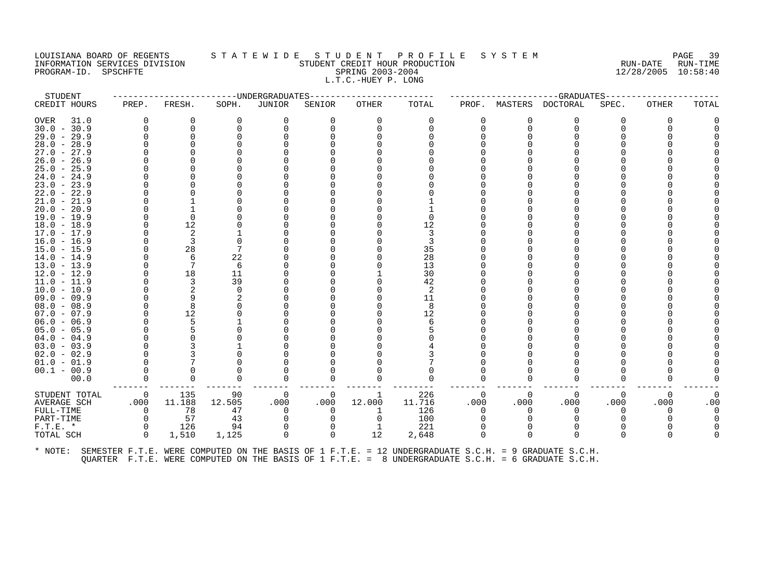LOUISIANA BOARD OF REGENTS — STATEWIDE STUDENT PROFILE SYSTEM
INFORMATION SERVICES DIVISION — STUDENT CREDIT HOUR PRODUCTION — RUN-DATE 12/28/2005 RUN-TIME 10:58:40
PROGRAM-ID. SPSCHFTE — SPRING 2003-2004
L.T.C.-HUEY P. LONG

| STUDENT | UNDERGRADUATES | | | | | | | GRADUATES | | | | | | |
|---|---|---|---|---|---|---|---|---|---|---|---|---|---|---|
| CREDIT HOURS | PREP. | FRESH. | SOPH. | JUNIOR | SENIOR | OTHER | TOTAL | PROF. | MASTERS | DOCTORAL | SPEC. | OTHER | TOTAL |
| OVER 31.0 | 0 | 0 | 0 | 0 | 0 | 0 | 0 | 0 | 0 | 0 | 0 | 0 | 0 |
| 30.0 - 30.9 | 0 | 0 | 0 | 0 | 0 | 0 | 0 | 0 | 0 | 0 | 0 | 0 | 0 |
| 29.0 - 29.9 | 0 | 0 | 0 | 0 | 0 | 0 | 0 | 0 | 0 | 0 | 0 | 0 | 0 |
| 28.0 - 28.9 | 0 | 0 | 0 | 0 | 0 | 0 | 0 | 0 | 0 | 0 | 0 | 0 | 0 |
| 27.0 - 27.9 | 0 | 0 | 0 | 0 | 0 | 0 | 0 | 0 | 0 | 0 | 0 | 0 | 0 |
| 26.0 - 26.9 | 0 | 0 | 0 | 0 | 0 | 0 | 0 | 0 | 0 | 0 | 0 | 0 | 0 |
| 25.0 - 25.9 | 0 | 0 | 0 | 0 | 0 | 0 | 0 | 0 | 0 | 0 | 0 | 0 | 0 |
| 24.0 - 24.9 | 0 | 0 | 0 | 0 | 0 | 0 | 0 | 0 | 0 | 0 | 0 | 0 | 0 |
| 23.0 - 23.9 | 0 | 0 | 0 | 0 | 0 | 0 | 0 | 0 | 0 | 0 | 0 | 0 | 0 |
| 22.0 - 22.9 | 0 | 0 | 0 | 0 | 0 | 0 | 0 | 0 | 0 | 0 | 0 | 0 | 0 |
| 21.0 - 21.9 | 0 | 1 | 0 | 0 | 0 | 0 | 1 | 0 | 0 | 0 | 0 | 0 | 0 |
| 20.0 - 20.9 | 0 | 1 | 0 | 0 | 0 | 0 | 1 | 0 | 0 | 0 | 0 | 0 | 0 |
| 19.0 - 19.9 | 0 | 0 | 0 | 0 | 0 | 0 | 0 | 0 | 0 | 0 | 0 | 0 | 0 |
| 18.0 - 18.9 | 0 | 12 | 0 | 0 | 0 | 0 | 12 | 0 | 0 | 0 | 0 | 0 | 0 |
| 17.0 - 17.9 | 0 | 2 | 1 | 0 | 0 | 0 | 3 | 0 | 0 | 0 | 0 | 0 | 0 |
| 16.0 - 16.9 | 0 | 3 | 0 | 0 | 0 | 0 | 3 | 0 | 0 | 0 | 0 | 0 | 0 |
| 15.0 - 15.9 | 0 | 28 | 7 | 0 | 0 | 0 | 35 | 0 | 0 | 0 | 0 | 0 | 0 |
| 14.0 - 14.9 | 0 | 6 | 22 | 0 | 0 | 0 | 28 | 0 | 0 | 0 | 0 | 0 | 0 |
| 13.0 - 13.9 | 0 | 7 | 6 | 0 | 0 | 0 | 13 | 0 | 0 | 0 | 0 | 0 | 0 |
| 12.0 - 12.9 | 0 | 18 | 11 | 0 | 0 | 1 | 30 | 0 | 0 | 0 | 0 | 0 | 0 |
| 11.0 - 11.9 | 0 | 3 | 39 | 0 | 0 | 0 | 42 | 0 | 0 | 0 | 0 | 0 | 0 |
| 10.0 - 10.9 | 0 | 2 | 0 | 0 | 0 | 0 | 2 | 0 | 0 | 0 | 0 | 0 | 0 |
| 09.0 - 09.9 | 0 | 9 | 2 | 0 | 0 | 0 | 11 | 0 | 0 | 0 | 0 | 0 | 0 |
| 08.0 - 08.9 | 0 | 8 | 0 | 0 | 0 | 0 | 8 | 0 | 0 | 0 | 0 | 0 | 0 |
| 07.0 - 07.9 | 0 | 12 | 0 | 0 | 0 | 0 | 12 | 0 | 0 | 0 | 0 | 0 | 0 |
| 06.0 - 06.9 | 0 | 5 | 1 | 0 | 0 | 0 | 6 | 0 | 0 | 0 | 0 | 0 | 0 |
| 05.0 - 05.9 | 0 | 5 | 0 | 0 | 0 | 0 | 5 | 0 | 0 | 0 | 0 | 0 | 0 |
| 04.0 - 04.9 | 0 | 0 | 0 | 0 | 0 | 0 | 0 | 0 | 0 | 0 | 0 | 0 | 0 |
| 03.0 - 03.9 | 0 | 3 | 1 | 0 | 0 | 0 | 4 | 0 | 0 | 0 | 0 | 0 | 0 |
| 02.0 - 02.9 | 0 | 3 | 0 | 0 | 0 | 0 | 3 | 0 | 0 | 0 | 0 | 0 | 0 |
| 01.0 - 01.9 | 0 | 7 | 0 | 0 | 0 | 0 | 7 | 0 | 0 | 0 | 0 | 0 | 0 |
| 00.1 - 00.9 | 0 | 0 | 0 | 0 | 0 | 0 | 0 | 0 | 0 | 0 | 0 | 0 | 0 |
| 00.0 | 0 | 0 | 0 | 0 | 0 | 0 | 0 | 0 | 0 | 0 | 0 | 0 | 0 |
| STUDENT TOTAL | 0 | 135 | 90 | 0 | 0 | 1 | 226 | 0 | 0 | 0 | 0 | 0 | 0 |
| AVERAGE SCH | .000 | 11.188 | 12.505 | .000 | .000 | 12.000 | 11.716 | .000 | .000 | .000 | .000 | .000 | .00 |
| FULL-TIME | 0 | 78 | 47 | 0 | 0 | 1 | 126 | 0 | 0 | 0 | 0 | 0 | 0 |
| PART-TIME | 0 | 57 | 43 | 0 | 0 | 0 | 100 | 0 | 0 | 0 | 0 | 0 | 0 |
| F.T.E. * | 0 | 126 | 94 | 0 | 0 | 1 | 221 | 0 | 0 | 0 | 0 | 0 | 0 |
| TOTAL SCH | 0 | 1,510 | 1,125 | 0 | 0 | 12 | 2,648 | 0 | 0 | 0 | 0 | 0 | 0 |

* NOTE: SEMESTER F.T.E. WERE COMPUTED ON THE BASIS OF 1 F.T.E. = 12 UNDERGRADUATE S.C.H. = 9 GRADUATE S.C.H.
QUARTER F.T.E. WERE COMPUTED ON THE BASIS OF 1 F.T.E. = 8 UNDERGRADUATE S.C.H. = 6 GRADUATE S.C.H.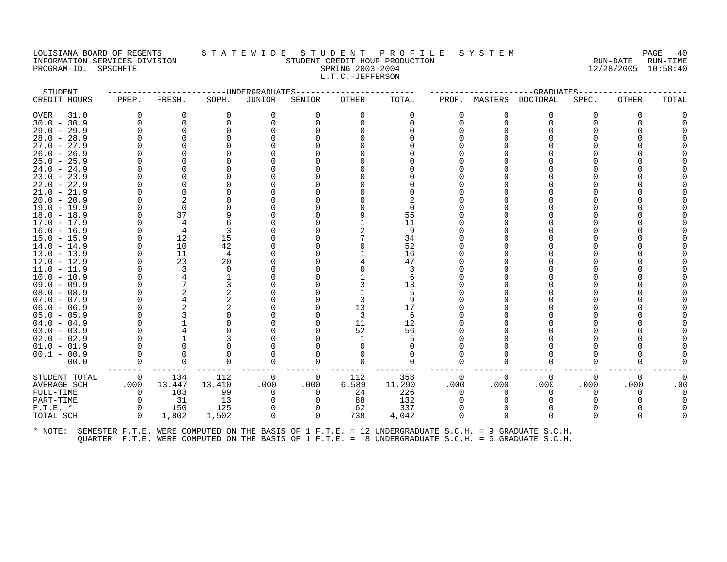LOUISIANA BOARD OF REGENTS
INFORMATION SERVICES DIVISION
PROGRAM-ID. SPSCHFTE

S T A T E W I D E   S T U D E N T   P R O F I L E   S Y S T E M
STUDENT CREDIT HOUR PRODUCTION
SPRING 2003-2004
L.T.C.-JEFFERSON

RUN-DATE 12/28/2005 RUN-TIME 10:58:40

| STUDENT CREDIT HOURS | UNDERGRADUATES PREP. | FRESH. | SOPH. | JUNIOR | SENIOR | OTHER | TOTAL | GRADUATES PROF. | MASTERS | DOCTORAL | SPEC. | OTHER | TOTAL |
|---|---|---|---|---|---|---|---|---|---|---|---|---|---|
| OVER 31.0 | 0 | 0 | 0 | 0 | 0 | 0 | 0 | 0 | 0 | 0 | 0 | 0 | 0 |
| 30.0 - 30.9 | 0 | 0 | 0 | 0 | 0 | 0 | 0 | 0 | 0 | 0 | 0 | 0 | 0 |
| 29.0 - 29.9 | 0 | 0 | 0 | 0 | 0 | 0 | 0 | 0 | 0 | 0 | 0 | 0 | 0 |
| 28.0 - 28.9 | 0 | 0 | 0 | 0 | 0 | 0 | 0 | 0 | 0 | 0 | 0 | 0 | 0 |
| 27.0 - 27.9 | 0 | 0 | 0 | 0 | 0 | 0 | 0 | 0 | 0 | 0 | 0 | 0 | 0 |
| 26.0 - 26.9 | 0 | 0 | 0 | 0 | 0 | 0 | 0 | 0 | 0 | 0 | 0 | 0 | 0 |
| 25.0 - 25.9 | 0 | 0 | 0 | 0 | 0 | 0 | 0 | 0 | 0 | 0 | 0 | 0 | 0 |
| 24.0 - 24.9 | 0 | 0 | 0 | 0 | 0 | 0 | 0 | 0 | 0 | 0 | 0 | 0 | 0 |
| 23.0 - 23.9 | 0 | 0 | 0 | 0 | 0 | 0 | 0 | 0 | 0 | 0 | 0 | 0 | 0 |
| 22.0 - 22.9 | 0 | 0 | 0 | 0 | 0 | 0 | 0 | 0 | 0 | 0 | 0 | 0 | 0 |
| 21.0 - 21.9 | 0 | 0 | 0 | 0 | 0 | 0 | 0 | 0 | 0 | 0 | 0 | 0 | 0 |
| 20.0 - 20.9 | 0 | 2 | 0 | 0 | 0 | 0 | 2 | 0 | 0 | 0 | 0 | 0 | 0 |
| 19.0 - 19.9 | 0 | 0 | 0 | 0 | 0 | 0 | 0 | 0 | 0 | 0 | 0 | 0 | 0 |
| 18.0 - 18.9 | 0 | 37 | 9 | 0 | 0 | 9 | 55 | 0 | 0 | 0 | 0 | 0 | 0 |
| 17.0 - 17.9 | 0 | 4 | 6 | 0 | 0 | 1 | 11 | 0 | 0 | 0 | 0 | 0 | 0 |
| 16.0 - 16.9 | 0 | 4 | 3 | 0 | 0 | 2 | 9 | 0 | 0 | 0 | 0 | 0 | 0 |
| 15.0 - 15.9 | 0 | 12 | 15 | 0 | 0 | 7 | 34 | 0 | 0 | 0 | 0 | 0 | 0 |
| 14.0 - 14.9 | 0 | 10 | 42 | 0 | 0 | 0 | 52 | 0 | 0 | 0 | 0 | 0 | 0 |
| 13.0 - 13.9 | 0 | 11 | 4 | 0 | 0 | 1 | 16 | 0 | 0 | 0 | 0 | 0 | 0 |
| 12.0 - 12.9 | 0 | 23 | 20 | 0 | 0 | 4 | 47 | 0 | 0 | 0 | 0 | 0 | 0 |
| 11.0 - 11.9 | 0 | 3 | 0 | 0 | 0 | 0 | 3 | 0 | 0 | 0 | 0 | 0 | 0 |
| 10.0 - 10.9 | 0 | 4 | 1 | 0 | 0 | 1 | 6 | 0 | 0 | 0 | 0 | 0 | 0 |
| 09.0 - 09.9 | 0 | 7 | 3 | 0 | 0 | 3 | 13 | 0 | 0 | 0 | 0 | 0 | 0 |
| 08.0 - 08.9 | 0 | 2 | 2 | 0 | 0 | 1 | 5 | 0 | 0 | 0 | 0 | 0 | 0 |
| 07.0 - 07.9 | 0 | 4 | 2 | 0 | 0 | 3 | 9 | 0 | 0 | 0 | 0 | 0 | 0 |
| 06.0 - 06.9 | 0 | 2 | 2 | 0 | 0 | 13 | 17 | 0 | 0 | 0 | 0 | 0 | 0 |
| 05.0 - 05.9 | 0 | 3 | 0 | 0 | 0 | 3 | 6 | 0 | 0 | 0 | 0 | 0 | 0 |
| 04.0 - 04.9 | 0 | 1 | 0 | 0 | 0 | 11 | 12 | 0 | 0 | 0 | 0 | 0 | 0 |
| 03.0 - 03.9 | 0 | 4 | 0 | 0 | 0 | 52 | 56 | 0 | 0 | 0 | 0 | 0 | 0 |
| 02.0 - 02.9 | 0 | 1 | 3 | 0 | 0 | 1 | 5 | 0 | 0 | 0 | 0 | 0 | 0 |
| 01.0 - 01.9 | 0 | 0 | 0 | 0 | 0 | 0 | 0 | 0 | 0 | 0 | 0 | 0 | 0 |
| 00.1 - 00.9 | 0 | 0 | 0 | 0 | 0 | 0 | 0 | 0 | 0 | 0 | 0 | 0 | 0 |
| 00.0 | 0 | 0 | 0 | 0 | 0 | 0 | 0 | 0 | 0 | 0 | 0 | 0 | 0 |
| STUDENT TOTAL | 0 | 134 | 112 | 0 | 0 | 112 | 358 | 0 | 0 | 0 | 0 | 0 | 0 |
| AVERAGE SCH | .000 | 13.447 | 13.410 | .000 | .000 | 6.589 | 11.290 | .000 | .000 | .000 | .000 | .000 | .00 |
| FULL-TIME | 0 | 103 | 99 | 0 | 0 | 24 | 226 | 0 | 0 | 0 | 0 | 0 | 0 |
| PART-TIME | 0 | 31 | 13 | 0 | 0 | 88 | 132 | 0 | 0 | 0 | 0 | 0 | 0 |
| F.T.E. * | 0 | 150 | 125 | 0 | 0 | 62 | 337 | 0 | 0 | 0 | 0 | 0 | 0 |
| TOTAL SCH | 0 | 1,802 | 1,502 | 0 | 0 | 738 | 4,042 | 0 | 0 | 0 | 0 | 0 | 0 |

\* NOTE: SEMESTER F.T.E. WERE COMPUTED ON THE BASIS OF 1 F.T.E. = 12 UNDERGRADUATE S.C.H. = 9 GRADUATE S.C.H.
QUARTER F.T.E. WERE COMPUTED ON THE BASIS OF 1 F.T.E. = 8 UNDERGRADUATE S.C.H. = 6 GRADUATE S.C.H.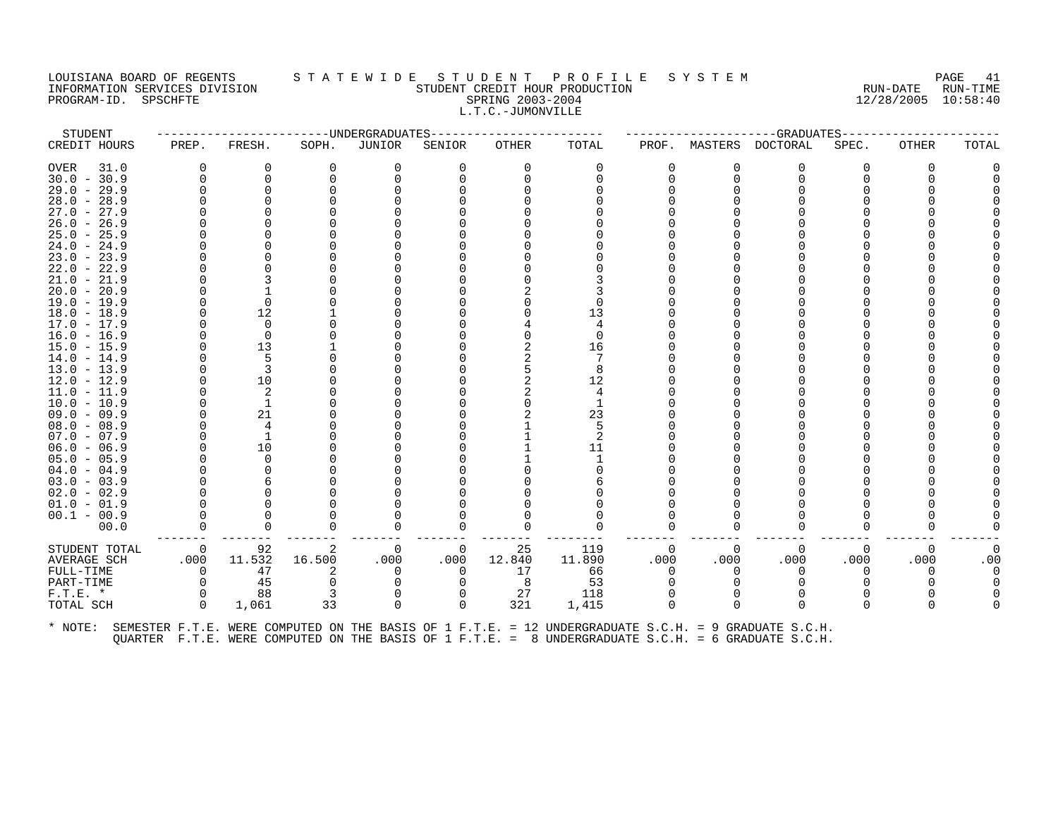LOUISIANA BOARD OF REGENTS — STATEWIDE STUDENT PROFILE SYSTEM — PAGE 41
INFORMATION SERVICES DIVISION — STUDENT CREDIT HOUR PRODUCTION — RUN-DATE 12/28/2005 RUN-TIME 10:58:40
PROGRAM-ID. SPSCHFTE — SPRING 2003-2004
L.T.C.-JUMONVILLE

| STUDENT CREDIT HOURS | UNDERGRADUATES PREP. | FRESH. | SOPH. | JUNIOR | SENIOR | OTHER | TOTAL | GRADUATES PROF. | MASTERS | DOCTORAL | SPEC. | OTHER | TOTAL |
|---|---|---|---|---|---|---|---|---|---|---|---|---|---|
| OVER 31.0 | 0 | 0 | 0 | 0 | 0 | 0 | 0 | 0 | 0 | 0 | 0 | 0 | 0 |
| 30.0 - 30.9 | 0 | 0 | 0 | 0 | 0 | 0 | 0 | 0 | 0 | 0 | 0 | 0 | 0 |
| 29.0 - 29.9 | 0 | 0 | 0 | 0 | 0 | 0 | 0 | 0 | 0 | 0 | 0 | 0 | 0 |
| 28.0 - 28.9 | 0 | 0 | 0 | 0 | 0 | 0 | 0 | 0 | 0 | 0 | 0 | 0 | 0 |
| 27.0 - 27.9 | 0 | 0 | 0 | 0 | 0 | 0 | 0 | 0 | 0 | 0 | 0 | 0 | 0 |
| 26.0 - 26.9 | 0 | 0 | 0 | 0 | 0 | 0 | 0 | 0 | 0 | 0 | 0 | 0 | 0 |
| 25.0 - 25.9 | 0 | 0 | 0 | 0 | 0 | 0 | 0 | 0 | 0 | 0 | 0 | 0 | 0 |
| 24.0 - 24.9 | 0 | 0 | 0 | 0 | 0 | 0 | 0 | 0 | 0 | 0 | 0 | 0 | 0 |
| 23.0 - 23.9 | 0 | 0 | 0 | 0 | 0 | 0 | 0 | 0 | 0 | 0 | 0 | 0 | 0 |
| 22.0 - 22.9 | 0 | 0 | 0 | 0 | 0 | 0 | 0 | 0 | 0 | 0 | 0 | 0 | 0 |
| 21.0 - 21.9 | 0 | 3 | 0 | 0 | 0 | 0 | 3 | 0 | 0 | 0 | 0 | 0 | 0 |
| 20.0 - 20.9 | 0 | 1 | 0 | 0 | 0 | 2 | 3 | 0 | 0 | 0 | 0 | 0 | 0 |
| 19.0 - 19.9 | 0 | 0 | 0 | 0 | 0 | 0 | 0 | 0 | 0 | 0 | 0 | 0 | 0 |
| 18.0 - 18.9 | 0 | 12 | 1 | 0 | 0 | 0 | 13 | 0 | 0 | 0 | 0 | 0 | 0 |
| 17.0 - 17.9 | 0 | 0 | 0 | 0 | 0 | 4 | 4 | 0 | 0 | 0 | 0 | 0 | 0 |
| 16.0 - 16.9 | 0 | 0 | 0 | 0 | 0 | 0 | 0 | 0 | 0 | 0 | 0 | 0 | 0 |
| 15.0 - 15.9 | 0 | 13 | 1 | 0 | 0 | 2 | 16 | 0 | 0 | 0 | 0 | 0 | 0 |
| 14.0 - 14.9 | 0 | 5 | 0 | 0 | 0 | 2 | 7 | 0 | 0 | 0 | 0 | 0 | 0 |
| 13.0 - 13.9 | 0 | 3 | 0 | 0 | 0 | 5 | 8 | 0 | 0 | 0 | 0 | 0 | 0 |
| 12.0 - 12.9 | 0 | 10 | 0 | 0 | 0 | 2 | 12 | 0 | 0 | 0 | 0 | 0 | 0 |
| 11.0 - 11.9 | 0 | 2 | 0 | 0 | 0 | 2 | 4 | 0 | 0 | 0 | 0 | 0 | 0 |
| 10.0 - 10.9 | 0 | 1 | 0 | 0 | 0 | 0 | 1 | 0 | 0 | 0 | 0 | 0 | 0 |
| 09.0 - 09.9 | 0 | 21 | 0 | 0 | 0 | 2 | 23 | 0 | 0 | 0 | 0 | 0 | 0 |
| 08.0 - 08.9 | 0 | 4 | 0 | 0 | 0 | 1 | 5 | 0 | 0 | 0 | 0 | 0 | 0 |
| 07.0 - 07.9 | 0 | 1 | 0 | 0 | 0 | 1 | 2 | 0 | 0 | 0 | 0 | 0 | 0 |
| 06.0 - 06.9 | 0 | 10 | 0 | 0 | 0 | 1 | 11 | 0 | 0 | 0 | 0 | 0 | 0 |
| 05.0 - 05.9 | 0 | 0 | 0 | 0 | 0 | 1 | 1 | 0 | 0 | 0 | 0 | 0 | 0 |
| 04.0 - 04.9 | 0 | 0 | 0 | 0 | 0 | 0 | 0 | 0 | 0 | 0 | 0 | 0 | 0 |
| 03.0 - 03.9 | 0 | 6 | 0 | 0 | 0 | 0 | 6 | 0 | 0 | 0 | 0 | 0 | 0 |
| 02.0 - 02.9 | 0 | 0 | 0 | 0 | 0 | 0 | 0 | 0 | 0 | 0 | 0 | 0 | 0 |
| 01.0 - 01.9 | 0 | 0 | 0 | 0 | 0 | 0 | 0 | 0 | 0 | 0 | 0 | 0 | 0 |
| 00.1 - 00.9 | 0 | 0 | 0 | 0 | 0 | 0 | 0 | 0 | 0 | 0 | 0 | 0 | 0 |
| 00.0 | 0 | 0 | 0 | 0 | 0 | 0 | 0 | 0 | 0 | 0 | 0 | 0 | 0 |
| STUDENT TOTAL | 0 | 92 | 2 | 0 | 0 | 25 | 119 | 0 | 0 | 0 | 0 | 0 | 0 |
| AVERAGE SCH | .000 | 11.532 | 16.500 | .000 | .000 | 12.840 | 11.890 | .000 | .000 | .000 | .000 | .000 | .00 |
| FULL-TIME | 0 | 47 | 2 | 0 | 0 | 17 | 66 | 0 | 0 | 0 | 0 | 0 | 0 |
| PART-TIME | 0 | 45 | 0 | 0 | 0 | 8 | 53 | 0 | 0 | 0 | 0 | 0 | 0 |
| F.T.E. * | 0 | 88 | 3 | 0 | 0 | 27 | 118 | 0 | 0 | 0 | 0 | 0 | 0 |
| TOTAL SCH | 0 | 1,061 | 33 | 0 | 0 | 321 | 1,415 | 0 | 0 | 0 | 0 | 0 | 0 |

* NOTE: SEMESTER F.T.E. WERE COMPUTED ON THE BASIS OF 1 F.T.E. = 12 UNDERGRADUATE S.C.H. = 9 GRADUATE S.C.H.
QUARTER F.T.E. WERE COMPUTED ON THE BASIS OF 1 F.T.E. = 8 UNDERGRADUATE S.C.H. = 6 GRADUATE S.C.H.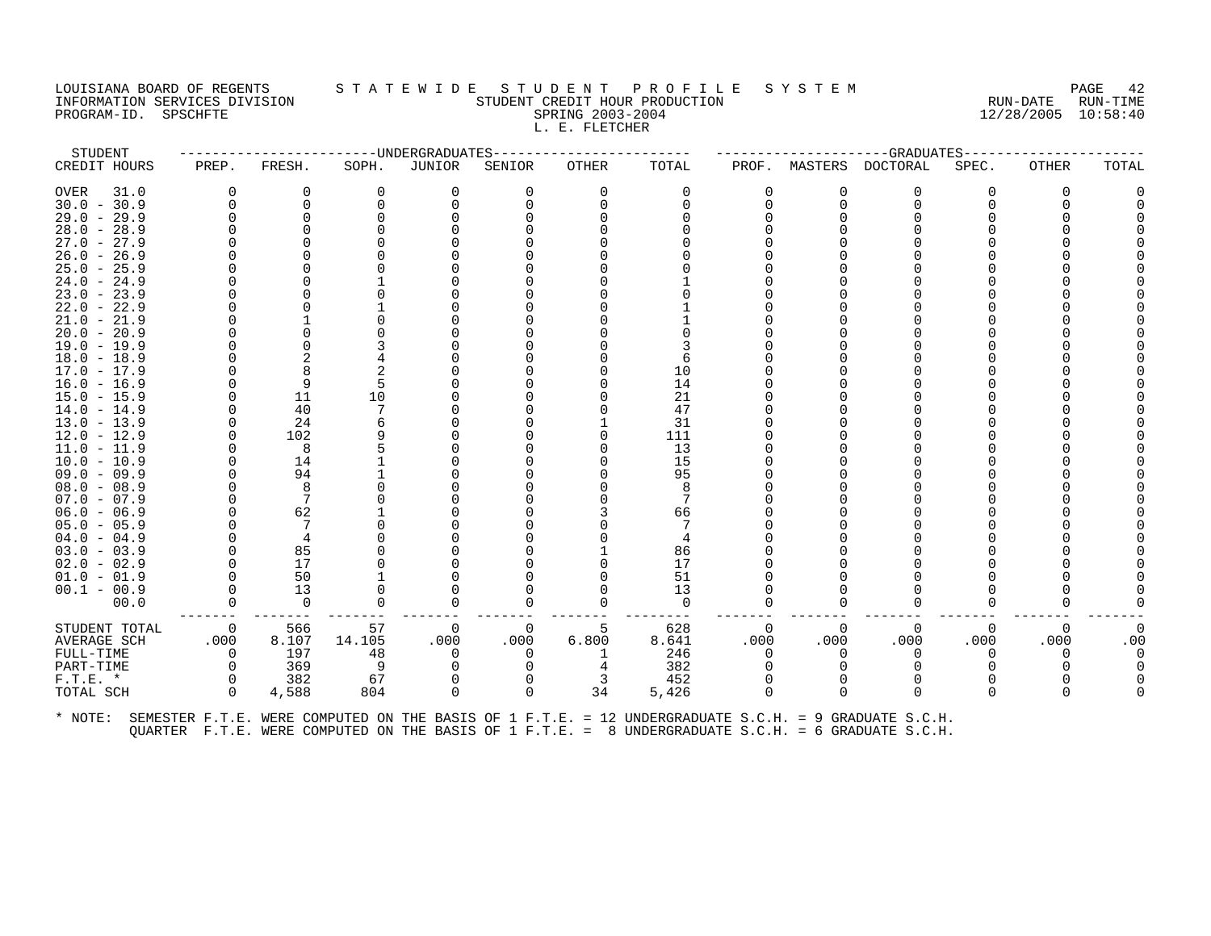LOUISIANA BOARD OF REGENTS — STATEWIDE STUDENT PROFILE SYSTEM
INFORMATION SERVICES DIVISION — STUDENT CREDIT HOUR PRODUCTION — RUN-DATE 12/28/2005 RUN-TIME 10:58:40
PROGRAM-ID. SPSCHFTE — SPRING 2003-2004

L. E. FLETCHER

| STUDENT | UNDERGRADUATES | | | | | | | GRADUATES | | | | | |
|---|---|---|---|---|---|---|---|---|---|---|---|---|---|
| CREDIT HOURS | PREP. | FRESH. | SOPH. | JUNIOR | SENIOR | OTHER | TOTAL | PROF. | MASTERS | DOCTORAL | SPEC. | OTHER | TOTAL |
| OVER 31.0 | 0 | 0 | 0 | 0 | 0 | 0 | 0 | 0 | 0 | 0 | 0 | 0 | 0 |
| 30.0 - 30.9 | 0 | 0 | 0 | 0 | 0 | 0 | 0 | 0 | 0 | 0 | 0 | 0 | 0 |
| 29.0 - 29.9 | 0 | 0 | 0 | 0 | 0 | 0 | 0 | 0 | 0 | 0 | 0 | 0 | 0 |
| 28.0 - 28.9 | 0 | 0 | 0 | 0 | 0 | 0 | 0 | 0 | 0 | 0 | 0 | 0 | 0 |
| 27.0 - 27.9 | 0 | 0 | 0 | 0 | 0 | 0 | 0 | 0 | 0 | 0 | 0 | 0 | 0 |
| 26.0 - 26.9 | 0 | 0 | 0 | 0 | 0 | 0 | 0 | 0 | 0 | 0 | 0 | 0 | 0 |
| 25.0 - 25.9 | 0 | 0 | 0 | 0 | 0 | 0 | 0 | 0 | 0 | 0 | 0 | 0 | 0 |
| 24.0 - 24.9 | 0 | 0 | 1 | 0 | 0 | 0 | 1 | 0 | 0 | 0 | 0 | 0 | 0 |
| 23.0 - 23.9 | 0 | 0 | 0 | 0 | 0 | 0 | 0 | 0 | 0 | 0 | 0 | 0 | 0 |
| 22.0 - 22.9 | 0 | 0 | 1 | 0 | 0 | 0 | 1 | 0 | 0 | 0 | 0 | 0 | 0 |
| 21.0 - 21.9 | 0 | 1 | 0 | 0 | 0 | 0 | 1 | 0 | 0 | 0 | 0 | 0 | 0 |
| 20.0 - 20.9 | 0 | 0 | 0 | 0 | 0 | 0 | 0 | 0 | 0 | 0 | 0 | 0 | 0 |
| 19.0 - 19.9 | 0 | 0 | 3 | 0 | 0 | 0 | 3 | 0 | 0 | 0 | 0 | 0 | 0 |
| 18.0 - 18.9 | 0 | 2 | 4 | 0 | 0 | 0 | 6 | 0 | 0 | 0 | 0 | 0 | 0 |
| 17.0 - 17.9 | 0 | 8 | 2 | 0 | 0 | 0 | 10 | 0 | 0 | 0 | 0 | 0 | 0 |
| 16.0 - 16.9 | 0 | 9 | 5 | 0 | 0 | 0 | 14 | 0 | 0 | 0 | 0 | 0 | 0 |
| 15.0 - 15.9 | 0 | 11 | 10 | 0 | 0 | 0 | 21 | 0 | 0 | 0 | 0 | 0 | 0 |
| 14.0 - 14.9 | 0 | 40 | 7 | 0 | 0 | 0 | 47 | 0 | 0 | 0 | 0 | 0 | 0 |
| 13.0 - 13.9 | 0 | 24 | 6 | 0 | 0 | 1 | 31 | 0 | 0 | 0 | 0 | 0 | 0 |
| 12.0 - 12.9 | 0 | 102 | 9 | 0 | 0 | 0 | 111 | 0 | 0 | 0 | 0 | 0 | 0 |
| 11.0 - 11.9 | 0 | 8 | 5 | 0 | 0 | 0 | 13 | 0 | 0 | 0 | 0 | 0 | 0 |
| 10.0 - 10.9 | 0 | 14 | 1 | 0 | 0 | 0 | 15 | 0 | 0 | 0 | 0 | 0 | 0 |
| 09.0 - 09.9 | 0 | 94 | 1 | 0 | 0 | 0 | 95 | 0 | 0 | 0 | 0 | 0 | 0 |
| 08.0 - 08.9 | 0 | 8 | 0 | 0 | 0 | 0 | 8 | 0 | 0 | 0 | 0 | 0 | 0 |
| 07.0 - 07.9 | 0 | 7 | 0 | 0 | 0 | 0 | 7 | 0 | 0 | 0 | 0 | 0 | 0 |
| 06.0 - 06.9 | 0 | 62 | 1 | 0 | 0 | 3 | 66 | 0 | 0 | 0 | 0 | 0 | 0 |
| 05.0 - 05.9 | 0 | 7 | 0 | 0 | 0 | 0 | 7 | 0 | 0 | 0 | 0 | 0 | 0 |
| 04.0 - 04.9 | 0 | 4 | 0 | 0 | 0 | 0 | 4 | 0 | 0 | 0 | 0 | 0 | 0 |
| 03.0 - 03.9 | 0 | 85 | 0 | 0 | 0 | 1 | 86 | 0 | 0 | 0 | 0 | 0 | 0 |
| 02.0 - 02.9 | 0 | 17 | 0 | 0 | 0 | 0 | 17 | 0 | 0 | 0 | 0 | 0 | 0 |
| 01.0 - 01.9 | 0 | 50 | 1 | 0 | 0 | 0 | 51 | 0 | 0 | 0 | 0 | 0 | 0 |
| 00.1 - 00.9 | 0 | 13 | 0 | 0 | 0 | 0 | 13 | 0 | 0 | 0 | 0 | 0 | 0 |
| 00.0 | 0 | 0 | 0 | 0 | 0 | 0 | 0 | 0 | 0 | 0 | 0 | 0 | 0 |
| STUDENT TOTAL | 0 | 566 | 57 | 0 | 0 | 5 | 628 | 0 | 0 | 0 | 0 | 0 | 0 |
| AVERAGE SCH | .000 | 8.107 | 14.105 | .000 | .000 | 6.800 | 8.641 | .000 | .000 | .000 | .000 | .000 | .00 |
| FULL-TIME | 0 | 197 | 48 | 0 | 0 | 1 | 246 | 0 | 0 | 0 | 0 | 0 | 0 |
| PART-TIME | 0 | 369 | 9 | 0 | 0 | 4 | 382 | 0 | 0 | 0 | 0 | 0 | 0 |
| F.T.E. * | 0 | 382 | 67 | 0 | 0 | 3 | 452 | 0 | 0 | 0 | 0 | 0 | 0 |
| TOTAL SCH | 0 | 4,588 | 804 | 0 | 0 | 34 | 5,426 | 0 | 0 | 0 | 0 | 0 | 0 |

\* NOTE: SEMESTER F.T.E. WERE COMPUTED ON THE BASIS OF 1 F.T.E. = 12 UNDERGRADUATE S.C.H. = 9 GRADUATE S.C.H.
QUARTER F.T.E. WERE COMPUTED ON THE BASIS OF 1 F.T.E. = 8 UNDERGRADUATE S.C.H. = 6 GRADUATE S.C.H.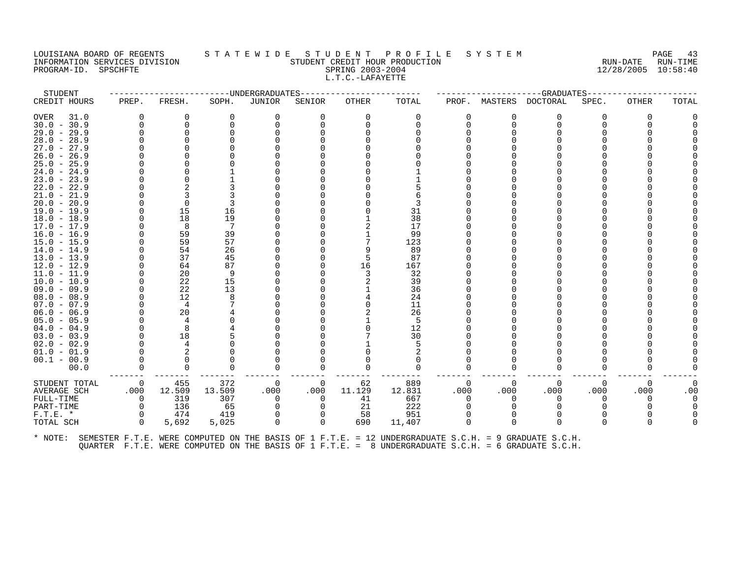LOUISIANA BOARD OF REGENTS
INFORMATION SERVICES DIVISION
PROGRAM-ID. SPSCHFTE

S T A T E W I D E   S T U D E N T   P R O F I L E   S Y S T E M
STUDENT CREDIT HOUR PRODUCTION
SPRING 2003-2004
L.T.C.-LAFAYETTE

RUN-DATE 12/28/2005 RUN-TIME 10:58:40

| STUDENT CREDIT HOURS | UNDERGRADUATES PREP. | FRESH. | SOPH. | JUNIOR | SENIOR | OTHER | TOTAL | GRADUATES PROF. | MASTERS | DOCTORAL | SPEC. | OTHER | TOTAL |
|---|---|---|---|---|---|---|---|---|---|---|---|---|---|
| OVER 31.0 | 0 | 0 | 0 | 0 | 0 | 0 | 0 | 0 | 0 | 0 | 0 | 0 | 0 |
| 30.0 - 30.9 | 0 | 0 | 0 | 0 | 0 | 0 | 0 | 0 | 0 | 0 | 0 | 0 | 0 |
| 29.0 - 29.9 | 0 | 0 | 0 | 0 | 0 | 0 | 0 | 0 | 0 | 0 | 0 | 0 | 0 |
| 28.0 - 28.9 | 0 | 0 | 0 | 0 | 0 | 0 | 0 | 0 | 0 | 0 | 0 | 0 | 0 |
| 27.0 - 27.9 | 0 | 0 | 0 | 0 | 0 | 0 | 0 | 0 | 0 | 0 | 0 | 0 | 0 |
| 26.0 - 26.9 | 0 | 0 | 0 | 0 | 0 | 0 | 0 | 0 | 0 | 0 | 0 | 0 | 0 |
| 25.0 - 25.9 | 0 | 0 | 0 | 0 | 0 | 0 | 0 | 0 | 0 | 0 | 0 | 0 | 0 |
| 24.0 - 24.9 | 0 | 0 | 1 | 0 | 0 | 0 | 1 | 0 | 0 | 0 | 0 | 0 | 0 |
| 23.0 - 23.9 | 0 | 0 | 1 | 0 | 0 | 0 | 1 | 0 | 0 | 0 | 0 | 0 | 0 |
| 22.0 - 22.9 | 0 | 2 | 3 | 0 | 0 | 0 | 5 | 0 | 0 | 0 | 0 | 0 | 0 |
| 21.0 - 21.9 | 0 | 3 | 3 | 0 | 0 | 0 | 6 | 0 | 0 | 0 | 0 | 0 | 0 |
| 20.0 - 20.9 | 0 | 0 | 3 | 0 | 0 | 0 | 3 | 0 | 0 | 0 | 0 | 0 | 0 |
| 19.0 - 19.9 | 0 | 15 | 16 | 0 | 0 | 0 | 31 | 0 | 0 | 0 | 0 | 0 | 0 |
| 18.0 - 18.9 | 0 | 18 | 19 | 0 | 0 | 1 | 38 | 0 | 0 | 0 | 0 | 0 | 0 |
| 17.0 - 17.9 | 0 | 8 | 7 | 0 | 0 | 2 | 17 | 0 | 0 | 0 | 0 | 0 | 0 |
| 16.0 - 16.9 | 0 | 59 | 39 | 0 | 0 | 1 | 99 | 0 | 0 | 0 | 0 | 0 | 0 |
| 15.0 - 15.9 | 0 | 59 | 57 | 0 | 0 | 7 | 123 | 0 | 0 | 0 | 0 | 0 | 0 |
| 14.0 - 14.9 | 0 | 54 | 26 | 0 | 0 | 9 | 89 | 0 | 0 | 0 | 0 | 0 | 0 |
| 13.0 - 13.9 | 0 | 37 | 45 | 0 | 0 | 5 | 87 | 0 | 0 | 0 | 0 | 0 | 0 |
| 12.0 - 12.9 | 0 | 64 | 87 | 0 | 0 | 16 | 167 | 0 | 0 | 0 | 0 | 0 | 0 |
| 11.0 - 11.9 | 0 | 20 | 9 | 0 | 0 | 3 | 32 | 0 | 0 | 0 | 0 | 0 | 0 |
| 10.0 - 10.9 | 0 | 22 | 15 | 0 | 0 | 2 | 39 | 0 | 0 | 0 | 0 | 0 | 0 |
| 09.0 - 09.9 | 0 | 22 | 13 | 0 | 0 | 1 | 36 | 0 | 0 | 0 | 0 | 0 | 0 |
| 08.0 - 08.9 | 0 | 12 | 8 | 0 | 0 | 4 | 24 | 0 | 0 | 0 | 0 | 0 | 0 |
| 07.0 - 07.9 | 0 | 4 | 7 | 0 | 0 | 0 | 11 | 0 | 0 | 0 | 0 | 0 | 0 |
| 06.0 - 06.9 | 0 | 20 | 4 | 0 | 0 | 2 | 26 | 0 | 0 | 0 | 0 | 0 | 0 |
| 05.0 - 05.9 | 0 | 4 | 0 | 0 | 0 | 1 | 5 | 0 | 0 | 0 | 0 | 0 | 0 |
| 04.0 - 04.9 | 0 | 8 | 4 | 0 | 0 | 0 | 12 | 0 | 0 | 0 | 0 | 0 | 0 |
| 03.0 - 03.9 | 0 | 18 | 5 | 0 | 0 | 7 | 30 | 0 | 0 | 0 | 0 | 0 | 0 |
| 02.0 - 02.9 | 0 | 4 | 0 | 0 | 0 | 1 | 5 | 0 | 0 | 0 | 0 | 0 | 0 |
| 01.0 - 01.9 | 0 | 2 | 0 | 0 | 0 | 0 | 2 | 0 | 0 | 0 | 0 | 0 | 0 |
| 00.1 - 00.9 | 0 | 0 | 0 | 0 | 0 | 0 | 0 | 0 | 0 | 0 | 0 | 0 | 0 |
| 00.0 | 0 | 0 | 0 | 0 | 0 | 0 | 0 | 0 | 0 | 0 | 0 | 0 | 0 |
| STUDENT TOTAL | 0 | 455 | 372 | 0 | 0 | 62 | 889 | 0 | 0 | 0 | 0 | 0 | 0 |
| AVERAGE SCH | .000 | 12.509 | 13.509 | .000 | .000 | 11.129 | 12.831 | .000 | .000 | .000 | .000 | .000 | .00 |
| FULL-TIME | 0 | 319 | 307 | 0 | 0 | 41 | 667 | 0 | 0 | 0 | 0 | 0 | 0 |
| PART-TIME | 0 | 136 | 65 | 0 | 0 | 21 | 222 | 0 | 0 | 0 | 0 | 0 | 0 |
| F.T.E. * | 0 | 474 | 419 | 0 | 0 | 58 | 951 | 0 | 0 | 0 | 0 | 0 | 0 |
| TOTAL SCH | 0 | 5,692 | 5,025 | 0 | 0 | 690 | 11,407 | 0 | 0 | 0 | 0 | 0 | 0 |

* NOTE: SEMESTER F.T.E. WERE COMPUTED ON THE BASIS OF 1 F.T.E. = 12 UNDERGRADUATE S.C.H. = 9 GRADUATE S.C.H.
QUARTER F.T.E. WERE COMPUTED ON THE BASIS OF 1 F.T.E. = 8 UNDERGRADUATE S.C.H. = 6 GRADUATE S.C.H.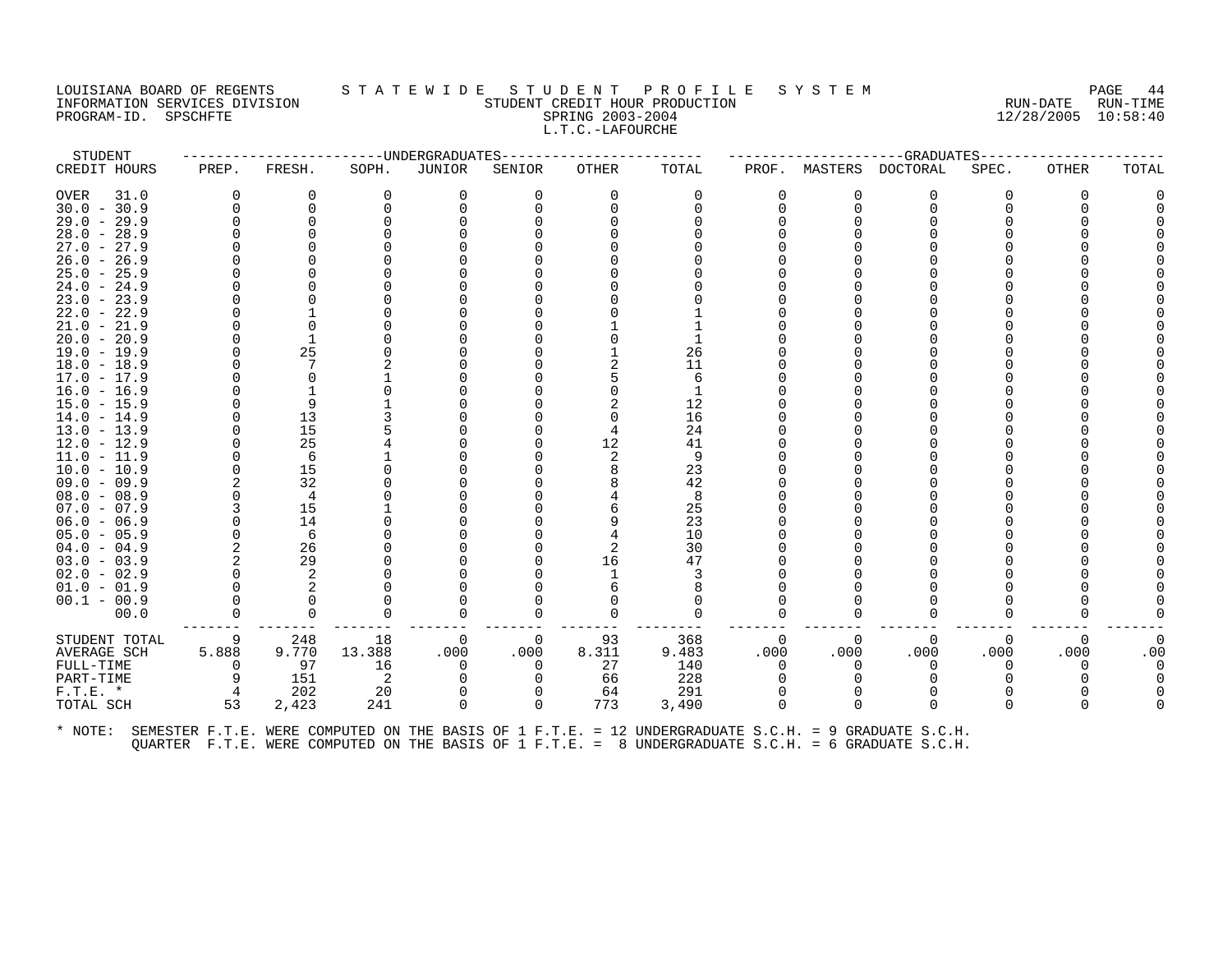LOUISIANA BOARD OF REGENTS
INFORMATION SERVICES DIVISION
PROGRAM-ID. SPSCHFTE

# S T A T E W I D E   S T U D E N T   P R O F I L E   S Y S T E M
## STUDENT CREDIT HOUR PRODUCTION
## SPRING 2003-2004
## L.T.C.-LAFOURCHE

RUN-DATE 12/28/2005  RUN-TIME 10:58:40

| STUDENT | UNDERGRADUATES | | | | | | | GRADUATES | | | | | | |
|---|---|---|---|---|---|---|---|---|---|---|---|---|---|---|
| CREDIT HOURS | PREP. | FRESH. | SOPH. | JUNIOR | SENIOR | OTHER | TOTAL | PROF. | MASTERS | DOCTORAL | SPEC. | OTHER | TOTAL |
| OVER 31.0 | 0 | 0 | 0 | 0 | 0 | 0 | 0 | 0 | 0 | 0 | 0 | 0 | 0 |
| 30.0 - 30.9 | 0 | 0 | 0 | 0 | 0 | 0 | 0 | 0 | 0 | 0 | 0 | 0 | 0 |
| 29.0 - 29.9 | 0 | 0 | 0 | 0 | 0 | 0 | 0 | 0 | 0 | 0 | 0 | 0 | 0 |
| 28.0 - 28.9 | 0 | 0 | 0 | 0 | 0 | 0 | 0 | 0 | 0 | 0 | 0 | 0 | 0 |
| 27.0 - 27.9 | 0 | 0 | 0 | 0 | 0 | 0 | 0 | 0 | 0 | 0 | 0 | 0 | 0 |
| 26.0 - 26.9 | 0 | 0 | 0 | 0 | 0 | 0 | 0 | 0 | 0 | 0 | 0 | 0 | 0 |
| 25.0 - 25.9 | 0 | 0 | 0 | 0 | 0 | 0 | 0 | 0 | 0 | 0 | 0 | 0 | 0 |
| 24.0 - 24.9 | 0 | 0 | 0 | 0 | 0 | 0 | 0 | 0 | 0 | 0 | 0 | 0 | 0 |
| 23.0 - 23.9 | 0 | 0 | 0 | 0 | 0 | 0 | 0 | 0 | 0 | 0 | 0 | 0 | 0 |
| 22.0 - 22.9 | 0 | 1 | 0 | 0 | 0 | 0 | 1 | 0 | 0 | 0 | 0 | 0 | 0 |
| 21.0 - 21.9 | 0 | 0 | 0 | 0 | 0 | 1 | 1 | 0 | 0 | 0 | 0 | 0 | 0 |
| 20.0 - 20.9 | 0 | 1 | 0 | 0 | 0 | 0 | 1 | 0 | 0 | 0 | 0 | 0 | 0 |
| 19.0 - 19.9 | 0 | 25 | 0 | 0 | 0 | 1 | 26 | 0 | 0 | 0 | 0 | 0 | 0 |
| 18.0 - 18.9 | 0 | 7 | 2 | 0 | 0 | 2 | 11 | 0 | 0 | 0 | 0 | 0 | 0 |
| 17.0 - 17.9 | 0 | 0 | 1 | 0 | 0 | 5 | 6 | 0 | 0 | 0 | 0 | 0 | 0 |
| 16.0 - 16.9 | 0 | 1 | 0 | 0 | 0 | 0 | 1 | 0 | 0 | 0 | 0 | 0 | 0 |
| 15.0 - 15.9 | 0 | 9 | 1 | 0 | 0 | 2 | 12 | 0 | 0 | 0 | 0 | 0 | 0 |
| 14.0 - 14.9 | 0 | 13 | 3 | 0 | 0 | 0 | 16 | 0 | 0 | 0 | 0 | 0 | 0 |
| 13.0 - 13.9 | 0 | 15 | 5 | 0 | 0 | 4 | 24 | 0 | 0 | 0 | 0 | 0 | 0 |
| 12.0 - 12.9 | 0 | 25 | 4 | 0 | 0 | 12 | 41 | 0 | 0 | 0 | 0 | 0 | 0 |
| 11.0 - 11.9 | 0 | 6 | 1 | 0 | 0 | 2 | 9 | 0 | 0 | 0 | 0 | 0 | 0 |
| 10.0 - 10.9 | 0 | 15 | 0 | 0 | 0 | 8 | 23 | 0 | 0 | 0 | 0 | 0 | 0 |
| 09.0 - 09.9 | 2 | 32 | 0 | 0 | 0 | 8 | 42 | 0 | 0 | 0 | 0 | 0 | 0 |
| 08.0 - 08.9 | 0 | 4 | 0 | 0 | 0 | 4 | 8 | 0 | 0 | 0 | 0 | 0 | 0 |
| 07.0 - 07.9 | 3 | 15 | 1 | 0 | 0 | 6 | 25 | 0 | 0 | 0 | 0 | 0 | 0 |
| 06.0 - 06.9 | 0 | 14 | 0 | 0 | 0 | 9 | 23 | 0 | 0 | 0 | 0 | 0 | 0 |
| 05.0 - 05.9 | 0 | 6 | 0 | 0 | 0 | 4 | 10 | 0 | 0 | 0 | 0 | 0 | 0 |
| 04.0 - 04.9 | 2 | 26 | 0 | 0 | 0 | 2 | 30 | 0 | 0 | 0 | 0 | 0 | 0 |
| 03.0 - 03.9 | 2 | 29 | 0 | 0 | 0 | 16 | 47 | 0 | 0 | 0 | 0 | 0 | 0 |
| 02.0 - 02.9 | 0 | 2 | 0 | 0 | 0 | 1 | 3 | 0 | 0 | 0 | 0 | 0 | 0 |
| 01.0 - 01.9 | 0 | 2 | 0 | 0 | 0 | 6 | 8 | 0 | 0 | 0 | 0 | 0 | 0 |
| 00.1 - 00.9 | 0 | 0 | 0 | 0 | 0 | 0 | 0 | 0 | 0 | 0 | 0 | 0 | 0 |
| 00.0 | 0 | 0 | 0 | 0 | 0 | 0 | 0 | 0 | 0 | 0 | 0 | 0 | 0 |
| STUDENT TOTAL | 9 | 248 | 18 | 0 | 0 | 93 | 368 | 0 | 0 | 0 | 0 | 0 | 0 |
| AVERAGE SCH | 5.888 | 9.770 | 13.388 | .000 | .000 | 8.311 | 9.483 | .000 | .000 | .000 | .000 | .000 | .00 |
| FULL-TIME | 0 | 97 | 16 | 0 | 0 | 27 | 140 | 0 | 0 | 0 | 0 | 0 | 0 |
| PART-TIME | 9 | 151 | 2 | 0 | 0 | 66 | 228 | 0 | 0 | 0 | 0 | 0 | 0 |
| F.T.E. * | 4 | 202 | 20 | 0 | 0 | 64 | 291 | 0 | 0 | 0 | 0 | 0 | 0 |
| TOTAL SCH | 53 | 2,423 | 241 | 0 | 0 | 773 | 3,490 | 0 | 0 | 0 | 0 | 0 | 0 |

\* NOTE: SEMESTER F.T.E. WERE COMPUTED ON THE BASIS OF 1 F.T.E. = 12 UNDERGRADUATE S.C.H. = 9 GRADUATE S.C.H.
QUARTER F.T.E. WERE COMPUTED ON THE BASIS OF 1 F.T.E. = 8 UNDERGRADUATE S.C.H. = 6 GRADUATE S.C.H.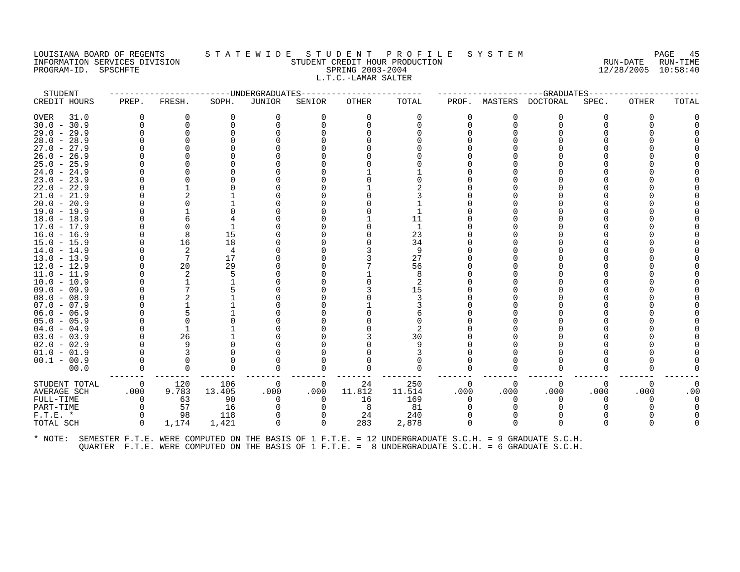LOUISIANA BOARD OF REGENTS — S T A T E W I D E   S T U D E N T   P R O F I L E   S Y S T E M

INFORMATION SERVICES DIVISION — STUDENT CREDIT HOUR PRODUCTION — RUN-DATE 12/28/2005 RUN-TIME 10:58:40

PROGRAM-ID. SPSCHFTE — SPRING 2003-2004

L.T.C.-LAMAR SALTER

| STUDENT CREDIT HOURS | UNDERGRADUATES PREP. | FRESH. | SOPH. | JUNIOR | SENIOR | OTHER | TOTAL | GRADUATES PROF. | MASTERS | DOCTORAL | SPEC. | OTHER | TOTAL |
|---|---|---|---|---|---|---|---|---|---|---|---|---|---|
| OVER 31.0 | 0 | 0 | 0 | 0 | 0 | 0 | 0 | 0 | 0 | 0 | 0 | 0 | 0 |
| 30.0 - 30.9 | 0 | 0 | 0 | 0 | 0 | 0 | 0 | 0 | 0 | 0 | 0 | 0 | 0 |
| 29.0 - 29.9 | 0 | 0 | 0 | 0 | 0 | 0 | 0 | 0 | 0 | 0 | 0 | 0 | 0 |
| 28.0 - 28.9 | 0 | 0 | 0 | 0 | 0 | 0 | 0 | 0 | 0 | 0 | 0 | 0 | 0 |
| 27.0 - 27.9 | 0 | 0 | 0 | 0 | 0 | 0 | 0 | 0 | 0 | 0 | 0 | 0 | 0 |
| 26.0 - 26.9 | 0 | 0 | 0 | 0 | 0 | 0 | 0 | 0 | 0 | 0 | 0 | 0 | 0 |
| 25.0 - 25.9 | 0 | 0 | 0 | 0 | 0 | 0 | 0 | 0 | 0 | 0 | 0 | 0 | 0 |
| 24.0 - 24.9 | 0 | 0 | 0 | 0 | 0 | 1 | 1 | 0 | 0 | 0 | 0 | 0 | 0 |
| 23.0 - 23.9 | 0 | 0 | 0 | 0 | 0 | 0 | 0 | 0 | 0 | 0 | 0 | 0 | 0 |
| 22.0 - 22.9 | 0 | 1 | 0 | 0 | 0 | 1 | 2 | 0 | 0 | 0 | 0 | 0 | 0 |
| 21.0 - 21.9 | 0 | 2 | 1 | 0 | 0 | 0 | 3 | 0 | 0 | 0 | 0 | 0 | 0 |
| 20.0 - 20.9 | 0 | 0 | 1 | 0 | 0 | 0 | 1 | 0 | 0 | 0 | 0 | 0 | 0 |
| 19.0 - 19.9 | 0 | 1 | 0 | 0 | 0 | 0 | 1 | 0 | 0 | 0 | 0 | 0 | 0 |
| 18.0 - 18.9 | 0 | 6 | 4 | 0 | 0 | 1 | 11 | 0 | 0 | 0 | 0 | 0 | 0 |
| 17.0 - 17.9 | 0 | 0 | 1 | 0 | 0 | 0 | 1 | 0 | 0 | 0 | 0 | 0 | 0 |
| 16.0 - 16.9 | 0 | 8 | 15 | 0 | 0 | 0 | 23 | 0 | 0 | 0 | 0 | 0 | 0 |
| 15.0 - 15.9 | 0 | 16 | 18 | 0 | 0 | 0 | 34 | 0 | 0 | 0 | 0 | 0 | 0 |
| 14.0 - 14.9 | 0 | 2 | 4 | 0 | 0 | 3 | 9 | 0 | 0 | 0 | 0 | 0 | 0 |
| 13.0 - 13.9 | 0 | 7 | 17 | 0 | 0 | 3 | 27 | 0 | 0 | 0 | 0 | 0 | 0 |
| 12.0 - 12.9 | 0 | 20 | 29 | 0 | 0 | 7 | 56 | 0 | 0 | 0 | 0 | 0 | 0 |
| 11.0 - 11.9 | 0 | 2 | 5 | 0 | 0 | 1 | 8 | 0 | 0 | 0 | 0 | 0 | 0 |
| 10.0 - 10.9 | 0 | 1 | 1 | 0 | 0 | 0 | 2 | 0 | 0 | 0 | 0 | 0 | 0 |
| 09.0 - 09.9 | 0 | 7 | 5 | 0 | 0 | 3 | 15 | 0 | 0 | 0 | 0 | 0 | 0 |
| 08.0 - 08.9 | 0 | 2 | 1 | 0 | 0 | 0 | 3 | 0 | 0 | 0 | 0 | 0 | 0 |
| 07.0 - 07.9 | 0 | 1 | 1 | 0 | 0 | 1 | 3 | 0 | 0 | 0 | 0 | 0 | 0 |
| 06.0 - 06.9 | 0 | 5 | 1 | 0 | 0 | 0 | 6 | 0 | 0 | 0 | 0 | 0 | 0 |
| 05.0 - 05.9 | 0 | 0 | 0 | 0 | 0 | 0 | 0 | 0 | 0 | 0 | 0 | 0 | 0 |
| 04.0 - 04.9 | 0 | 1 | 1 | 0 | 0 | 0 | 2 | 0 | 0 | 0 | 0 | 0 | 0 |
| 03.0 - 03.9 | 0 | 26 | 1 | 0 | 0 | 3 | 30 | 0 | 0 | 0 | 0 | 0 | 0 |
| 02.0 - 02.9 | 0 | 9 | 0 | 0 | 0 | 0 | 9 | 0 | 0 | 0 | 0 | 0 | 0 |
| 01.0 - 01.9 | 0 | 3 | 0 | 0 | 0 | 0 | 3 | 0 | 0 | 0 | 0 | 0 | 0 |
| 00.1 - 00.9 | 0 | 0 | 0 | 0 | 0 | 0 | 0 | 0 | 0 | 0 | 0 | 0 | 0 |
| 00.0 | 0 | 0 | 0 | 0 | 0 | 0 | 0 | 0 | 0 | 0 | 0 | 0 | 0 |
| STUDENT TOTAL | 0 | 120 | 106 | 0 | 0 | 24 | 250 | 0 | 0 | 0 | 0 | 0 | 0 |
| AVERAGE SCH | .000 | 9.783 | 13.405 | .000 | .000 | 11.812 | 11.514 | .000 | .000 | .000 | .000 | .000 | .00 |
| FULL-TIME | 0 | 63 | 90 | 0 | 0 | 16 | 169 | 0 | 0 | 0 | 0 | 0 | 0 |
| PART-TIME | 0 | 57 | 16 | 0 | 0 | 8 | 81 | 0 | 0 | 0 | 0 | 0 | 0 |
| F.T.E. * | 0 | 98 | 118 | 0 | 0 | 24 | 240 | 0 | 0 | 0 | 0 | 0 | 0 |
| TOTAL SCH | 0 | 1,174 | 1,421 | 0 | 0 | 283 | 2,878 | 0 | 0 | 0 | 0 | 0 | 0 |

* NOTE: SEMESTER F.T.E. WERE COMPUTED ON THE BASIS OF 1 F.T.E. = 12 UNDERGRADUATE S.C.H. = 9 GRADUATE S.C.H.
QUARTER F.T.E. WERE COMPUTED ON THE BASIS OF 1 F.T.E. = 8 UNDERGRADUATE S.C.H. = 6 GRADUATE S.C.H.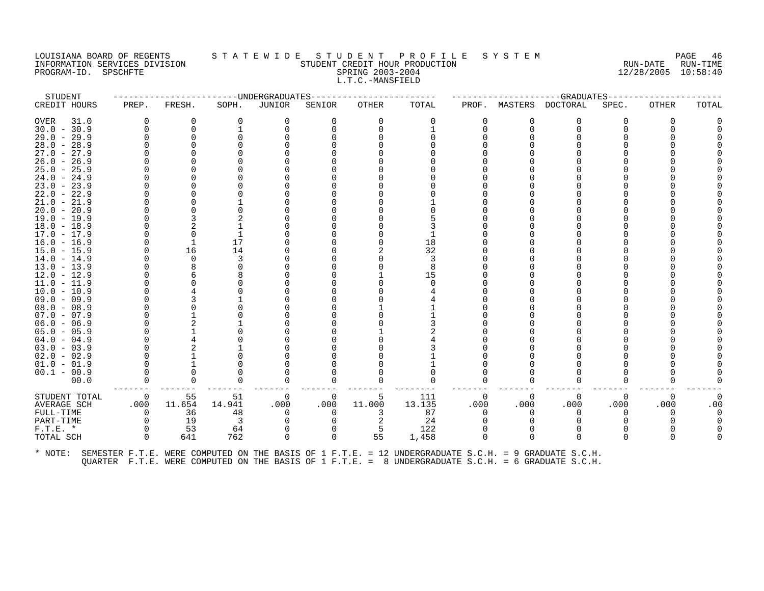LOUISIANA BOARD OF REGENTS S T A T E W I D E   S T U D E N T   P R O F I L E   S Y S T E M
INFORMATION SERVICES DIVISION STUDENT CREDIT HOUR PRODUCTION RUN-DATE RUN-TIME
PROGRAM-ID. SPSCHFTE SPRING 2003-2004 12/28/2005 10:58:40
L.T.C.-MANSFIELD

| STUDENT | UNDERGRADUATES | | | | | | | GRADUATES | | | | | |
|---|---|---|---|---|---|---|---|---|---|---|---|---|---|
| CREDIT HOURS | PREP. | FRESH. | SOPH. | JUNIOR | SENIOR | OTHER | TOTAL | PROF. | MASTERS | DOCTORAL | SPEC. | OTHER | TOTAL |
| OVER 31.0 | 0 | 0 | 0 | 0 | 0 | 0 | 0 | 0 | 0 | 0 | 0 | 0 | 0 |
| 30.0 - 30.9 | 0 | 0 | 1 | 0 | 0 | 0 | 1 | 0 | 0 | 0 | 0 | 0 | 0 |
| 29.0 - 29.9 | 0 | 0 | 0 | 0 | 0 | 0 | 0 | 0 | 0 | 0 | 0 | 0 | 0 |
| 28.0 - 28.9 | 0 | 0 | 0 | 0 | 0 | 0 | 0 | 0 | 0 | 0 | 0 | 0 | 0 |
| 27.0 - 27.9 | 0 | 0 | 0 | 0 | 0 | 0 | 0 | 0 | 0 | 0 | 0 | 0 | 0 |
| 26.0 - 26.9 | 0 | 0 | 0 | 0 | 0 | 0 | 0 | 0 | 0 | 0 | 0 | 0 | 0 |
| 25.0 - 25.9 | 0 | 0 | 0 | 0 | 0 | 0 | 0 | 0 | 0 | 0 | 0 | 0 | 0 |
| 24.0 - 24.9 | 0 | 0 | 0 | 0 | 0 | 0 | 0 | 0 | 0 | 0 | 0 | 0 | 0 |
| 23.0 - 23.9 | 0 | 0 | 0 | 0 | 0 | 0 | 0 | 0 | 0 | 0 | 0 | 0 | 0 |
| 22.0 - 22.9 | 0 | 0 | 0 | 0 | 0 | 0 | 0 | 0 | 0 | 0 | 0 | 0 | 0 |
| 21.0 - 21.9 | 0 | 0 | 1 | 0 | 0 | 0 | 1 | 0 | 0 | 0 | 0 | 0 | 0 |
| 20.0 - 20.9 | 0 | 0 | 0 | 0 | 0 | 0 | 0 | 0 | 0 | 0 | 0 | 0 | 0 |
| 19.0 - 19.9 | 0 | 3 | 2 | 0 | 0 | 0 | 5 | 0 | 0 | 0 | 0 | 0 | 0 |
| 18.0 - 18.9 | 0 | 2 | 1 | 0 | 0 | 0 | 3 | 0 | 0 | 0 | 0 | 0 | 0 |
| 17.0 - 17.9 | 0 | 0 | 1 | 0 | 0 | 0 | 1 | 0 | 0 | 0 | 0 | 0 | 0 |
| 16.0 - 16.9 | 0 | 1 | 17 | 0 | 0 | 0 | 18 | 0 | 0 | 0 | 0 | 0 | 0 |
| 15.0 - 15.9 | 0 | 16 | 14 | 0 | 0 | 2 | 32 | 0 | 0 | 0 | 0 | 0 | 0 |
| 14.0 - 14.9 | 0 | 0 | 3 | 0 | 0 | 0 | 3 | 0 | 0 | 0 | 0 | 0 | 0 |
| 13.0 - 13.9 | 0 | 8 | 0 | 0 | 0 | 0 | 8 | 0 | 0 | 0 | 0 | 0 | 0 |
| 12.0 - 12.9 | 0 | 6 | 8 | 0 | 0 | 1 | 15 | 0 | 0 | 0 | 0 | 0 | 0 |
| 11.0 - 11.9 | 0 | 0 | 0 | 0 | 0 | 0 | 0 | 0 | 0 | 0 | 0 | 0 | 0 |
| 10.0 - 10.9 | 0 | 4 | 0 | 0 | 0 | 0 | 4 | 0 | 0 | 0 | 0 | 0 | 0 |
| 09.0 - 09.9 | 0 | 3 | 1 | 0 | 0 | 0 | 4 | 0 | 0 | 0 | 0 | 0 | 0 |
| 08.0 - 08.9 | 0 | 0 | 0 | 0 | 0 | 1 | 1 | 0 | 0 | 0 | 0 | 0 | 0 |
| 07.0 - 07.9 | 0 | 1 | 0 | 0 | 0 | 0 | 1 | 0 | 0 | 0 | 0 | 0 | 0 |
| 06.0 - 06.9 | 0 | 2 | 1 | 0 | 0 | 0 | 3 | 0 | 0 | 0 | 0 | 0 | 0 |
| 05.0 - 05.9 | 0 | 1 | 0 | 0 | 0 | 1 | 2 | 0 | 0 | 0 | 0 | 0 | 0 |
| 04.0 - 04.9 | 0 | 4 | 0 | 0 | 0 | 0 | 4 | 0 | 0 | 0 | 0 | 0 | 0 |
| 03.0 - 03.9 | 0 | 2 | 1 | 0 | 0 | 0 | 3 | 0 | 0 | 0 | 0 | 0 | 0 |
| 02.0 - 02.9 | 0 | 1 | 0 | 0 | 0 | 0 | 1 | 0 | 0 | 0 | 0 | 0 | 0 |
| 01.0 - 01.9 | 0 | 1 | 0 | 0 | 0 | 0 | 1 | 0 | 0 | 0 | 0 | 0 | 0 |
| 00.1 - 00.9 | 0 | 0 | 0 | 0 | 0 | 0 | 0 | 0 | 0 | 0 | 0 | 0 | 0 |
| 00.0 | 0 | 0 | 0 | 0 | 0 | 0 | 0 | 0 | 0 | 0 | 0 | 0 | 0 |
| STUDENT TOTAL | 0 | 55 | 51 | 0 | 0 | 5 | 111 | 0 | 0 | 0 | 0 | 0 | 0 |
| AVERAGE SCH | .000 | 11.654 | 14.941 | .000 | .000 | 11.000 | 13.135 | .000 | .000 | .000 | .000 | .000 | .00 |
| FULL-TIME | 0 | 36 | 48 | 0 | 0 | 3 | 87 | 0 | 0 | 0 | 0 | 0 | 0 |
| PART-TIME | 0 | 19 | 3 | 0 | 0 | 2 | 24 | 0 | 0 | 0 | 0 | 0 | 0 |
| F.T.E. * | 0 | 53 | 64 | 0 | 0 | 5 | 122 | 0 | 0 | 0 | 0 | 0 | 0 |
| TOTAL SCH | 0 | 641 | 762 | 0 | 0 | 55 | 1,458 | 0 | 0 | 0 | 0 | 0 | 0 |

* NOTE: SEMESTER F.T.E. WERE COMPUTED ON THE BASIS OF 1 F.T.E. = 12 UNDERGRADUATE S.C.H. = 9 GRADUATE S.C.H.
QUARTER F.T.E. WERE COMPUTED ON THE BASIS OF 1 F.T.E. = 8 UNDERGRADUATE S.C.H. = 6 GRADUATE S.C.H.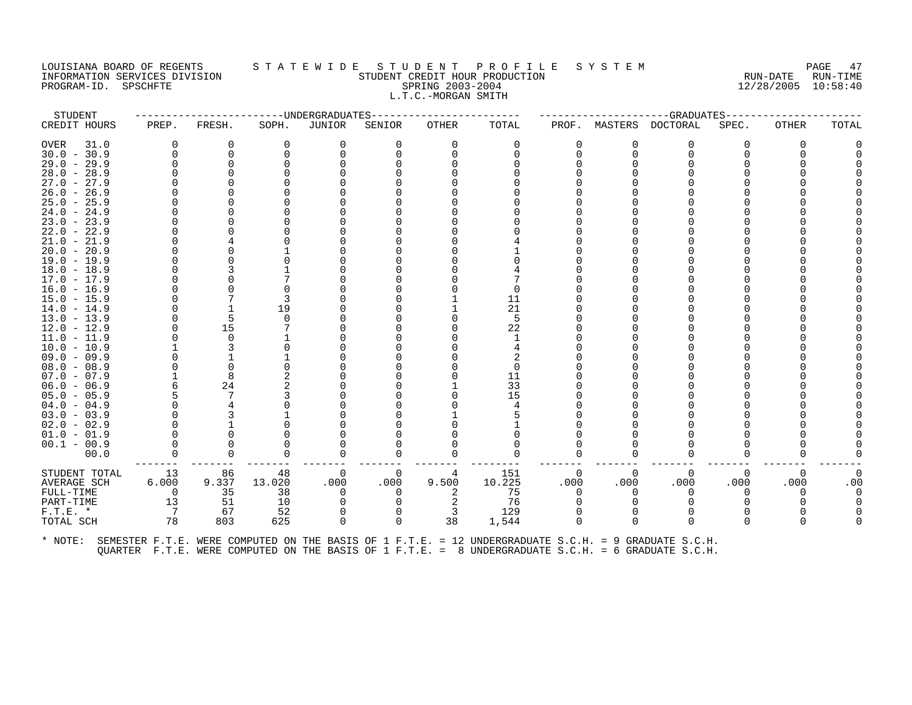LOUISIANA BOARD OF REGENTS — STATEWIDE STUDENT PROFILE SYSTEM
INFORMATION SERVICES DIVISION — STUDENT CREDIT HOUR PRODUCTION — RUN-DATE 12/28/2005 RUN-TIME 10:58:40
PROGRAM-ID. SPSCHFTE — SPRING 2003-2004
L.T.C.-MORGAN SMITH

| STUDENT | UNDERGRADUATES | | | | | | | GRADUATES | | | | | | |
|---|---|---|---|---|---|---|---|---|---|---|---|---|---|---|
| CREDIT HOURS | PREP. | FRESH. | SOPH. | JUNIOR | SENIOR | OTHER | TOTAL | PROF. | MASTERS | DOCTORAL | SPEC. | OTHER | TOTAL |
| OVER 31.0 | 0 | 0 | 0 | 0 | 0 | 0 | 0 | 0 | 0 | 0 | 0 | 0 | 0 |
| 30.0 - 30.9 | 0 | 0 | 0 | 0 | 0 | 0 | 0 | 0 | 0 | 0 | 0 | 0 | 0 |
| 29.0 - 29.9 | 0 | 0 | 0 | 0 | 0 | 0 | 0 | 0 | 0 | 0 | 0 | 0 | 0 |
| 28.0 - 28.9 | 0 | 0 | 0 | 0 | 0 | 0 | 0 | 0 | 0 | 0 | 0 | 0 | 0 |
| 27.0 - 27.9 | 0 | 0 | 0 | 0 | 0 | 0 | 0 | 0 | 0 | 0 | 0 | 0 | 0 |
| 26.0 - 26.9 | 0 | 0 | 0 | 0 | 0 | 0 | 0 | 0 | 0 | 0 | 0 | 0 | 0 |
| 25.0 - 25.9 | 0 | 0 | 0 | 0 | 0 | 0 | 0 | 0 | 0 | 0 | 0 | 0 | 0 |
| 24.0 - 24.9 | 0 | 0 | 0 | 0 | 0 | 0 | 0 | 0 | 0 | 0 | 0 | 0 | 0 |
| 23.0 - 23.9 | 0 | 0 | 0 | 0 | 0 | 0 | 0 | 0 | 0 | 0 | 0 | 0 | 0 |
| 22.0 - 22.9 | 0 | 0 | 0 | 0 | 0 | 0 | 0 | 0 | 0 | 0 | 0 | 0 | 0 |
| 21.0 - 21.9 | 0 | 4 | 0 | 0 | 0 | 0 | 4 | 0 | 0 | 0 | 0 | 0 | 0 |
| 20.0 - 20.9 | 0 | 0 | 1 | 0 | 0 | 0 | 1 | 0 | 0 | 0 | 0 | 0 | 0 |
| 19.0 - 19.9 | 0 | 0 | 0 | 0 | 0 | 0 | 0 | 0 | 0 | 0 | 0 | 0 | 0 |
| 18.0 - 18.9 | 0 | 3 | 1 | 0 | 0 | 0 | 4 | 0 | 0 | 0 | 0 | 0 | 0 |
| 17.0 - 17.9 | 0 | 0 | 7 | 0 | 0 | 0 | 7 | 0 | 0 | 0 | 0 | 0 | 0 |
| 16.0 - 16.9 | 0 | 0 | 0 | 0 | 0 | 0 | 0 | 0 | 0 | 0 | 0 | 0 | 0 |
| 15.0 - 15.9 | 0 | 7 | 3 | 0 | 0 | 1 | 11 | 0 | 0 | 0 | 0 | 0 | 0 |
| 14.0 - 14.9 | 0 | 1 | 19 | 0 | 0 | 1 | 21 | 0 | 0 | 0 | 0 | 0 | 0 |
| 13.0 - 13.9 | 0 | 5 | 0 | 0 | 0 | 0 | 5 | 0 | 0 | 0 | 0 | 0 | 0 |
| 12.0 - 12.9 | 0 | 15 | 7 | 0 | 0 | 0 | 22 | 0 | 0 | 0 | 0 | 0 | 0 |
| 11.0 - 11.9 | 0 | 0 | 1 | 0 | 0 | 0 | 1 | 0 | 0 | 0 | 0 | 0 | 0 |
| 10.0 - 10.9 | 1 | 3 | 0 | 0 | 0 | 0 | 4 | 0 | 0 | 0 | 0 | 0 | 0 |
| 09.0 - 09.9 | 0 | 1 | 1 | 0 | 0 | 0 | 2 | 0 | 0 | 0 | 0 | 0 | 0 |
| 08.0 - 08.9 | 0 | 0 | 0 | 0 | 0 | 0 | 0 | 0 | 0 | 0 | 0 | 0 | 0 |
| 07.0 - 07.9 | 1 | 8 | 2 | 0 | 0 | 0 | 11 | 0 | 0 | 0 | 0 | 0 | 0 |
| 06.0 - 06.9 | 6 | 24 | 2 | 0 | 0 | 1 | 33 | 0 | 0 | 0 | 0 | 0 | 0 |
| 05.0 - 05.9 | 5 | 7 | 3 | 0 | 0 | 0 | 15 | 0 | 0 | 0 | 0 | 0 | 0 |
| 04.0 - 04.9 | 0 | 4 | 0 | 0 | 0 | 0 | 4 | 0 | 0 | 0 | 0 | 0 | 0 |
| 03.0 - 03.9 | 0 | 3 | 1 | 0 | 0 | 1 | 5 | 0 | 0 | 0 | 0 | 0 | 0 |
| 02.0 - 02.9 | 0 | 1 | 0 | 0 | 0 | 0 | 1 | 0 | 0 | 0 | 0 | 0 | 0 |
| 01.0 - 01.9 | 0 | 0 | 0 | 0 | 0 | 0 | 0 | 0 | 0 | 0 | 0 | 0 | 0 |
| 00.1 - 00.9 | 0 | 0 | 0 | 0 | 0 | 0 | 0 | 0 | 0 | 0 | 0 | 0 | 0 |
| 00.0 | 0 | 0 | 0 | 0 | 0 | 0 | 0 | 0 | 0 | 0 | 0 | 0 | 0 |
| STUDENT TOTAL | 13 | 86 | 48 | 0 | 0 | 4 | 151 | 0 | 0 | 0 | 0 | 0 | 0 |
| AVERAGE SCH | 6.000 | 9.337 | 13.020 | .000 | .000 | 9.500 | 10.225 | .000 | .000 | .000 | .000 | .000 | .00 |
| FULL-TIME | 0 | 35 | 38 | 0 | 0 | 2 | 75 | 0 | 0 | 0 | 0 | 0 | 0 |
| PART-TIME | 13 | 51 | 10 | 0 | 0 | 2 | 76 | 0 | 0 | 0 | 0 | 0 | 0 |
| F.T.E. * | 7 | 67 | 52 | 0 | 0 | 3 | 129 | 0 | 0 | 0 | 0 | 0 | 0 |
| TOTAL SCH | 78 | 803 | 625 | 0 | 0 | 38 | 1,544 | 0 | 0 | 0 | 0 | 0 | 0 |

* NOTE: SEMESTER F.T.E. WERE COMPUTED ON THE BASIS OF 1 F.T.E. = 12 UNDERGRADUATE S.C.H. = 9 GRADUATE S.C.H.
QUARTER F.T.E. WERE COMPUTED ON THE BASIS OF 1 F.T.E. = 8 UNDERGRADUATE S.C.H. = 6 GRADUATE S.C.H.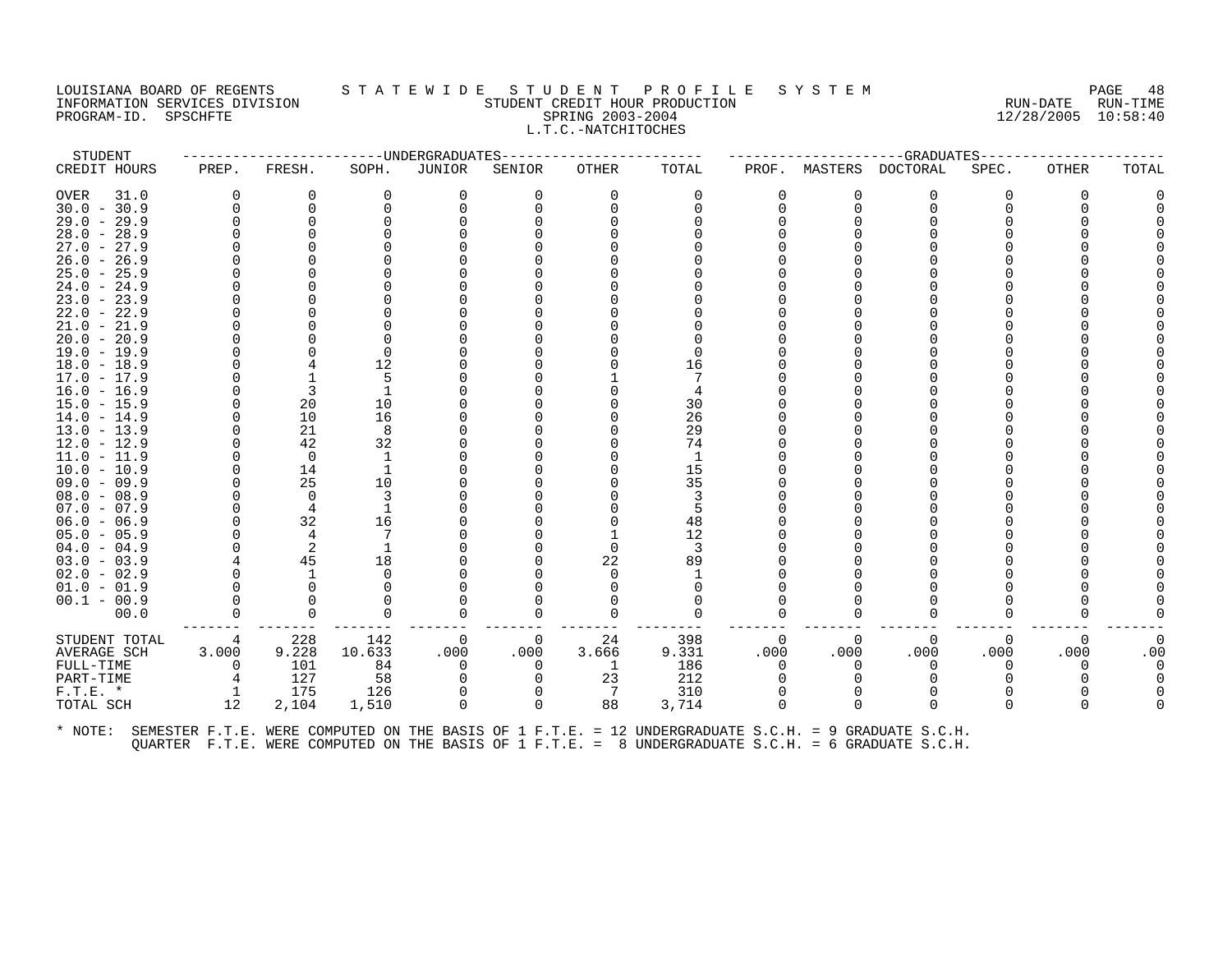LOUISIANA BOARD OF REGENTS — S T A T E W I D E   S T U D E N T   P R O F I L E   S Y S T E M
INFORMATION SERVICES DIVISION — STUDENT CREDIT HOUR PRODUCTION — RUN-DATE 12/28/2005 RUN-TIME 10:58:40
PROGRAM-ID. SPSCHFTE — SPRING 2003-2004

L.T.C.-NATCHITOCHES

| STUDENT CREDIT HOURS | UNDERGRADUATES PREP. | FRESH. | SOPH. | JUNIOR | SENIOR | OTHER | TOTAL | GRADUATES PROF. | MASTERS | DOCTORAL | SPEC. | OTHER | TOTAL |
|---|---|---|---|---|---|---|---|---|---|---|---|---|---|
| OVER 31.0 | 0 | 0 | 0 | 0 | 0 | 0 | 0 | 0 | 0 | 0 | 0 | 0 | 0 |
| 30.0 - 30.9 | 0 | 0 | 0 | 0 | 0 | 0 | 0 | 0 | 0 | 0 | 0 | 0 | 0 |
| 29.0 - 29.9 | 0 | 0 | 0 | 0 | 0 | 0 | 0 | 0 | 0 | 0 | 0 | 0 | 0 |
| 28.0 - 28.9 | 0 | 0 | 0 | 0 | 0 | 0 | 0 | 0 | 0 | 0 | 0 | 0 | 0 |
| 27.0 - 27.9 | 0 | 0 | 0 | 0 | 0 | 0 | 0 | 0 | 0 | 0 | 0 | 0 | 0 |
| 26.0 - 26.9 | 0 | 0 | 0 | 0 | 0 | 0 | 0 | 0 | 0 | 0 | 0 | 0 | 0 |
| 25.0 - 25.9 | 0 | 0 | 0 | 0 | 0 | 0 | 0 | 0 | 0 | 0 | 0 | 0 | 0 |
| 24.0 - 24.9 | 0 | 0 | 0 | 0 | 0 | 0 | 0 | 0 | 0 | 0 | 0 | 0 | 0 |
| 23.0 - 23.9 | 0 | 0 | 0 | 0 | 0 | 0 | 0 | 0 | 0 | 0 | 0 | 0 | 0 |
| 22.0 - 22.9 | 0 | 0 | 0 | 0 | 0 | 0 | 0 | 0 | 0 | 0 | 0 | 0 | 0 |
| 21.0 - 21.9 | 0 | 0 | 0 | 0 | 0 | 0 | 0 | 0 | 0 | 0 | 0 | 0 | 0 |
| 20.0 - 20.9 | 0 | 0 | 0 | 0 | 0 | 0 | 0 | 0 | 0 | 0 | 0 | 0 | 0 |
| 19.0 - 19.9 | 0 | 0 | 0 | 0 | 0 | 0 | 0 | 0 | 0 | 0 | 0 | 0 | 0 |
| 18.0 - 18.9 | 0 | 4 | 12 | 0 | 0 | 0 | 16 | 0 | 0 | 0 | 0 | 0 | 0 |
| 17.0 - 17.9 | 0 | 1 | 5 | 0 | 0 | 1 | 7 | 0 | 0 | 0 | 0 | 0 | 0 |
| 16.0 - 16.9 | 0 | 3 | 1 | 0 | 0 | 0 | 4 | 0 | 0 | 0 | 0 | 0 | 0 |
| 15.0 - 15.9 | 0 | 20 | 10 | 0 | 0 | 0 | 30 | 0 | 0 | 0 | 0 | 0 | 0 |
| 14.0 - 14.9 | 0 | 10 | 16 | 0 | 0 | 0 | 26 | 0 | 0 | 0 | 0 | 0 | 0 |
| 13.0 - 13.9 | 0 | 21 | 8 | 0 | 0 | 0 | 29 | 0 | 0 | 0 | 0 | 0 | 0 |
| 12.0 - 12.9 | 0 | 42 | 32 | 0 | 0 | 0 | 74 | 0 | 0 | 0 | 0 | 0 | 0 |
| 11.0 - 11.9 | 0 | 0 | 1 | 0 | 0 | 0 | 1 | 0 | 0 | 0 | 0 | 0 | 0 |
| 10.0 - 10.9 | 0 | 14 | 1 | 0 | 0 | 0 | 15 | 0 | 0 | 0 | 0 | 0 | 0 |
| 09.0 - 09.9 | 0 | 25 | 10 | 0 | 0 | 0 | 35 | 0 | 0 | 0 | 0 | 0 | 0 |
| 08.0 - 08.9 | 0 | 0 | 3 | 0 | 0 | 0 | 3 | 0 | 0 | 0 | 0 | 0 | 0 |
| 07.0 - 07.9 | 0 | 4 | 1 | 0 | 0 | 0 | 5 | 0 | 0 | 0 | 0 | 0 | 0 |
| 06.0 - 06.9 | 0 | 32 | 16 | 0 | 0 | 0 | 48 | 0 | 0 | 0 | 0 | 0 | 0 |
| 05.0 - 05.9 | 0 | 4 | 7 | 0 | 0 | 1 | 12 | 0 | 0 | 0 | 0 | 0 | 0 |
| 04.0 - 04.9 | 0 | 2 | 1 | 0 | 0 | 0 | 3 | 0 | 0 | 0 | 0 | 0 | 0 |
| 03.0 - 03.9 | 4 | 45 | 18 | 0 | 0 | 22 | 89 | 0 | 0 | 0 | 0 | 0 | 0 |
| 02.0 - 02.9 | 0 | 1 | 0 | 0 | 0 | 0 | 1 | 0 | 0 | 0 | 0 | 0 | 0 |
| 01.0 - 01.9 | 0 | 0 | 0 | 0 | 0 | 0 | 0 | 0 | 0 | 0 | 0 | 0 | 0 |
| 00.1 - 00.9 | 0 | 0 | 0 | 0 | 0 | 0 | 0 | 0 | 0 | 0 | 0 | 0 | 0 |
| 00.0 | 0 | 0 | 0 | 0 | 0 | 0 | 0 | 0 | 0 | 0 | 0 | 0 | 0 |
| STUDENT TOTAL | 4 | 228 | 142 | 0 | 0 | 24 | 398 | 0 | 0 | 0 | 0 | 0 | 0 |
| AVERAGE SCH | 3.000 | 9.228 | 10.633 | .000 | .000 | 3.666 | 9.331 | .000 | .000 | .000 | .000 | .000 | .00 |
| FULL-TIME | 0 | 101 | 84 | 0 | 0 | 1 | 186 | 0 | 0 | 0 | 0 | 0 | 0 |
| PART-TIME | 4 | 127 | 58 | 0 | 0 | 23 | 212 | 0 | 0 | 0 | 0 | 0 | 0 |
| F.T.E. * | 1 | 175 | 126 | 0 | 0 | 7 | 310 | 0 | 0 | 0 | 0 | 0 | 0 |
| TOTAL SCH | 12 | 2,104 | 1,510 | 0 | 0 | 88 | 3,714 | 0 | 0 | 0 | 0 | 0 | 0 |

\* NOTE: SEMESTER F.T.E. WERE COMPUTED ON THE BASIS OF 1 F.T.E. = 12 UNDERGRADUATE S.C.H. = 9 GRADUATE S.C.H.
QUARTER F.T.E. WERE COMPUTED ON THE BASIS OF 1 F.T.E. = 8 UNDERGRADUATE S.C.H. = 6 GRADUATE S.C.H.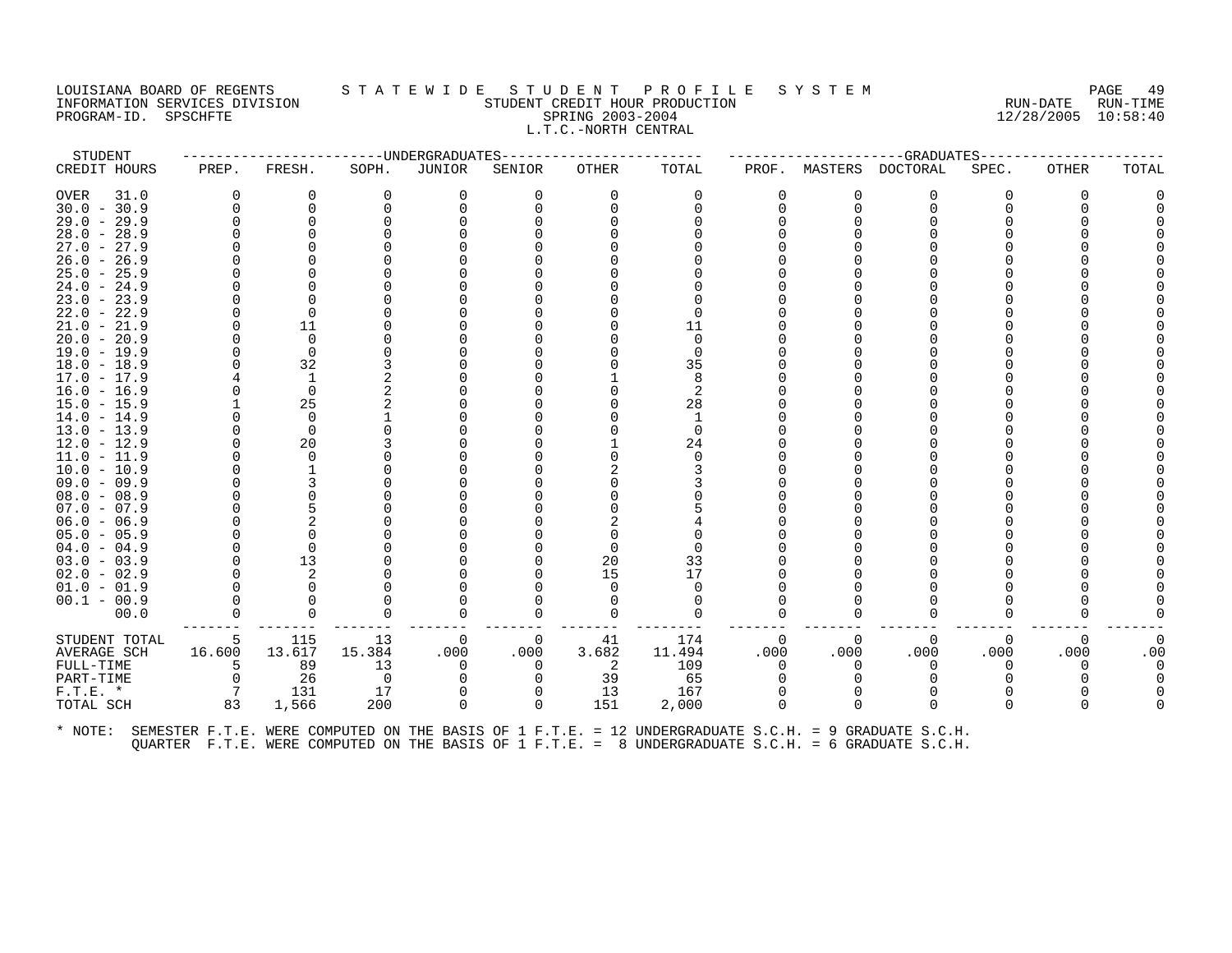LOUISIANA BOARD OF REGENTS — STATEWIDE STUDENT PROFILE SYSTEM
INFORMATION SERVICES DIVISION — STUDENT CREDIT HOUR PRODUCTION — RUN-DATE 12/28/2005 RUN-TIME 10:58:40
PROGRAM-ID. SPSCHFTE — SPRING 2003-2004
L.T.C.-NORTH CENTRAL

| STUDENT CREDIT HOURS | UNDERGRADUATES PREP. | FRESH. | SOPH. | JUNIOR | SENIOR | OTHER | TOTAL | GRADUATES PROF. | MASTERS | DOCTORAL | SPEC. | OTHER | TOTAL |
|---|---|---|---|---|---|---|---|---|---|---|---|---|---|
| OVER 31.0 | 0 | 0 | 0 | 0 | 0 | 0 | 0 | 0 | 0 | 0 | 0 | 0 | 0 |
| 30.0 - 30.9 | 0 | 0 | 0 | 0 | 0 | 0 | 0 | 0 | 0 | 0 | 0 | 0 | 0 |
| 29.0 - 29.9 | 0 | 0 | 0 | 0 | 0 | 0 | 0 | 0 | 0 | 0 | 0 | 0 | 0 |
| 28.0 - 28.9 | 0 | 0 | 0 | 0 | 0 | 0 | 0 | 0 | 0 | 0 | 0 | 0 | 0 |
| 27.0 - 27.9 | 0 | 0 | 0 | 0 | 0 | 0 | 0 | 0 | 0 | 0 | 0 | 0 | 0 |
| 26.0 - 26.9 | 0 | 0 | 0 | 0 | 0 | 0 | 0 | 0 | 0 | 0 | 0 | 0 | 0 |
| 25.0 - 25.9 | 0 | 0 | 0 | 0 | 0 | 0 | 0 | 0 | 0 | 0 | 0 | 0 | 0 |
| 24.0 - 24.9 | 0 | 0 | 0 | 0 | 0 | 0 | 0 | 0 | 0 | 0 | 0 | 0 | 0 |
| 23.0 - 23.9 | 0 | 0 | 0 | 0 | 0 | 0 | 0 | 0 | 0 | 0 | 0 | 0 | 0 |
| 22.0 - 22.9 | 0 | 0 | 0 | 0 | 0 | 0 | 0 | 0 | 0 | 0 | 0 | 0 | 0 |
| 21.0 - 21.9 | 0 | 11 | 0 | 0 | 0 | 0 | 11 | 0 | 0 | 0 | 0 | 0 | 0 |
| 20.0 - 20.9 | 0 | 0 | 0 | 0 | 0 | 0 | 0 | 0 | 0 | 0 | 0 | 0 | 0 |
| 19.0 - 19.9 | 0 | 0 | 0 | 0 | 0 | 0 | 0 | 0 | 0 | 0 | 0 | 0 | 0 |
| 18.0 - 18.9 | 0 | 32 | 3 | 0 | 0 | 0 | 35 | 0 | 0 | 0 | 0 | 0 | 0 |
| 17.0 - 17.9 | 4 | 1 | 2 | 0 | 0 | 1 | 8 | 0 | 0 | 0 | 0 | 0 | 0 |
| 16.0 - 16.9 | 0 | 0 | 2 | 0 | 0 | 0 | 2 | 0 | 0 | 0 | 0 | 0 | 0 |
| 15.0 - 15.9 | 1 | 25 | 2 | 0 | 0 | 0 | 28 | 0 | 0 | 0 | 0 | 0 | 0 |
| 14.0 - 14.9 | 0 | 0 | 1 | 0 | 0 | 0 | 1 | 0 | 0 | 0 | 0 | 0 | 0 |
| 13.0 - 13.9 | 0 | 0 | 0 | 0 | 0 | 0 | 0 | 0 | 0 | 0 | 0 | 0 | 0 |
| 12.0 - 12.9 | 0 | 20 | 3 | 0 | 0 | 1 | 24 | 0 | 0 | 0 | 0 | 0 | 0 |
| 11.0 - 11.9 | 0 | 0 | 0 | 0 | 0 | 0 | 0 | 0 | 0 | 0 | 0 | 0 | 0 |
| 10.0 - 10.9 | 0 | 1 | 0 | 0 | 0 | 2 | 3 | 0 | 0 | 0 | 0 | 0 | 0 |
| 09.0 - 09.9 | 0 | 3 | 0 | 0 | 0 | 0 | 3 | 0 | 0 | 0 | 0 | 0 | 0 |
| 08.0 - 08.9 | 0 | 0 | 0 | 0 | 0 | 0 | 0 | 0 | 0 | 0 | 0 | 0 | 0 |
| 07.0 - 07.9 | 0 | 5 | 0 | 0 | 0 | 0 | 5 | 0 | 0 | 0 | 0 | 0 | 0 |
| 06.0 - 06.9 | 0 | 2 | 0 | 0 | 0 | 2 | 4 | 0 | 0 | 0 | 0 | 0 | 0 |
| 05.0 - 05.9 | 0 | 0 | 0 | 0 | 0 | 0 | 0 | 0 | 0 | 0 | 0 | 0 | 0 |
| 04.0 - 04.9 | 0 | 0 | 0 | 0 | 0 | 0 | 0 | 0 | 0 | 0 | 0 | 0 | 0 |
| 03.0 - 03.9 | 0 | 13 | 0 | 0 | 0 | 20 | 33 | 0 | 0 | 0 | 0 | 0 | 0 |
| 02.0 - 02.9 | 0 | 2 | 0 | 0 | 0 | 15 | 17 | 0 | 0 | 0 | 0 | 0 | 0 |
| 01.0 - 01.9 | 0 | 0 | 0 | 0 | 0 | 0 | 0 | 0 | 0 | 0 | 0 | 0 | 0 |
| 00.1 - 00.9 | 0 | 0 | 0 | 0 | 0 | 0 | 0 | 0 | 0 | 0 | 0 | 0 | 0 |
| 00.0 | 0 | 0 | 0 | 0 | 0 | 0 | 0 | 0 | 0 | 0 | 0 | 0 | 0 |
| STUDENT TOTAL | 5 | 115 | 13 | 0 | 0 | 41 | 174 | 0 | 0 | 0 | 0 | 0 | 0 |
| AVERAGE SCH | 16.600 | 13.617 | 15.384 | .000 | .000 | 3.682 | 11.494 | .000 | .000 | .000 | .000 | .000 | .00 |
| FULL-TIME | 5 | 89 | 13 | 0 | 0 | 2 | 109 | 0 | 0 | 0 | 0 | 0 | 0 |
| PART-TIME | 0 | 26 | 0 | 0 | 0 | 39 | 65 | 0 | 0 | 0 | 0 | 0 | 0 |
| F.T.E. * | 7 | 131 | 17 | 0 | 0 | 13 | 167 | 0 | 0 | 0 | 0 | 0 | 0 |
| TOTAL SCH | 83 | 1,566 | 200 | 0 | 0 | 151 | 2,000 | 0 | 0 | 0 | 0 | 0 | 0 |

* NOTE: SEMESTER F.T.E. WERE COMPUTED ON THE BASIS OF 1 F.T.E. = 12 UNDERGRADUATE S.C.H. = 9 GRADUATE S.C.H.
QUARTER F.T.E. WERE COMPUTED ON THE BASIS OF 1 F.T.E. = 8 UNDERGRADUATE S.C.H. = 6 GRADUATE S.C.H.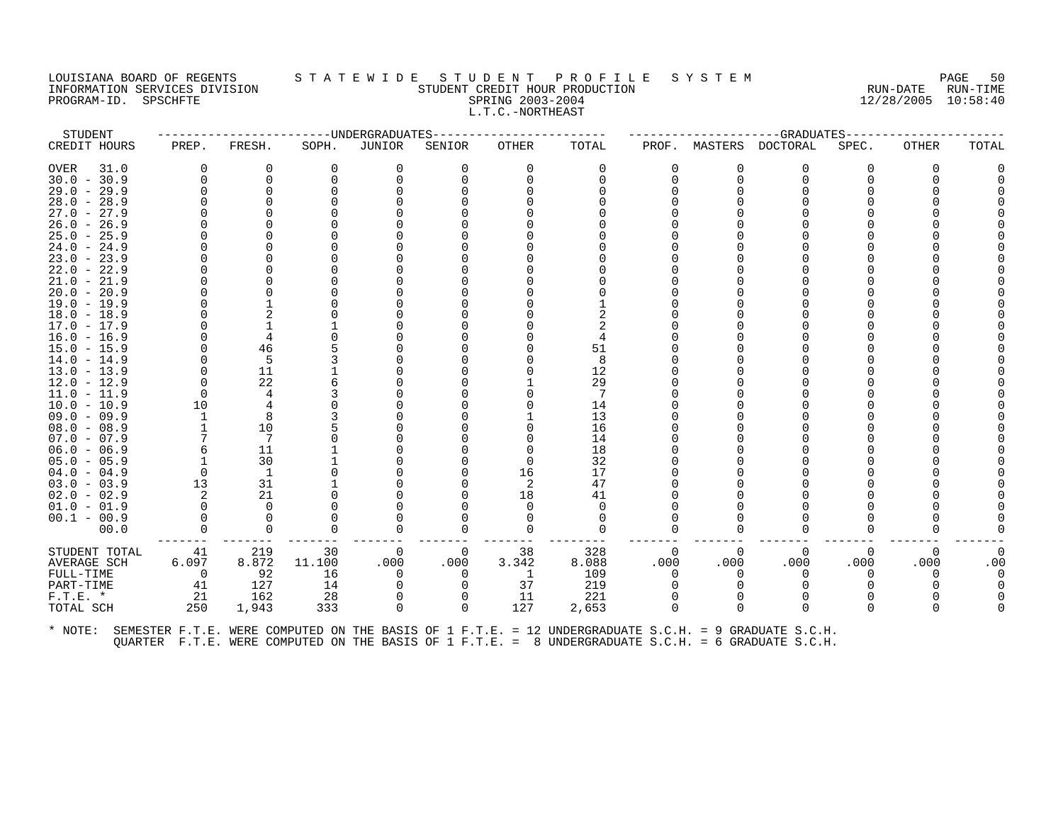LOUISIANA BOARD OF REGENTS — STATEWIDE STUDENT PROFILE SYSTEM
INFORMATION SERVICES DIVISION — STUDENT CREDIT HOUR PRODUCTION — RUN-DATE 12/28/2005 RUN-TIME 10:58:40
PROGRAM-ID. SPSCHFTE — SPRING 2003-2004
L.T.C.-NORTHEAST

| STUDENT | UNDERGRADUATES | | | | | | | GRADUATES | | | | | | |
|---|---|---|---|---|---|---|---|---|---|---|---|---|---|---|
| CREDIT HOURS | PREP. | FRESH. | SOPH. | JUNIOR | SENIOR | OTHER | TOTAL | PROF. | MASTERS | DOCTORAL | SPEC. | OTHER | TOTAL |
| OVER 31.0 | 0 | 0 | 0 | 0 | 0 | 0 | 0 | 0 | 0 | 0 | 0 | 0 | 0 |
| 30.0 - 30.9 | 0 | 0 | 0 | 0 | 0 | 0 | 0 | 0 | 0 | 0 | 0 | 0 | 0 |
| 29.0 - 29.9 | 0 | 0 | 0 | 0 | 0 | 0 | 0 | 0 | 0 | 0 | 0 | 0 | 0 |
| 28.0 - 28.9 | 0 | 0 | 0 | 0 | 0 | 0 | 0 | 0 | 0 | 0 | 0 | 0 | 0 |
| 27.0 - 27.9 | 0 | 0 | 0 | 0 | 0 | 0 | 0 | 0 | 0 | 0 | 0 | 0 | 0 |
| 26.0 - 26.9 | 0 | 0 | 0 | 0 | 0 | 0 | 0 | 0 | 0 | 0 | 0 | 0 | 0 |
| 25.0 - 25.9 | 0 | 0 | 0 | 0 | 0 | 0 | 0 | 0 | 0 | 0 | 0 | 0 | 0 |
| 24.0 - 24.9 | 0 | 0 | 0 | 0 | 0 | 0 | 0 | 0 | 0 | 0 | 0 | 0 | 0 |
| 23.0 - 23.9 | 0 | 0 | 0 | 0 | 0 | 0 | 0 | 0 | 0 | 0 | 0 | 0 | 0 |
| 22.0 - 22.9 | 0 | 0 | 0 | 0 | 0 | 0 | 0 | 0 | 0 | 0 | 0 | 0 | 0 |
| 21.0 - 21.9 | 0 | 0 | 0 | 0 | 0 | 0 | 0 | 0 | 0 | 0 | 0 | 0 | 0 |
| 20.0 - 20.9 | 0 | 0 | 0 | 0 | 0 | 0 | 0 | 0 | 0 | 0 | 0 | 0 | 0 |
| 19.0 - 19.9 | 0 | 1 | 0 | 0 | 0 | 0 | 1 | 0 | 0 | 0 | 0 | 0 | 0 |
| 18.0 - 18.9 | 0 | 2 | 0 | 0 | 0 | 0 | 2 | 0 | 0 | 0 | 0 | 0 | 0 |
| 17.0 - 17.9 | 0 | 1 | 1 | 0 | 0 | 0 | 2 | 0 | 0 | 0 | 0 | 0 | 0 |
| 16.0 - 16.9 | 0 | 4 | 0 | 0 | 0 | 0 | 4 | 0 | 0 | 0 | 0 | 0 | 0 |
| 15.0 - 15.9 | 0 | 46 | 5 | 0 | 0 | 0 | 51 | 0 | 0 | 0 | 0 | 0 | 0 |
| 14.0 - 14.9 | 0 | 5 | 3 | 0 | 0 | 0 | 8 | 0 | 0 | 0 | 0 | 0 | 0 |
| 13.0 - 13.9 | 0 | 11 | 1 | 0 | 0 | 0 | 12 | 0 | 0 | 0 | 0 | 0 | 0 |
| 12.0 - 12.9 | 0 | 22 | 6 | 0 | 0 | 1 | 29 | 0 | 0 | 0 | 0 | 0 | 0 |
| 11.0 - 11.9 | 0 | 4 | 3 | 0 | 0 | 0 | 7 | 0 | 0 | 0 | 0 | 0 | 0 |
| 10.0 - 10.9 | 10 | 4 | 0 | 0 | 0 | 0 | 14 | 0 | 0 | 0 | 0 | 0 | 0 |
| 09.0 - 09.9 | 1 | 8 | 3 | 0 | 0 | 1 | 13 | 0 | 0 | 0 | 0 | 0 | 0 |
| 08.0 - 08.9 | 1 | 10 | 5 | 0 | 0 | 0 | 16 | 0 | 0 | 0 | 0 | 0 | 0 |
| 07.0 - 07.9 | 7 | 7 | 0 | 0 | 0 | 0 | 14 | 0 | 0 | 0 | 0 | 0 | 0 |
| 06.0 - 06.9 | 6 | 11 | 1 | 0 | 0 | 0 | 18 | 0 | 0 | 0 | 0 | 0 | 0 |
| 05.0 - 05.9 | 1 | 30 | 1 | 0 | 0 | 0 | 32 | 0 | 0 | 0 | 0 | 0 | 0 |
| 04.0 - 04.9 | 0 | 1 | 0 | 0 | 0 | 16 | 17 | 0 | 0 | 0 | 0 | 0 | 0 |
| 03.0 - 03.9 | 13 | 31 | 1 | 0 | 0 | 2 | 47 | 0 | 0 | 0 | 0 | 0 | 0 |
| 02.0 - 02.9 | 2 | 21 | 0 | 0 | 0 | 18 | 41 | 0 | 0 | 0 | 0 | 0 | 0 |
| 01.0 - 01.9 | 0 | 0 | 0 | 0 | 0 | 0 | 0 | 0 | 0 | 0 | 0 | 0 | 0 |
| 00.1 - 00.9 | 0 | 0 | 0 | 0 | 0 | 0 | 0 | 0 | 0 | 0 | 0 | 0 | 0 |
| 00.0 | 0 | 0 | 0 | 0 | 0 | 0 | 0 | 0 | 0 | 0 | 0 | 0 | 0 |
| STUDENT TOTAL | 41 | 219 | 30 | 0 | 0 | 38 | 328 | 0 | 0 | 0 | 0 | 0 | 0 |
| AVERAGE SCH | 6.097 | 8.872 | 11.100 | .000 | .000 | 3.342 | 8.088 | .000 | .000 | .000 | .000 | .000 | .00 |
| FULL-TIME | 0 | 92 | 16 | 0 | 0 | 1 | 109 | 0 | 0 | 0 | 0 | 0 | 0 |
| PART-TIME | 41 | 127 | 14 | 0 | 0 | 37 | 219 | 0 | 0 | 0 | 0 | 0 | 0 |
| F.T.E. * | 21 | 162 | 28 | 0 | 0 | 11 | 221 | 0 | 0 | 0 | 0 | 0 | 0 |
| TOTAL SCH | 250 | 1,943 | 333 | 0 | 0 | 127 | 2,653 | 0 | 0 | 0 | 0 | 0 | 0 |

* NOTE: SEMESTER F.T.E. WERE COMPUTED ON THE BASIS OF 1 F.T.E. = 12 UNDERGRADUATE S.C.H. = 9 GRADUATE S.C.H.
QUARTER F.T.E. WERE COMPUTED ON THE BASIS OF 1 F.T.E. = 8 UNDERGRADUATE S.C.H. = 6 GRADUATE S.C.H.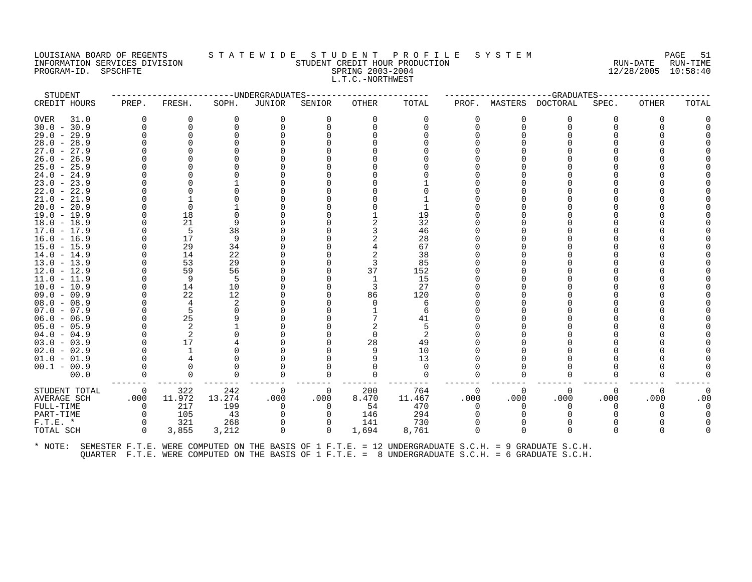LOUISIANA BOARD OF REGENTS
INFORMATION SERVICES DIVISION
PROGRAM-ID. SPSCHFTE

STATEWIDE STUDENT PROFILE SYSTEM
STUDENT CREDIT HOUR PRODUCTION
SPRING 2003-2004
L.T.C.-NORTHWEST

RUN-DATE 12/28/2005 RUN-TIME 10:58:40

| STUDENT CREDIT HOURS | UNDERGRADUATES PREP. | FRESH. | SOPH. | JUNIOR | SENIOR | OTHER | TOTAL | GRADUATES PROF. | MASTERS | DOCTORAL | SPEC. | OTHER | TOTAL |
|---|---|---|---|---|---|---|---|---|---|---|---|---|---|
| OVER 31.0 | 0 | 0 | 0 | 0 | 0 | 0 | 0 | 0 | 0 | 0 | 0 | 0 | 0 |
| 30.0 - 30.9 | 0 | 0 | 0 | 0 | 0 | 0 | 0 | 0 | 0 | 0 | 0 | 0 | 0 |
| 29.0 - 29.9 | 0 | 0 | 0 | 0 | 0 | 0 | 0 | 0 | 0 | 0 | 0 | 0 | 0 |
| 28.0 - 28.9 | 0 | 0 | 0 | 0 | 0 | 0 | 0 | 0 | 0 | 0 | 0 | 0 | 0 |
| 27.0 - 27.9 | 0 | 0 | 0 | 0 | 0 | 0 | 0 | 0 | 0 | 0 | 0 | 0 | 0 |
| 26.0 - 26.9 | 0 | 0 | 0 | 0 | 0 | 0 | 0 | 0 | 0 | 0 | 0 | 0 | 0 |
| 25.0 - 25.9 | 0 | 0 | 0 | 0 | 0 | 0 | 0 | 0 | 0 | 0 | 0 | 0 | 0 |
| 24.0 - 24.9 | 0 | 0 | 0 | 0 | 0 | 0 | 0 | 0 | 0 | 0 | 0 | 0 | 0 |
| 23.0 - 23.9 | 0 | 0 | 1 | 0 | 0 | 0 | 1 | 0 | 0 | 0 | 0 | 0 | 0 |
| 22.0 - 22.9 | 0 | 0 | 0 | 0 | 0 | 0 | 0 | 0 | 0 | 0 | 0 | 0 | 0 |
| 21.0 - 21.9 | 0 | 1 | 0 | 0 | 0 | 0 | 1 | 0 | 0 | 0 | 0 | 0 | 0 |
| 20.0 - 20.9 | 0 | 0 | 1 | 0 | 0 | 0 | 1 | 0 | 0 | 0 | 0 | 0 | 0 |
| 19.0 - 19.9 | 0 | 18 | 0 | 0 | 0 | 1 | 19 | 0 | 0 | 0 | 0 | 0 | 0 |
| 18.0 - 18.9 | 0 | 21 | 9 | 0 | 0 | 2 | 32 | 0 | 0 | 0 | 0 | 0 | 0 |
| 17.0 - 17.9 | 0 | 5 | 38 | 0 | 0 | 3 | 46 | 0 | 0 | 0 | 0 | 0 | 0 |
| 16.0 - 16.9 | 0 | 17 | 9 | 0 | 0 | 2 | 28 | 0 | 0 | 0 | 0 | 0 | 0 |
| 15.0 - 15.9 | 0 | 29 | 34 | 0 | 0 | 4 | 67 | 0 | 0 | 0 | 0 | 0 | 0 |
| 14.0 - 14.9 | 0 | 14 | 22 | 0 | 0 | 2 | 38 | 0 | 0 | 0 | 0 | 0 | 0 |
| 13.0 - 13.9 | 0 | 53 | 29 | 0 | 0 | 3 | 85 | 0 | 0 | 0 | 0 | 0 | 0 |
| 12.0 - 12.9 | 0 | 59 | 56 | 0 | 0 | 37 | 152 | 0 | 0 | 0 | 0 | 0 | 0 |
| 11.0 - 11.9 | 0 | 9 | 5 | 0 | 0 | 1 | 15 | 0 | 0 | 0 | 0 | 0 | 0 |
| 10.0 - 10.9 | 0 | 14 | 10 | 0 | 0 | 3 | 27 | 0 | 0 | 0 | 0 | 0 | 0 |
| 09.0 - 09.9 | 0 | 22 | 12 | 0 | 0 | 86 | 120 | 0 | 0 | 0 | 0 | 0 | 0 |
| 08.0 - 08.9 | 0 | 4 | 2 | 0 | 0 | 0 | 6 | 0 | 0 | 0 | 0 | 0 | 0 |
| 07.0 - 07.9 | 0 | 5 | 0 | 0 | 0 | 1 | 6 | 0 | 0 | 0 | 0 | 0 | 0 |
| 06.0 - 06.9 | 0 | 25 | 9 | 0 | 0 | 7 | 41 | 0 | 0 | 0 | 0 | 0 | 0 |
| 05.0 - 05.9 | 0 | 2 | 1 | 0 | 0 | 2 | 5 | 0 | 0 | 0 | 0 | 0 | 0 |
| 04.0 - 04.9 | 0 | 2 | 0 | 0 | 0 | 0 | 2 | 0 | 0 | 0 | 0 | 0 | 0 |
| 03.0 - 03.9 | 0 | 17 | 4 | 0 | 0 | 28 | 49 | 0 | 0 | 0 | 0 | 0 | 0 |
| 02.0 - 02.9 | 0 | 1 | 0 | 0 | 0 | 9 | 10 | 0 | 0 | 0 | 0 | 0 | 0 |
| 01.0 - 01.9 | 0 | 4 | 0 | 0 | 0 | 9 | 13 | 0 | 0 | 0 | 0 | 0 | 0 |
| 00.1 - 00.9 | 0 | 0 | 0 | 0 | 0 | 0 | 0 | 0 | 0 | 0 | 0 | 0 | 0 |
| 00.0 | 0 | 0 | 0 | 0 | 0 | 0 | 0 | 0 | 0 | 0 | 0 | 0 | 0 |
| STUDENT TOTAL | 0 | 322 | 242 | 0 | 0 | 200 | 764 | 0 | 0 | 0 | 0 | 0 | 0 |
| AVERAGE SCH | .000 | 11.972 | 13.274 | .000 | .000 | 8.470 | 11.467 | .000 | .000 | .000 | .000 | .000 | .00 |
| FULL-TIME | 0 | 217 | 199 | 0 | 0 | 54 | 470 | 0 | 0 | 0 | 0 | 0 | 0 |
| PART-TIME | 0 | 105 | 43 | 0 | 0 | 146 | 294 | 0 | 0 | 0 | 0 | 0 | 0 |
| F.T.E. * | 0 | 321 | 268 | 0 | 0 | 141 | 730 | 0 | 0 | 0 | 0 | 0 | 0 |
| TOTAL SCH | 0 | 3,855 | 3,212 | 0 | 0 | 1,694 | 8,761 | 0 | 0 | 0 | 0 | 0 | 0 |

* NOTE: SEMESTER F.T.E. WERE COMPUTED ON THE BASIS OF 1 F.T.E. = 12 UNDERGRADUATE S.C.H. = 9 GRADUATE S.C.H.
QUARTER F.T.E. WERE COMPUTED ON THE BASIS OF 1 F.T.E. = 8 UNDERGRADUATE S.C.H. = 6 GRADUATE S.C.H.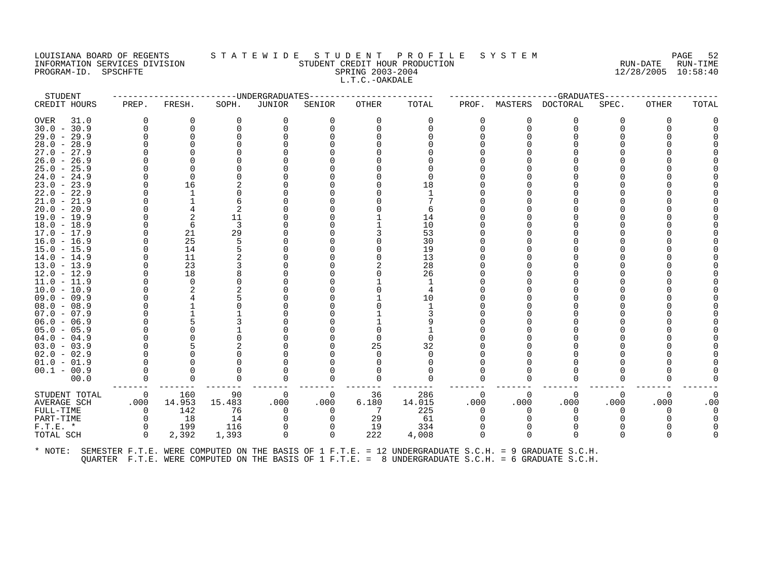LOUISIANA BOARD OF REGENTS S T A T E W I D E S T U D E N T P R O F I L E S Y S T E M

INFORMATION SERVICES DIVISION STUDENT CREDIT HOUR PRODUCTION RUN-DATE RUN-TIME

PROGRAM-ID. SPSCHFTE SPRING 2003-2004 12/28/2005 10:58:40

L.T.C.-OAKDALE

| STUDENT CREDIT HOURS | UNDERGRADUATES PREP. | FRESH. | SOPH. | JUNIOR | SENIOR | OTHER | TOTAL | GRADUATES PROF. | MASTERS | DOCTORAL | SPEC. | OTHER | TOTAL |
|---|---|---|---|---|---|---|---|---|---|---|---|---|---|
| OVER 31.0 | 0 | 0 | 0 | 0 | 0 | 0 | 0 | 0 | 0 | 0 | 0 | 0 | 0 |
| 30.0 - 30.9 | 0 | 0 | 0 | 0 | 0 | 0 | 0 | 0 | 0 | 0 | 0 | 0 | 0 |
| 29.0 - 29.9 | 0 | 0 | 0 | 0 | 0 | 0 | 0 | 0 | 0 | 0 | 0 | 0 | 0 |
| 28.0 - 28.9 | 0 | 0 | 0 | 0 | 0 | 0 | 0 | 0 | 0 | 0 | 0 | 0 | 0 |
| 27.0 - 27.9 | 0 | 0 | 0 | 0 | 0 | 0 | 0 | 0 | 0 | 0 | 0 | 0 | 0 |
| 26.0 - 26.9 | 0 | 0 | 0 | 0 | 0 | 0 | 0 | 0 | 0 | 0 | 0 | 0 | 0 |
| 25.0 - 25.9 | 0 | 0 | 0 | 0 | 0 | 0 | 0 | 0 | 0 | 0 | 0 | 0 | 0 |
| 24.0 - 24.9 | 0 | 0 | 0 | 0 | 0 | 0 | 0 | 0 | 0 | 0 | 0 | 0 | 0 |
| 23.0 - 23.9 | 0 | 16 | 2 | 0 | 0 | 0 | 18 | 0 | 0 | 0 | 0 | 0 | 0 |
| 22.0 - 22.9 | 0 | 1 | 0 | 0 | 0 | 0 | 1 | 0 | 0 | 0 | 0 | 0 | 0 |
| 21.0 - 21.9 | 0 | 1 | 6 | 0 | 0 | 0 | 7 | 0 | 0 | 0 | 0 | 0 | 0 |
| 20.0 - 20.9 | 0 | 4 | 2 | 0 | 0 | 0 | 6 | 0 | 0 | 0 | 0 | 0 | 0 |
| 19.0 - 19.9 | 0 | 2 | 11 | 0 | 0 | 1 | 14 | 0 | 0 | 0 | 0 | 0 | 0 |
| 18.0 - 18.9 | 0 | 6 | 3 | 0 | 0 | 1 | 10 | 0 | 0 | 0 | 0 | 0 | 0 |
| 17.0 - 17.9 | 0 | 21 | 29 | 0 | 0 | 3 | 53 | 0 | 0 | 0 | 0 | 0 | 0 |
| 16.0 - 16.9 | 0 | 25 | 5 | 0 | 0 | 0 | 30 | 0 | 0 | 0 | 0 | 0 | 0 |
| 15.0 - 15.9 | 0 | 14 | 5 | 0 | 0 | 0 | 19 | 0 | 0 | 0 | 0 | 0 | 0 |
| 14.0 - 14.9 | 0 | 11 | 2 | 0 | 0 | 0 | 13 | 0 | 0 | 0 | 0 | 0 | 0 |
| 13.0 - 13.9 | 0 | 23 | 3 | 0 | 0 | 2 | 28 | 0 | 0 | 0 | 0 | 0 | 0 |
| 12.0 - 12.9 | 0 | 18 | 8 | 0 | 0 | 0 | 26 | 0 | 0 | 0 | 0 | 0 | 0 |
| 11.0 - 11.9 | 0 | 0 | 0 | 0 | 0 | 1 | 1 | 0 | 0 | 0 | 0 | 0 | 0 |
| 10.0 - 10.9 | 0 | 2 | 2 | 0 | 0 | 0 | 4 | 0 | 0 | 0 | 0 | 0 | 0 |
| 09.0 - 09.9 | 0 | 4 | 5 | 0 | 0 | 1 | 10 | 0 | 0 | 0 | 0 | 0 | 0 |
| 08.0 - 08.9 | 0 | 1 | 0 | 0 | 0 | 0 | 1 | 0 | 0 | 0 | 0 | 0 | 0 |
| 07.0 - 07.9 | 0 | 1 | 1 | 0 | 0 | 1 | 3 | 0 | 0 | 0 | 0 | 0 | 0 |
| 06.0 - 06.9 | 0 | 5 | 3 | 0 | 0 | 1 | 9 | 0 | 0 | 0 | 0 | 0 | 0 |
| 05.0 - 05.9 | 0 | 0 | 1 | 0 | 0 | 0 | 1 | 0 | 0 | 0 | 0 | 0 | 0 |
| 04.0 - 04.9 | 0 | 0 | 0 | 0 | 0 | 0 | 0 | 0 | 0 | 0 | 0 | 0 | 0 |
| 03.0 - 03.9 | 0 | 5 | 2 | 0 | 0 | 25 | 32 | 0 | 0 | 0 | 0 | 0 | 0 |
| 02.0 - 02.9 | 0 | 0 | 0 | 0 | 0 | 0 | 0 | 0 | 0 | 0 | 0 | 0 | 0 |
| 01.0 - 01.9 | 0 | 0 | 0 | 0 | 0 | 0 | 0 | 0 | 0 | 0 | 0 | 0 | 0 |
| 00.1 - 00.9 | 0 | 0 | 0 | 0 | 0 | 0 | 0 | 0 | 0 | 0 | 0 | 0 | 0 |
| 00.0 | 0 | 0 | 0 | 0 | 0 | 0 | 0 | 0 | 0 | 0 | 0 | 0 | 0 |
| STUDENT TOTAL | 0 | 160 | 90 | 0 | 0 | 36 | 286 | 0 | 0 | 0 | 0 | 0 | 0 |
| AVERAGE SCH | .000 | 14.953 | 15.483 | .000 | .000 | 6.180 | 14.015 | .000 | .000 | .000 | .000 | .000 | .00 |
| FULL-TIME | 0 | 142 | 76 | 0 | 0 | 7 | 225 | 0 | 0 | 0 | 0 | 0 | 0 |
| PART-TIME | 0 | 18 | 14 | 0 | 0 | 29 | 61 | 0 | 0 | 0 | 0 | 0 | 0 |
| F.T.E. * | 0 | 199 | 116 | 0 | 0 | 19 | 334 | 0 | 0 | 0 | 0 | 0 | 0 |
| TOTAL SCH | 0 | 2,392 | 1,393 | 0 | 0 | 222 | 4,008 | 0 | 0 | 0 | 0 | 0 | 0 |

* NOTE: SEMESTER F.T.E. WERE COMPUTED ON THE BASIS OF 1 F.T.E. = 12 UNDERGRADUATE S.C.H. = 9 GRADUATE S.C.H.
QUARTER F.T.E. WERE COMPUTED ON THE BASIS OF 1 F.T.E. = 8 UNDERGRADUATE S.C.H. = 6 GRADUATE S.C.H.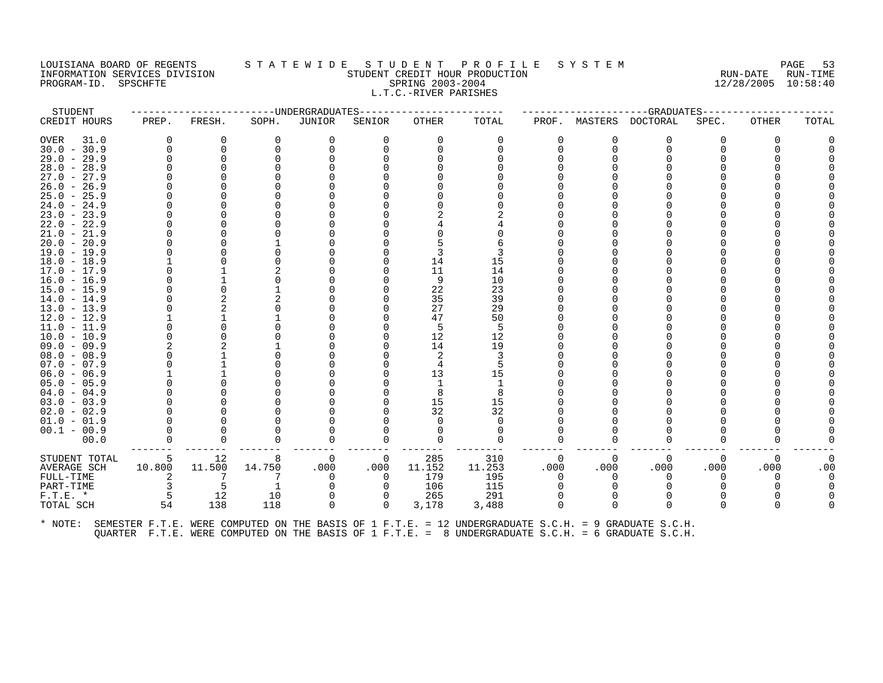LOUISIANA BOARD OF REGENTS — STATEWIDE STUDENT PROFILE SYSTEM
INFORMATION SERVICES DIVISION — STUDENT CREDIT HOUR PRODUCTION — RUN-DATE 12/28/2005 RUN-TIME 10:58:40
PROGRAM-ID. SPSCHFTE — SPRING 2003-2004

L.T.C.-RIVER PARISHES

| STUDENT CREDIT HOURS | UNDERGRADUATES PREP. | FRESH. | SOPH. | JUNIOR | SENIOR | OTHER | TOTAL | GRADUATES PROF. | MASTERS | DOCTORAL | SPEC. | OTHER | TOTAL |
|---|---|---|---|---|---|---|---|---|---|---|---|---|---|
| OVER 31.0 | 0 | 0 | 0 | 0 | 0 | 0 | 0 | 0 | 0 | 0 | 0 | 0 | 0 |
| 30.0 - 30.9 | 0 | 0 | 0 | 0 | 0 | 0 | 0 | 0 | 0 | 0 | 0 | 0 | 0 |
| 29.0 - 29.9 | 0 | 0 | 0 | 0 | 0 | 0 | 0 | 0 | 0 | 0 | 0 | 0 | 0 |
| 28.0 - 28.9 | 0 | 0 | 0 | 0 | 0 | 0 | 0 | 0 | 0 | 0 | 0 | 0 | 0 |
| 27.0 - 27.9 | 0 | 0 | 0 | 0 | 0 | 0 | 0 | 0 | 0 | 0 | 0 | 0 | 0 |
| 26.0 - 26.9 | 0 | 0 | 0 | 0 | 0 | 0 | 0 | 0 | 0 | 0 | 0 | 0 | 0 |
| 25.0 - 25.9 | 0 | 0 | 0 | 0 | 0 | 0 | 0 | 0 | 0 | 0 | 0 | 0 | 0 |
| 24.0 - 24.9 | 0 | 0 | 0 | 0 | 0 | 0 | 0 | 0 | 0 | 0 | 0 | 0 | 0 |
| 23.0 - 23.9 | 0 | 0 | 0 | 0 | 0 | 2 | 2 | 0 | 0 | 0 | 0 | 0 | 0 |
| 22.0 - 22.9 | 0 | 0 | 0 | 0 | 0 | 4 | 4 | 0 | 0 | 0 | 0 | 0 | 0 |
| 21.0 - 21.9 | 0 | 0 | 0 | 0 | 0 | 0 | 0 | 0 | 0 | 0 | 0 | 0 | 0 |
| 20.0 - 20.9 | 0 | 0 | 1 | 0 | 0 | 5 | 6 | 0 | 0 | 0 | 0 | 0 | 0 |
| 19.0 - 19.9 | 0 | 0 | 0 | 0 | 0 | 3 | 3 | 0 | 0 | 0 | 0 | 0 | 0 |
| 18.0 - 18.9 | 1 | 0 | 0 | 0 | 0 | 14 | 15 | 0 | 0 | 0 | 0 | 0 | 0 |
| 17.0 - 17.9 | 0 | 1 | 2 | 0 | 0 | 11 | 14 | 0 | 0 | 0 | 0 | 0 | 0 |
| 16.0 - 16.9 | 0 | 1 | 0 | 0 | 0 | 9 | 10 | 0 | 0 | 0 | 0 | 0 | 0 |
| 15.0 - 15.9 | 0 | 0 | 1 | 0 | 0 | 22 | 23 | 0 | 0 | 0 | 0 | 0 | 0 |
| 14.0 - 14.9 | 0 | 2 | 2 | 0 | 0 | 35 | 39 | 0 | 0 | 0 | 0 | 0 | 0 |
| 13.0 - 13.9 | 0 | 2 | 0 | 0 | 0 | 27 | 29 | 0 | 0 | 0 | 0 | 0 | 0 |
| 12.0 - 12.9 | 1 | 1 | 1 | 0 | 0 | 47 | 50 | 0 | 0 | 0 | 0 | 0 | 0 |
| 11.0 - 11.9 | 0 | 0 | 0 | 0 | 0 | 5 | 5 | 0 | 0 | 0 | 0 | 0 | 0 |
| 10.0 - 10.9 | 0 | 0 | 0 | 0 | 0 | 12 | 12 | 0 | 0 | 0 | 0 | 0 | 0 |
| 09.0 - 09.9 | 2 | 2 | 1 | 0 | 0 | 14 | 19 | 0 | 0 | 0 | 0 | 0 | 0 |
| 08.0 - 08.9 | 0 | 1 | 0 | 0 | 0 | 2 | 3 | 0 | 0 | 0 | 0 | 0 | 0 |
| 07.0 - 07.9 | 0 | 1 | 0 | 0 | 0 | 4 | 5 | 0 | 0 | 0 | 0 | 0 | 0 |
| 06.0 - 06.9 | 1 | 1 | 0 | 0 | 0 | 13 | 15 | 0 | 0 | 0 | 0 | 0 | 0 |
| 05.0 - 05.9 | 0 | 0 | 0 | 0 | 0 | 1 | 1 | 0 | 0 | 0 | 0 | 0 | 0 |
| 04.0 - 04.9 | 0 | 0 | 0 | 0 | 0 | 8 | 8 | 0 | 0 | 0 | 0 | 0 | 0 |
| 03.0 - 03.9 | 0 | 0 | 0 | 0 | 0 | 15 | 15 | 0 | 0 | 0 | 0 | 0 | 0 |
| 02.0 - 02.9 | 0 | 0 | 0 | 0 | 0 | 32 | 32 | 0 | 0 | 0 | 0 | 0 | 0 |
| 01.0 - 01.9 | 0 | 0 | 0 | 0 | 0 | 0 | 0 | 0 | 0 | 0 | 0 | 0 | 0 |
| 00.1 - 00.9 | 0 | 0 | 0 | 0 | 0 | 0 | 0 | 0 | 0 | 0 | 0 | 0 | 0 |
| 00.0 | 0 | 0 | 0 | 0 | 0 | 0 | 0 | 0 | 0 | 0 | 0 | 0 | 0 |
| STUDENT TOTAL | 5 | 12 | 8 | 0 | 0 | 285 | 310 | 0 | 0 | 0 | 0 | 0 | 0 |
| AVERAGE SCH | 10.800 | 11.500 | 14.750 | .000 | .000 | 11.152 | 11.253 | .000 | .000 | .000 | .000 | .000 | .00 |
| FULL-TIME | 2 | 7 | 7 | 0 | 0 | 179 | 195 | 0 | 0 | 0 | 0 | 0 | 0 |
| PART-TIME | 3 | 5 | 1 | 0 | 0 | 106 | 115 | 0 | 0 | 0 | 0 | 0 | 0 |
| F.T.E. * | 5 | 12 | 10 | 0 | 0 | 265 | 291 | 0 | 0 | 0 | 0 | 0 | 0 |
| TOTAL SCH | 54 | 138 | 118 | 0 | 0 | 3,178 | 3,488 | 0 | 0 | 0 | 0 | 0 | 0 |

* NOTE: SEMESTER F.T.E. WERE COMPUTED ON THE BASIS OF 1 F.T.E. = 12 UNDERGRADUATE S.C.H. = 9 GRADUATE S.C.H.
QUARTER F.T.E. WERE COMPUTED ON THE BASIS OF 1 F.T.E. = 8 UNDERGRADUATE S.C.H. = 6 GRADUATE S.C.H.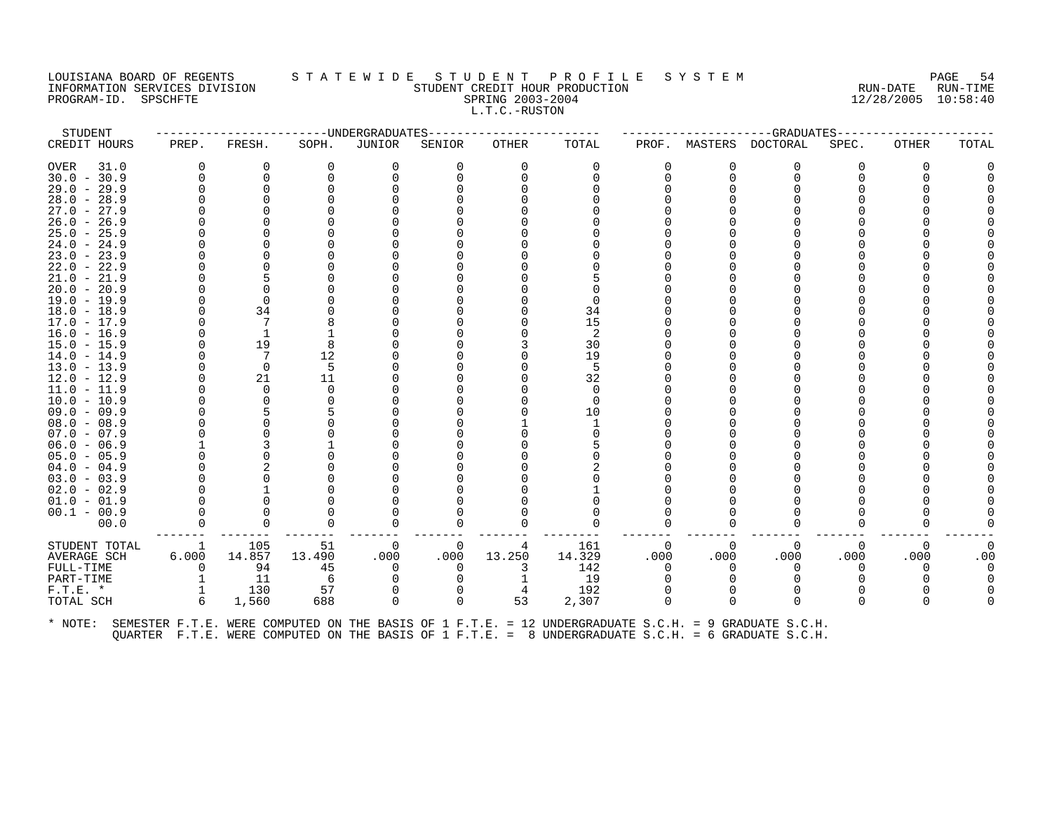LOUISIANA BOARD OF REGENTS — STATEWIDE STUDENT PROFILE SYSTEM
INFORMATION SERVICES DIVISION — STUDENT CREDIT HOUR PRODUCTION — RUN-DATE 12/28/2005 RUN-TIME 10:58:40
PROGRAM-ID. SPSCHFTE — SPRING 2003-2004

L.T.C.-RUSTON

| STUDENT | UNDERGRADUATES | | | | | | | GRADUATES | | | | | |
|---|---|---|---|---|---|---|---|---|---|---|---|---|---|
| CREDIT HOURS | PREP. | FRESH. | SOPH. | JUNIOR | SENIOR | OTHER | TOTAL | PROF. | MASTERS | DOCTORAL | SPEC. | OTHER | TOTAL |
| OVER 31.0 | 0 | 0 | 0 | 0 | 0 | 0 | 0 | 0 | 0 | 0 | 0 | 0 | 0 |
| 30.0 - 30.9 | 0 | 0 | 0 | 0 | 0 | 0 | 0 | 0 | 0 | 0 | 0 | 0 | 0 |
| 29.0 - 29.9 | 0 | 0 | 0 | 0 | 0 | 0 | 0 | 0 | 0 | 0 | 0 | 0 | 0 |
| 28.0 - 28.9 | 0 | 0 | 0 | 0 | 0 | 0 | 0 | 0 | 0 | 0 | 0 | 0 | 0 |
| 27.0 - 27.9 | 0 | 0 | 0 | 0 | 0 | 0 | 0 | 0 | 0 | 0 | 0 | 0 | 0 |
| 26.0 - 26.9 | 0 | 0 | 0 | 0 | 0 | 0 | 0 | 0 | 0 | 0 | 0 | 0 | 0 |
| 25.0 - 25.9 | 0 | 0 | 0 | 0 | 0 | 0 | 0 | 0 | 0 | 0 | 0 | 0 | 0 |
| 24.0 - 24.9 | 0 | 0 | 0 | 0 | 0 | 0 | 0 | 0 | 0 | 0 | 0 | 0 | 0 |
| 23.0 - 23.9 | 0 | 0 | 0 | 0 | 0 | 0 | 0 | 0 | 0 | 0 | 0 | 0 | 0 |
| 22.0 - 22.9 | 0 | 0 | 0 | 0 | 0 | 0 | 0 | 0 | 0 | 0 | 0 | 0 | 0 |
| 21.0 - 21.9 | 0 | 5 | 0 | 0 | 0 | 0 | 5 | 0 | 0 | 0 | 0 | 0 | 0 |
| 20.0 - 20.9 | 0 | 0 | 0 | 0 | 0 | 0 | 0 | 0 | 0 | 0 | 0 | 0 | 0 |
| 19.0 - 19.9 | 0 | 0 | 0 | 0 | 0 | 0 | 0 | 0 | 0 | 0 | 0 | 0 | 0 |
| 18.0 - 18.9 | 0 | 34 | 0 | 0 | 0 | 0 | 34 | 0 | 0 | 0 | 0 | 0 | 0 |
| 17.0 - 17.9 | 0 | 7 | 8 | 0 | 0 | 0 | 15 | 0 | 0 | 0 | 0 | 0 | 0 |
| 16.0 - 16.9 | 0 | 1 | 1 | 0 | 0 | 0 | 2 | 0 | 0 | 0 | 0 | 0 | 0 |
| 15.0 - 15.9 | 0 | 19 | 8 | 0 | 0 | 3 | 30 | 0 | 0 | 0 | 0 | 0 | 0 |
| 14.0 - 14.9 | 0 | 7 | 12 | 0 | 0 | 0 | 19 | 0 | 0 | 0 | 0 | 0 | 0 |
| 13.0 - 13.9 | 0 | 0 | 5 | 0 | 0 | 0 | 5 | 0 | 0 | 0 | 0 | 0 | 0 |
| 12.0 - 12.9 | 0 | 21 | 11 | 0 | 0 | 0 | 32 | 0 | 0 | 0 | 0 | 0 | 0 |
| 11.0 - 11.9 | 0 | 0 | 0 | 0 | 0 | 0 | 0 | 0 | 0 | 0 | 0 | 0 | 0 |
| 10.0 - 10.9 | 0 | 0 | 0 | 0 | 0 | 0 | 0 | 0 | 0 | 0 | 0 | 0 | 0 |
| 09.0 - 09.9 | 0 | 5 | 5 | 0 | 0 | 0 | 10 | 0 | 0 | 0 | 0 | 0 | 0 |
| 08.0 - 08.9 | 0 | 0 | 0 | 0 | 0 | 1 | 1 | 0 | 0 | 0 | 0 | 0 | 0 |
| 07.0 - 07.9 | 0 | 0 | 0 | 0 | 0 | 0 | 0 | 0 | 0 | 0 | 0 | 0 | 0 |
| 06.0 - 06.9 | 1 | 3 | 1 | 0 | 0 | 0 | 5 | 0 | 0 | 0 | 0 | 0 | 0 |
| 05.0 - 05.9 | 0 | 0 | 0 | 0 | 0 | 0 | 0 | 0 | 0 | 0 | 0 | 0 | 0 |
| 04.0 - 04.9 | 0 | 2 | 0 | 0 | 0 | 0 | 2 | 0 | 0 | 0 | 0 | 0 | 0 |
| 03.0 - 03.9 | 0 | 0 | 0 | 0 | 0 | 0 | 0 | 0 | 0 | 0 | 0 | 0 | 0 |
| 02.0 - 02.9 | 0 | 1 | 0 | 0 | 0 | 0 | 1 | 0 | 0 | 0 | 0 | 0 | 0 |
| 01.0 - 01.9 | 0 | 0 | 0 | 0 | 0 | 0 | 0 | 0 | 0 | 0 | 0 | 0 | 0 |
| 00.1 - 00.9 | 0 | 0 | 0 | 0 | 0 | 0 | 0 | 0 | 0 | 0 | 0 | 0 | 0 |
| 00.0 | 0 | 0 | 0 | 0 | 0 | 0 | 0 | 0 | 0 | 0 | 0 | 0 | 0 |
| STUDENT TOTAL | 1 | 105 | 51 | 0 | 0 | 4 | 161 | 0 | 0 | 0 | 0 | 0 | 0 |
| AVERAGE SCH | 6.000 | 14.857 | 13.490 | .000 | .000 | 13.250 | 14.329 | .000 | .000 | .000 | .000 | .000 | .00 |
| FULL-TIME | 0 | 94 | 45 | 0 | 0 | 3 | 142 | 0 | 0 | 0 | 0 | 0 | 0 |
| PART-TIME | 1 | 11 | 6 | 0 | 0 | 1 | 19 | 0 | 0 | 0 | 0 | 0 | 0 |
| F.T.E. * | 1 | 130 | 57 | 0 | 0 | 4 | 192 | 0 | 0 | 0 | 0 | 0 | 0 |
| TOTAL SCH | 6 | 1,560 | 688 | 0 | 0 | 53 | 2,307 | 0 | 0 | 0 | 0 | 0 | 0 |

* NOTE: SEMESTER F.T.E. WERE COMPUTED ON THE BASIS OF 1 F.T.E. = 12 UNDERGRADUATE S.C.H. = 9 GRADUATE S.C.H.
QUARTER F.T.E. WERE COMPUTED ON THE BASIS OF 1 F.T.E. = 8 UNDERGRADUATE S.C.H. = 6 GRADUATE S.C.H.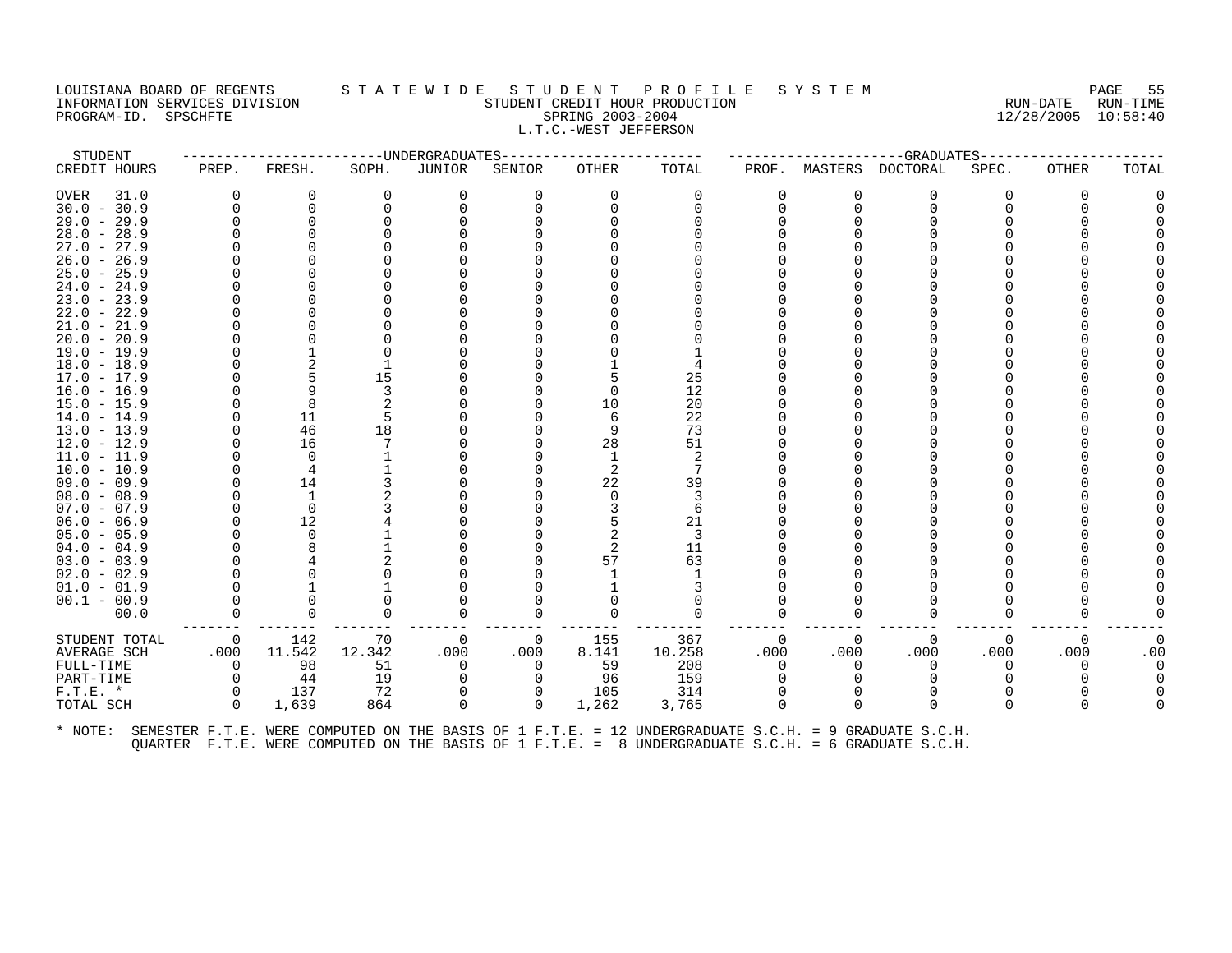LOUISIANA BOARD OF REGENTS — STATEWIDE STUDENT PROFILE SYSTEM
INFORMATION SERVICES DIVISION — STUDENT CREDIT HOUR PRODUCTION — RUN-DATE 12/28/2005 RUN-TIME 10:58:40
PROGRAM-ID. SPSCHFTE — SPRING 2003-2004

L.T.C.-WEST JEFFERSON

| STUDENT | UNDERGRADUATES | | | | | | | GRADUATES | | | | | | |
|---|---|---|---|---|---|---|---|---|---|---|---|---|---|---|
| CREDIT HOURS | PREP. | FRESH. | SOPH. | JUNIOR | SENIOR | OTHER | TOTAL | PROF. | MASTERS | DOCTORAL | SPEC. | OTHER | TOTAL |
| OVER 31.0 | 0 | 0 | 0 | 0 | 0 | 0 | 0 | 0 | 0 | 0 | 0 | 0 | 0 |
| 30.0 - 30.9 | 0 | 0 | 0 | 0 | 0 | 0 | 0 | 0 | 0 | 0 | 0 | 0 | 0 |
| 29.0 - 29.9 | 0 | 0 | 0 | 0 | 0 | 0 | 0 | 0 | 0 | 0 | 0 | 0 | 0 |
| 28.0 - 28.9 | 0 | 0 | 0 | 0 | 0 | 0 | 0 | 0 | 0 | 0 | 0 | 0 | 0 |
| 27.0 - 27.9 | 0 | 0 | 0 | 0 | 0 | 0 | 0 | 0 | 0 | 0 | 0 | 0 | 0 |
| 26.0 - 26.9 | 0 | 0 | 0 | 0 | 0 | 0 | 0 | 0 | 0 | 0 | 0 | 0 | 0 |
| 25.0 - 25.9 | 0 | 0 | 0 | 0 | 0 | 0 | 0 | 0 | 0 | 0 | 0 | 0 | 0 |
| 24.0 - 24.9 | 0 | 0 | 0 | 0 | 0 | 0 | 0 | 0 | 0 | 0 | 0 | 0 | 0 |
| 23.0 - 23.9 | 0 | 0 | 0 | 0 | 0 | 0 | 0 | 0 | 0 | 0 | 0 | 0 | 0 |
| 22.0 - 22.9 | 0 | 0 | 0 | 0 | 0 | 0 | 0 | 0 | 0 | 0 | 0 | 0 | 0 |
| 21.0 - 21.9 | 0 | 0 | 0 | 0 | 0 | 0 | 0 | 0 | 0 | 0 | 0 | 0 | 0 |
| 20.0 - 20.9 | 0 | 0 | 0 | 0 | 0 | 0 | 0 | 0 | 0 | 0 | 0 | 0 | 0 |
| 19.0 - 19.9 | 0 | 1 | 0 | 0 | 0 | 0 | 1 | 0 | 0 | 0 | 0 | 0 | 0 |
| 18.0 - 18.9 | 0 | 2 | 1 | 0 | 0 | 1 | 4 | 0 | 0 | 0 | 0 | 0 | 0 |
| 17.0 - 17.9 | 0 | 5 | 15 | 0 | 0 | 5 | 25 | 0 | 0 | 0 | 0 | 0 | 0 |
| 16.0 - 16.9 | 0 | 9 | 3 | 0 | 0 | 0 | 12 | 0 | 0 | 0 | 0 | 0 | 0 |
| 15.0 - 15.9 | 0 | 8 | 2 | 0 | 0 | 10 | 20 | 0 | 0 | 0 | 0 | 0 | 0 |
| 14.0 - 14.9 | 0 | 11 | 5 | 0 | 0 | 6 | 22 | 0 | 0 | 0 | 0 | 0 | 0 |
| 13.0 - 13.9 | 0 | 46 | 18 | 0 | 0 | 9 | 73 | 0 | 0 | 0 | 0 | 0 | 0 |
| 12.0 - 12.9 | 0 | 16 | 7 | 0 | 0 | 28 | 51 | 0 | 0 | 0 | 0 | 0 | 0 |
| 11.0 - 11.9 | 0 | 0 | 1 | 0 | 0 | 1 | 2 | 0 | 0 | 0 | 0 | 0 | 0 |
| 10.0 - 10.9 | 0 | 4 | 1 | 0 | 0 | 2 | 7 | 0 | 0 | 0 | 0 | 0 | 0 |
| 09.0 - 09.9 | 0 | 14 | 3 | 0 | 0 | 22 | 39 | 0 | 0 | 0 | 0 | 0 | 0 |
| 08.0 - 08.9 | 0 | 1 | 2 | 0 | 0 | 0 | 3 | 0 | 0 | 0 | 0 | 0 | 0 |
| 07.0 - 07.9 | 0 | 0 | 3 | 0 | 0 | 3 | 6 | 0 | 0 | 0 | 0 | 0 | 0 |
| 06.0 - 06.9 | 0 | 12 | 4 | 0 | 0 | 5 | 21 | 0 | 0 | 0 | 0 | 0 | 0 |
| 05.0 - 05.9 | 0 | 0 | 1 | 0 | 0 | 2 | 3 | 0 | 0 | 0 | 0 | 0 | 0 |
| 04.0 - 04.9 | 0 | 8 | 1 | 0 | 0 | 2 | 11 | 0 | 0 | 0 | 0 | 0 | 0 |
| 03.0 - 03.9 | 0 | 4 | 2 | 0 | 0 | 57 | 63 | 0 | 0 | 0 | 0 | 0 | 0 |
| 02.0 - 02.9 | 0 | 0 | 0 | 0 | 0 | 1 | 1 | 0 | 0 | 0 | 0 | 0 | 0 |
| 01.0 - 01.9 | 0 | 1 | 1 | 0 | 0 | 1 | 3 | 0 | 0 | 0 | 0 | 0 | 0 |
| 00.1 - 00.9 | 0 | 0 | 0 | 0 | 0 | 0 | 0 | 0 | 0 | 0 | 0 | 0 | 0 |
| 00.0 | 0 | 0 | 0 | 0 | 0 | 0 | 0 | 0 | 0 | 0 | 0 | 0 | 0 |
| STUDENT TOTAL | 0 | 142 | 70 | 0 | 0 | 155 | 367 | 0 | 0 | 0 | 0 | 0 | 0 |
| AVERAGE SCH | .000 | 11.542 | 12.342 | .000 | .000 | 8.141 | 10.258 | .000 | .000 | .000 | .000 | .000 | .00 |
| FULL-TIME | 0 | 98 | 51 | 0 | 0 | 59 | 208 | 0 | 0 | 0 | 0 | 0 | 0 |
| PART-TIME | 0 | 44 | 19 | 0 | 0 | 96 | 159 | 0 | 0 | 0 | 0 | 0 | 0 |
| F.T.E. * | 0 | 137 | 72 | 0 | 0 | 105 | 314 | 0 | 0 | 0 | 0 | 0 | 0 |
| TOTAL SCH | 0 | 1,639 | 864 | 0 | 0 | 1,262 | 3,765 | 0 | 0 | 0 | 0 | 0 | 0 |

* NOTE: SEMESTER F.T.E. WERE COMPUTED ON THE BASIS OF 1 F.T.E. = 12 UNDERGRADUATE S.C.H. = 9 GRADUATE S.C.H.
QUARTER F.T.E. WERE COMPUTED ON THE BASIS OF 1 F.T.E. = 8 UNDERGRADUATE S.C.H. = 6 GRADUATE S.C.H.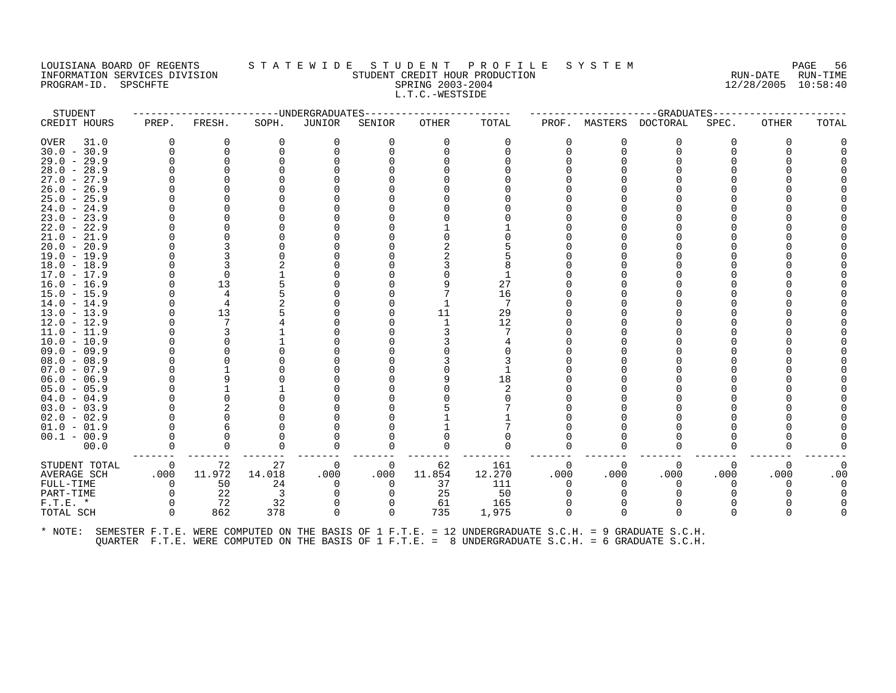LOUISIANA BOARD OF REGENTS — STATEWIDE STUDENT PROFILE SYSTEM
INFORMATION SERVICES DIVISION — STUDENT CREDIT HOUR PRODUCTION — RUN-DATE 12/28/2005 RUN-TIME 10:58:40
PROGRAM-ID. SPSCHFTE — SPRING 2003-2004
L.T.C.-WESTSIDE

| STUDENT | UNDERGRADUATES | | | | | | | GRADUATES | | | | | | |
|---|---|---|---|---|---|---|---|---|---|---|---|---|---|---|
| CREDIT HOURS | PREP. | FRESH. | SOPH. | JUNIOR | SENIOR | OTHER | TOTAL | PROF. | MASTERS | DOCTORAL | SPEC. | OTHER | TOTAL |
| OVER 31.0 | 0 | 0 | 0 | 0 | 0 | 0 | 0 | 0 | 0 | 0 | 0 | 0 | 0 |
| 30.0 - 30.9 | 0 | 0 | 0 | 0 | 0 | 0 | 0 | 0 | 0 | 0 | 0 | 0 | 0 |
| 29.0 - 29.9 | 0 | 0 | 0 | 0 | 0 | 0 | 0 | 0 | 0 | 0 | 0 | 0 | 0 |
| 28.0 - 28.9 | 0 | 0 | 0 | 0 | 0 | 0 | 0 | 0 | 0 | 0 | 0 | 0 | 0 |
| 27.0 - 27.9 | 0 | 0 | 0 | 0 | 0 | 0 | 0 | 0 | 0 | 0 | 0 | 0 | 0 |
| 26.0 - 26.9 | 0 | 0 | 0 | 0 | 0 | 0 | 0 | 0 | 0 | 0 | 0 | 0 | 0 |
| 25.0 - 25.9 | 0 | 0 | 0 | 0 | 0 | 0 | 0 | 0 | 0 | 0 | 0 | 0 | 0 |
| 24.0 - 24.9 | 0 | 0 | 0 | 0 | 0 | 0 | 0 | 0 | 0 | 0 | 0 | 0 | 0 |
| 23.0 - 23.9 | 0 | 0 | 0 | 0 | 0 | 0 | 0 | 0 | 0 | 0 | 0 | 0 | 0 |
| 22.0 - 22.9 | 0 | 0 | 0 | 0 | 0 | 1 | 1 | 0 | 0 | 0 | 0 | 0 | 0 |
| 21.0 - 21.9 | 0 | 0 | 0 | 0 | 0 | 0 | 0 | 0 | 0 | 0 | 0 | 0 | 0 |
| 20.0 - 20.9 | 0 | 3 | 0 | 0 | 0 | 2 | 5 | 0 | 0 | 0 | 0 | 0 | 0 |
| 19.0 - 19.9 | 0 | 3 | 0 | 0 | 0 | 2 | 5 | 0 | 0 | 0 | 0 | 0 | 0 |
| 18.0 - 18.9 | 0 | 3 | 2 | 0 | 0 | 3 | 8 | 0 | 0 | 0 | 0 | 0 | 0 |
| 17.0 - 17.9 | 0 | 0 | 1 | 0 | 0 | 0 | 1 | 0 | 0 | 0 | 0 | 0 | 0 |
| 16.0 - 16.9 | 0 | 13 | 5 | 0 | 0 | 9 | 27 | 0 | 0 | 0 | 0 | 0 | 0 |
| 15.0 - 15.9 | 0 | 4 | 5 | 0 | 0 | 7 | 16 | 0 | 0 | 0 | 0 | 0 | 0 |
| 14.0 - 14.9 | 0 | 4 | 2 | 0 | 0 | 1 | 7 | 0 | 0 | 0 | 0 | 0 | 0 |
| 13.0 - 13.9 | 0 | 13 | 5 | 0 | 0 | 11 | 29 | 0 | 0 | 0 | 0 | 0 | 0 |
| 12.0 - 12.9 | 0 | 7 | 4 | 0 | 0 | 1 | 12 | 0 | 0 | 0 | 0 | 0 | 0 |
| 11.0 - 11.9 | 0 | 3 | 1 | 0 | 0 | 3 | 7 | 0 | 0 | 0 | 0 | 0 | 0 |
| 10.0 - 10.9 | 0 | 0 | 1 | 0 | 0 | 3 | 4 | 0 | 0 | 0 | 0 | 0 | 0 |
| 09.0 - 09.9 | 0 | 0 | 0 | 0 | 0 | 0 | 0 | 0 | 0 | 0 | 0 | 0 | 0 |
| 08.0 - 08.9 | 0 | 0 | 0 | 0 | 0 | 3 | 3 | 0 | 0 | 0 | 0 | 0 | 0 |
| 07.0 - 07.9 | 0 | 1 | 0 | 0 | 0 | 0 | 1 | 0 | 0 | 0 | 0 | 0 | 0 |
| 06.0 - 06.9 | 0 | 9 | 0 | 0 | 0 | 9 | 18 | 0 | 0 | 0 | 0 | 0 | 0 |
| 05.0 - 05.9 | 0 | 1 | 1 | 0 | 0 | 0 | 2 | 0 | 0 | 0 | 0 | 0 | 0 |
| 04.0 - 04.9 | 0 | 0 | 0 | 0 | 0 | 0 | 0 | 0 | 0 | 0 | 0 | 0 | 0 |
| 03.0 - 03.9 | 0 | 2 | 0 | 0 | 0 | 5 | 7 | 0 | 0 | 0 | 0 | 0 | 0 |
| 02.0 - 02.9 | 0 | 0 | 0 | 0 | 0 | 1 | 1 | 0 | 0 | 0 | 0 | 0 | 0 |
| 01.0 - 01.9 | 0 | 6 | 0 | 0 | 0 | 1 | 7 | 0 | 0 | 0 | 0 | 0 | 0 |
| 00.1 - 00.9 | 0 | 0 | 0 | 0 | 0 | 0 | 0 | 0 | 0 | 0 | 0 | 0 | 0 |
| 00.0 | 0 | 0 | 0 | 0 | 0 | 0 | 0 | 0 | 0 | 0 | 0 | 0 | 0 |
| STUDENT TOTAL | 0 | 72 | 27 | 0 | 0 | 62 | 161 | 0 | 0 | 0 | 0 | 0 | 0 |
| AVERAGE SCH | .000 | 11.972 | 14.018 | .000 | .000 | 11.854 | 12.270 | .000 | .000 | .000 | .000 | .000 | .00 |
| FULL-TIME | 0 | 50 | 24 | 0 | 0 | 37 | 111 | 0 | 0 | 0 | 0 | 0 | 0 |
| PART-TIME | 0 | 22 | 3 | 0 | 0 | 25 | 50 | 0 | 0 | 0 | 0 | 0 | 0 |
| F.T.E. * | 0 | 72 | 32 | 0 | 0 | 61 | 165 | 0 | 0 | 0 | 0 | 0 | 0 |
| TOTAL SCH | 0 | 862 | 378 | 0 | 0 | 735 | 1,975 | 0 | 0 | 0 | 0 | 0 | 0 |

\* NOTE: SEMESTER F.T.E. WERE COMPUTED ON THE BASIS OF 1 F.T.E. = 12 UNDERGRADUATE S.C.H. = 9 GRADUATE S.C.H.
QUARTER F.T.E. WERE COMPUTED ON THE BASIS OF 1 F.T.E. = 8 UNDERGRADUATE S.C.H. = 6 GRADUATE S.C.H.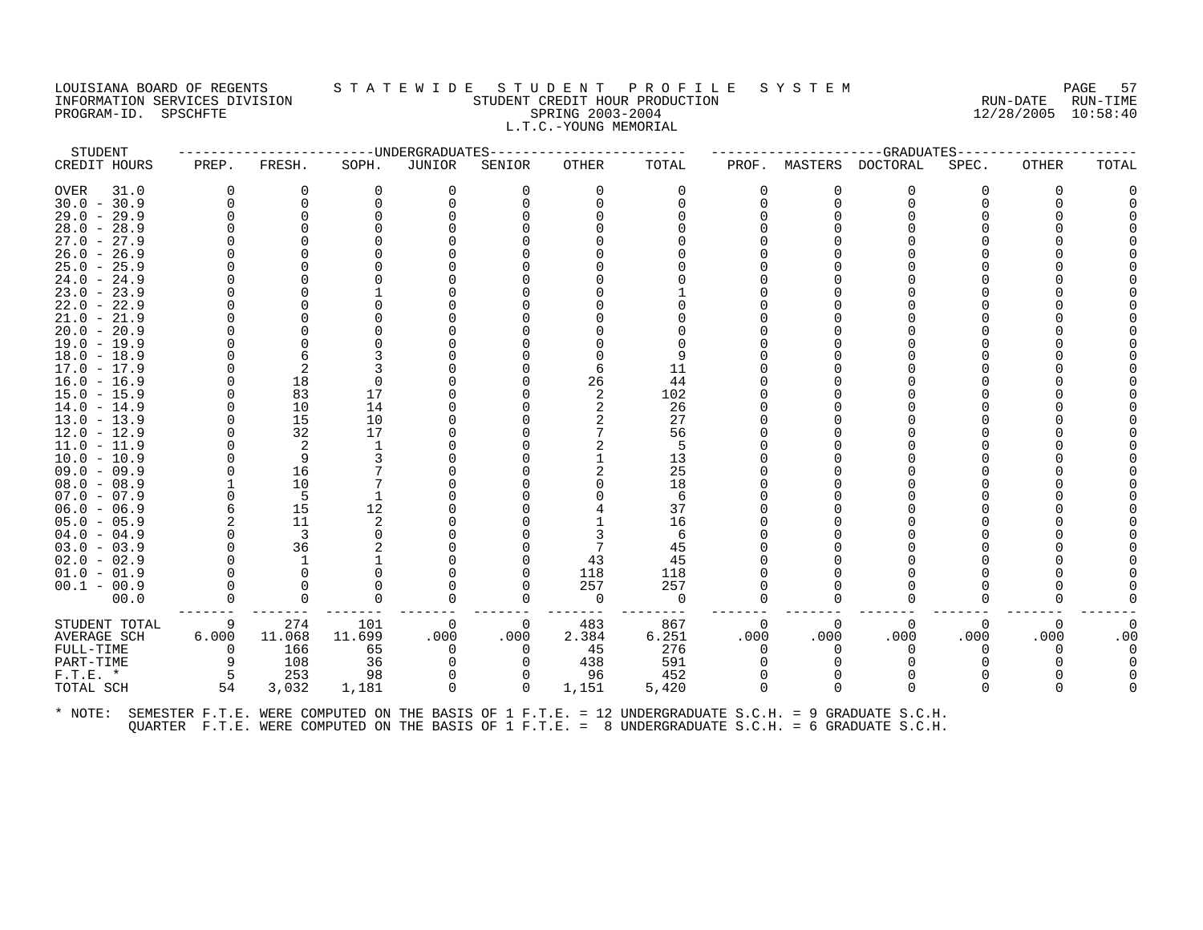LOUISIANA BOARD OF REGENTS — STATEWIDE STUDENT PROFILE SYSTEM
INFORMATION SERVICES DIVISION — STUDENT CREDIT HOUR PRODUCTION — RUN-DATE 12/28/2005 RUN-TIME 10:58:40
PROGRAM-ID. SPSCHFTE — SPRING 2003-2004

L.T.C.-YOUNG MEMORIAL

| STUDENT | UNDERGRADUATES | | | | | | | GRADUATES | | | | | |
|---|---|---|---|---|---|---|---|---|---|---|---|---|---|
| CREDIT HOURS | PREP. | FRESH. | SOPH. | JUNIOR | SENIOR | OTHER | TOTAL | PROF. | MASTERS | DOCTORAL | SPEC. | OTHER | TOTAL |
| OVER 31.0 | 0 | 0 | 0 | 0 | 0 | 0 | 0 | 0 | 0 | 0 | 0 | 0 | 0 |
| 30.0 - 30.9 | 0 | 0 | 0 | 0 | 0 | 0 | 0 | 0 | 0 | 0 | 0 | 0 | 0 |
| 29.0 - 29.9 | 0 | 0 | 0 | 0 | 0 | 0 | 0 | 0 | 0 | 0 | 0 | 0 | 0 |
| 28.0 - 28.9 | 0 | 0 | 0 | 0 | 0 | 0 | 0 | 0 | 0 | 0 | 0 | 0 | 0 |
| 27.0 - 27.9 | 0 | 0 | 0 | 0 | 0 | 0 | 0 | 0 | 0 | 0 | 0 | 0 | 0 |
| 26.0 - 26.9 | 0 | 0 | 0 | 0 | 0 | 0 | 0 | 0 | 0 | 0 | 0 | 0 | 0 |
| 25.0 - 25.9 | 0 | 0 | 0 | 0 | 0 | 0 | 0 | 0 | 0 | 0 | 0 | 0 | 0 |
| 24.0 - 24.9 | 0 | 0 | 0 | 0 | 0 | 0 | 0 | 0 | 0 | 0 | 0 | 0 | 0 |
| 23.0 - 23.9 | 0 | 0 | 1 | 0 | 0 | 0 | 1 | 0 | 0 | 0 | 0 | 0 | 0 |
| 22.0 - 22.9 | 0 | 0 | 0 | 0 | 0 | 0 | 0 | 0 | 0 | 0 | 0 | 0 | 0 |
| 21.0 - 21.9 | 0 | 0 | 0 | 0 | 0 | 0 | 0 | 0 | 0 | 0 | 0 | 0 | 0 |
| 20.0 - 20.9 | 0 | 0 | 0 | 0 | 0 | 0 | 0 | 0 | 0 | 0 | 0 | 0 | 0 |
| 19.0 - 19.9 | 0 | 0 | 0 | 0 | 0 | 0 | 0 | 0 | 0 | 0 | 0 | 0 | 0 |
| 18.0 - 18.9 | 0 | 6 | 3 | 0 | 0 | 0 | 9 | 0 | 0 | 0 | 0 | 0 | 0 |
| 17.0 - 17.9 | 0 | 2 | 3 | 0 | 0 | 6 | 11 | 0 | 0 | 0 | 0 | 0 | 0 |
| 16.0 - 16.9 | 0 | 18 | 0 | 0 | 0 | 26 | 44 | 0 | 0 | 0 | 0 | 0 | 0 |
| 15.0 - 15.9 | 0 | 83 | 17 | 0 | 0 | 2 | 102 | 0 | 0 | 0 | 0 | 0 | 0 |
| 14.0 - 14.9 | 0 | 10 | 14 | 0 | 0 | 2 | 26 | 0 | 0 | 0 | 0 | 0 | 0 |
| 13.0 - 13.9 | 0 | 15 | 10 | 0 | 0 | 2 | 27 | 0 | 0 | 0 | 0 | 0 | 0 |
| 12.0 - 12.9 | 0 | 32 | 17 | 0 | 0 | 7 | 56 | 0 | 0 | 0 | 0 | 0 | 0 |
| 11.0 - 11.9 | 0 | 2 | 1 | 0 | 0 | 2 | 5 | 0 | 0 | 0 | 0 | 0 | 0 |
| 10.0 - 10.9 | 0 | 9 | 3 | 0 | 0 | 1 | 13 | 0 | 0 | 0 | 0 | 0 | 0 |
| 09.0 - 09.9 | 0 | 16 | 7 | 0 | 0 | 2 | 25 | 0 | 0 | 0 | 0 | 0 | 0 |
| 08.0 - 08.9 | 1 | 10 | 7 | 0 | 0 | 0 | 18 | 0 | 0 | 0 | 0 | 0 | 0 |
| 07.0 - 07.9 | 0 | 5 | 1 | 0 | 0 | 0 | 6 | 0 | 0 | 0 | 0 | 0 | 0 |
| 06.0 - 06.9 | 6 | 15 | 12 | 0 | 0 | 4 | 37 | 0 | 0 | 0 | 0 | 0 | 0 |
| 05.0 - 05.9 | 2 | 11 | 2 | 0 | 0 | 1 | 16 | 0 | 0 | 0 | 0 | 0 | 0 |
| 04.0 - 04.9 | 0 | 3 | 0 | 0 | 0 | 3 | 6 | 0 | 0 | 0 | 0 | 0 | 0 |
| 03.0 - 03.9 | 0 | 36 | 2 | 0 | 0 | 7 | 45 | 0 | 0 | 0 | 0 | 0 | 0 |
| 02.0 - 02.9 | 0 | 1 | 1 | 0 | 0 | 43 | 45 | 0 | 0 | 0 | 0 | 0 | 0 |
| 01.0 - 01.9 | 0 | 0 | 0 | 0 | 0 | 118 | 118 | 0 | 0 | 0 | 0 | 0 | 0 |
| 00.1 - 00.9 | 0 | 0 | 0 | 0 | 0 | 257 | 257 | 0 | 0 | 0 | 0 | 0 | 0 |
| 00.0 | 0 | 0 | 0 | 0 | 0 | 0 | 0 | 0 | 0 | 0 | 0 | 0 | 0 |
| STUDENT TOTAL | 9 | 274 | 101 | 0 | 0 | 483 | 867 | 0 | 0 | 0 | 0 | 0 | 0 |
| AVERAGE SCH | 6.000 | 11.068 | 11.699 | .000 | .000 | 2.384 | 6.251 | .000 | .000 | .000 | .000 | .000 | .00 |
| FULL-TIME | 0 | 166 | 65 | 0 | 0 | 45 | 276 | 0 | 0 | 0 | 0 | 0 | 0 |
| PART-TIME | 9 | 108 | 36 | 0 | 0 | 438 | 591 | 0 | 0 | 0 | 0 | 0 | 0 |
| F.T.E. * | 5 | 253 | 98 | 0 | 0 | 96 | 452 | 0 | 0 | 0 | 0 | 0 | 0 |
| TOTAL SCH | 54 | 3,032 | 1,181 | 0 | 0 | 1,151 | 5,420 | 0 | 0 | 0 | 0 | 0 | 0 |

* NOTE: SEMESTER F.T.E. WERE COMPUTED ON THE BASIS OF 1 F.T.E. = 12 UNDERGRADUATE S.C.H. = 9 GRADUATE S.C.H.
QUARTER F.T.E. WERE COMPUTED ON THE BASIS OF 1 F.T.E. = 8 UNDERGRADUATE S.C.H. = 6 GRADUATE S.C.H.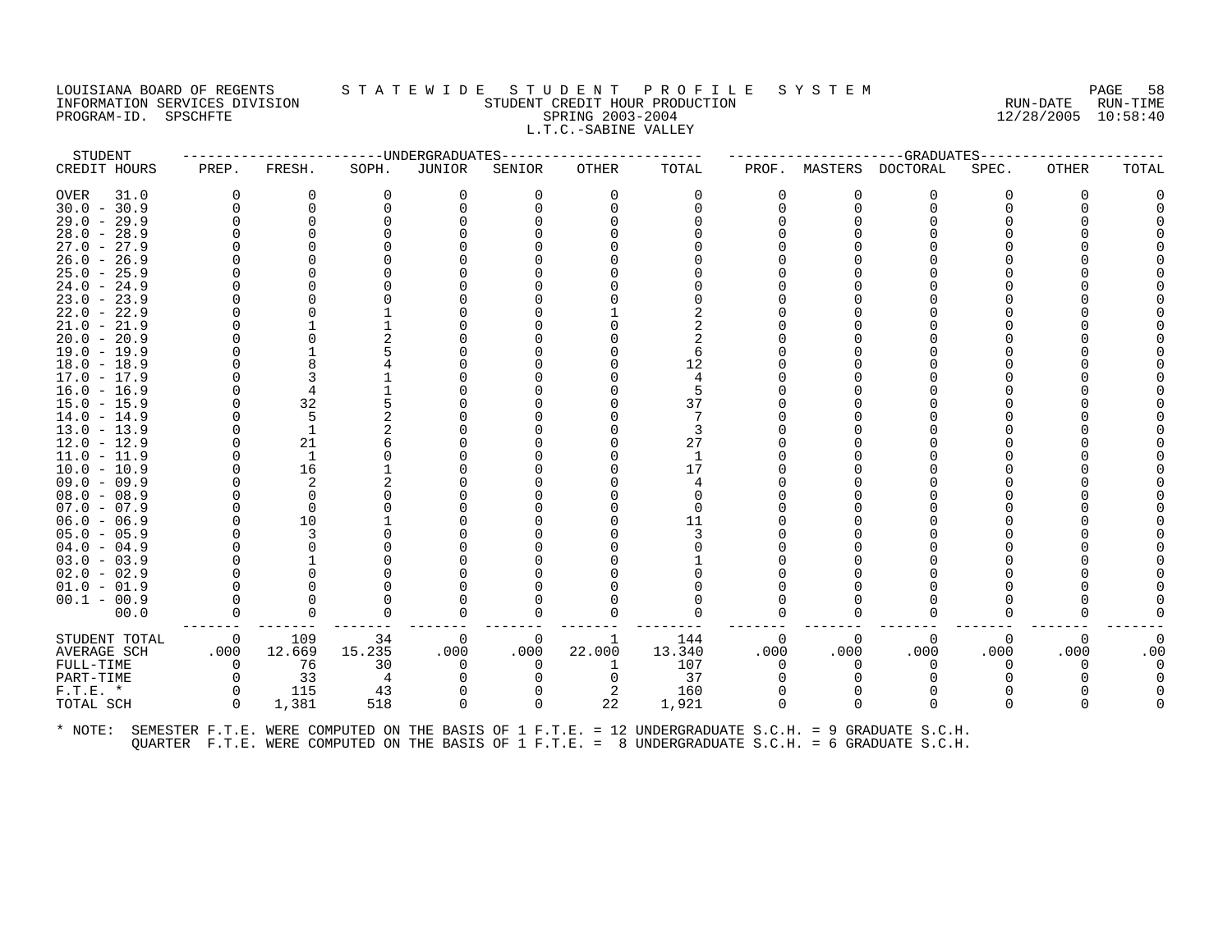LOUISIANA BOARD OF REGENTS — STATEWIDE STUDENT PROFILE SYSTEM
INFORMATION SERVICES DIVISION — STUDENT CREDIT HOUR PRODUCTION — RUN-DATE 12/28/2005 RUN-TIME 10:58:40
PROGRAM-ID. SPSCHFTE — SPRING 2003-2004
L.T.C.-SABINE VALLEY

| STUDENT CREDIT HOURS | UNDERGRADUATES PREP. | FRESH. | SOPH. | JUNIOR | SENIOR | OTHER | TOTAL | GRADUATES PROF. | MASTERS | DOCTORAL | SPEC. | OTHER | TOTAL |
|---|---|---|---|---|---|---|---|---|---|---|---|---|---|
| OVER 31.0 | 0 | 0 | 0 | 0 | 0 | 0 | 0 | 0 | 0 | 0 | 0 | 0 | 0 |
| 30.0 - 30.9 | 0 | 0 | 0 | 0 | 0 | 0 | 0 | 0 | 0 | 0 | 0 | 0 | 0 |
| 29.0 - 29.9 | 0 | 0 | 0 | 0 | 0 | 0 | 0 | 0 | 0 | 0 | 0 | 0 | 0 |
| 28.0 - 28.9 | 0 | 0 | 0 | 0 | 0 | 0 | 0 | 0 | 0 | 0 | 0 | 0 | 0 |
| 27.0 - 27.9 | 0 | 0 | 0 | 0 | 0 | 0 | 0 | 0 | 0 | 0 | 0 | 0 | 0 |
| 26.0 - 26.9 | 0 | 0 | 0 | 0 | 0 | 0 | 0 | 0 | 0 | 0 | 0 | 0 | 0 |
| 25.0 - 25.9 | 0 | 0 | 0 | 0 | 0 | 0 | 0 | 0 | 0 | 0 | 0 | 0 | 0 |
| 24.0 - 24.9 | 0 | 0 | 0 | 0 | 0 | 0 | 0 | 0 | 0 | 0 | 0 | 0 | 0 |
| 23.0 - 23.9 | 0 | 0 | 0 | 0 | 0 | 0 | 0 | 0 | 0 | 0 | 0 | 0 | 0 |
| 22.0 - 22.9 | 0 | 0 | 1 | 0 | 0 | 1 | 2 | 0 | 0 | 0 | 0 | 0 | 0 |
| 21.0 - 21.9 | 0 | 1 | 1 | 0 | 0 | 0 | 2 | 0 | 0 | 0 | 0 | 0 | 0 |
| 20.0 - 20.9 | 0 | 0 | 2 | 0 | 0 | 0 | 2 | 0 | 0 | 0 | 0 | 0 | 0 |
| 19.0 - 19.9 | 0 | 1 | 5 | 0 | 0 | 0 | 6 | 0 | 0 | 0 | 0 | 0 | 0 |
| 18.0 - 18.9 | 0 | 8 | 4 | 0 | 0 | 0 | 12 | 0 | 0 | 0 | 0 | 0 | 0 |
| 17.0 - 17.9 | 0 | 3 | 1 | 0 | 0 | 0 | 4 | 0 | 0 | 0 | 0 | 0 | 0 |
| 16.0 - 16.9 | 0 | 4 | 1 | 0 | 0 | 0 | 5 | 0 | 0 | 0 | 0 | 0 | 0 |
| 15.0 - 15.9 | 0 | 32 | 5 | 0 | 0 | 0 | 37 | 0 | 0 | 0 | 0 | 0 | 0 |
| 14.0 - 14.9 | 0 | 5 | 2 | 0 | 0 | 0 | 7 | 0 | 0 | 0 | 0 | 0 | 0 |
| 13.0 - 13.9 | 0 | 1 | 2 | 0 | 0 | 0 | 3 | 0 | 0 | 0 | 0 | 0 | 0 |
| 12.0 - 12.9 | 0 | 21 | 6 | 0 | 0 | 0 | 27 | 0 | 0 | 0 | 0 | 0 | 0 |
| 11.0 - 11.9 | 0 | 1 | 0 | 0 | 0 | 0 | 1 | 0 | 0 | 0 | 0 | 0 | 0 |
| 10.0 - 10.9 | 0 | 16 | 1 | 0 | 0 | 0 | 17 | 0 | 0 | 0 | 0 | 0 | 0 |
| 09.0 - 09.9 | 0 | 2 | 2 | 0 | 0 | 0 | 4 | 0 | 0 | 0 | 0 | 0 | 0 |
| 08.0 - 08.9 | 0 | 0 | 0 | 0 | 0 | 0 | 0 | 0 | 0 | 0 | 0 | 0 | 0 |
| 07.0 - 07.9 | 0 | 0 | 0 | 0 | 0 | 0 | 0 | 0 | 0 | 0 | 0 | 0 | 0 |
| 06.0 - 06.9 | 0 | 10 | 1 | 0 | 0 | 0 | 11 | 0 | 0 | 0 | 0 | 0 | 0 |
| 05.0 - 05.9 | 0 | 3 | 0 | 0 | 0 | 0 | 3 | 0 | 0 | 0 | 0 | 0 | 0 |
| 04.0 - 04.9 | 0 | 0 | 0 | 0 | 0 | 0 | 0 | 0 | 0 | 0 | 0 | 0 | 0 |
| 03.0 - 03.9 | 0 | 1 | 0 | 0 | 0 | 0 | 1 | 0 | 0 | 0 | 0 | 0 | 0 |
| 02.0 - 02.9 | 0 | 0 | 0 | 0 | 0 | 0 | 0 | 0 | 0 | 0 | 0 | 0 | 0 |
| 01.0 - 01.9 | 0 | 0 | 0 | 0 | 0 | 0 | 0 | 0 | 0 | 0 | 0 | 0 | 0 |
| 00.1 - 00.9 | 0 | 0 | 0 | 0 | 0 | 0 | 0 | 0 | 0 | 0 | 0 | 0 | 0 |
| 00.0 | 0 | 0 | 0 | 0 | 0 | 0 | 0 | 0 | 0 | 0 | 0 | 0 | 0 |
| STUDENT TOTAL | 0 | 109 | 34 | 0 | 0 | 1 | 144 | 0 | 0 | 0 | 0 | 0 | 0 |
| AVERAGE SCH | .000 | 12.669 | 15.235 | .000 | .000 | 22.000 | 13.340 | .000 | .000 | .000 | .000 | .000 | .00 |
| FULL-TIME | 0 | 76 | 30 | 0 | 0 | 1 | 107 | 0 | 0 | 0 | 0 | 0 | 0 |
| PART-TIME | 0 | 33 | 4 | 0 | 0 | 0 | 37 | 0 | 0 | 0 | 0 | 0 | 0 |
| F.T.E. * | 0 | 115 | 43 | 0 | 0 | 2 | 160 | 0 | 0 | 0 | 0 | 0 | 0 |
| TOTAL SCH | 0 | 1,381 | 518 | 0 | 0 | 22 | 1,921 | 0 | 0 | 0 | 0 | 0 | 0 |

\* NOTE: SEMESTER F.T.E. WERE COMPUTED ON THE BASIS OF 1 F.T.E. = 12 UNDERGRADUATE S.C.H. = 9 GRADUATE S.C.H.
QUARTER F.T.E. WERE COMPUTED ON THE BASIS OF 1 F.T.E. = 8 UNDERGRADUATE S.C.H. = 6 GRADUATE S.C.H.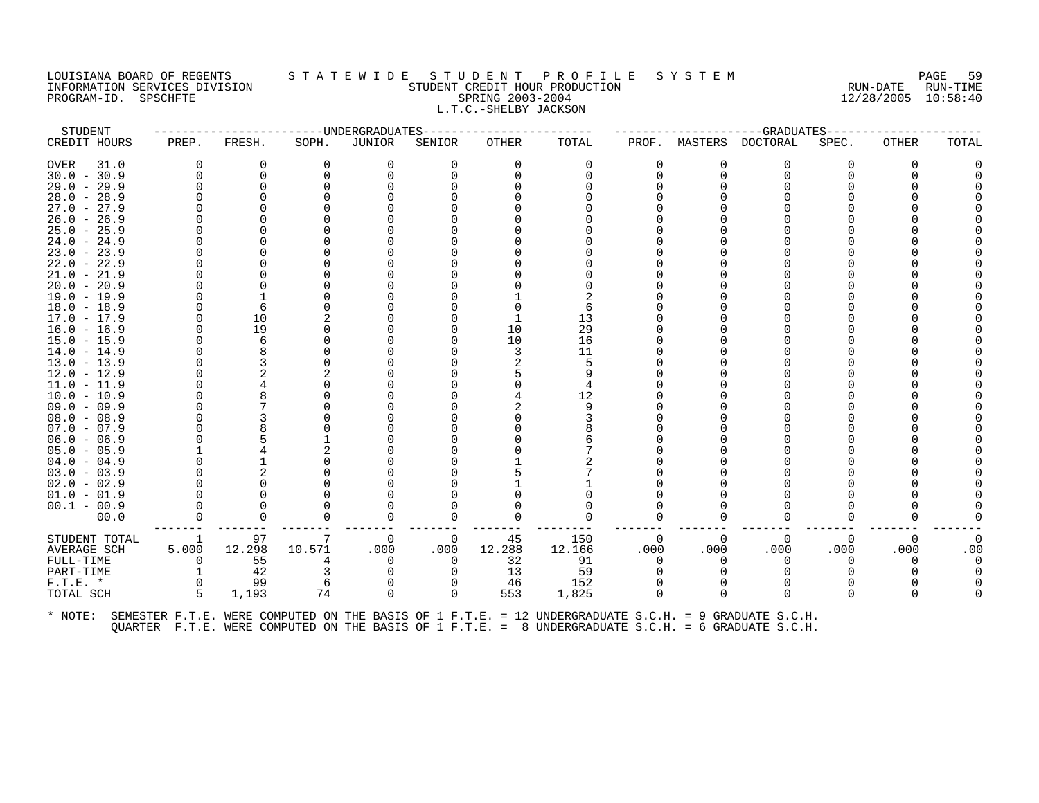LOUISIANA BOARD OF REGENTS — S T A T E W I D E   S T U D E N T   P R O F I L E   S Y S T E M

INFORMATION SERVICES DIVISION — STUDENT CREDIT HOUR PRODUCTION — RUN-DATE 12/28/2005 RUN-TIME 10:58:40

PROGRAM-ID. SPSCHFTE — SPRING 2003-2004

L.T.C.-SHELBY JACKSON

| STUDENT CREDIT HOURS | UNDERGRADUATES PREP. | FRESH. | SOPH. | JUNIOR | SENIOR | OTHER | TOTAL | GRADUATES PROF. | MASTERS | DOCTORAL | SPEC. | OTHER | TOTAL |
|---|---|---|---|---|---|---|---|---|---|---|---|---|---|
| OVER 31.0 | 0 | 0 | 0 | 0 | 0 | 0 | 0 | 0 | 0 | 0 | 0 | 0 | 0 |
| 30.0 - 30.9 | 0 | 0 | 0 | 0 | 0 | 0 | 0 | 0 | 0 | 0 | 0 | 0 | 0 |
| 29.0 - 29.9 | 0 | 0 | 0 | 0 | 0 | 0 | 0 | 0 | 0 | 0 | 0 | 0 | 0 |
| 28.0 - 28.9 | 0 | 0 | 0 | 0 | 0 | 0 | 0 | 0 | 0 | 0 | 0 | 0 | 0 |
| 27.0 - 27.9 | 0 | 0 | 0 | 0 | 0 | 0 | 0 | 0 | 0 | 0 | 0 | 0 | 0 |
| 26.0 - 26.9 | 0 | 0 | 0 | 0 | 0 | 0 | 0 | 0 | 0 | 0 | 0 | 0 | 0 |
| 25.0 - 25.9 | 0 | 0 | 0 | 0 | 0 | 0 | 0 | 0 | 0 | 0 | 0 | 0 | 0 |
| 24.0 - 24.9 | 0 | 0 | 0 | 0 | 0 | 0 | 0 | 0 | 0 | 0 | 0 | 0 | 0 |
| 23.0 - 23.9 | 0 | 0 | 0 | 0 | 0 | 0 | 0 | 0 | 0 | 0 | 0 | 0 | 0 |
| 22.0 - 22.9 | 0 | 0 | 0 | 0 | 0 | 0 | 0 | 0 | 0 | 0 | 0 | 0 | 0 |
| 21.0 - 21.9 | 0 | 0 | 0 | 0 | 0 | 0 | 0 | 0 | 0 | 0 | 0 | 0 | 0 |
| 20.0 - 20.9 | 0 | 0 | 0 | 0 | 0 | 0 | 0 | 0 | 0 | 0 | 0 | 0 | 0 |
| 19.0 - 19.9 | 0 | 1 | 0 | 0 | 0 | 1 | 2 | 0 | 0 | 0 | 0 | 0 | 0 |
| 18.0 - 18.9 | 0 | 6 | 0 | 0 | 0 | 0 | 6 | 0 | 0 | 0 | 0 | 0 | 0 |
| 17.0 - 17.9 | 0 | 10 | 2 | 0 | 0 | 1 | 13 | 0 | 0 | 0 | 0 | 0 | 0 |
| 16.0 - 16.9 | 0 | 19 | 0 | 0 | 0 | 10 | 29 | 0 | 0 | 0 | 0 | 0 | 0 |
| 15.0 - 15.9 | 0 | 6 | 0 | 0 | 0 | 10 | 16 | 0 | 0 | 0 | 0 | 0 | 0 |
| 14.0 - 14.9 | 0 | 8 | 0 | 0 | 0 | 3 | 11 | 0 | 0 | 0 | 0 | 0 | 0 |
| 13.0 - 13.9 | 0 | 3 | 0 | 0 | 0 | 2 | 5 | 0 | 0 | 0 | 0 | 0 | 0 |
| 12.0 - 12.9 | 0 | 2 | 2 | 0 | 0 | 5 | 9 | 0 | 0 | 0 | 0 | 0 | 0 |
| 11.0 - 11.9 | 0 | 4 | 0 | 0 | 0 | 0 | 4 | 0 | 0 | 0 | 0 | 0 | 0 |
| 10.0 - 10.9 | 0 | 8 | 0 | 0 | 0 | 4 | 12 | 0 | 0 | 0 | 0 | 0 | 0 |
| 09.0 - 09.9 | 0 | 7 | 0 | 0 | 0 | 2 | 9 | 0 | 0 | 0 | 0 | 0 | 0 |
| 08.0 - 08.9 | 0 | 3 | 0 | 0 | 0 | 0 | 3 | 0 | 0 | 0 | 0 | 0 | 0 |
| 07.0 - 07.9 | 0 | 8 | 0 | 0 | 0 | 0 | 8 | 0 | 0 | 0 | 0 | 0 | 0 |
| 06.0 - 06.9 | 0 | 5 | 1 | 0 | 0 | 0 | 6 | 0 | 0 | 0 | 0 | 0 | 0 |
| 05.0 - 05.9 | 1 | 4 | 2 | 0 | 0 | 0 | 7 | 0 | 0 | 0 | 0 | 0 | 0 |
| 04.0 - 04.9 | 0 | 1 | 0 | 0 | 0 | 1 | 2 | 0 | 0 | 0 | 0 | 0 | 0 |
| 03.0 - 03.9 | 0 | 2 | 0 | 0 | 0 | 5 | 7 | 0 | 0 | 0 | 0 | 0 | 0 |
| 02.0 - 02.9 | 0 | 0 | 0 | 0 | 0 | 1 | 1 | 0 | 0 | 0 | 0 | 0 | 0 |
| 01.0 - 01.9 | 0 | 0 | 0 | 0 | 0 | 0 | 0 | 0 | 0 | 0 | 0 | 0 | 0 |
| 00.1 - 00.9 | 0 | 0 | 0 | 0 | 0 | 0 | 0 | 0 | 0 | 0 | 0 | 0 | 0 |
| 00.0 | 0 | 0 | 0 | 0 | 0 | 0 | 0 | 0 | 0 | 0 | 0 | 0 | 0 |
| STUDENT TOTAL | 1 | 97 | 7 | 0 | 0 | 45 | 150 | 0 | 0 | 0 | 0 | 0 | 0 |
| AVERAGE SCH | 5.000 | 12.298 | 10.571 | .000 | .000 | 12.288 | 12.166 | .000 | .000 | .000 | .000 | .000 | .00 |
| FULL-TIME | 0 | 55 | 4 | 0 | 0 | 32 | 91 | 0 | 0 | 0 | 0 | 0 | 0 |
| PART-TIME | 1 | 42 | 3 | 0 | 0 | 13 | 59 | 0 | 0 | 0 | 0 | 0 | 0 |
| F.T.E. * | 0 | 99 | 6 | 0 | 0 | 46 | 152 | 0 | 0 | 0 | 0 | 0 | 0 |
| TOTAL SCH | 5 | 1,193 | 74 | 0 | 0 | 553 | 1,825 | 0 | 0 | 0 | 0 | 0 | 0 |

* NOTE: SEMESTER F.T.E. WERE COMPUTED ON THE BASIS OF 1 F.T.E. = 12 UNDERGRADUATE S.C.H. = 9 GRADUATE S.C.H.
QUARTER F.T.E. WERE COMPUTED ON THE BASIS OF 1 F.T.E. = 8 UNDERGRADUATE S.C.H. = 6 GRADUATE S.C.H.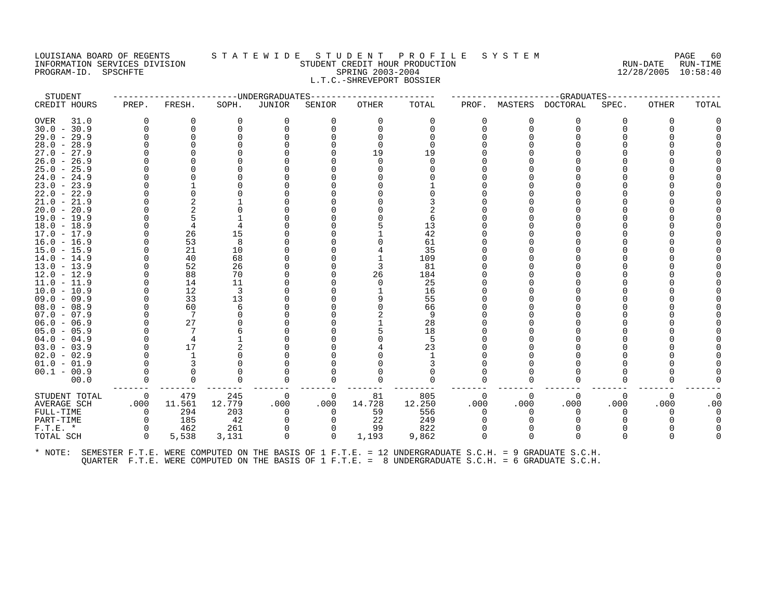LOUISIANA BOARD OF REGENTS
INFORMATION SERVICES DIVISION
PROGRAM-ID. SPSCHFTE

# STATEWIDE STUDENT PROFILE SYSTEM

STUDENT CREDIT HOUR PRODUCTION
SPRING 2003-2004
L.T.C.-SHREVEPORT BOSSIER

RUN-DATE 12/28/2005 RUN-TIME 10:58:40

| STUDENT | UNDERGRADUATES | | | | | | | GRADUATES | | | | | | |
|---|---|---|---|---|---|---|---|---|---|---|---|---|---|---|
| CREDIT HOURS | PREP. | FRESH. | SOPH. | JUNIOR | SENIOR | OTHER | TOTAL | PROF. | MASTERS | DOCTORAL | SPEC. | OTHER | TOTAL |
| OVER 31.0 | 0 | 0 | 0 | 0 | 0 | 0 | 0 | 0 | 0 | 0 | 0 | 0 | 0 |
| 30.0 - 30.9 | 0 | 0 | 0 | 0 | 0 | 0 | 0 | 0 | 0 | 0 | 0 | 0 | 0 |
| 29.0 - 29.9 | 0 | 0 | 0 | 0 | 0 | 0 | 0 | 0 | 0 | 0 | 0 | 0 | 0 |
| 28.0 - 28.9 | 0 | 0 | 0 | 0 | 0 | 0 | 0 | 0 | 0 | 0 | 0 | 0 | 0 |
| 27.0 - 27.9 | 0 | 0 | 0 | 0 | 0 | 19 | 19 | 0 | 0 | 0 | 0 | 0 | 0 |
| 26.0 - 26.9 | 0 | 0 | 0 | 0 | 0 | 0 | 0 | 0 | 0 | 0 | 0 | 0 | 0 |
| 25.0 - 25.9 | 0 | 0 | 0 | 0 | 0 | 0 | 0 | 0 | 0 | 0 | 0 | 0 | 0 |
| 24.0 - 24.9 | 0 | 0 | 0 | 0 | 0 | 0 | 0 | 0 | 0 | 0 | 0 | 0 | 0 |
| 23.0 - 23.9 | 0 | 1 | 0 | 0 | 0 | 0 | 1 | 0 | 0 | 0 | 0 | 0 | 0 |
| 22.0 - 22.9 | 0 | 0 | 0 | 0 | 0 | 0 | 0 | 0 | 0 | 0 | 0 | 0 | 0 |
| 21.0 - 21.9 | 0 | 2 | 1 | 0 | 0 | 0 | 3 | 0 | 0 | 0 | 0 | 0 | 0 |
| 20.0 - 20.9 | 0 | 2 | 0 | 0 | 0 | 0 | 2 | 0 | 0 | 0 | 0 | 0 | 0 |
| 19.0 - 19.9 | 0 | 5 | 1 | 0 | 0 | 0 | 6 | 0 | 0 | 0 | 0 | 0 | 0 |
| 18.0 - 18.9 | 0 | 4 | 4 | 0 | 0 | 5 | 13 | 0 | 0 | 0 | 0 | 0 | 0 |
| 17.0 - 17.9 | 0 | 26 | 15 | 0 | 0 | 1 | 42 | 0 | 0 | 0 | 0 | 0 | 0 |
| 16.0 - 16.9 | 0 | 53 | 8 | 0 | 0 | 0 | 61 | 0 | 0 | 0 | 0 | 0 | 0 |
| 15.0 - 15.9 | 0 | 21 | 10 | 0 | 0 | 4 | 35 | 0 | 0 | 0 | 0 | 0 | 0 |
| 14.0 - 14.9 | 0 | 40 | 68 | 0 | 0 | 1 | 109 | 0 | 0 | 0 | 0 | 0 | 0 |
| 13.0 - 13.9 | 0 | 52 | 26 | 0 | 0 | 3 | 81 | 0 | 0 | 0 | 0 | 0 | 0 |
| 12.0 - 12.9 | 0 | 88 | 70 | 0 | 0 | 26 | 184 | 0 | 0 | 0 | 0 | 0 | 0 |
| 11.0 - 11.9 | 0 | 14 | 11 | 0 | 0 | 0 | 25 | 0 | 0 | 0 | 0 | 0 | 0 |
| 10.0 - 10.9 | 0 | 12 | 3 | 0 | 0 | 1 | 16 | 0 | 0 | 0 | 0 | 0 | 0 |
| 09.0 - 09.9 | 0 | 33 | 13 | 0 | 0 | 9 | 55 | 0 | 0 | 0 | 0 | 0 | 0 |
| 08.0 - 08.9 | 0 | 60 | 6 | 0 | 0 | 0 | 66 | 0 | 0 | 0 | 0 | 0 | 0 |
| 07.0 - 07.9 | 0 | 7 | 0 | 0 | 0 | 2 | 9 | 0 | 0 | 0 | 0 | 0 | 0 |
| 06.0 - 06.9 | 0 | 27 | 0 | 0 | 0 | 1 | 28 | 0 | 0 | 0 | 0 | 0 | 0 |
| 05.0 - 05.9 | 0 | 7 | 6 | 0 | 0 | 5 | 18 | 0 | 0 | 0 | 0 | 0 | 0 |
| 04.0 - 04.9 | 0 | 4 | 1 | 0 | 0 | 0 | 5 | 0 | 0 | 0 | 0 | 0 | 0 |
| 03.0 - 03.9 | 0 | 17 | 2 | 0 | 0 | 4 | 23 | 0 | 0 | 0 | 0 | 0 | 0 |
| 02.0 - 02.9 | 0 | 1 | 0 | 0 | 0 | 0 | 1 | 0 | 0 | 0 | 0 | 0 | 0 |
| 01.0 - 01.9 | 0 | 3 | 0 | 0 | 0 | 0 | 3 | 0 | 0 | 0 | 0 | 0 | 0 |
| 00.1 - 00.9 | 0 | 0 | 0 | 0 | 0 | 0 | 0 | 0 | 0 | 0 | 0 | 0 | 0 |
| 00.0 | 0 | 0 | 0 | 0 | 0 | 0 | 0 | 0 | 0 | 0 | 0 | 0 | 0 |
| STUDENT TOTAL | 0 | 479 | 245 | 0 | 0 | 81 | 805 | 0 | 0 | 0 | 0 | 0 | 0 |
| AVERAGE SCH | .000 | 11.561 | 12.779 | .000 | .000 | 14.728 | 12.250 | .000 | .000 | .000 | .000 | .000 | .00 |
| FULL-TIME | 0 | 294 | 203 | 0 | 0 | 59 | 556 | 0 | 0 | 0 | 0 | 0 | 0 |
| PART-TIME | 0 | 185 | 42 | 0 | 0 | 22 | 249 | 0 | 0 | 0 | 0 | 0 | 0 |
| F.T.E. * | 0 | 462 | 261 | 0 | 0 | 99 | 822 | 0 | 0 | 0 | 0 | 0 | 0 |
| TOTAL SCH | 0 | 5,538 | 3,131 | 0 | 0 | 1,193 | 9,862 | 0 | 0 | 0 | 0 | 0 | 0 |

* NOTE: SEMESTER F.T.E. WERE COMPUTED ON THE BASIS OF 1 F.T.E. = 12 UNDERGRADUATE S.C.H. = 9 GRADUATE S.C.H.
QUARTER F.T.E. WERE COMPUTED ON THE BASIS OF 1 F.T.E. = 8 UNDERGRADUATE S.C.H. = 6 GRADUATE S.C.H.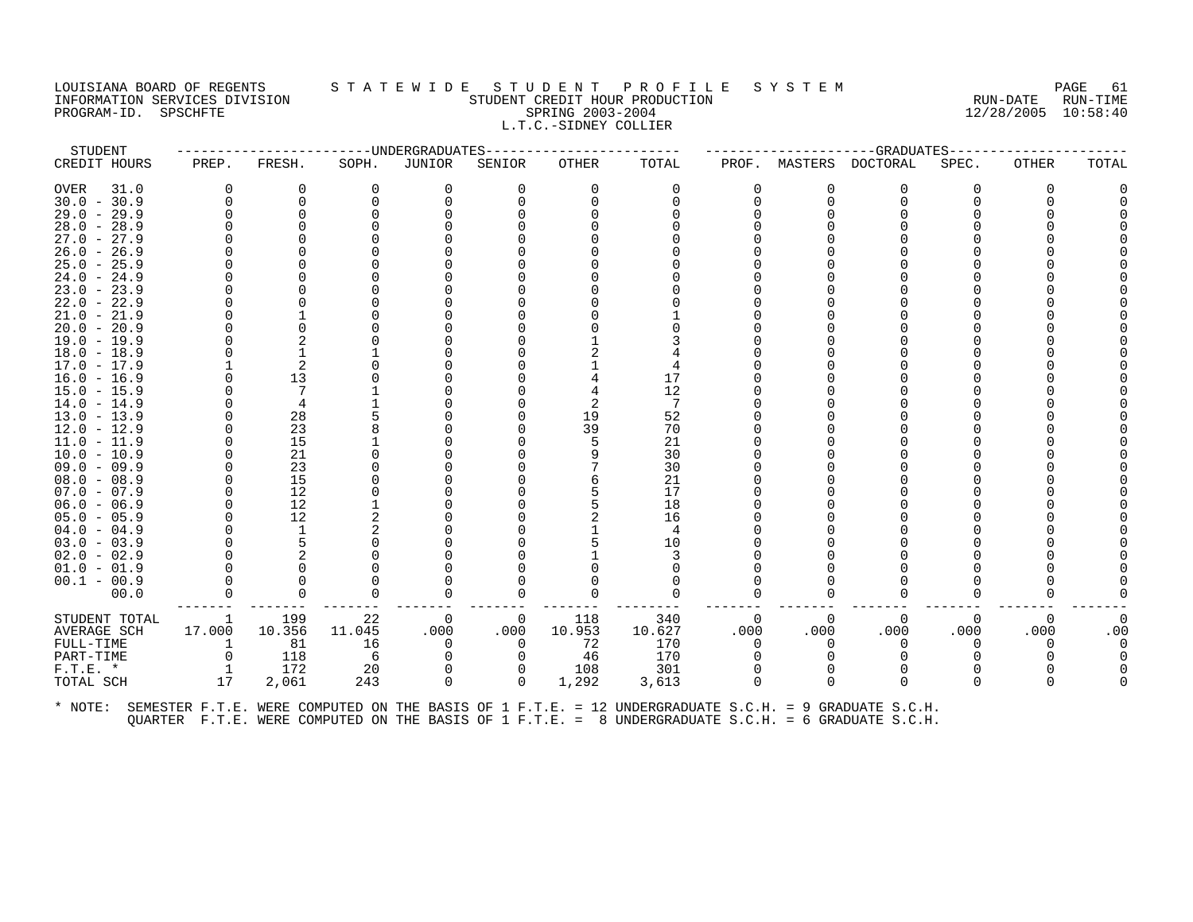LOUISIANA BOARD OF REGENTS S T A T E W I D E S T U D E N T P R O F I L E S Y S T E M
INFORMATION SERVICES DIVISION STUDENT CREDIT HOUR PRODUCTION RUN-DATE RUN-TIME
PROGRAM-ID. SPSCHFTE SPRING 2003-2004 12/28/2005 10:58:40
L.T.C.-SIDNEY COLLIER

| STUDENT CREDIT HOURS | UNDERGRADUATES PREP. | FRESH. | SOPH. | JUNIOR | SENIOR | OTHER | TOTAL | GRADUATES PROF. | MASTERS | DOCTORAL | SPEC. | OTHER | TOTAL |
|---|---|---|---|---|---|---|---|---|---|---|---|---|---|
| OVER 31.0 | 0 | 0 | 0 | 0 | 0 | 0 | 0 | 0 | 0 | 0 | 0 | 0 | 0 |
| 30.0 - 30.9 | 0 | 0 | 0 | 0 | 0 | 0 | 0 | 0 | 0 | 0 | 0 | 0 | 0 |
| 29.0 - 29.9 | 0 | 0 | 0 | 0 | 0 | 0 | 0 | 0 | 0 | 0 | 0 | 0 | 0 |
| 28.0 - 28.9 | 0 | 0 | 0 | 0 | 0 | 0 | 0 | 0 | 0 | 0 | 0 | 0 | 0 |
| 27.0 - 27.9 | 0 | 0 | 0 | 0 | 0 | 0 | 0 | 0 | 0 | 0 | 0 | 0 | 0 |
| 26.0 - 26.9 | 0 | 0 | 0 | 0 | 0 | 0 | 0 | 0 | 0 | 0 | 0 | 0 | 0 |
| 25.0 - 25.9 | 0 | 0 | 0 | 0 | 0 | 0 | 0 | 0 | 0 | 0 | 0 | 0 | 0 |
| 24.0 - 24.9 | 0 | 0 | 0 | 0 | 0 | 0 | 0 | 0 | 0 | 0 | 0 | 0 | 0 |
| 23.0 - 23.9 | 0 | 0 | 0 | 0 | 0 | 0 | 0 | 0 | 0 | 0 | 0 | 0 | 0 |
| 22.0 - 22.9 | 0 | 0 | 0 | 0 | 0 | 0 | 0 | 0 | 0 | 0 | 0 | 0 | 0 |
| 21.0 - 21.9 | 0 | 1 | 0 | 0 | 0 | 0 | 1 | 0 | 0 | 0 | 0 | 0 | 0 |
| 20.0 - 20.9 | 0 | 0 | 0 | 0 | 0 | 0 | 0 | 0 | 0 | 0 | 0 | 0 | 0 |
| 19.0 - 19.9 | 0 | 2 | 0 | 0 | 0 | 1 | 3 | 0 | 0 | 0 | 0 | 0 | 0 |
| 18.0 - 18.9 | 0 | 1 | 1 | 0 | 0 | 2 | 4 | 0 | 0 | 0 | 0 | 0 | 0 |
| 17.0 - 17.9 | 1 | 2 | 0 | 0 | 0 | 1 | 4 | 0 | 0 | 0 | 0 | 0 | 0 |
| 16.0 - 16.9 | 0 | 13 | 0 | 0 | 0 | 4 | 17 | 0 | 0 | 0 | 0 | 0 | 0 |
| 15.0 - 15.9 | 0 | 7 | 1 | 0 | 0 | 4 | 12 | 0 | 0 | 0 | 0 | 0 | 0 |
| 14.0 - 14.9 | 0 | 4 | 1 | 0 | 0 | 2 | 7 | 0 | 0 | 0 | 0 | 0 | 0 |
| 13.0 - 13.9 | 0 | 28 | 5 | 0 | 0 | 19 | 52 | 0 | 0 | 0 | 0 | 0 | 0 |
| 12.0 - 12.9 | 0 | 23 | 8 | 0 | 0 | 39 | 70 | 0 | 0 | 0 | 0 | 0 | 0 |
| 11.0 - 11.9 | 0 | 15 | 1 | 0 | 0 | 5 | 21 | 0 | 0 | 0 | 0 | 0 | 0 |
| 10.0 - 10.9 | 0 | 21 | 0 | 0 | 0 | 9 | 30 | 0 | 0 | 0 | 0 | 0 | 0 |
| 09.0 - 09.9 | 0 | 23 | 0 | 0 | 0 | 7 | 30 | 0 | 0 | 0 | 0 | 0 | 0 |
| 08.0 - 08.9 | 0 | 15 | 0 | 0 | 0 | 6 | 21 | 0 | 0 | 0 | 0 | 0 | 0 |
| 07.0 - 07.9 | 0 | 12 | 0 | 0 | 0 | 5 | 17 | 0 | 0 | 0 | 0 | 0 | 0 |
| 06.0 - 06.9 | 0 | 12 | 1 | 0 | 0 | 5 | 18 | 0 | 0 | 0 | 0 | 0 | 0 |
| 05.0 - 05.9 | 0 | 12 | 2 | 0 | 0 | 2 | 16 | 0 | 0 | 0 | 0 | 0 | 0 |
| 04.0 - 04.9 | 0 | 1 | 2 | 0 | 0 | 1 | 4 | 0 | 0 | 0 | 0 | 0 | 0 |
| 03.0 - 03.9 | 0 | 5 | 0 | 0 | 0 | 5 | 10 | 0 | 0 | 0 | 0 | 0 | 0 |
| 02.0 - 02.9 | 0 | 2 | 0 | 0 | 0 | 1 | 3 | 0 | 0 | 0 | 0 | 0 | 0 |
| 01.0 - 01.9 | 0 | 0 | 0 | 0 | 0 | 0 | 0 | 0 | 0 | 0 | 0 | 0 | 0 |
| 00.1 - 00.9 | 0 | 0 | 0 | 0 | 0 | 0 | 0 | 0 | 0 | 0 | 0 | 0 | 0 |
| 00.0 | 0 | 0 | 0 | 0 | 0 | 0 | 0 | 0 | 0 | 0 | 0 | 0 | 0 |
| STUDENT TOTAL | 1 | 199 | 22 | 0 | 0 | 118 | 340 | 0 | 0 | 0 | 0 | 0 | 0 |
| AVERAGE SCH | 17.000 | 10.356 | 11.045 | .000 | .000 | 10.953 | 10.627 | .000 | .000 | .000 | .000 | .000 | .00 |
| FULL-TIME | 1 | 81 | 16 | 0 | 0 | 72 | 170 | 0 | 0 | 0 | 0 | 0 | 0 |
| PART-TIME | 0 | 118 | 6 | 0 | 0 | 46 | 170 | 0 | 0 | 0 | 0 | 0 | 0 |
| F.T.E. * | 1 | 172 | 20 | 0 | 0 | 108 | 301 | 0 | 0 | 0 | 0 | 0 | 0 |
| TOTAL SCH | 17 | 2,061 | 243 | 0 | 0 | 1,292 | 3,613 | 0 | 0 | 0 | 0 | 0 | 0 |

* NOTE: SEMESTER F.T.E. WERE COMPUTED ON THE BASIS OF 1 F.T.E. = 12 UNDERGRADUATE S.C.H. = 9 GRADUATE S.C.H.
QUARTER F.T.E. WERE COMPUTED ON THE BASIS OF 1 F.T.E. = 8 UNDERGRADUATE S.C.H. = 6 GRADUATE S.C.H.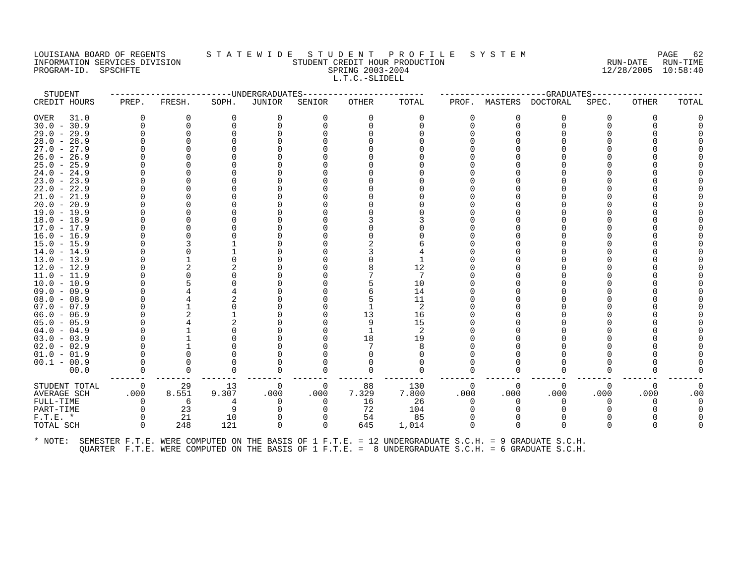LOUISIANA BOARD OF REGENTS
INFORMATION SERVICES DIVISION
PROGRAM-ID. SPSCHFTE

S T A T E W I D E   S T U D E N T   P R O F I L E   S Y S T E M
STUDENT CREDIT HOUR PRODUCTION
SPRING 2003-2004
L.T.C.-SLIDELL

RUN-DATE 12/28/2005 RUN-TIME 10:58:40

| STUDENT CREDIT HOURS | UNDERGRADUATES PREP. | FRESH. | SOPH. | JUNIOR | SENIOR | OTHER | TOTAL | GRADUATES PROF. | MASTERS | DOCTORAL | SPEC. | OTHER | TOTAL |
|---|---|---|---|---|---|---|---|---|---|---|---|---|---|
| OVER 31.0 | 0 | 0 | 0 | 0 | 0 | 0 | 0 | 0 | 0 | 0 | 0 | 0 | 0 |
| 30.0 - 30.9 | 0 | 0 | 0 | 0 | 0 | 0 | 0 | 0 | 0 | 0 | 0 | 0 | 0 |
| 29.0 - 29.9 | 0 | 0 | 0 | 0 | 0 | 0 | 0 | 0 | 0 | 0 | 0 | 0 | 0 |
| 28.0 - 28.9 | 0 | 0 | 0 | 0 | 0 | 0 | 0 | 0 | 0 | 0 | 0 | 0 | 0 |
| 27.0 - 27.9 | 0 | 0 | 0 | 0 | 0 | 0 | 0 | 0 | 0 | 0 | 0 | 0 | 0 |
| 26.0 - 26.9 | 0 | 0 | 0 | 0 | 0 | 0 | 0 | 0 | 0 | 0 | 0 | 0 | 0 |
| 25.0 - 25.9 | 0 | 0 | 0 | 0 | 0 | 0 | 0 | 0 | 0 | 0 | 0 | 0 | 0 |
| 24.0 - 24.9 | 0 | 0 | 0 | 0 | 0 | 0 | 0 | 0 | 0 | 0 | 0 | 0 | 0 |
| 23.0 - 23.9 | 0 | 0 | 0 | 0 | 0 | 0 | 0 | 0 | 0 | 0 | 0 | 0 | 0 |
| 22.0 - 22.9 | 0 | 0 | 0 | 0 | 0 | 0 | 0 | 0 | 0 | 0 | 0 | 0 | 0 |
| 21.0 - 21.9 | 0 | 0 | 0 | 0 | 0 | 0 | 0 | 0 | 0 | 0 | 0 | 0 | 0 |
| 20.0 - 20.9 | 0 | 0 | 0 | 0 | 0 | 0 | 0 | 0 | 0 | 0 | 0 | 0 | 0 |
| 19.0 - 19.9 | 0 | 0 | 0 | 0 | 0 | 0 | 0 | 0 | 0 | 0 | 0 | 0 | 0 |
| 18.0 - 18.9 | 0 | 0 | 0 | 0 | 0 | 3 | 3 | 0 | 0 | 0 | 0 | 0 | 0 |
| 17.0 - 17.9 | 0 | 0 | 0 | 0 | 0 | 0 | 0 | 0 | 0 | 0 | 0 | 0 | 0 |
| 16.0 - 16.9 | 0 | 0 | 0 | 0 | 0 | 0 | 0 | 0 | 0 | 0 | 0 | 0 | 0 |
| 15.0 - 15.9 | 0 | 3 | 1 | 0 | 0 | 2 | 6 | 0 | 0 | 0 | 0 | 0 | 0 |
| 14.0 - 14.9 | 0 | 0 | 1 | 0 | 0 | 3 | 4 | 0 | 0 | 0 | 0 | 0 | 0 |
| 13.0 - 13.9 | 0 | 1 | 0 | 0 | 0 | 0 | 1 | 0 | 0 | 0 | 0 | 0 | 0 |
| 12.0 - 12.9 | 0 | 2 | 2 | 0 | 0 | 8 | 12 | 0 | 0 | 0 | 0 | 0 | 0 |
| 11.0 - 11.9 | 0 | 0 | 0 | 0 | 0 | 7 | 7 | 0 | 0 | 0 | 0 | 0 | 0 |
| 10.0 - 10.9 | 0 | 5 | 0 | 0 | 0 | 5 | 10 | 0 | 0 | 0 | 0 | 0 | 0 |
| 09.0 - 09.9 | 0 | 4 | 4 | 0 | 0 | 6 | 14 | 0 | 0 | 0 | 0 | 0 | 0 |
| 08.0 - 08.9 | 0 | 4 | 2 | 0 | 0 | 5 | 11 | 0 | 0 | 0 | 0 | 0 | 0 |
| 07.0 - 07.9 | 0 | 1 | 0 | 0 | 0 | 1 | 2 | 0 | 0 | 0 | 0 | 0 | 0 |
| 06.0 - 06.9 | 0 | 2 | 1 | 0 | 0 | 13 | 16 | 0 | 0 | 0 | 0 | 0 | 0 |
| 05.0 - 05.9 | 0 | 4 | 2 | 0 | 0 | 9 | 15 | 0 | 0 | 0 | 0 | 0 | 0 |
| 04.0 - 04.9 | 0 | 1 | 0 | 0 | 0 | 1 | 2 | 0 | 0 | 0 | 0 | 0 | 0 |
| 03.0 - 03.9 | 0 | 1 | 0 | 0 | 0 | 18 | 19 | 0 | 0 | 0 | 0 | 0 | 0 |
| 02.0 - 02.9 | 0 | 1 | 0 | 0 | 0 | 7 | 8 | 0 | 0 | 0 | 0 | 0 | 0 |
| 01.0 - 01.9 | 0 | 0 | 0 | 0 | 0 | 0 | 0 | 0 | 0 | 0 | 0 | 0 | 0 |
| 00.1 - 00.9 | 0 | 0 | 0 | 0 | 0 | 0 | 0 | 0 | 0 | 0 | 0 | 0 | 0 |
| 00.0 | 0 | 0 | 0 | 0 | 0 | 0 | 0 | 0 | 0 | 0 | 0 | 0 | 0 |
| STUDENT TOTAL | 0 | 29 | 13 | 0 | 0 | 88 | 130 | 0 | 0 | 0 | 0 | 0 | 0 |
| AVERAGE SCH | .000 | 8.551 | 9.307 | .000 | .000 | 7.329 | 7.800 | .000 | .000 | .000 | .000 | .000 | .00 |
| FULL-TIME | 0 | 6 | 4 | 0 | 0 | 16 | 26 | 0 | 0 | 0 | 0 | 0 | 0 |
| PART-TIME | 0 | 23 | 9 | 0 | 0 | 72 | 104 | 0 | 0 | 0 | 0 | 0 | 0 |
| F.T.E. * | 0 | 21 | 10 | 0 | 0 | 54 | 85 | 0 | 0 | 0 | 0 | 0 | 0 |
| TOTAL SCH | 0 | 248 | 121 | 0 | 0 | 645 | 1,014 | 0 | 0 | 0 | 0 | 0 | 0 |

* NOTE: SEMESTER F.T.E. WERE COMPUTED ON THE BASIS OF 1 F.T.E. = 12 UNDERGRADUATE S.C.H. = 9 GRADUATE S.C.H.
QUARTER F.T.E. WERE COMPUTED ON THE BASIS OF 1 F.T.E. = 8 UNDERGRADUATE S.C.H. = 6 GRADUATE S.C.H.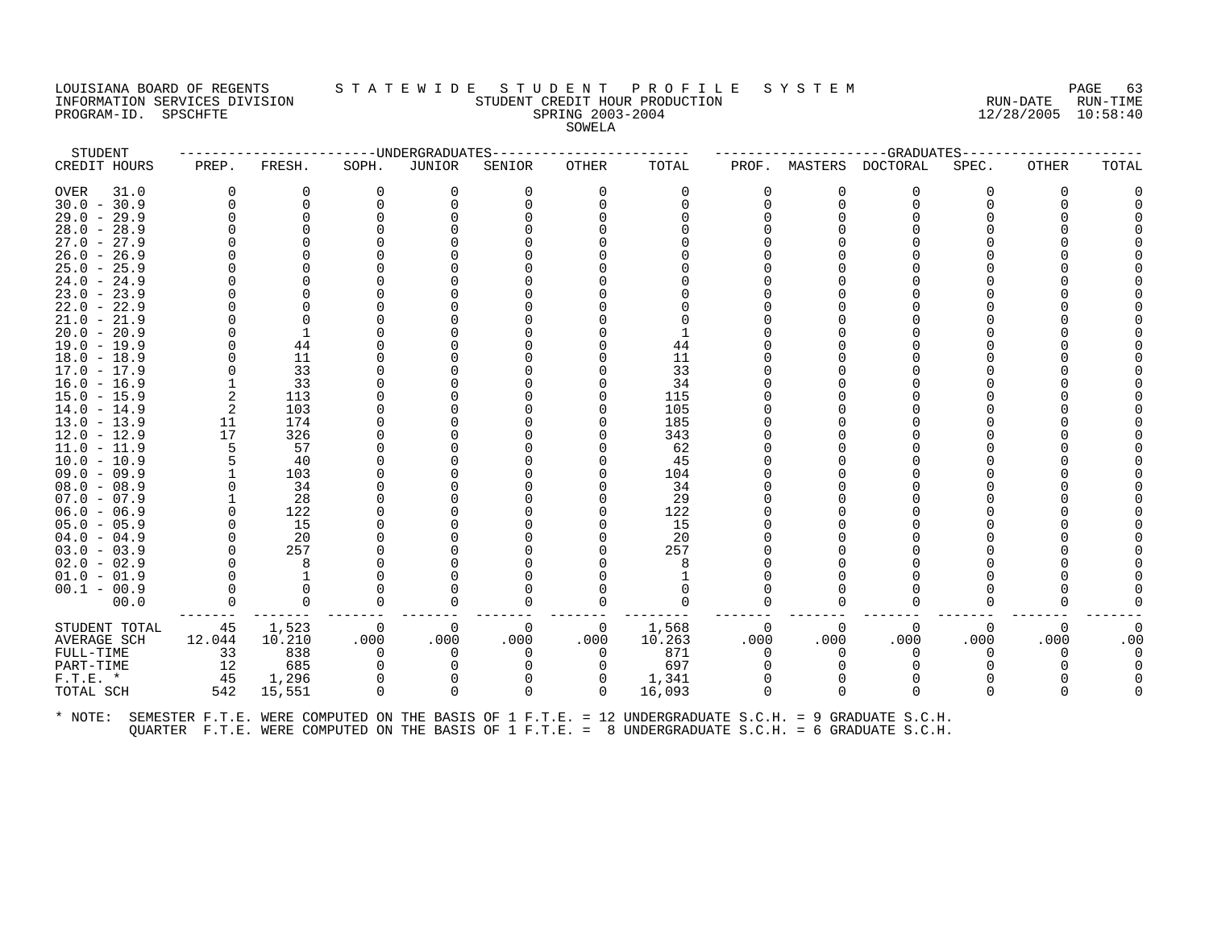LOUISIANA BOARD OF REGENTS — STATEWIDE STUDENT PROFILE SYSTEM
INFORMATION SERVICES DIVISION — STUDENT CREDIT HOUR PRODUCTION — RUN-DATE 12/28/2005 RUN-TIME 10:58:40
PROGRAM-ID. SPSCHFTE — SPRING 2003-2004

SOWELA

| STUDENT | UNDERGRADUATES | | | | | | | GRADUATES | | | | | | |
|---|---|---|---|---|---|---|---|---|---|---|---|---|---|---|
| CREDIT HOURS | PREP. | FRESH. | SOPH. | JUNIOR | SENIOR | OTHER | TOTAL | PROF. | MASTERS | DOCTORAL | SPEC. | OTHER | TOTAL |
| OVER 31.0 | 0 | 0 | 0 | 0 | 0 | 0 | 0 | 0 | 0 | 0 | 0 | 0 | 0 |
| 30.0 - 30.9 | 0 | 0 | 0 | 0 | 0 | 0 | 0 | 0 | 0 | 0 | 0 | 0 | 0 |
| 29.0 - 29.9 | 0 | 0 | 0 | 0 | 0 | 0 | 0 | 0 | 0 | 0 | 0 | 0 | 0 |
| 28.0 - 28.9 | 0 | 0 | 0 | 0 | 0 | 0 | 0 | 0 | 0 | 0 | 0 | 0 | 0 |
| 27.0 - 27.9 | 0 | 0 | 0 | 0 | 0 | 0 | 0 | 0 | 0 | 0 | 0 | 0 | 0 |
| 26.0 - 26.9 | 0 | 0 | 0 | 0 | 0 | 0 | 0 | 0 | 0 | 0 | 0 | 0 | 0 |
| 25.0 - 25.9 | 0 | 0 | 0 | 0 | 0 | 0 | 0 | 0 | 0 | 0 | 0 | 0 | 0 |
| 24.0 - 24.9 | 0 | 0 | 0 | 0 | 0 | 0 | 0 | 0 | 0 | 0 | 0 | 0 | 0 |
| 23.0 - 23.9 | 0 | 0 | 0 | 0 | 0 | 0 | 0 | 0 | 0 | 0 | 0 | 0 | 0 |
| 22.0 - 22.9 | 0 | 0 | 0 | 0 | 0 | 0 | 0 | 0 | 0 | 0 | 0 | 0 | 0 |
| 21.0 - 21.9 | 0 | 0 | 0 | 0 | 0 | 0 | 0 | 0 | 0 | 0 | 0 | 0 | 0 |
| 20.0 - 20.9 | 0 | 1 | 0 | 0 | 0 | 0 | 1 | 0 | 0 | 0 | 0 | 0 | 0 |
| 19.0 - 19.9 | 0 | 44 | 0 | 0 | 0 | 0 | 44 | 0 | 0 | 0 | 0 | 0 | 0 |
| 18.0 - 18.9 | 0 | 11 | 0 | 0 | 0 | 0 | 11 | 0 | 0 | 0 | 0 | 0 | 0 |
| 17.0 - 17.9 | 0 | 33 | 0 | 0 | 0 | 0 | 33 | 0 | 0 | 0 | 0 | 0 | 0 |
| 16.0 - 16.9 | 1 | 33 | 0 | 0 | 0 | 0 | 34 | 0 | 0 | 0 | 0 | 0 | 0 |
| 15.0 - 15.9 | 2 | 113 | 0 | 0 | 0 | 0 | 115 | 0 | 0 | 0 | 0 | 0 | 0 |
| 14.0 - 14.9 | 2 | 103 | 0 | 0 | 0 | 0 | 105 | 0 | 0 | 0 | 0 | 0 | 0 |
| 13.0 - 13.9 | 11 | 174 | 0 | 0 | 0 | 0 | 185 | 0 | 0 | 0 | 0 | 0 | 0 |
| 12.0 - 12.9 | 17 | 326 | 0 | 0 | 0 | 0 | 343 | 0 | 0 | 0 | 0 | 0 | 0 |
| 11.0 - 11.9 | 5 | 57 | 0 | 0 | 0 | 0 | 62 | 0 | 0 | 0 | 0 | 0 | 0 |
| 10.0 - 10.9 | 5 | 40 | 0 | 0 | 0 | 0 | 45 | 0 | 0 | 0 | 0 | 0 | 0 |
| 09.0 - 09.9 | 1 | 103 | 0 | 0 | 0 | 0 | 104 | 0 | 0 | 0 | 0 | 0 | 0 |
| 08.0 - 08.9 | 0 | 34 | 0 | 0 | 0 | 0 | 34 | 0 | 0 | 0 | 0 | 0 | 0 |
| 07.0 - 07.9 | 1 | 28 | 0 | 0 | 0 | 0 | 29 | 0 | 0 | 0 | 0 | 0 | 0 |
| 06.0 - 06.9 | 0 | 122 | 0 | 0 | 0 | 0 | 122 | 0 | 0 | 0 | 0 | 0 | 0 |
| 05.0 - 05.9 | 0 | 15 | 0 | 0 | 0 | 0 | 15 | 0 | 0 | 0 | 0 | 0 | 0 |
| 04.0 - 04.9 | 0 | 20 | 0 | 0 | 0 | 0 | 20 | 0 | 0 | 0 | 0 | 0 | 0 |
| 03.0 - 03.9 | 0 | 257 | 0 | 0 | 0 | 0 | 257 | 0 | 0 | 0 | 0 | 0 | 0 |
| 02.0 - 02.9 | 0 | 8 | 0 | 0 | 0 | 0 | 8 | 0 | 0 | 0 | 0 | 0 | 0 |
| 01.0 - 01.9 | 0 | 1 | 0 | 0 | 0 | 0 | 1 | 0 | 0 | 0 | 0 | 0 | 0 |
| 00.1 - 00.9 | 0 | 0 | 0 | 0 | 0 | 0 | 0 | 0 | 0 | 0 | 0 | 0 | 0 |
| 00.0 | 0 | 0 | 0 | 0 | 0 | 0 | 0 | 0 | 0 | 0 | 0 | 0 | 0 |
| STUDENT TOTAL | 45 | 1,523 | 0 | 0 | 0 | 0 | 1,568 | 0 | 0 | 0 | 0 | 0 | 0 |
| AVERAGE SCH | 12.044 | 10.210 | .000 | .000 | .000 | .000 | 10.263 | .000 | .000 | .000 | .000 | .000 | .00 |
| FULL-TIME | 33 | 838 | 0 | 0 | 0 | 0 | 871 | 0 | 0 | 0 | 0 | 0 | 0 |
| PART-TIME | 12 | 685 | 0 | 0 | 0 | 0 | 697 | 0 | 0 | 0 | 0 | 0 | 0 |
| F.T.E. * | 45 | 1,296 | 0 | 0 | 0 | 0 | 1,341 | 0 | 0 | 0 | 0 | 0 | 0 |
| TOTAL SCH | 542 | 15,551 | 0 | 0 | 0 | 0 | 16,093 | 0 | 0 | 0 | 0 | 0 | 0 |

* NOTE: SEMESTER F.T.E. WERE COMPUTED ON THE BASIS OF 1 F.T.E. = 12 UNDERGRADUATE S.C.H. = 9 GRADUATE S.C.H.
QUARTER F.T.E. WERE COMPUTED ON THE BASIS OF 1 F.T.E. = 8 UNDERGRADUATE S.C.H. = 6 GRADUATE S.C.H.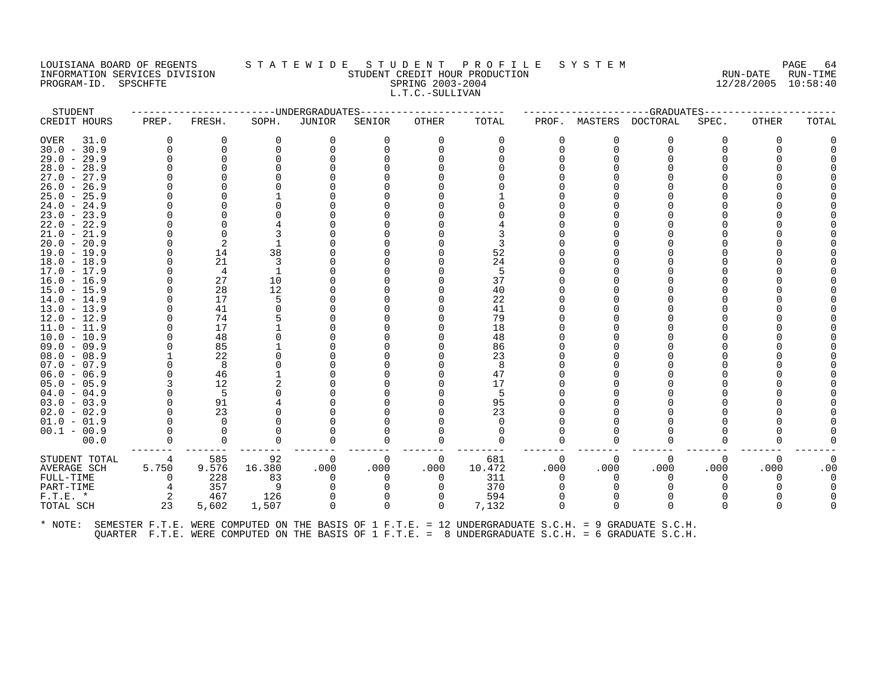LOUISIANA BOARD OF REGENTS S T A T E W I D E S T U D E N T P R O F I L E S Y S T E M
INFORMATION SERVICES DIVISION STUDENT CREDIT HOUR PRODUCTION RUN-DATE RUN-TIME
PROGRAM-ID. SPSCHFTE SPRING 2003-2004 12/28/2005 10:58:40
L.T.C.-SULLIVAN

| STUDENT | UNDERGRADUATES | | | | | | | GRADUATES | | | | | |
|---|---|---|---|---|---|---|---|---|---|---|---|---|---|
| CREDIT HOURS | PREP. | FRESH. | SOPH. | JUNIOR | SENIOR | OTHER | TOTAL | PROF. | MASTERS | DOCTORAL | SPEC. | OTHER | TOTAL |
| OVER 31.0 | 0 | 0 | 0 | 0 | 0 | 0 | 0 | 0 | 0 | 0 | 0 | 0 | 0 |
| 30.0 - 30.9 | 0 | 0 | 0 | 0 | 0 | 0 | 0 | 0 | 0 | 0 | 0 | 0 | 0 |
| 29.0 - 29.9 | 0 | 0 | 0 | 0 | 0 | 0 | 0 | 0 | 0 | 0 | 0 | 0 | 0 |
| 28.0 - 28.9 | 0 | 0 | 0 | 0 | 0 | 0 | 0 | 0 | 0 | 0 | 0 | 0 | 0 |
| 27.0 - 27.9 | 0 | 0 | 0 | 0 | 0 | 0 | 0 | 0 | 0 | 0 | 0 | 0 | 0 |
| 26.0 - 26.9 | 0 | 0 | 0 | 0 | 0 | 0 | 0 | 0 | 0 | 0 | 0 | 0 | 0 |
| 25.0 - 25.9 | 0 | 0 | 1 | 0 | 0 | 0 | 1 | 0 | 0 | 0 | 0 | 0 | 0 |
| 24.0 - 24.9 | 0 | 0 | 0 | 0 | 0 | 0 | 0 | 0 | 0 | 0 | 0 | 0 | 0 |
| 23.0 - 23.9 | 0 | 0 | 0 | 0 | 0 | 0 | 0 | 0 | 0 | 0 | 0 | 0 | 0 |
| 22.0 - 22.9 | 0 | 0 | 4 | 0 | 0 | 0 | 4 | 0 | 0 | 0 | 0 | 0 | 0 |
| 21.0 - 21.9 | 0 | 0 | 3 | 0 | 0 | 0 | 3 | 0 | 0 | 0 | 0 | 0 | 0 |
| 20.0 - 20.9 | 0 | 2 | 1 | 0 | 0 | 0 | 3 | 0 | 0 | 0 | 0 | 0 | 0 |
| 19.0 - 19.9 | 0 | 14 | 38 | 0 | 0 | 0 | 52 | 0 | 0 | 0 | 0 | 0 | 0 |
| 18.0 - 18.9 | 0 | 21 | 3 | 0 | 0 | 0 | 24 | 0 | 0 | 0 | 0 | 0 | 0 |
| 17.0 - 17.9 | 0 | 4 | 1 | 0 | 0 | 0 | 5 | 0 | 0 | 0 | 0 | 0 | 0 |
| 16.0 - 16.9 | 0 | 27 | 10 | 0 | 0 | 0 | 37 | 0 | 0 | 0 | 0 | 0 | 0 |
| 15.0 - 15.9 | 0 | 28 | 12 | 0 | 0 | 0 | 40 | 0 | 0 | 0 | 0 | 0 | 0 |
| 14.0 - 14.9 | 0 | 17 | 5 | 0 | 0 | 0 | 22 | 0 | 0 | 0 | 0 | 0 | 0 |
| 13.0 - 13.9 | 0 | 41 | 0 | 0 | 0 | 0 | 41 | 0 | 0 | 0 | 0 | 0 | 0 |
| 12.0 - 12.9 | 0 | 74 | 5 | 0 | 0 | 0 | 79 | 0 | 0 | 0 | 0 | 0 | 0 |
| 11.0 - 11.9 | 0 | 17 | 1 | 0 | 0 | 0 | 18 | 0 | 0 | 0 | 0 | 0 | 0 |
| 10.0 - 10.9 | 0 | 48 | 0 | 0 | 0 | 0 | 48 | 0 | 0 | 0 | 0 | 0 | 0 |
| 09.0 - 09.9 | 0 | 85 | 1 | 0 | 0 | 0 | 86 | 0 | 0 | 0 | 0 | 0 | 0 |
| 08.0 - 08.9 | 1 | 22 | 0 | 0 | 0 | 0 | 23 | 0 | 0 | 0 | 0 | 0 | 0 |
| 07.0 - 07.9 | 0 | 8 | 0 | 0 | 0 | 0 | 8 | 0 | 0 | 0 | 0 | 0 | 0 |
| 06.0 - 06.9 | 0 | 46 | 1 | 0 | 0 | 0 | 47 | 0 | 0 | 0 | 0 | 0 | 0 |
| 05.0 - 05.9 | 3 | 12 | 2 | 0 | 0 | 0 | 17 | 0 | 0 | 0 | 0 | 0 | 0 |
| 04.0 - 04.9 | 0 | 5 | 0 | 0 | 0 | 0 | 5 | 0 | 0 | 0 | 0 | 0 | 0 |
| 03.0 - 03.9 | 0 | 91 | 4 | 0 | 0 | 0 | 95 | 0 | 0 | 0 | 0 | 0 | 0 |
| 02.0 - 02.9 | 0 | 23 | 0 | 0 | 0 | 0 | 23 | 0 | 0 | 0 | 0 | 0 | 0 |
| 01.0 - 01.9 | 0 | 0 | 0 | 0 | 0 | 0 | 0 | 0 | 0 | 0 | 0 | 0 | 0 |
| 00.1 - 00.9 | 0 | 0 | 0 | 0 | 0 | 0 | 0 | 0 | 0 | 0 | 0 | 0 | 0 |
| 00.0 | 0 | 0 | 0 | 0 | 0 | 0 | 0 | 0 | 0 | 0 | 0 | 0 | 0 |
| STUDENT TOTAL | 4 | 585 | 92 | 0 | 0 | 0 | 681 | 0 | 0 | 0 | 0 | 0 | 0 |
| AVERAGE SCH | 5.750 | 9.576 | 16.380 | .000 | .000 | .000 | 10.472 | .000 | .000 | .000 | .000 | .000 | .00 |
| FULL-TIME | 0 | 228 | 83 | 0 | 0 | 0 | 311 | 0 | 0 | 0 | 0 | 0 | 0 |
| PART-TIME | 4 | 357 | 9 | 0 | 0 | 0 | 370 | 0 | 0 | 0 | 0 | 0 | 0 |
| F.T.E. * | 2 | 467 | 126 | 0 | 0 | 0 | 594 | 0 | 0 | 0 | 0 | 0 | 0 |
| TOTAL SCH | 23 | 5,602 | 1,507 | 0 | 0 | 0 | 7,132 | 0 | 0 | 0 | 0 | 0 | 0 |

* NOTE: SEMESTER F.T.E. WERE COMPUTED ON THE BASIS OF 1 F.T.E. = 12 UNDERGRADUATE S.C.H. = 9 GRADUATE S.C.H.
QUARTER F.T.E. WERE COMPUTED ON THE BASIS OF 1 F.T.E. = 8 UNDERGRADUATE S.C.H. = 6 GRADUATE S.C.H.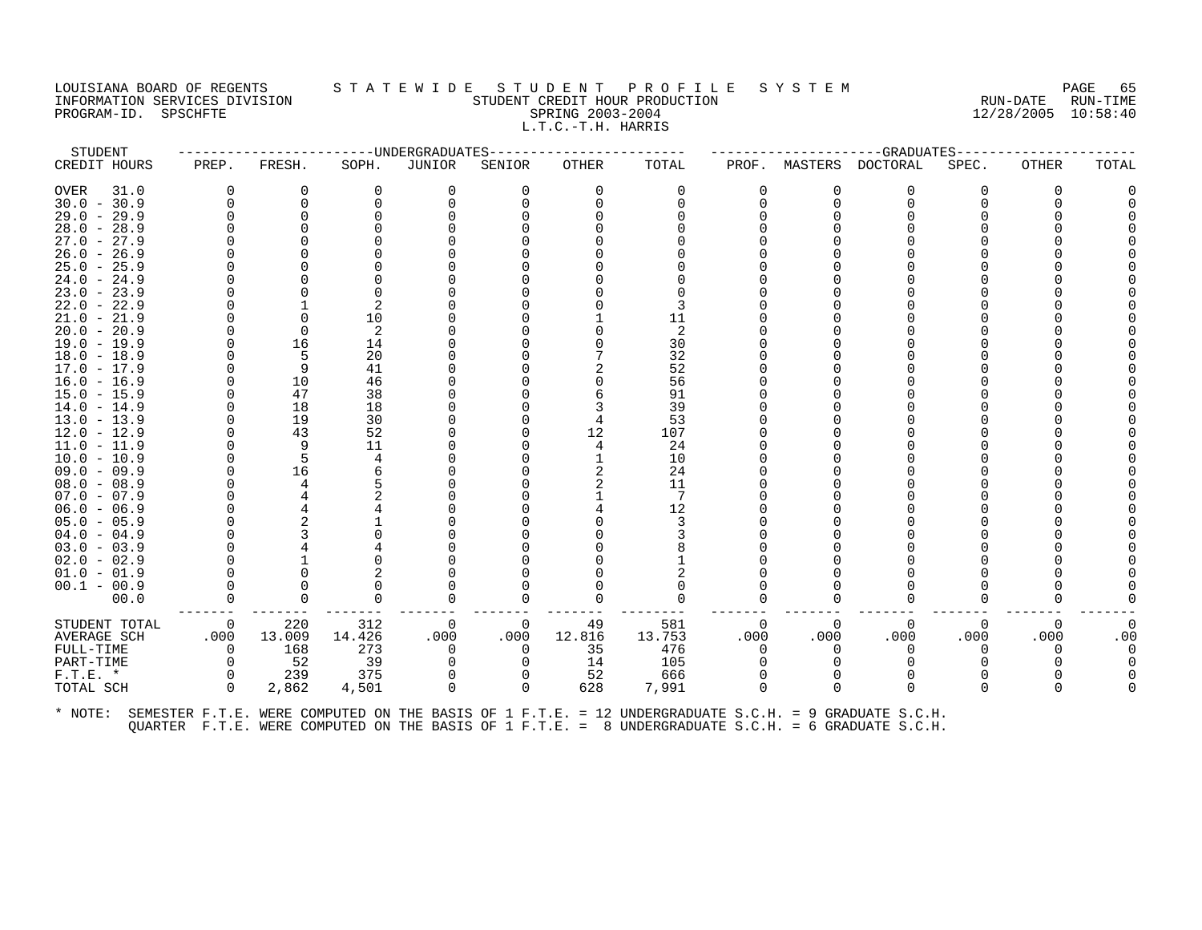LOUISIANA BOARD OF REGENTS — STATEWIDE STUDENT PROFILE SYSTEM
INFORMATION SERVICES DIVISION — STUDENT CREDIT HOUR PRODUCTION — RUN-DATE 12/28/2005 RUN-TIME 10:58:40
PROGRAM-ID. SPSCHFTE — SPRING 2003-2004
L.T.C.-T.H. HARRIS

| STUDENT | UNDERGRADUATES | | | | | | | GRADUATES | | | | | | |
|---|---|---|---|---|---|---|---|---|---|---|---|---|---|---|
| CREDIT HOURS | PREP. | FRESH. | SOPH. | JUNIOR | SENIOR | OTHER | TOTAL | PROF. | MASTERS | DOCTORAL | SPEC. | OTHER | TOTAL |
| OVER 31.0 | 0 | 0 | 0 | 0 | 0 | 0 | 0 | 0 | 0 | 0 | 0 | 0 | 0 |
| 30.0 - 30.9 | 0 | 0 | 0 | 0 | 0 | 0 | 0 | 0 | 0 | 0 | 0 | 0 | 0 |
| 29.0 - 29.9 | 0 | 0 | 0 | 0 | 0 | 0 | 0 | 0 | 0 | 0 | 0 | 0 | 0 |
| 28.0 - 28.9 | 0 | 0 | 0 | 0 | 0 | 0 | 0 | 0 | 0 | 0 | 0 | 0 | 0 |
| 27.0 - 27.9 | 0 | 0 | 0 | 0 | 0 | 0 | 0 | 0 | 0 | 0 | 0 | 0 | 0 |
| 26.0 - 26.9 | 0 | 0 | 0 | 0 | 0 | 0 | 0 | 0 | 0 | 0 | 0 | 0 | 0 |
| 25.0 - 25.9 | 0 | 0 | 0 | 0 | 0 | 0 | 0 | 0 | 0 | 0 | 0 | 0 | 0 |
| 24.0 - 24.9 | 0 | 0 | 0 | 0 | 0 | 0 | 0 | 0 | 0 | 0 | 0 | 0 | 0 |
| 23.0 - 23.9 | 0 | 0 | 0 | 0 | 0 | 0 | 0 | 0 | 0 | 0 | 0 | 0 | 0 |
| 22.0 - 22.9 | 0 | 1 | 2 | 0 | 0 | 0 | 3 | 0 | 0 | 0 | 0 | 0 | 0 |
| 21.0 - 21.9 | 0 | 0 | 10 | 0 | 0 | 1 | 11 | 0 | 0 | 0 | 0 | 0 | 0 |
| 20.0 - 20.9 | 0 | 0 | 2 | 0 | 0 | 0 | 2 | 0 | 0 | 0 | 0 | 0 | 0 |
| 19.0 - 19.9 | 0 | 16 | 14 | 0 | 0 | 0 | 30 | 0 | 0 | 0 | 0 | 0 | 0 |
| 18.0 - 18.9 | 0 | 5 | 20 | 0 | 0 | 7 | 32 | 0 | 0 | 0 | 0 | 0 | 0 |
| 17.0 - 17.9 | 0 | 9 | 41 | 0 | 0 | 2 | 52 | 0 | 0 | 0 | 0 | 0 | 0 |
| 16.0 - 16.9 | 0 | 10 | 46 | 0 | 0 | 0 | 56 | 0 | 0 | 0 | 0 | 0 | 0 |
| 15.0 - 15.9 | 0 | 47 | 38 | 0 | 0 | 6 | 91 | 0 | 0 | 0 | 0 | 0 | 0 |
| 14.0 - 14.9 | 0 | 18 | 18 | 0 | 0 | 3 | 39 | 0 | 0 | 0 | 0 | 0 | 0 |
| 13.0 - 13.9 | 0 | 19 | 30 | 0 | 0 | 4 | 53 | 0 | 0 | 0 | 0 | 0 | 0 |
| 12.0 - 12.9 | 0 | 43 | 52 | 0 | 0 | 12 | 107 | 0 | 0 | 0 | 0 | 0 | 0 |
| 11.0 - 11.9 | 0 | 9 | 11 | 0 | 0 | 4 | 24 | 0 | 0 | 0 | 0 | 0 | 0 |
| 10.0 - 10.9 | 0 | 5 | 4 | 0 | 0 | 1 | 10 | 0 | 0 | 0 | 0 | 0 | 0 |
| 09.0 - 09.9 | 0 | 16 | 6 | 0 | 0 | 2 | 24 | 0 | 0 | 0 | 0 | 0 | 0 |
| 08.0 - 08.9 | 0 | 4 | 5 | 0 | 0 | 2 | 11 | 0 | 0 | 0 | 0 | 0 | 0 |
| 07.0 - 07.9 | 0 | 4 | 2 | 0 | 0 | 1 | 7 | 0 | 0 | 0 | 0 | 0 | 0 |
| 06.0 - 06.9 | 0 | 4 | 4 | 0 | 0 | 4 | 12 | 0 | 0 | 0 | 0 | 0 | 0 |
| 05.0 - 05.9 | 0 | 2 | 1 | 0 | 0 | 0 | 3 | 0 | 0 | 0 | 0 | 0 | 0 |
| 04.0 - 04.9 | 0 | 3 | 0 | 0 | 0 | 0 | 3 | 0 | 0 | 0 | 0 | 0 | 0 |
| 03.0 - 03.9 | 0 | 4 | 4 | 0 | 0 | 0 | 8 | 0 | 0 | 0 | 0 | 0 | 0 |
| 02.0 - 02.9 | 0 | 1 | 0 | 0 | 0 | 0 | 1 | 0 | 0 | 0 | 0 | 0 | 0 |
| 01.0 - 01.9 | 0 | 0 | 2 | 0 | 0 | 0 | 2 | 0 | 0 | 0 | 0 | 0 | 0 |
| 00.1 - 00.9 | 0 | 0 | 0 | 0 | 0 | 0 | 0 | 0 | 0 | 0 | 0 | 0 | 0 |
| 00.0 | 0 | 0 | 0 | 0 | 0 | 0 | 0 | 0 | 0 | 0 | 0 | 0 | 0 |
| STUDENT TOTAL | 0 | 220 | 312 | 0 | 0 | 49 | 581 | 0 | 0 | 0 | 0 | 0 | 0 |
| AVERAGE SCH | .000 | 13.009 | 14.426 | .000 | .000 | 12.816 | 13.753 | .000 | .000 | .000 | .000 | .000 | .00 |
| FULL-TIME | 0 | 168 | 273 | 0 | 0 | 35 | 476 | 0 | 0 | 0 | 0 | 0 | 0 |
| PART-TIME | 0 | 52 | 39 | 0 | 0 | 14 | 105 | 0 | 0 | 0 | 0 | 0 | 0 |
| F.T.E. * | 0 | 239 | 375 | 0 | 0 | 52 | 666 | 0 | 0 | 0 | 0 | 0 | 0 |
| TOTAL SCH | 0 | 2,862 | 4,501 | 0 | 0 | 628 | 7,991 | 0 | 0 | 0 | 0 | 0 | 0 |

* NOTE: SEMESTER F.T.E. WERE COMPUTED ON THE BASIS OF 1 F.T.E. = 12 UNDERGRADUATE S.C.H. = 9 GRADUATE S.C.H.
QUARTER F.T.E. WERE COMPUTED ON THE BASIS OF 1 F.T.E. = 8 UNDERGRADUATE S.C.H. = 6 GRADUATE S.C.H.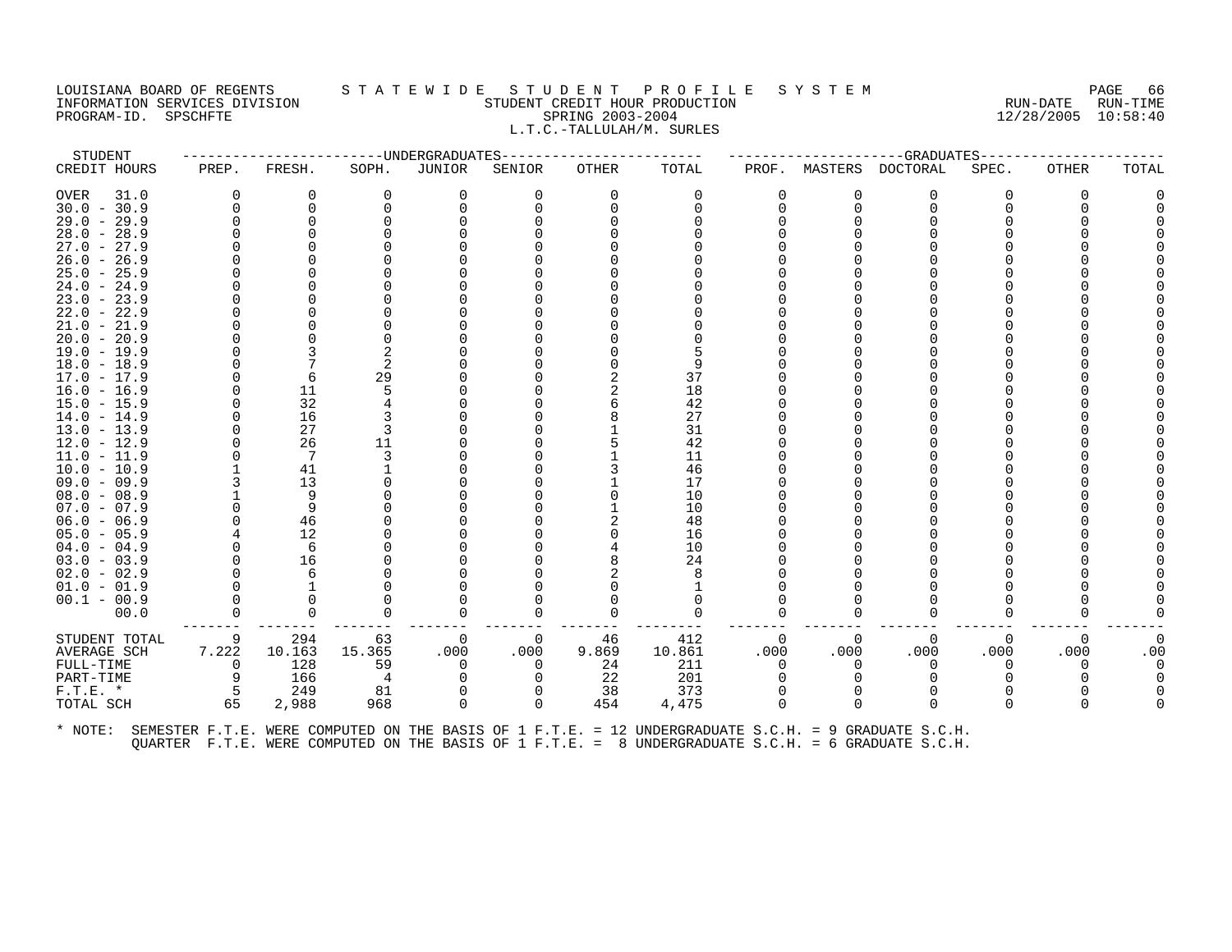LOUISIANA BOARD OF REGENTS S T A T E W I D E S T U D E N T P R O F I L E S Y S T E M

INFORMATION SERVICES DIVISION STUDENT CREDIT HOUR PRODUCTION RUN-DATE RUN-TIME

PROGRAM-ID. SPSCHFTE SPRING 2003-2004 12/28/2005 10:58:40

L.T.C.-TALLULAH/M. SURLES

| STUDENT | UNDERGRADUATES | | | | | | | GRADUATES | | | | | | |
|---|---|---|---|---|---|---|---|---|---|---|---|---|---|---|
| CREDIT HOURS | PREP. | FRESH. | SOPH. | JUNIOR | SENIOR | OTHER | TOTAL | PROF. | MASTERS | DOCTORAL | SPEC. | OTHER | TOTAL |
| OVER 31.0 | 0 | 0 | 0 | 0 | 0 | 0 | 0 | 0 | 0 | 0 | 0 | 0 | 0 |
| 30.0 - 30.9 | 0 | 0 | 0 | 0 | 0 | 0 | 0 | 0 | 0 | 0 | 0 | 0 | 0 |
| 29.0 - 29.9 | 0 | 0 | 0 | 0 | 0 | 0 | 0 | 0 | 0 | 0 | 0 | 0 | 0 |
| 28.0 - 28.9 | 0 | 0 | 0 | 0 | 0 | 0 | 0 | 0 | 0 | 0 | 0 | 0 | 0 |
| 27.0 - 27.9 | 0 | 0 | 0 | 0 | 0 | 0 | 0 | 0 | 0 | 0 | 0 | 0 | 0 |
| 26.0 - 26.9 | 0 | 0 | 0 | 0 | 0 | 0 | 0 | 0 | 0 | 0 | 0 | 0 | 0 |
| 25.0 - 25.9 | 0 | 0 | 0 | 0 | 0 | 0 | 0 | 0 | 0 | 0 | 0 | 0 | 0 |
| 24.0 - 24.9 | 0 | 0 | 0 | 0 | 0 | 0 | 0 | 0 | 0 | 0 | 0 | 0 | 0 |
| 23.0 - 23.9 | 0 | 0 | 0 | 0 | 0 | 0 | 0 | 0 | 0 | 0 | 0 | 0 | 0 |
| 22.0 - 22.9 | 0 | 0 | 0 | 0 | 0 | 0 | 0 | 0 | 0 | 0 | 0 | 0 | 0 |
| 21.0 - 21.9 | 0 | 0 | 0 | 0 | 0 | 0 | 0 | 0 | 0 | 0 | 0 | 0 | 0 |
| 20.0 - 20.9 | 0 | 0 | 0 | 0 | 0 | 0 | 0 | 0 | 0 | 0 | 0 | 0 | 0 |
| 19.0 - 19.9 | 0 | 3 | 2 | 0 | 0 | 0 | 5 | 0 | 0 | 0 | 0 | 0 | 0 |
| 18.0 - 18.9 | 0 | 7 | 2 | 0 | 0 | 0 | 9 | 0 | 0 | 0 | 0 | 0 | 0 |
| 17.0 - 17.9 | 0 | 6 | 29 | 0 | 0 | 2 | 37 | 0 | 0 | 0 | 0 | 0 | 0 |
| 16.0 - 16.9 | 0 | 11 | 5 | 0 | 0 | 2 | 18 | 0 | 0 | 0 | 0 | 0 | 0 |
| 15.0 - 15.9 | 0 | 32 | 4 | 0 | 0 | 6 | 42 | 0 | 0 | 0 | 0 | 0 | 0 |
| 14.0 - 14.9 | 0 | 16 | 3 | 0 | 0 | 8 | 27 | 0 | 0 | 0 | 0 | 0 | 0 |
| 13.0 - 13.9 | 0 | 27 | 3 | 0 | 0 | 1 | 31 | 0 | 0 | 0 | 0 | 0 | 0 |
| 12.0 - 12.9 | 0 | 26 | 11 | 0 | 0 | 5 | 42 | 0 | 0 | 0 | 0 | 0 | 0 |
| 11.0 - 11.9 | 0 | 7 | 3 | 0 | 0 | 1 | 11 | 0 | 0 | 0 | 0 | 0 | 0 |
| 10.0 - 10.9 | 1 | 41 | 1 | 0 | 0 | 3 | 46 | 0 | 0 | 0 | 0 | 0 | 0 |
| 09.0 - 09.9 | 3 | 13 | 0 | 0 | 0 | 1 | 17 | 0 | 0 | 0 | 0 | 0 | 0 |
| 08.0 - 08.9 | 1 | 9 | 0 | 0 | 0 | 0 | 10 | 0 | 0 | 0 | 0 | 0 | 0 |
| 07.0 - 07.9 | 0 | 9 | 0 | 0 | 0 | 1 | 10 | 0 | 0 | 0 | 0 | 0 | 0 |
| 06.0 - 06.9 | 0 | 46 | 0 | 0 | 0 | 2 | 48 | 0 | 0 | 0 | 0 | 0 | 0 |
| 05.0 - 05.9 | 4 | 12 | 0 | 0 | 0 | 0 | 16 | 0 | 0 | 0 | 0 | 0 | 0 |
| 04.0 - 04.9 | 0 | 6 | 0 | 0 | 0 | 4 | 10 | 0 | 0 | 0 | 0 | 0 | 0 |
| 03.0 - 03.9 | 0 | 16 | 0 | 0 | 0 | 8 | 24 | 0 | 0 | 0 | 0 | 0 | 0 |
| 02.0 - 02.9 | 0 | 6 | 0 | 0 | 0 | 2 | 8 | 0 | 0 | 0 | 0 | 0 | 0 |
| 01.0 - 01.9 | 0 | 1 | 0 | 0 | 0 | 0 | 1 | 0 | 0 | 0 | 0 | 0 | 0 |
| 00.1 - 00.9 | 0 | 0 | 0 | 0 | 0 | 0 | 0 | 0 | 0 | 0 | 0 | 0 | 0 |
| 00.0 | 0 | 0 | 0 | 0 | 0 | 0 | 0 | 0 | 0 | 0 | 0 | 0 | 0 |
| STUDENT TOTAL | 9 | 294 | 63 | 0 | 0 | 46 | 412 | 0 | 0 | 0 | 0 | 0 | 0 |
| AVERAGE SCH | 7.222 | 10.163 | 15.365 | .000 | .000 | 9.869 | 10.861 | .000 | .000 | .000 | .000 | .000 | .00 |
| FULL-TIME | 0 | 128 | 59 | 0 | 0 | 24 | 211 | 0 | 0 | 0 | 0 | 0 | 0 |
| PART-TIME | 9 | 166 | 4 | 0 | 0 | 22 | 201 | 0 | 0 | 0 | 0 | 0 | 0 |
| F.T.E. * | 5 | 249 | 81 | 0 | 0 | 38 | 373 | 0 | 0 | 0 | 0 | 0 | 0 |
| TOTAL SCH | 65 | 2,988 | 968 | 0 | 0 | 454 | 4,475 | 0 | 0 | 0 | 0 | 0 | 0 |

* NOTE: SEMESTER F.T.E. WERE COMPUTED ON THE BASIS OF 1 F.T.E. = 12 UNDERGRADUATE S.C.H. = 9 GRADUATE S.C.H.
QUARTER F.T.E. WERE COMPUTED ON THE BASIS OF 1 F.T.E. = 8 UNDERGRADUATE S.C.H. = 6 GRADUATE S.C.H.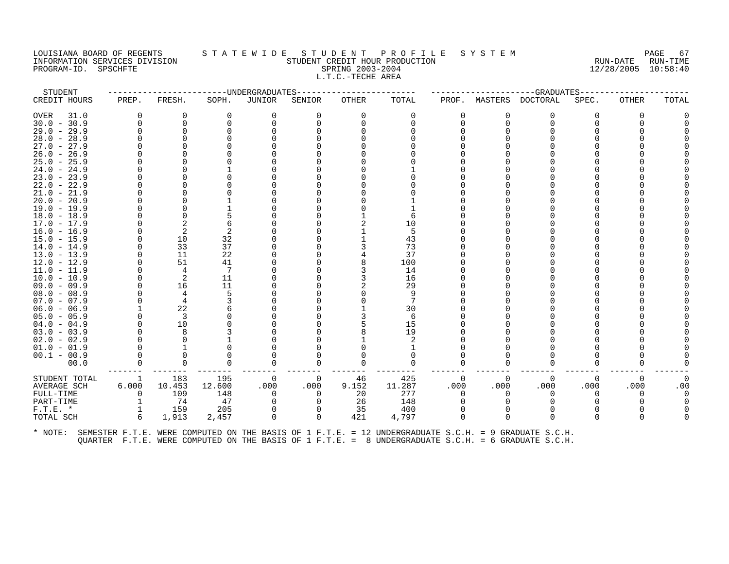LOUISIANA BOARD OF REGENTS — STATEWIDE STUDENT PROFILE SYSTEM
INFORMATION SERVICES DIVISION — STUDENT CREDIT HOUR PRODUCTION — RUN-DATE 12/28/2005 RUN-TIME 10:58:40
PROGRAM-ID. SPSCHFTE — SPRING 2003-2004
L.T.C.-TECHE AREA

| STUDENT | UNDERGRADUATES | | | | | | | GRADUATES | | | | | | |
|---|---|---|---|---|---|---|---|---|---|---|---|---|---|---|
| CREDIT HOURS | PREP. | FRESH. | SOPH. | JUNIOR | SENIOR | OTHER | TOTAL | PROF. | MASTERS | DOCTORAL | SPEC. | OTHER | TOTAL |
| OVER 31.0 | 0 | 0 | 0 | 0 | 0 | 0 | 0 | 0 | 0 | 0 | 0 | 0 | 0 |
| 30.0 - 30.9 | 0 | 0 | 0 | 0 | 0 | 0 | 0 | 0 | 0 | 0 | 0 | 0 | 0 |
| 29.0 - 29.9 | 0 | 0 | 0 | 0 | 0 | 0 | 0 | 0 | 0 | 0 | 0 | 0 | 0 |
| 28.0 - 28.9 | 0 | 0 | 0 | 0 | 0 | 0 | 0 | 0 | 0 | 0 | 0 | 0 | 0 |
| 27.0 - 27.9 | 0 | 0 | 0 | 0 | 0 | 0 | 0 | 0 | 0 | 0 | 0 | 0 | 0 |
| 26.0 - 26.9 | 0 | 0 | 0 | 0 | 0 | 0 | 0 | 0 | 0 | 0 | 0 | 0 | 0 |
| 25.0 - 25.9 | 0 | 0 | 0 | 0 | 0 | 0 | 0 | 0 | 0 | 0 | 0 | 0 | 0 |
| 24.0 - 24.9 | 0 | 0 | 1 | 0 | 0 | 0 | 1 | 0 | 0 | 0 | 0 | 0 | 0 |
| 23.0 - 23.9 | 0 | 0 | 0 | 0 | 0 | 0 | 0 | 0 | 0 | 0 | 0 | 0 | 0 |
| 22.0 - 22.9 | 0 | 0 | 0 | 0 | 0 | 0 | 0 | 0 | 0 | 0 | 0 | 0 | 0 |
| 21.0 - 21.9 | 0 | 0 | 0 | 0 | 0 | 0 | 0 | 0 | 0 | 0 | 0 | 0 | 0 |
| 20.0 - 20.9 | 0 | 0 | 1 | 0 | 0 | 0 | 1 | 0 | 0 | 0 | 0 | 0 | 0 |
| 19.0 - 19.9 | 0 | 0 | 1 | 0 | 0 | 0 | 1 | 0 | 0 | 0 | 0 | 0 | 0 |
| 18.0 - 18.9 | 0 | 0 | 5 | 0 | 0 | 1 | 6 | 0 | 0 | 0 | 0 | 0 | 0 |
| 17.0 - 17.9 | 0 | 2 | 6 | 0 | 0 | 2 | 10 | 0 | 0 | 0 | 0 | 0 | 0 |
| 16.0 - 16.9 | 0 | 2 | 2 | 0 | 0 | 1 | 5 | 0 | 0 | 0 | 0 | 0 | 0 |
| 15.0 - 15.9 | 0 | 10 | 32 | 0 | 0 | 1 | 43 | 0 | 0 | 0 | 0 | 0 | 0 |
| 14.0 - 14.9 | 0 | 33 | 37 | 0 | 0 | 3 | 73 | 0 | 0 | 0 | 0 | 0 | 0 |
| 13.0 - 13.9 | 0 | 11 | 22 | 0 | 0 | 4 | 37 | 0 | 0 | 0 | 0 | 0 | 0 |
| 12.0 - 12.9 | 0 | 51 | 41 | 0 | 0 | 8 | 100 | 0 | 0 | 0 | 0 | 0 | 0 |
| 11.0 - 11.9 | 0 | 4 | 7 | 0 | 0 | 3 | 14 | 0 | 0 | 0 | 0 | 0 | 0 |
| 10.0 - 10.9 | 0 | 2 | 11 | 0 | 0 | 3 | 16 | 0 | 0 | 0 | 0 | 0 | 0 |
| 09.0 - 09.9 | 0 | 16 | 11 | 0 | 0 | 2 | 29 | 0 | 0 | 0 | 0 | 0 | 0 |
| 08.0 - 08.9 | 0 | 4 | 5 | 0 | 0 | 0 | 9 | 0 | 0 | 0 | 0 | 0 | 0 |
| 07.0 - 07.9 | 0 | 4 | 3 | 0 | 0 | 0 | 7 | 0 | 0 | 0 | 0 | 0 | 0 |
| 06.0 - 06.9 | 1 | 22 | 6 | 0 | 0 | 1 | 30 | 0 | 0 | 0 | 0 | 0 | 0 |
| 05.0 - 05.9 | 0 | 3 | 0 | 0 | 0 | 3 | 6 | 0 | 0 | 0 | 0 | 0 | 0 |
| 04.0 - 04.9 | 0 | 10 | 0 | 0 | 0 | 5 | 15 | 0 | 0 | 0 | 0 | 0 | 0 |
| 03.0 - 03.9 | 0 | 8 | 3 | 0 | 0 | 8 | 19 | 0 | 0 | 0 | 0 | 0 | 0 |
| 02.0 - 02.9 | 0 | 0 | 1 | 0 | 0 | 1 | 2 | 0 | 0 | 0 | 0 | 0 | 0 |
| 01.0 - 01.9 | 0 | 1 | 0 | 0 | 0 | 0 | 1 | 0 | 0 | 0 | 0 | 0 | 0 |
| 00.1 - 00.9 | 0 | 0 | 0 | 0 | 0 | 0 | 0 | 0 | 0 | 0 | 0 | 0 | 0 |
| 00.0 | 0 | 0 | 0 | 0 | 0 | 0 | 0 | 0 | 0 | 0 | 0 | 0 | 0 |
| STUDENT TOTAL | 1 | 183 | 195 | 0 | 0 | 46 | 425 | 0 | 0 | 0 | 0 | 0 | 0 |
| AVERAGE SCH | 6.000 | 10.453 | 12.600 | .000 | .000 | 9.152 | 11.287 | .000 | .000 | .000 | .000 | .000 | .00 |
| FULL-TIME | 0 | 109 | 148 | 0 | 0 | 20 | 277 | 0 | 0 | 0 | 0 | 0 | 0 |
| PART-TIME | 1 | 74 | 47 | 0 | 0 | 26 | 148 | 0 | 0 | 0 | 0 | 0 | 0 |
| F.T.E. * | 1 | 159 | 205 | 0 | 0 | 35 | 400 | 0 | 0 | 0 | 0 | 0 | 0 |
| TOTAL SCH | 6 | 1,913 | 2,457 | 0 | 0 | 421 | 4,797 | 0 | 0 | 0 | 0 | 0 | 0 |

* NOTE: SEMESTER F.T.E. WERE COMPUTED ON THE BASIS OF 1 F.T.E. = 12 UNDERGRADUATE S.C.H. = 9 GRADUATE S.C.H.
QUARTER F.T.E. WERE COMPUTED ON THE BASIS OF 1 F.T.E. = 8 UNDERGRADUATE S.C.H. = 6 GRADUATE S.C.H.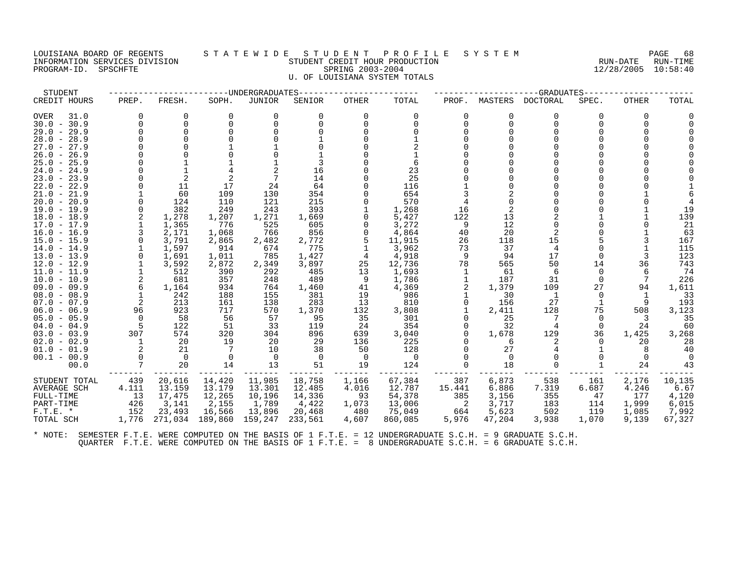LOUISIANA BOARD OF REGENTS — STATEWIDE STUDENT PROFILE SYSTEM
INFORMATION SERVICES DIVISION — STUDENT CREDIT HOUR PRODUCTION — RUN-DATE 12/28/2005 RUN-TIME 10:58:40
PROGRAM-ID. SPSCHFTE — SPRING 2003-2004
U. OF LOUISIANA SYSTEM TOTALS

| STUDENT | UNDERGRADUATES | | | | | | | GRADUATES | | | | | | |
|---|---|---|---|---|---|---|---|---|---|---|---|---|---|---|
| CREDIT HOURS | PREP. | FRESH. | SOPH. | JUNIOR | SENIOR | OTHER | TOTAL | PROF. | MASTERS | DOCTORAL | SPEC. | OTHER | TOTAL |
| OVER 31.0 | 0 | 0 | 0 | 0 | 0 | 0 | 0 | 0 | 0 | 0 | 0 | 0 | 0 |
| 30.0 - 30.9 | 0 | 0 | 0 | 0 | 0 | 0 | 0 | 0 | 0 | 0 | 0 | 0 | 0 |
| 29.0 - 29.9 | 0 | 0 | 0 | 0 | 0 | 0 | 0 | 0 | 0 | 0 | 0 | 0 | 0 |
| 28.0 - 28.9 | 0 | 0 | 0 | 0 | 1 | 0 | 1 | 0 | 0 | 0 | 0 | 0 | 0 |
| 27.0 - 27.9 | 0 | 0 | 1 | 1 | 0 | 0 | 2 | 0 | 0 | 0 | 0 | 0 | 0 |
| 26.0 - 26.9 | 0 | 0 | 0 | 0 | 1 | 0 | 1 | 0 | 0 | 0 | 0 | 0 | 0 |
| 25.0 - 25.9 | 0 | 1 | 1 | 1 | 3 | 0 | 6 | 0 | 0 | 0 | 0 | 0 | 0 |
| 24.0 - 24.9 | 0 | 1 | 4 | 2 | 16 | 0 | 23 | 0 | 0 | 0 | 0 | 0 | 0 |
| 23.0 - 23.9 | 0 | 2 | 2 | 7 | 14 | 0 | 25 | 0 | 0 | 0 | 0 | 0 | 0 |
| 22.0 - 22.9 | 0 | 11 | 17 | 24 | 64 | 0 | 116 | 1 | 0 | 0 | 0 | 0 | 1 |
| 21.0 - 21.9 | 1 | 60 | 109 | 130 | 354 | 0 | 654 | 3 | 2 | 0 | 0 | 1 | 6 |
| 20.0 - 20.9 | 0 | 124 | 110 | 121 | 215 | 0 | 570 | 4 | 0 | 0 | 0 | 0 | 4 |
| 19.0 - 19.9 | 0 | 382 | 249 | 243 | 393 | 1 | 1,268 | 16 | 2 | 0 | 0 | 1 | 19 |
| 18.0 - 18.9 | 2 | 1,278 | 1,207 | 1,271 | 1,669 | 0 | 5,427 | 122 | 13 | 2 | 1 | 1 | 139 |
| 17.0 - 17.9 | 1 | 1,365 | 776 | 525 | 605 | 0 | 3,272 | 9 | 12 | 0 | 0 | 0 | 21 |
| 16.0 - 16.9 | 3 | 2,171 | 1,068 | 766 | 856 | 0 | 4,864 | 40 | 20 | 2 | 0 | 1 | 63 |
| 15.0 - 15.9 | 0 | 3,791 | 2,865 | 2,482 | 2,772 | 5 | 11,915 | 26 | 118 | 15 | 5 | 3 | 167 |
| 14.0 - 14.9 | 1 | 1,597 | 914 | 674 | 775 | 1 | 3,962 | 73 | 37 | 4 | 0 | 1 | 115 |
| 13.0 - 13.9 | 0 | 1,691 | 1,011 | 785 | 1,427 | 4 | 4,918 | 9 | 94 | 17 | 0 | 3 | 123 |
| 12.0 - 12.9 | 1 | 3,592 | 2,872 | 2,349 | 3,897 | 25 | 12,736 | 78 | 565 | 50 | 14 | 36 | 743 |
| 11.0 - 11.9 | 1 | 512 | 390 | 292 | 485 | 13 | 1,693 | 1 | 61 | 6 | 0 | 6 | 74 |
| 10.0 - 10.9 | 2 | 681 | 357 | 248 | 489 | 9 | 1,786 | 1 | 187 | 31 | 0 | 7 | 226 |
| 09.0 - 09.9 | 6 | 1,164 | 934 | 764 | 1,460 | 41 | 4,369 | 2 | 1,379 | 109 | 27 | 94 | 1,611 |
| 08.0 - 08.9 | 1 | 242 | 188 | 155 | 381 | 19 | 986 | 1 | 30 | 1 | 0 | 1 | 33 |
| 07.0 - 07.9 | 2 | 213 | 161 | 138 | 283 | 13 | 810 | 0 | 156 | 27 | 1 | 9 | 193 |
| 06.0 - 06.9 | 96 | 923 | 717 | 570 | 1,370 | 132 | 3,808 | 1 | 2,411 | 128 | 75 | 508 | 3,123 |
| 05.0 - 05.9 | 0 | 58 | 56 | 57 | 95 | 35 | 301 | 0 | 25 | 7 | 0 | 3 | 35 |
| 04.0 - 04.9 | 5 | 122 | 51 | 33 | 119 | 24 | 354 | 0 | 32 | 4 | 0 | 24 | 60 |
| 03.0 - 03.9 | 307 | 574 | 320 | 304 | 896 | 639 | 3,040 | 0 | 1,678 | 129 | 36 | 1,425 | 3,268 |
| 02.0 - 02.9 | 1 | 20 | 19 | 20 | 29 | 136 | 225 | 0 | 6 | 2 | 0 | 20 | 28 |
| 01.0 - 01.9 | 2 | 21 | 7 | 10 | 38 | 50 | 128 | 0 | 27 | 4 | 1 | 8 | 40 |
| 00.1 - 00.9 | 0 | 0 | 0 | 0 | 0 | 0 | 0 | 0 | 0 | 0 | 0 | 0 | 0 |
| 00.0 | 7 | 20 | 14 | 13 | 51 | 19 | 124 | 0 | 18 | 0 | 1 | 24 | 43 |
| STUDENT TOTAL | 439 | 20,616 | 14,420 | 11,985 | 18,758 | 1,166 | 67,384 | 387 | 6,873 | 538 | 161 | 2,176 | 10,135 |
| AVERAGE SCH | 4.111 | 13.159 | 13.179 | 13.301 | 12.485 | 4.016 | 12.787 | 15.441 | 6.886 | 7.319 | 6.687 | 4.246 | 6.67 |
| FULL-TIME | 13 | 17,475 | 12,265 | 10,196 | 14,336 | 93 | 54,378 | 385 | 3,156 | 355 | 47 | 177 | 4,120 |
| PART-TIME | 426 | 3,141 | 2,155 | 1,789 | 4,422 | 1,073 | 13,006 | 2 | 3,717 | 183 | 114 | 1,999 | 6,015 |
| F.T.E. * | 152 | 23,493 | 16,566 | 13,896 | 20,468 | 480 | 75,049 | 664 | 5,623 | 502 | 119 | 1,085 | 7,992 |
| TOTAL SCH | 1,776 | 271,034 | 189,860 | 159,247 | 233,561 | 4,607 | 860,085 | 5,976 | 47,204 | 3,938 | 1,070 | 9,139 | 67,327 |

* NOTE: SEMESTER F.T.E. WERE COMPUTED ON THE BASIS OF 1 F.T.E. = 12 UNDERGRADUATE S.C.H. = 9 GRADUATE S.C.H.
QUARTER F.T.E. WERE COMPUTED ON THE BASIS OF 1 F.T.E. = 8 UNDERGRADUATE S.C.H. = 6 GRADUATE S.C.H.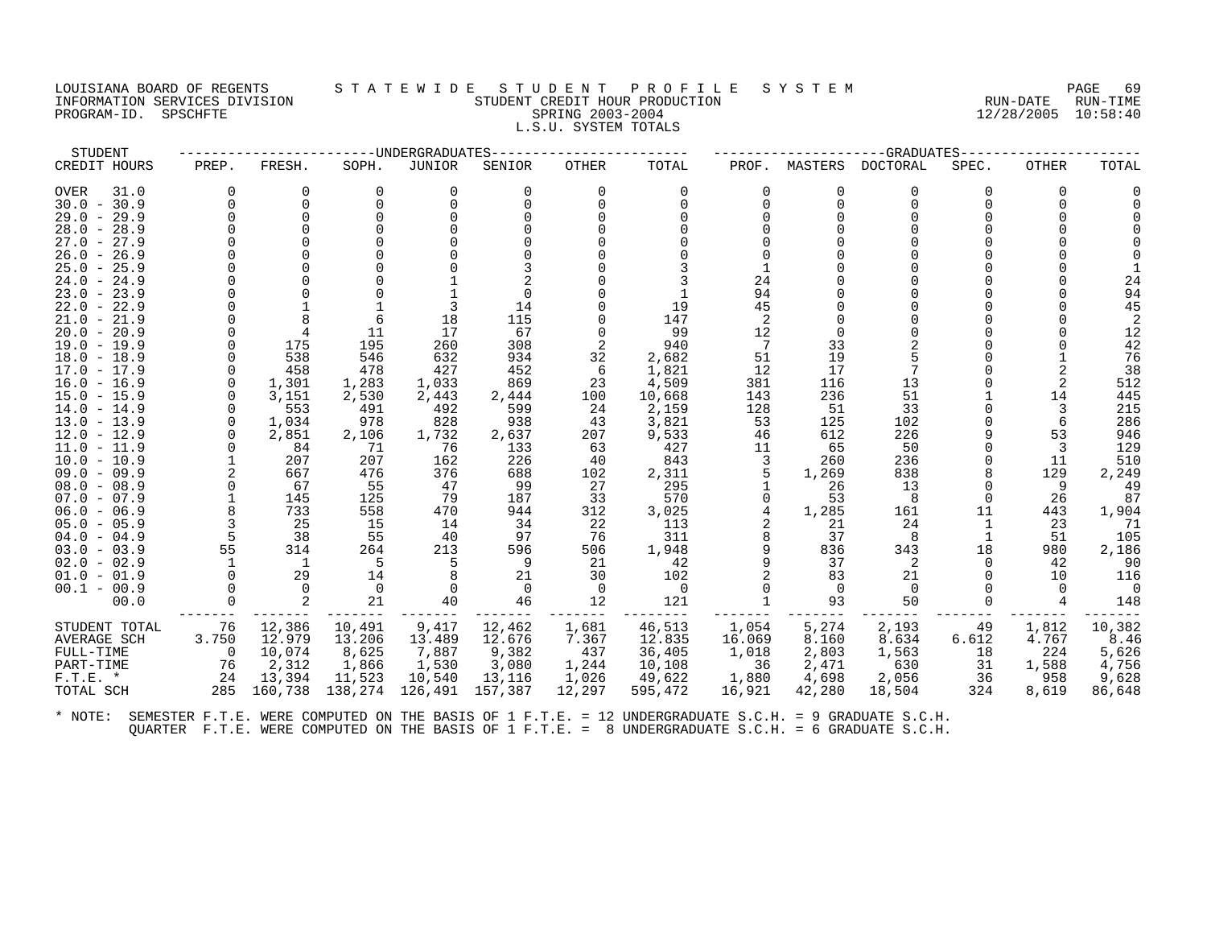LOUISIANA BOARD OF REGENTS — STATEWIDE STUDENT PROFILE SYSTEM
INFORMATION SERVICES DIVISION — STUDENT CREDIT HOUR PRODUCTION — RUN-DATE 12/28/2005 RUN-TIME 10:58:40
PROGRAM-ID. SPSCHFTE — SPRING 2003-2004

L.S.U. SYSTEM TOTALS

| STUDENT | UNDERGRADUATES | | | | | | | GRADUATES | | | | | |
|---|---|---|---|---|---|---|---|---|---|---|---|---|---|
| CREDIT HOURS | PREP. | FRESH. | SOPH. | JUNIOR | SENIOR | OTHER | TOTAL | PROF. | MASTERS | DOCTORAL | SPEC. | OTHER | TOTAL |
| OVER 31.0 | 0 | 0 | 0 | 0 | 0 | 0 | 0 | 0 | 0 | 0 | 0 | 0 | 0 |
| 30.0 - 30.9 | 0 | 0 | 0 | 0 | 0 | 0 | 0 | 0 | 0 | 0 | 0 | 0 | 0 |
| 29.0 - 29.9 | 0 | 0 | 0 | 0 | 0 | 0 | 0 | 0 | 0 | 0 | 0 | 0 | 0 |
| 28.0 - 28.9 | 0 | 0 | 0 | 0 | 0 | 0 | 0 | 0 | 0 | 0 | 0 | 0 | 0 |
| 27.0 - 27.9 | 0 | 0 | 0 | 0 | 0 | 0 | 0 | 0 | 0 | 0 | 0 | 0 | 0 |
| 26.0 - 26.9 | 0 | 0 | 0 | 0 | 0 | 0 | 0 | 0 | 0 | 0 | 0 | 0 | 0 |
| 25.0 - 25.9 | 0 | 0 | 0 | 0 | 3 | 0 | 3 | 1 | 0 | 0 | 0 | 0 | 1 |
| 24.0 - 24.9 | 0 | 0 | 0 | 1 | 2 | 0 | 3 | 24 | 0 | 0 | 0 | 0 | 24 |
| 23.0 - 23.9 | 0 | 0 | 0 | 1 | 0 | 0 | 1 | 94 | 0 | 0 | 0 | 0 | 94 |
| 22.0 - 22.9 | 0 | 1 | 1 | 3 | 14 | 0 | 19 | 45 | 0 | 0 | 0 | 0 | 45 |
| 21.0 - 21.9 | 0 | 8 | 6 | 18 | 115 | 0 | 147 | 2 | 0 | 0 | 0 | 0 | 2 |
| 20.0 - 20.9 | 0 | 4 | 11 | 17 | 67 | 0 | 99 | 12 | 0 | 0 | 0 | 0 | 12 |
| 19.0 - 19.9 | 0 | 175 | 195 | 260 | 308 | 2 | 940 | 7 | 33 | 2 | 0 | 0 | 42 |
| 18.0 - 18.9 | 0 | 538 | 546 | 632 | 934 | 32 | 2,682 | 51 | 19 | 5 | 0 | 1 | 76 |
| 17.0 - 17.9 | 0 | 458 | 478 | 427 | 452 | 6 | 1,821 | 12 | 17 | 7 | 0 | 2 | 38 |
| 16.0 - 16.9 | 0 | 1,301 | 1,283 | 1,033 | 869 | 23 | 4,509 | 381 | 116 | 13 | 0 | 2 | 512 |
| 15.0 - 15.9 | 0 | 3,151 | 2,530 | 2,443 | 2,444 | 100 | 10,668 | 143 | 236 | 51 | 1 | 14 | 445 |
| 14.0 - 14.9 | 0 | 553 | 491 | 492 | 599 | 24 | 2,159 | 128 | 51 | 33 | 0 | 3 | 215 |
| 13.0 - 13.9 | 0 | 1,034 | 978 | 828 | 938 | 43 | 3,821 | 53 | 125 | 102 | 0 | 6 | 286 |
| 12.0 - 12.9 | 0 | 2,851 | 2,106 | 1,732 | 2,637 | 207 | 9,533 | 46 | 612 | 226 | 9 | 53 | 946 |
| 11.0 - 11.9 | 0 | 84 | 71 | 76 | 133 | 63 | 427 | 11 | 65 | 50 | 0 | 3 | 129 |
| 10.0 - 10.9 | 1 | 207 | 207 | 162 | 226 | 40 | 843 | 3 | 260 | 236 | 0 | 11 | 510 |
| 09.0 - 09.9 | 2 | 667 | 476 | 376 | 688 | 102 | 2,311 | 5 | 1,269 | 838 | 8 | 129 | 2,249 |
| 08.0 - 08.9 | 0 | 67 | 55 | 47 | 99 | 27 | 295 | 1 | 26 | 13 | 0 | 9 | 49 |
| 07.0 - 07.9 | 1 | 145 | 125 | 79 | 187 | 33 | 570 | 0 | 53 | 8 | 0 | 26 | 87 |
| 06.0 - 06.9 | 8 | 733 | 558 | 470 | 944 | 312 | 3,025 | 4 | 1,285 | 161 | 11 | 443 | 1,904 |
| 05.0 - 05.9 | 3 | 25 | 15 | 14 | 34 | 22 | 113 | 2 | 21 | 24 | 1 | 23 | 71 |
| 04.0 - 04.9 | 5 | 38 | 55 | 40 | 97 | 76 | 311 | 8 | 37 | 8 | 1 | 51 | 105 |
| 03.0 - 03.9 | 55 | 314 | 264 | 213 | 596 | 506 | 1,948 | 9 | 836 | 343 | 18 | 980 | 2,186 |
| 02.0 - 02.9 | 1 | 1 | 5 | 5 | 9 | 21 | 42 | 9 | 37 | 2 | 0 | 42 | 90 |
| 01.0 - 01.9 | 0 | 29 | 14 | 8 | 21 | 30 | 102 | 2 | 83 | 21 | 0 | 10 | 116 |
| 00.1 - 00.9 | 0 | 0 | 0 | 0 | 0 | 0 | 0 | 0 | 0 | 0 | 0 | 0 | 0 |
| 00.0 | 0 | 2 | 21 | 40 | 46 | 12 | 121 | 1 | 93 | 50 | 0 | 4 | 148 |
| STUDENT TOTAL | 76 | 12,386 | 10,491 | 9,417 | 12,462 | 1,681 | 46,513 | 1,054 | 5,274 | 2,193 | 49 | 1,812 | 10,382 |
| AVERAGE SCH | 3.750 | 12.979 | 13.206 | 13.489 | 12.676 | 7.367 | 12.835 | 16.069 | 8.160 | 8.634 | 6.612 | 4.767 | 8.46 |
| FULL-TIME | 0 | 10,074 | 8,625 | 7,887 | 9,382 | 437 | 36,405 | 1,018 | 2,803 | 1,563 | 18 | 224 | 5,626 |
| PART-TIME | 76 | 2,312 | 1,866 | 1,530 | 3,080 | 1,244 | 10,108 | 36 | 2,471 | 630 | 31 | 1,588 | 4,756 |
| F.T.E. * | 24 | 13,394 | 11,523 | 10,540 | 13,116 | 1,026 | 49,622 | 1,880 | 4,698 | 2,056 | 36 | 958 | 9,628 |
| TOTAL SCH | 285 | 160,738 | 138,274 | 126,491 | 157,387 | 12,297 | 595,472 | 16,921 | 42,280 | 18,504 | 324 | 8,619 | 86,648 |

* NOTE: SEMESTER F.T.E. WERE COMPUTED ON THE BASIS OF 1 F.T.E. = 12 UNDERGRADUATE S.C.H. = 9 GRADUATE S.C.H.
QUARTER F.T.E. WERE COMPUTED ON THE BASIS OF 1 F.T.E. = 8 UNDERGRADUATE S.C.H. = 6 GRADUATE S.C.H.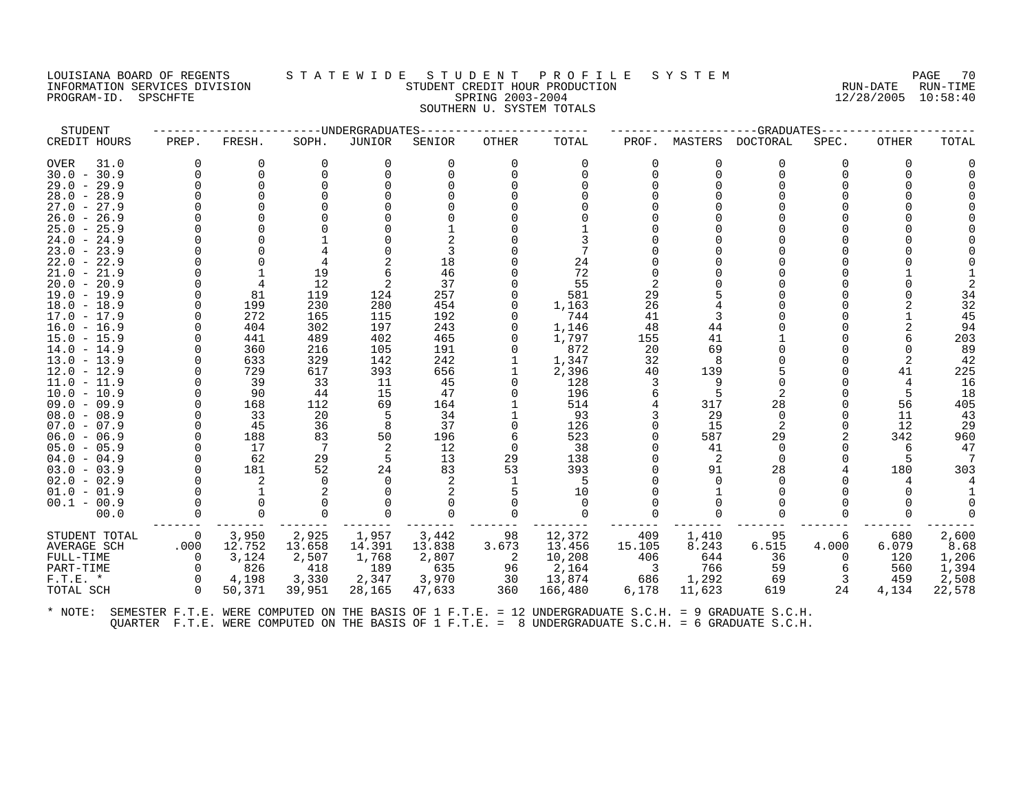LOUISIANA BOARD OF REGENTS — STATEWIDE STUDENT PROFILE SYSTEM
INFORMATION SERVICES DIVISION — STUDENT CREDIT HOUR PRODUCTION — RUN-DATE 12/28/2005 RUN-TIME 10:58:40
PROGRAM-ID. SPSCHFTE — SPRING 2003-2004

SOUTHERN U. SYSTEM TOTALS

| STUDENT CREDIT HOURS | UNDERGRADUATES PREP. | FRESH. | SOPH. | JUNIOR | SENIOR | OTHER | TOTAL | GRADUATES PROF. | MASTERS | DOCTORAL | SPEC. | OTHER | TOTAL |
|---|---|---|---|---|---|---|---|---|---|---|---|---|---|
| OVER 31.0 | 0 | 0 | 0 | 0 | 0 | 0 | 0 | 0 | 0 | 0 | 0 | 0 | 0 |
| 30.0 - 30.9 | 0 | 0 | 0 | 0 | 0 | 0 | 0 | 0 | 0 | 0 | 0 | 0 | 0 |
| 29.0 - 29.9 | 0 | 0 | 0 | 0 | 0 | 0 | 0 | 0 | 0 | 0 | 0 | 0 | 0 |
| 28.0 - 28.9 | 0 | 0 | 0 | 0 | 0 | 0 | 0 | 0 | 0 | 0 | 0 | 0 | 0 |
| 27.0 - 27.9 | 0 | 0 | 0 | 0 | 0 | 0 | 0 | 0 | 0 | 0 | 0 | 0 | 0 |
| 26.0 - 26.9 | 0 | 0 | 0 | 0 | 0 | 0 | 0 | 0 | 0 | 0 | 0 | 0 | 0 |
| 25.0 - 25.9 | 0 | 0 | 0 | 0 | 1 | 0 | 1 | 0 | 0 | 0 | 0 | 0 | 0 |
| 24.0 - 24.9 | 0 | 0 | 1 | 0 | 2 | 0 | 3 | 0 | 0 | 0 | 0 | 0 | 0 |
| 23.0 - 23.9 | 0 | 0 | 4 | 0 | 3 | 0 | 7 | 0 | 0 | 0 | 0 | 0 | 0 |
| 22.0 - 22.9 | 0 | 0 | 4 | 2 | 18 | 0 | 24 | 0 | 0 | 0 | 0 | 0 | 0 |
| 21.0 - 21.9 | 0 | 1 | 19 | 6 | 46 | 0 | 72 | 0 | 0 | 0 | 0 | 1 | 1 |
| 20.0 - 20.9 | 0 | 4 | 12 | 2 | 37 | 0 | 55 | 2 | 0 | 0 | 0 | 0 | 2 |
| 19.0 - 19.9 | 0 | 81 | 119 | 124 | 257 | 0 | 581 | 29 | 5 | 0 | 0 | 0 | 34 |
| 18.0 - 18.9 | 0 | 199 | 230 | 280 | 454 | 0 | 1,163 | 26 | 4 | 0 | 0 | 2 | 32 |
| 17.0 - 17.9 | 0 | 272 | 165 | 115 | 192 | 0 | 744 | 41 | 3 | 0 | 0 | 1 | 45 |
| 16.0 - 16.9 | 0 | 404 | 302 | 197 | 243 | 0 | 1,146 | 48 | 44 | 0 | 0 | 2 | 94 |
| 15.0 - 15.9 | 0 | 441 | 489 | 402 | 465 | 0 | 1,797 | 155 | 41 | 1 | 0 | 6 | 203 |
| 14.0 - 14.9 | 0 | 360 | 216 | 105 | 191 | 0 | 872 | 20 | 69 | 0 | 0 | 0 | 89 |
| 13.0 - 13.9 | 0 | 633 | 329 | 142 | 242 | 1 | 1,347 | 32 | 8 | 0 | 0 | 2 | 42 |
| 12.0 - 12.9 | 0 | 729 | 617 | 393 | 656 | 1 | 2,396 | 40 | 139 | 5 | 0 | 41 | 225 |
| 11.0 - 11.9 | 0 | 39 | 33 | 11 | 45 | 0 | 128 | 3 | 9 | 0 | 0 | 4 | 16 |
| 10.0 - 10.9 | 0 | 90 | 44 | 15 | 47 | 0 | 196 | 6 | 5 | 2 | 0 | 5 | 18 |
| 09.0 - 09.9 | 0 | 168 | 112 | 69 | 164 | 1 | 514 | 4 | 317 | 28 | 0 | 56 | 405 |
| 08.0 - 08.9 | 0 | 33 | 20 | 5 | 34 | 1 | 93 | 3 | 29 | 0 | 0 | 11 | 43 |
| 07.0 - 07.9 | 0 | 45 | 36 | 8 | 37 | 0 | 126 | 0 | 15 | 2 | 0 | 12 | 29 |
| 06.0 - 06.9 | 0 | 188 | 83 | 50 | 196 | 6 | 523 | 0 | 587 | 29 | 2 | 342 | 960 |
| 05.0 - 05.9 | 0 | 17 | 7 | 2 | 12 | 0 | 38 | 0 | 41 | 0 | 0 | 6 | 47 |
| 04.0 - 04.9 | 0 | 62 | 29 | 5 | 13 | 29 | 138 | 0 | 2 | 0 | 0 | 5 | 7 |
| 03.0 - 03.9 | 0 | 181 | 52 | 24 | 83 | 53 | 393 | 0 | 91 | 28 | 4 | 180 | 303 |
| 02.0 - 02.9 | 0 | 2 | 0 | 0 | 2 | 1 | 5 | 0 | 0 | 0 | 0 | 4 | 4 |
| 01.0 - 01.9 | 0 | 1 | 2 | 0 | 2 | 5 | 10 | 0 | 1 | 0 | 0 | 0 | 1 |
| 00.1 - 00.9 | 0 | 0 | 0 | 0 | 0 | 0 | 0 | 0 | 0 | 0 | 0 | 0 | 0 |
| 00.0 | 0 | 0 | 0 | 0 | 0 | 0 | 0 | 0 | 0 | 0 | 0 | 0 | 0 |
| STUDENT TOTAL | 0 | 3,950 | 2,925 | 1,957 | 3,442 | 98 | 12,372 | 409 | 1,410 | 95 | 6 | 680 | 2,600 |
| AVERAGE SCH | .000 | 12.752 | 13.658 | 14.391 | 13.838 | 3.673 | 13.456 | 15.105 | 8.243 | 6.515 | 4.000 | 6.079 | 8.68 |
| FULL-TIME | 0 | 3,124 | 2,507 | 1,768 | 2,807 | 2 | 10,208 | 406 | 644 | 36 | 0 | 120 | 1,206 |
| PART-TIME | 0 | 826 | 418 | 189 | 635 | 96 | 2,164 | 3 | 766 | 59 | 6 | 560 | 1,394 |
| F.T.E. * | 0 | 4,198 | 3,330 | 2,347 | 3,970 | 30 | 13,874 | 686 | 1,292 | 69 | 3 | 459 | 2,508 |
| TOTAL SCH | 0 | 50,371 | 39,951 | 28,165 | 47,633 | 360 | 166,480 | 6,178 | 11,623 | 619 | 24 | 4,134 | 22,578 |

* NOTE: SEMESTER F.T.E. WERE COMPUTED ON THE BASIS OF 1 F.T.E. = 12 UNDERGRADUATE S.C.H. = 9 GRADUATE S.C.H.
QUARTER F.T.E. WERE COMPUTED ON THE BASIS OF 1 F.T.E. = 8 UNDERGRADUATE S.C.H. = 6 GRADUATE S.C.H.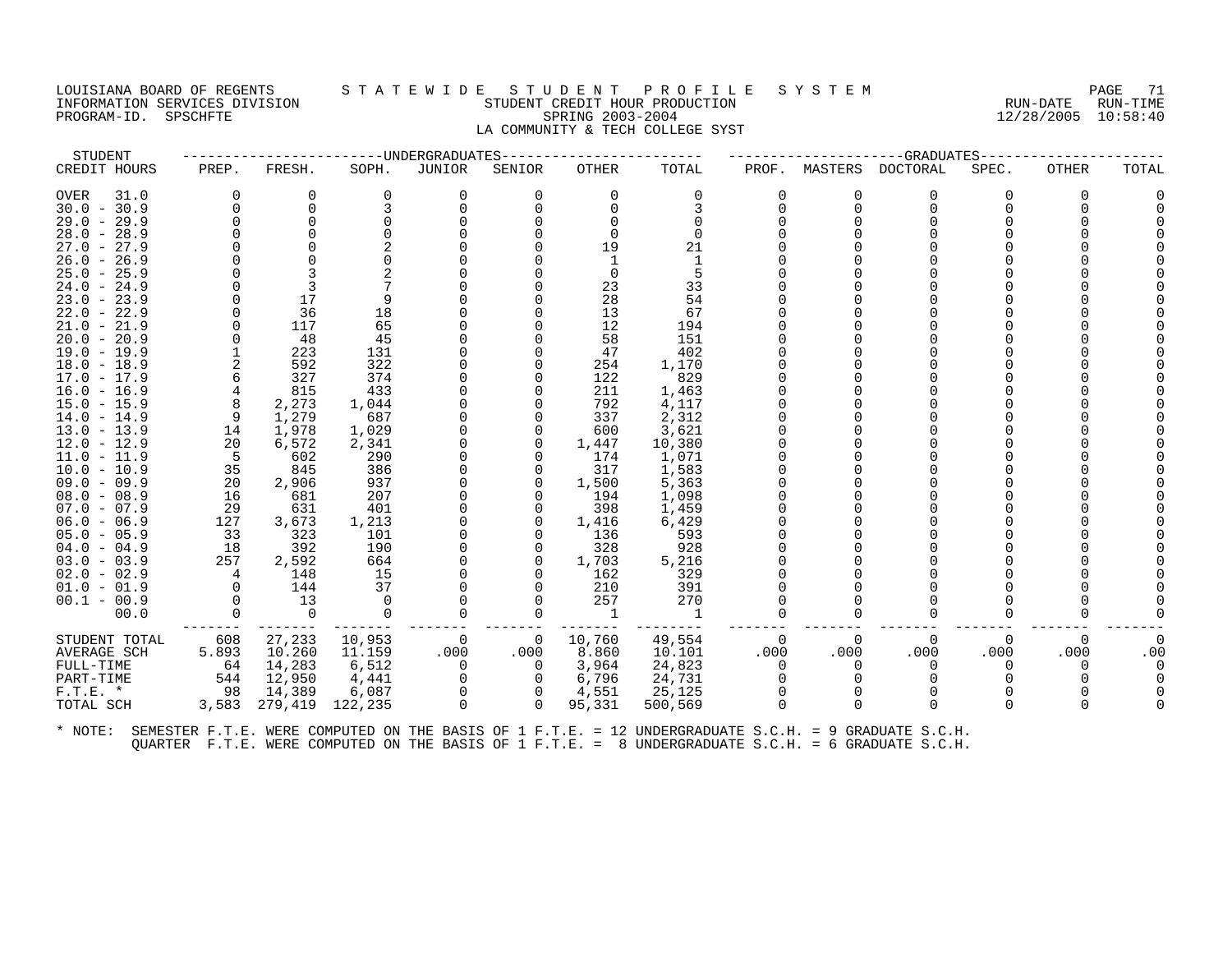LOUISIANA BOARD OF REGENTS — S T A T E W I D E   S T U D E N T   P R O F I L E   S Y S T E M

INFORMATION SERVICES DIVISION — STUDENT CREDIT HOUR PRODUCTION — RUN-DATE 12/28/2005 RUN-TIME 10:58:40

PROGRAM-ID. SPSCHFTE — SPRING 2003-2004

LA COMMUNITY & TECH COLLEGE SYST

| STUDENT CREDIT HOURS | UNDERGRADUATES PREP. | FRESH. | SOPH. | JUNIOR | SENIOR | OTHER | TOTAL | GRADUATES PROF. | MASTERS | DOCTORAL | SPEC. | OTHER | TOTAL |
|---|---|---|---|---|---|---|---|---|---|---|---|---|---|
| OVER 31.0 | 0 | 0 | 0 | 0 | 0 | 0 | 0 | 0 | 0 | 0 | 0 | 0 | 0 |
| 30.0 - 30.9 | 0 | 0 | 3 | 0 | 0 | 0 | 3 | 0 | 0 | 0 | 0 | 0 | 0 |
| 29.0 - 29.9 | 0 | 0 | 0 | 0 | 0 | 0 | 0 | 0 | 0 | 0 | 0 | 0 | 0 |
| 28.0 - 28.9 | 0 | 0 | 0 | 0 | 0 | 0 | 0 | 0 | 0 | 0 | 0 | 0 | 0 |
| 27.0 - 27.9 | 0 | 0 | 2 | 0 | 0 | 19 | 21 | 0 | 0 | 0 | 0 | 0 | 0 |
| 26.0 - 26.9 | 0 | 0 | 0 | 0 | 0 | 1 | 1 | 0 | 0 | 0 | 0 | 0 | 0 |
| 25.0 - 25.9 | 0 | 3 | 2 | 0 | 0 | 0 | 5 | 0 | 0 | 0 | 0 | 0 | 0 |
| 24.0 - 24.9 | 0 | 3 | 7 | 0 | 0 | 23 | 33 | 0 | 0 | 0 | 0 | 0 | 0 |
| 23.0 - 23.9 | 0 | 17 | 9 | 0 | 0 | 28 | 54 | 0 | 0 | 0 | 0 | 0 | 0 |
| 22.0 - 22.9 | 0 | 36 | 18 | 0 | 0 | 13 | 67 | 0 | 0 | 0 | 0 | 0 | 0 |
| 21.0 - 21.9 | 0 | 117 | 65 | 0 | 0 | 12 | 194 | 0 | 0 | 0 | 0 | 0 | 0 |
| 20.0 - 20.9 | 0 | 48 | 45 | 0 | 0 | 58 | 151 | 0 | 0 | 0 | 0 | 0 | 0 |
| 19.0 - 19.9 | 1 | 223 | 131 | 0 | 0 | 47 | 402 | 0 | 0 | 0 | 0 | 0 | 0 |
| 18.0 - 18.9 | 2 | 592 | 322 | 0 | 0 | 254 | 1,170 | 0 | 0 | 0 | 0 | 0 | 0 |
| 17.0 - 17.9 | 6 | 327 | 374 | 0 | 0 | 122 | 829 | 0 | 0 | 0 | 0 | 0 | 0 |
| 16.0 - 16.9 | 4 | 815 | 433 | 0 | 0 | 211 | 1,463 | 0 | 0 | 0 | 0 | 0 | 0 |
| 15.0 - 15.9 | 8 | 2,273 | 1,044 | 0 | 0 | 792 | 4,117 | 0 | 0 | 0 | 0 | 0 | 0 |
| 14.0 - 14.9 | 9 | 1,279 | 687 | 0 | 0 | 337 | 2,312 | 0 | 0 | 0 | 0 | 0 | 0 |
| 13.0 - 13.9 | 14 | 1,978 | 1,029 | 0 | 0 | 600 | 3,621 | 0 | 0 | 0 | 0 | 0 | 0 |
| 12.0 - 12.9 | 20 | 6,572 | 2,341 | 0 | 0 | 1,447 | 10,380 | 0 | 0 | 0 | 0 | 0 | 0 |
| 11.0 - 11.9 | 5 | 602 | 290 | 0 | 0 | 174 | 1,071 | 0 | 0 | 0 | 0 | 0 | 0 |
| 10.0 - 10.9 | 35 | 845 | 386 | 0 | 0 | 317 | 1,583 | 0 | 0 | 0 | 0 | 0 | 0 |
| 09.0 - 09.9 | 20 | 2,906 | 937 | 0 | 0 | 1,500 | 5,363 | 0 | 0 | 0 | 0 | 0 | 0 |
| 08.0 - 08.9 | 16 | 681 | 207 | 0 | 0 | 194 | 1,098 | 0 | 0 | 0 | 0 | 0 | 0 |
| 07.0 - 07.9 | 29 | 631 | 401 | 0 | 0 | 398 | 1,459 | 0 | 0 | 0 | 0 | 0 | 0 |
| 06.0 - 06.9 | 127 | 3,673 | 1,213 | 0 | 0 | 1,416 | 6,429 | 0 | 0 | 0 | 0 | 0 | 0 |
| 05.0 - 05.9 | 33 | 323 | 101 | 0 | 0 | 136 | 593 | 0 | 0 | 0 | 0 | 0 | 0 |
| 04.0 - 04.9 | 18 | 392 | 190 | 0 | 0 | 328 | 928 | 0 | 0 | 0 | 0 | 0 | 0 |
| 03.0 - 03.9 | 257 | 2,592 | 664 | 0 | 0 | 1,703 | 5,216 | 0 | 0 | 0 | 0 | 0 | 0 |
| 02.0 - 02.9 | 4 | 148 | 15 | 0 | 0 | 162 | 329 | 0 | 0 | 0 | 0 | 0 | 0 |
| 01.0 - 01.9 | 0 | 144 | 37 | 0 | 0 | 210 | 391 | 0 | 0 | 0 | 0 | 0 | 0 |
| 00.1 - 00.9 | 0 | 13 | 0 | 0 | 0 | 257 | 270 | 0 | 0 | 0 | 0 | 0 | 0 |
| 00.0 | 0 | 0 | 0 | 0 | 0 | 1 | 1 | 0 | 0 | 0 | 0 | 0 | 0 |
| STUDENT TOTAL | 608 | 27,233 | 10,953 | 0 | 0 | 10,760 | 49,554 | 0 | 0 | 0 | 0 | 0 | 0 |
| AVERAGE SCH | 5.893 | 10.260 | 11.159 | .000 | .000 | 8.860 | 10.101 | .000 | .000 | .000 | .000 | .000 | .00 |
| FULL-TIME | 64 | 14,283 | 6,512 | 0 | 0 | 3,964 | 24,823 | 0 | 0 | 0 | 0 | 0 | 0 |
| PART-TIME | 544 | 12,950 | 4,441 | 0 | 0 | 6,796 | 24,731 | 0 | 0 | 0 | 0 | 0 | 0 |
| F.T.E. * | 98 | 14,389 | 6,087 | 0 | 0 | 4,551 | 25,125 | 0 | 0 | 0 | 0 | 0 | 0 |
| TOTAL SCH | 3,583 | 279,419 | 122,235 | 0 | 0 | 95,331 | 500,569 | 0 | 0 | 0 | 0 | 0 | 0 |

* NOTE: SEMESTER F.T.E. WERE COMPUTED ON THE BASIS OF 1 F.T.E. = 12 UNDERGRADUATE S.C.H. = 9 GRADUATE S.C.H.
QUARTER F.T.E. WERE COMPUTED ON THE BASIS OF 1 F.T.E. = 8 UNDERGRADUATE S.C.H. = 6 GRADUATE S.C.H.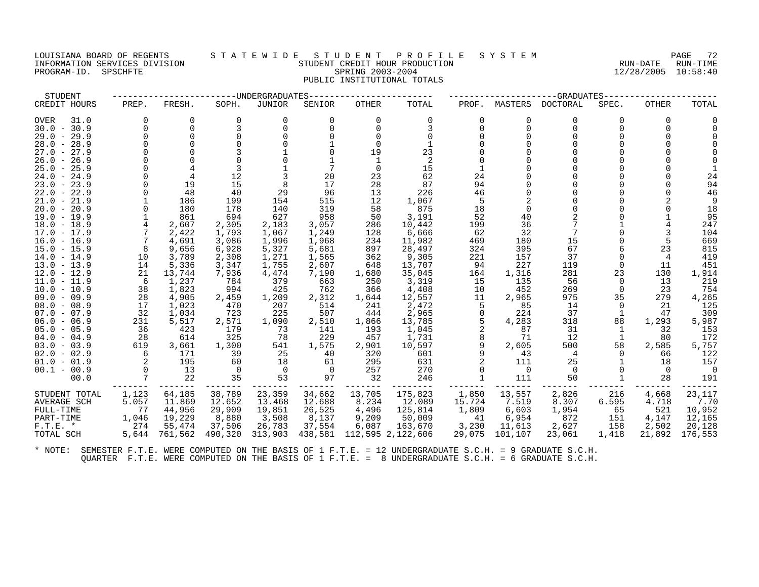LOUISIANA BOARD OF REGENTS — STATEWIDE STUDENT PROFILE SYSTEM
INFORMATION SERVICES DIVISION — STUDENT CREDIT HOUR PRODUCTION — RUN-DATE 12/28/2005 RUN-TIME 10:58:40
PROGRAM-ID. SPSCHFTE — SPRING 2003-2004

PUBLIC INSTITUTIONAL TOTALS

| STUDENT | UNDERGRADUATES | | | | | | | GRADUATES | | | | | |
|---|---|---|---|---|---|---|---|---|---|---|---|---|---|
| CREDIT HOURS | PREP. | FRESH. | SOPH. | JUNIOR | SENIOR | OTHER | TOTAL | PROF. | MASTERS | DOCTORAL | SPEC. | OTHER | TOTAL |
| OVER 31.0 | 0 | 0 | 0 | 0 | 0 | 0 | 0 | 0 | 0 | 0 | 0 | 0 | 0 |
| 30.0 - 30.9 | 0 | 0 | 3 | 0 | 0 | 0 | 3 | 0 | 0 | 0 | 0 | 0 | 0 |
| 29.0 - 29.9 | 0 | 0 | 0 | 0 | 0 | 0 | 0 | 0 | 0 | 0 | 0 | 0 | 0 |
| 28.0 - 28.9 | 0 | 0 | 0 | 0 | 1 | 0 | 1 | 0 | 0 | 0 | 0 | 0 | 0 |
| 27.0 - 27.9 | 0 | 0 | 3 | 1 | 0 | 19 | 23 | 0 | 0 | 0 | 0 | 0 | 0 |
| 26.0 - 26.9 | 0 | 0 | 0 | 0 | 1 | 1 | 2 | 0 | 0 | 0 | 0 | 0 | 0 |
| 25.0 - 25.9 | 0 | 4 | 3 | 1 | 7 | 0 | 15 | 1 | 0 | 0 | 0 | 0 | 1 |
| 24.0 - 24.9 | 0 | 4 | 12 | 3 | 20 | 23 | 62 | 24 | 0 | 0 | 0 | 0 | 24 |
| 23.0 - 23.9 | 0 | 19 | 15 | 8 | 17 | 28 | 87 | 94 | 0 | 0 | 0 | 0 | 94 |
| 22.0 - 22.9 | 0 | 48 | 40 | 29 | 96 | 13 | 226 | 46 | 0 | 0 | 0 | 0 | 46 |
| 21.0 - 21.9 | 1 | 186 | 199 | 154 | 515 | 12 | 1,067 | 5 | 2 | 0 | 0 | 2 | 9 |
| 20.0 - 20.9 | 0 | 180 | 178 | 140 | 319 | 58 | 875 | 18 | 0 | 0 | 0 | 0 | 18 |
| 19.0 - 19.9 | 1 | 861 | 694 | 627 | 958 | 50 | 3,191 | 52 | 40 | 2 | 0 | 1 | 95 |
| 18.0 - 18.9 | 4 | 2,607 | 2,305 | 2,183 | 3,057 | 286 | 10,442 | 199 | 36 | 7 | 1 | 4 | 247 |
| 17.0 - 17.9 | 7 | 2,422 | 1,793 | 1,067 | 1,249 | 128 | 6,666 | 62 | 32 | 7 | 0 | 3 | 104 |
| 16.0 - 16.9 | 7 | 4,691 | 3,086 | 1,996 | 1,968 | 234 | 11,982 | 469 | 180 | 15 | 0 | 5 | 669 |
| 15.0 - 15.9 | 8 | 9,656 | 6,928 | 5,327 | 5,681 | 897 | 28,497 | 324 | 395 | 67 | 6 | 23 | 815 |
| 14.0 - 14.9 | 10 | 3,789 | 2,308 | 1,271 | 1,565 | 362 | 9,305 | 221 | 157 | 37 | 0 | 4 | 419 |
| 13.0 - 13.9 | 14 | 5,336 | 3,347 | 1,755 | 2,607 | 648 | 13,707 | 94 | 227 | 119 | 0 | 11 | 451 |
| 12.0 - 12.9 | 21 | 13,744 | 7,936 | 4,474 | 7,190 | 1,680 | 35,045 | 164 | 1,316 | 281 | 23 | 130 | 1,914 |
| 11.0 - 11.9 | 6 | 1,237 | 784 | 379 | 663 | 250 | 3,319 | 15 | 135 | 56 | 0 | 13 | 219 |
| 10.0 - 10.9 | 38 | 1,823 | 994 | 425 | 762 | 366 | 4,408 | 10 | 452 | 269 | 0 | 23 | 754 |
| 09.0 - 09.9 | 28 | 4,905 | 2,459 | 1,209 | 2,312 | 1,644 | 12,557 | 11 | 2,965 | 975 | 35 | 279 | 4,265 |
| 08.0 - 08.9 | 17 | 1,023 | 470 | 207 | 514 | 241 | 2,472 | 5 | 85 | 14 | 0 | 21 | 125 |
| 07.0 - 07.9 | 32 | 1,034 | 723 | 225 | 507 | 444 | 2,965 | 0 | 224 | 37 | 1 | 47 | 309 |
| 06.0 - 06.9 | 231 | 5,517 | 2,571 | 1,090 | 2,510 | 1,866 | 13,785 | 5 | 4,283 | 318 | 88 | 1,293 | 5,987 |
| 05.0 - 05.9 | 36 | 423 | 179 | 73 | 141 | 193 | 1,045 | 2 | 87 | 31 | 1 | 32 | 153 |
| 04.0 - 04.9 | 28 | 614 | 325 | 78 | 229 | 457 | 1,731 | 8 | 71 | 12 | 1 | 80 | 172 |
| 03.0 - 03.9 | 619 | 3,661 | 1,300 | 541 | 1,575 | 2,901 | 10,597 | 9 | 2,605 | 500 | 58 | 2,585 | 5,757 |
| 02.0 - 02.9 | 6 | 171 | 39 | 25 | 40 | 320 | 601 | 9 | 43 | 4 | 0 | 66 | 122 |
| 01.0 - 01.9 | 2 | 195 | 60 | 18 | 61 | 295 | 631 | 2 | 111 | 25 | 1 | 18 | 157 |
| 00.1 - 00.9 | 0 | 13 | 0 | 0 | 0 | 257 | 270 | 0 | 0 | 0 | 0 | 0 | 0 |
| 00.0 | 7 | 22 | 35 | 53 | 97 | 32 | 246 | 1 | 111 | 50 | 1 | 28 | 191 |
| STUDENT TOTAL | 1,123 | 64,185 | 38,789 | 23,359 | 34,662 | 13,705 | 175,823 | 1,850 | 13,557 | 2,826 | 216 | 4,668 | 23,117 |
| AVERAGE SCH | 5.057 | 11.869 | 12.652 | 13.468 | 12.688 | 8.234 | 12.089 | 15.724 | 7.519 | 8.307 | 6.595 | 4.718 | 7.70 |
| FULL-TIME | 77 | 44,956 | 29,909 | 19,851 | 26,525 | 4,496 | 125,814 | 1,809 | 6,603 | 1,954 | 65 | 521 | 10,952 |
| PART-TIME | 1,046 | 19,229 | 8,880 | 3,508 | 8,137 | 9,209 | 50,009 | 41 | 6,954 | 872 | 151 | 4,147 | 12,165 |
| F.T.E. * | 274 | 55,474 | 37,506 | 26,783 | 37,554 | 6,087 | 163,670 | 3,230 | 11,613 | 2,627 | 158 | 2,502 | 20,128 |
| TOTAL SCH | 5,644 | 761,562 | 490,320 | 313,903 | 438,581 | 112,595 | 2,122,606 | 29,075 | 101,107 | 23,061 | 1,418 | 21,892 | 176,553 |

* NOTE: SEMESTER F.T.E. WERE COMPUTED ON THE BASIS OF 1 F.T.E. = 12 UNDERGRADUATE S.C.H. = 9 GRADUATE S.C.H.
QUARTER F.T.E. WERE COMPUTED ON THE BASIS OF 1 F.T.E. = 8 UNDERGRADUATE S.C.H. = 6 GRADUATE S.C.H.